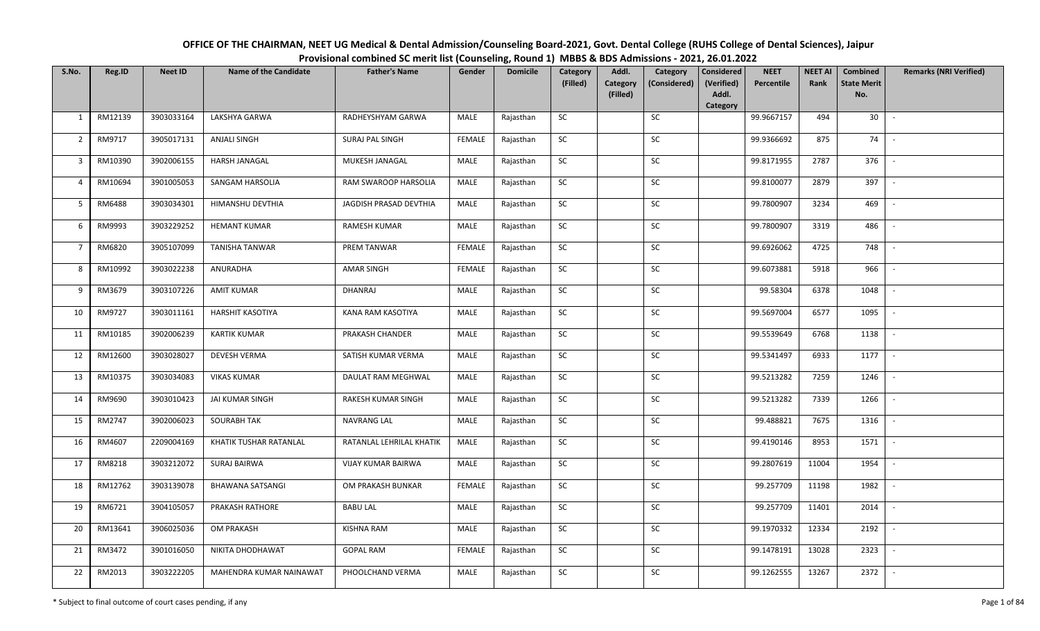# OFFICE OF THE CHAIRMAN, NEET UG Medical & Dental Admission/Counseling Board-2021, Govt. Dental College (RUHS College of Dental Sciences), Jaipur

## Provisional combined SC merit list (Counseling, Round 1) MBBS & BDS Admissions - 2021, 26.01.2022

| S.No. | Reg.ID | Neet ID | Name of the Candidate | Father's Name | Gender | Domicile | Category (Filled) | Addl. Category (Filled) | Category (Considered) | Considered (Verified) Addl. Category | NEET Percentile | NEET AI Rank | Combined State Merit No. | Remarks (NRI Verified) |
|---|---|---|---|---|---|---|---|---|---|---|---|---|---|---|
| 1 | RM12139 | 3903033164 | LAKSHYA GARWA | RADHEYSHYAM GARWA | MALE | Rajasthan | SC | | SC | | 99.9667157 | 494 | 30 | - |
| 2 | RM9717 | 3905017131 | ANJALI SINGH | SURAJ PAL SINGH | FEMALE | Rajasthan | SC | | SC | | 99.9366692 | 875 | 74 | - |
| 3 | RM10390 | 3902006155 | HARSH JANAGAL | MUKESH JANAGAL | MALE | Rajasthan | SC | | SC | | 99.8171955 | 2787 | 376 | - |
| 4 | RM10694 | 3901005053 | SANGAM HARSOLIA | RAM SWAROOP HARSOLIA | MALE | Rajasthan | SC | | SC | | 99.8100077 | 2879 | 397 | - |
| 5 | RM6488 | 3903034301 | HIMANSHU DEVTHIA | JAGDISH PRASAD DEVTHIA | MALE | Rajasthan | SC | | SC | | 99.7800907 | 3234 | 469 | - |
| 6 | RM9993 | 3903229252 | HEMANT KUMAR | RAMESH KUMAR | MALE | Rajasthan | SC | | SC | | 99.7800907 | 3319 | 486 | - |
| 7 | RM6820 | 3905107099 | TANISHA TANWAR | PREM TANWAR | FEMALE | Rajasthan | SC | | SC | | 99.6926062 | 4725 | 748 | - |
| 8 | RM10992 | 3903022238 | ANURADHA | AMAR SINGH | FEMALE | Rajasthan | SC | | SC | | 99.6073881 | 5918 | 966 | - |
| 9 | RM3679 | 3903107226 | AMIT KUMAR | DHANRAJ | MALE | Rajasthan | SC | | SC | | 99.58304 | 6378 | 1048 | - |
| 10 | RM9727 | 3903011161 | HARSHIT KASOTIYA | KANA RAM KASOTIYA | MALE | Rajasthan | SC | | SC | | 99.5697004 | 6577 | 1095 | - |
| 11 | RM10185 | 3902006239 | KARTIK KUMAR | PRAKASH CHANDER | MALE | Rajasthan | SC | | SC | | 99.5539649 | 6768 | 1138 | - |
| 12 | RM12600 | 3903028027 | DEVESH VERMA | SATISH KUMAR VERMA | MALE | Rajasthan | SC | | SC | | 99.5341497 | 6933 | 1177 | - |
| 13 | RM10375 | 3903034083 | VIKAS KUMAR | DAULAT RAM MEGHWAL | MALE | Rajasthan | SC | | SC | | 99.5213282 | 7259 | 1246 | - |
| 14 | RM9690 | 3903010423 | JAI KUMAR SINGH | RAKESH KUMAR SINGH | MALE | Rajasthan | SC | | SC | | 99.5213282 | 7339 | 1266 | - |
| 15 | RM2747 | 3902006023 | SOURABH TAK | NAVRANG LAL | MALE | Rajasthan | SC | | SC | | 99.488821 | 7675 | 1316 | - |
| 16 | RM4607 | 2209004169 | KHATIK TUSHAR RATANLAL | RATANLAL LEHRILAL KHATIK | MALE | Rajasthan | SC | | SC | | 99.4190146 | 8953 | 1571 | - |
| 17 | RM8218 | 3903212072 | SURAJ BAIRWA | VIJAY KUMAR BAIRWA | MALE | Rajasthan | SC | | SC | | 99.2807619 | 11004 | 1954 | - |
| 18 | RM12762 | 3903139078 | BHAWANA SATSANGI | OM PRAKASH BUNKAR | FEMALE | Rajasthan | SC | | SC | | 99.257709 | 11198 | 1982 | - |
| 19 | RM6721 | 3904105057 | PRAKASH RATHORE | BABU LAL | MALE | Rajasthan | SC | | SC | | 99.257709 | 11401 | 2014 | - |
| 20 | RM13641 | 3906025036 | OM PRAKASH | KISHNA RAM | MALE | Rajasthan | SC | | SC | | 99.1970332 | 12334 | 2192 | - |
| 21 | RM3472 | 3901016050 | NIKITA DHODHAWAT | GOPAL RAM | FEMALE | Rajasthan | SC | | SC | | 99.1478191 | 13028 | 2323 | - |
| 22 | RM2013 | 3903222205 | MAHENDRA KUMAR NAINAWAT | PHOOLCHAND VERMA | MALE | Rajasthan | SC | | SC | | 99.1262555 | 13267 | 2372 | - |

\* Subject to final outcome of court cases pending, if any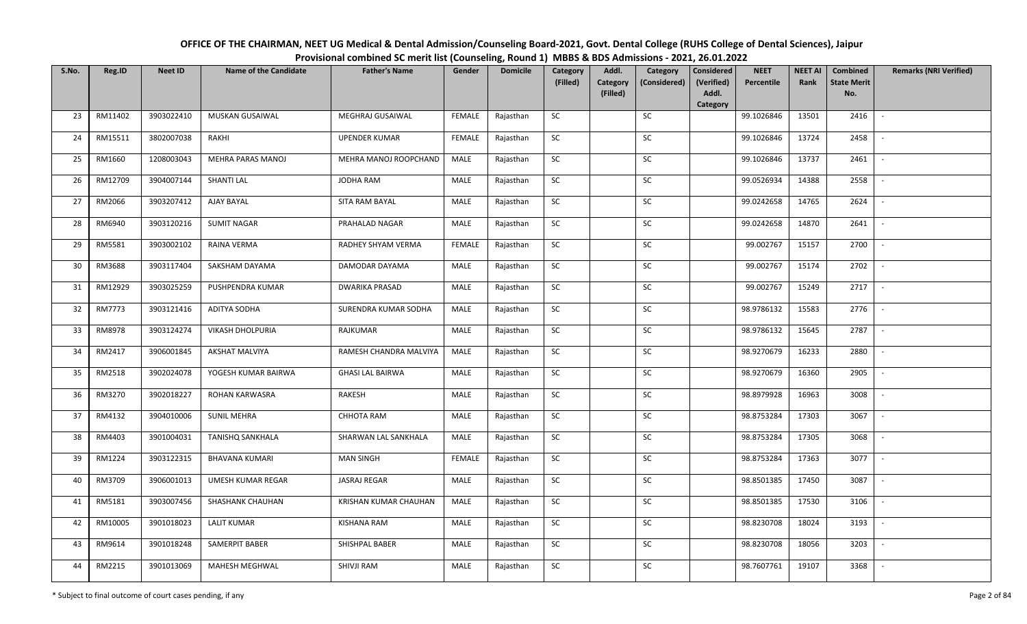# OFFICE OF THE CHAIRMAN, NEET UG Medical & Dental Admission/Counseling Board-2021, Govt. Dental College (RUHS College of Dental Sciences), Jaipur

## Provisional combined SC merit list (Counseling, Round 1) MBBS & BDS Admissions - 2021, 26.01.2022

| S.No. | Reg.ID | Neet ID | Name of the Candidate | Father's Name | Gender | Domicile | Category (Filled) | Addl. Category (Filled) | Category (Considered) | Considered (Verified) Addl. Category | NEET Percentile | NEET AI Rank | Combined State Merit No. | Remarks (NRI Verified) |
|---|---|---|---|---|---|---|---|---|---|---|---|---|---|---|
| 23 | RM11402 | 3903022410 | MUSKAN GUSAIWAL | MEGHRAJ GUSAIWAL | FEMALE | Rajasthan | SC | | SC | | 99.1026846 | 13501 | 2416 | - |
| 24 | RM15511 | 3802007038 | RAKHI | UPENDER KUMAR | FEMALE | Rajasthan | SC | | SC | | 99.1026846 | 13724 | 2458 | - |
| 25 | RM1660 | 1208003043 | MEHRA PARAS MANOJ | MEHRA MANOJ ROOPCHAND | MALE | Rajasthan | SC | | SC | | 99.1026846 | 13737 | 2461 | - |
| 26 | RM12709 | 3904007144 | SHANTI LAL | JODHA RAM | MALE | Rajasthan | SC | | SC | | 99.0526934 | 14388 | 2558 | - |
| 27 | RM2066 | 3903207412 | AJAY BAYAL | SITA RAM BAYAL | MALE | Rajasthan | SC | | SC | | 99.0242658 | 14765 | 2624 | - |
| 28 | RM6940 | 3903120216 | SUMIT NAGAR | PRAHALAD NAGAR | MALE | Rajasthan | SC | | SC | | 99.0242658 | 14870 | 2641 | - |
| 29 | RM5581 | 3903002102 | RAINA VERMA | RADHEY SHYAM VERMA | FEMALE | Rajasthan | SC | | SC | | 99.002767 | 15157 | 2700 | - |
| 30 | RM3688 | 3903117404 | SAKSHAM DAYAMA | DAMODAR DAYAMA | MALE | Rajasthan | SC | | SC | | 99.002767 | 15174 | 2702 | - |
| 31 | RM12929 | 3903025259 | PUSHPENDRA KUMAR | DWARIKA PRASAD | MALE | Rajasthan | SC | | SC | | 99.002767 | 15249 | 2717 | - |
| 32 | RM7773 | 3903121416 | ADITYA SODHA | SURENDRA KUMAR SODHA | MALE | Rajasthan | SC | | SC | | 98.9786132 | 15583 | 2776 | - |
| 33 | RM8978 | 3903124274 | VIKASH DHOLPURIA | RAJKUMAR | MALE | Rajasthan | SC | | SC | | 98.9786132 | 15645 | 2787 | - |
| 34 | RM2417 | 3906001845 | AKSHAT MALVIYA | RAMESH CHANDRA MALVIYA | MALE | Rajasthan | SC | | SC | | 98.9270679 | 16233 | 2880 | - |
| 35 | RM2518 | 3902024078 | YOGESH KUMAR BAIRWA | GHASI LAL BAIRWA | MALE | Rajasthan | SC | | SC | | 98.9270679 | 16360 | 2905 | - |
| 36 | RM3270 | 3902018227 | ROHAN KARWASRA | RAKESH | MALE | Rajasthan | SC | | SC | | 98.8979928 | 16963 | 3008 | - |
| 37 | RM4132 | 3904010006 | SUNIL MEHRA | CHHOTA RAM | MALE | Rajasthan | SC | | SC | | 98.8753284 | 17303 | 3067 | - |
| 38 | RM4403 | 3901004031 | TANISHQ SANKHALA | SHARWAN LAL SANKHALA | MALE | Rajasthan | SC | | SC | | 98.8753284 | 17305 | 3068 | - |
| 39 | RM1224 | 3903122315 | BHAVANA KUMARI | MAN SINGH | FEMALE | Rajasthan | SC | | SC | | 98.8753284 | 17363 | 3077 | - |
| 40 | RM3709 | 3906001013 | UMESH KUMAR REGAR | JASRAJ REGAR | MALE | Rajasthan | SC | | SC | | 98.8501385 | 17450 | 3087 | - |
| 41 | RM5181 | 3903007456 | SHASHANK CHAUHAN | KRISHAN KUMAR CHAUHAN | MALE | Rajasthan | SC | | SC | | 98.8501385 | 17530 | 3106 | - |
| 42 | RM10005 | 3901018023 | LALIT KUMAR | KISHANA RAM | MALE | Rajasthan | SC | | SC | | 98.8230708 | 18024 | 3193 | - |
| 43 | RM9614 | 3901018248 | SAMERPIT BABER | SHISHPAL BABER | MALE | Rajasthan | SC | | SC | | 98.8230708 | 18056 | 3203 | - |
| 44 | RM2215 | 3901013069 | MAHESH MEGHWAL | SHIVJI RAM | MALE | Rajasthan | SC | | SC | | 98.7607761 | 19107 | 3368 | - |

\* Subject to final outcome of court cases pending, if any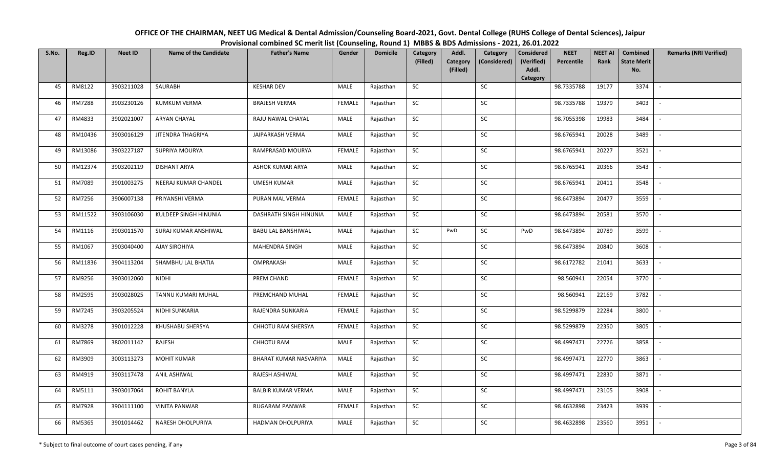OFFICE OF THE CHAIRMAN, NEET UG Medical & Dental Admission/Counseling Board-2021, Govt. Dental College (RUHS College of Dental Sciences), Jaipur

Provisional combined SC merit list (Counseling, Round 1) MBBS & BDS Admissions - 2021, 26.01.2022

| S.No. | Reg.ID | Neet ID | Name of the Candidate | Father's Name | Gender | Domicile | Category (Filled) | Addl. Category (Filled) | Category (Considered) | Considered (Verified) Addl. Category | NEET Percentile | NEET AI Rank | Combined State Merit No. | Remarks (NRI Verified) |
|---|---|---|---|---|---|---|---|---|---|---|---|---|---|---|
| 45 | RM8122 | 3903211028 | SAURABH | KESHAR DEV | MALE | Rajasthan | SC | | SC | | 98.7335788 | 19177 | 3374 | - |
| 46 | RM7288 | 3903230126 | KUMKUM VERMA | BRAJESH VERMA | FEMALE | Rajasthan | SC | | SC | | 98.7335788 | 19379 | 3403 | - |
| 47 | RM4833 | 3902021007 | ARYAN CHAYAL | RAJU NAWAL CHAYAL | MALE | Rajasthan | SC | | SC | | 98.7055398 | 19983 | 3484 | - |
| 48 | RM10436 | 3903016129 | JITENDRA THAGRIYA | JAIPARKASH VERMA | MALE | Rajasthan | SC | | SC | | 98.6765941 | 20028 | 3489 | - |
| 49 | RM13086 | 3903227187 | SUPRIYA MOURYA | RAMPRASAD MOURYA | FEMALE | Rajasthan | SC | | SC | | 98.6765941 | 20227 | 3521 | - |
| 50 | RM12374 | 3903202119 | DISHANT ARYA | ASHOK KUMAR ARYA | MALE | Rajasthan | SC | | SC | | 98.6765941 | 20366 | 3543 | - |
| 51 | RM7089 | 3901003275 | NEERAJ KUMAR CHANDEL | UMESH KUMAR | MALE | Rajasthan | SC | | SC | | 98.6765941 | 20411 | 3548 | - |
| 52 | RM7256 | 3906007138 | PRIYANSHI VERMA | PURAN MAL VERMA | FEMALE | Rajasthan | SC | | SC | | 98.6473894 | 20477 | 3559 | - |
| 53 | RM11522 | 3903106030 | KULDEEP SINGH HINUNIA | DASHRATH SINGH HINUNIA | MALE | Rajasthan | SC | | SC | | 98.6473894 | 20581 | 3570 | - |
| 54 | RM1116 | 3903011570 | SURAJ KUMAR ANSHIWAL | BABU LAL BANSHIWAL | MALE | Rajasthan | SC | PwD | SC | PwD | 98.6473894 | 20789 | 3599 | - |
| 55 | RM1067 | 3903040400 | AJAY SIROHIYA | MAHENDRA SINGH | MALE | Rajasthan | SC | | SC | | 98.6473894 | 20840 | 3608 | - |
| 56 | RM11836 | 3904113204 | SHAMBHU LAL BHATIA | OMPRAKASH | MALE | Rajasthan | SC | | SC | | 98.6172782 | 21041 | 3633 | - |
| 57 | RM9256 | 3903012060 | NIDHI | PREM CHAND | FEMALE | Rajasthan | SC | | SC | | 98.560941 | 22054 | 3770 | - |
| 58 | RM2595 | 3903028025 | TANNU KUMARI MUHAL | PREMCHAND MUHAL | FEMALE | Rajasthan | SC | | SC | | 98.560941 | 22169 | 3782 | - |
| 59 | RM7245 | 3903205524 | NIDHI SUNKARIA | RAJENDRA SUNKARIA | FEMALE | Rajasthan | SC | | SC | | 98.5299879 | 22284 | 3800 | - |
| 60 | RM3278 | 3901012228 | KHUSHABU SHERSYA | CHHOTU RAM SHERSYA | FEMALE | Rajasthan | SC | | SC | | 98.5299879 | 22350 | 3805 | - |
| 61 | RM7869 | 3802011142 | RAJESH | CHHOTU RAM | MALE | Rajasthan | SC | | SC | | 98.4997471 | 22726 | 3858 | - |
| 62 | RM3909 | 3003113273 | MOHIT KUMAR | BHARAT KUMAR NASVARIYA | MALE | Rajasthan | SC | | SC | | 98.4997471 | 22770 | 3863 | - |
| 63 | RM4919 | 3903117478 | ANIL ASHIWAL | RAJESH ASHIWAL | MALE | Rajasthan | SC | | SC | | 98.4997471 | 22830 | 3871 | - |
| 64 | RM5111 | 3903017064 | ROHIT BANYLA | BALBIR KUMAR VERMA | MALE | Rajasthan | SC | | SC | | 98.4997471 | 23105 | 3908 | - |
| 65 | RM7928 | 3904111100 | VINITA PANWAR | RUGARAM PANWAR | FEMALE | Rajasthan | SC | | SC | | 98.4632898 | 23423 | 3939 | - |
| 66 | RM5365 | 3901014462 | NARESH DHOLPURIYA | HADMAN DHOLPURIYA | MALE | Rajasthan | SC | | SC | | 98.4632898 | 23560 | 3951 | - |

\* Subject to final outcome of court cases pending, if any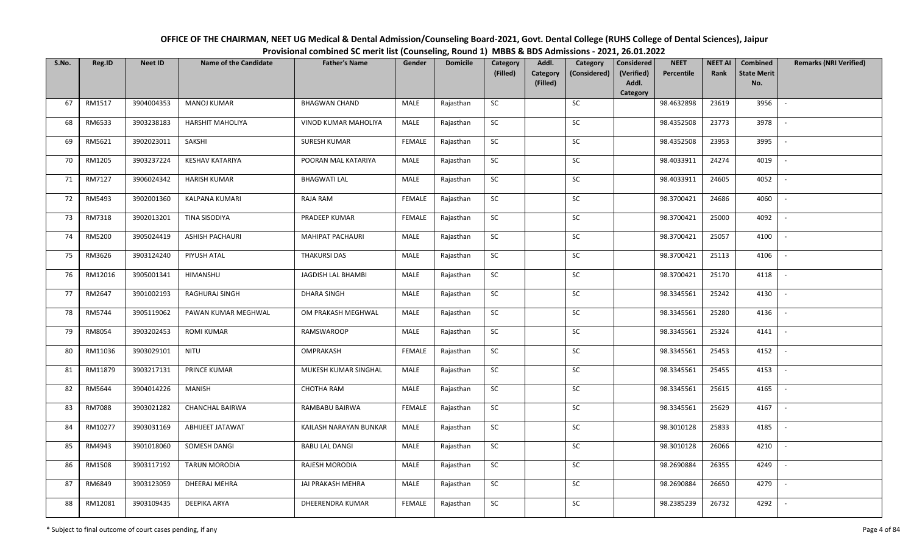# OFFICE OF THE CHAIRMAN, NEET UG Medical & Dental Admission/Counseling Board-2021, Govt. Dental College (RUHS College of Dental Sciences), Jaipur

## Provisional combined SC merit list (Counseling, Round 1) MBBS & BDS Admissions - 2021, 26.01.2022

| S.No. | Reg.ID | Neet ID | Name of the Candidate | Father's Name | Gender | Domicile | Category (Filled) | Addl. Category (Filled) | Category (Considered) | Considered (Verified) Addl. Category | NEET Percentile | NEET AI Rank | Combined State Merit No. | Remarks (NRI Verified) |
|---|---|---|---|---|---|---|---|---|---|---|---|---|---|---|
| 67 | RM1517 | 3904004353 | MANOJ KUMAR | BHAGWAN CHAND | MALE | Rajasthan | SC | | SC | | 98.4632898 | 23619 | 3956 | - |
| 68 | RM6533 | 3903238183 | HARSHIT MAHOLIYA | VINOD KUMAR MAHOLIYA | MALE | Rajasthan | SC | | SC | | 98.4352508 | 23773 | 3978 | - |
| 69 | RM5621 | 3902023011 | SAKSHI | SURESH KUMAR | FEMALE | Rajasthan | SC | | SC | | 98.4352508 | 23953 | 3995 | - |
| 70 | RM1205 | 3903237224 | KESHAV KATARIYA | POORAN MAL KATARIYA | MALE | Rajasthan | SC | | SC | | 98.4033911 | 24274 | 4019 | - |
| 71 | RM7127 | 3906024342 | HARISH KUMAR | BHAGWATI LAL | MALE | Rajasthan | SC | | SC | | 98.4033911 | 24605 | 4052 | - |
| 72 | RM5493 | 3902001360 | KALPANA KUMARI | RAJA RAM | FEMALE | Rajasthan | SC | | SC | | 98.3700421 | 24686 | 4060 | - |
| 73 | RM7318 | 3902013201 | TINA SISODIYA | PRADEEP KUMAR | FEMALE | Rajasthan | SC | | SC | | 98.3700421 | 25000 | 4092 | - |
| 74 | RM5200 | 3905024419 | ASHISH PACHAURI | MAHIPAT PACHAURI | MALE | Rajasthan | SC | | SC | | 98.3700421 | 25057 | 4100 | - |
| 75 | RM3626 | 3903124240 | PIYUSH ATAL | THAKURSI DAS | MALE | Rajasthan | SC | | SC | | 98.3700421 | 25113 | 4106 | - |
| 76 | RM12016 | 3905001341 | HIMANSHU | JAGDISH LAL BHAMBI | MALE | Rajasthan | SC | | SC | | 98.3700421 | 25170 | 4118 | - |
| 77 | RM2647 | 3901002193 | RAGHURAJ SINGH | DHARA SINGH | MALE | Rajasthan | SC | | SC | | 98.3345561 | 25242 | 4130 | - |
| 78 | RM5744 | 3905119062 | PAWAN KUMAR MEGHWAL | OM PRAKASH MEGHWAL | MALE | Rajasthan | SC | | SC | | 98.3345561 | 25280 | 4136 | - |
| 79 | RM8054 | 3903202453 | ROMI KUMAR | RAMSWAROOP | MALE | Rajasthan | SC | | SC | | 98.3345561 | 25324 | 4141 | - |
| 80 | RM11036 | 3903029101 | NITU | OMPRAKASH | FEMALE | Rajasthan | SC | | SC | | 98.3345561 | 25453 | 4152 | - |
| 81 | RM11879 | 3903217131 | PRINCE KUMAR | MUKESH KUMAR SINGHAL | MALE | Rajasthan | SC | | SC | | 98.3345561 | 25455 | 4153 | - |
| 82 | RM5644 | 3904014226 | MANISH | CHOTHA RAM | MALE | Rajasthan | SC | | SC | | 98.3345561 | 25615 | 4165 | - |
| 83 | RM7088 | 3903021282 | CHANCHAL BAIRWA | RAMBABU BAIRWA | FEMALE | Rajasthan | SC | | SC | | 98.3345561 | 25629 | 4167 | - |
| 84 | RM10277 | 3903031169 | ABHIJEET JATAWAT | KAILASH NARAYAN BUNKAR | MALE | Rajasthan | SC | | SC | | 98.3010128 | 25833 | 4185 | - |
| 85 | RM4943 | 3901018060 | SOMESH DANGI | BABU LAL DANGI | MALE | Rajasthan | SC | | SC | | 98.3010128 | 26066 | 4210 | - |
| 86 | RM1508 | 3903117192 | TARUN MORODIA | RAJESH MORODIA | MALE | Rajasthan | SC | | SC | | 98.2690884 | 26355 | 4249 | - |
| 87 | RM6849 | 3903123059 | DHEERAJ MEHRA | JAI PRAKASH MEHRA | MALE | Rajasthan | SC | | SC | | 98.2690884 | 26650 | 4279 | - |
| 88 | RM12081 | 3903109435 | DEEPIKA ARYA | DHEERENDRA KUMAR | FEMALE | Rajasthan | SC | | SC | | 98.2385239 | 26732 | 4292 | - |

\* Subject to final outcome of court cases pending, if any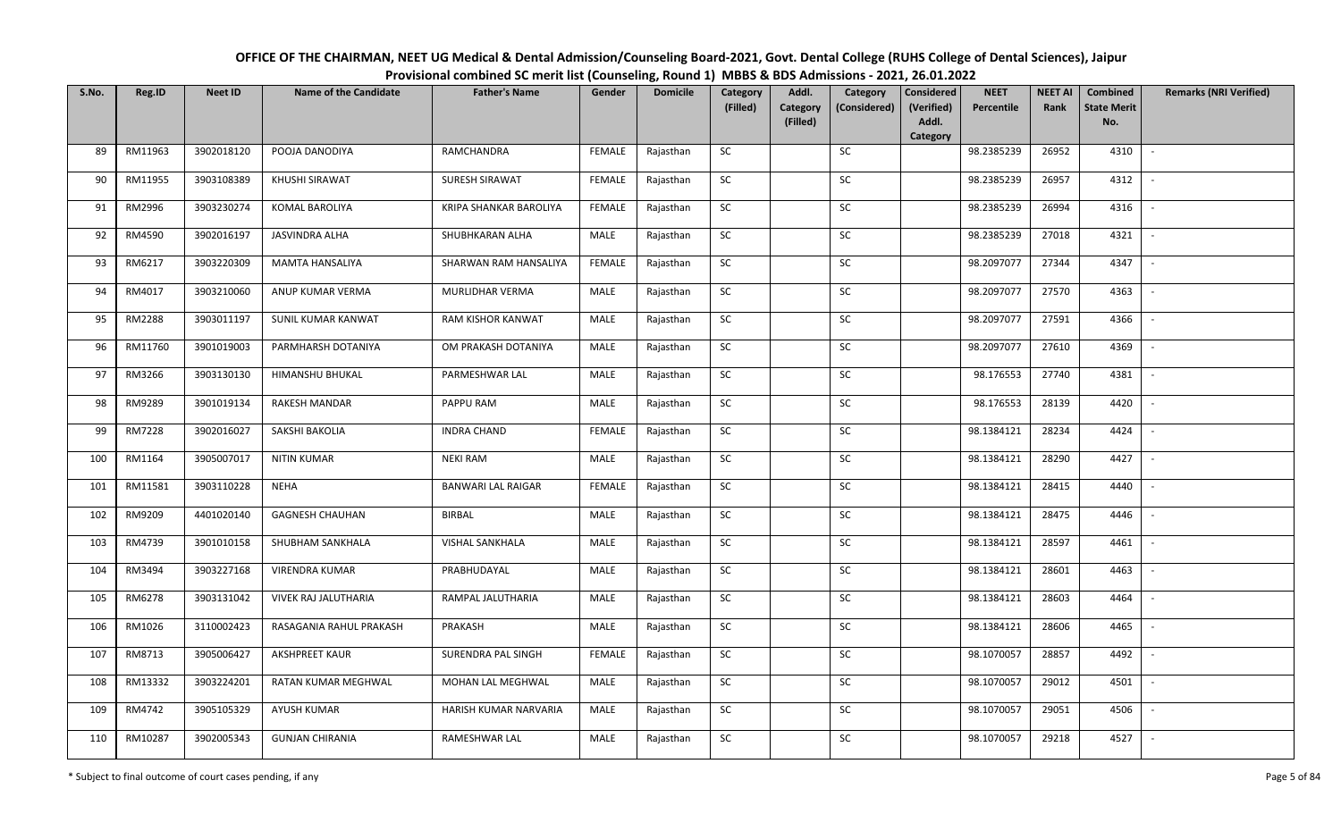# OFFICE OF THE CHAIRMAN, NEET UG Medical & Dental Admission/Counseling Board-2021, Govt. Dental College (RUHS College of Dental Sciences), Jaipur

## Provisional combined SC merit list (Counseling, Round 1) MBBS & BDS Admissions - 2021, 26.01.2022

| S.No. | Reg.ID | Neet ID | Name of the Candidate | Father's Name | Gender | Domicile | Category (Filled) | Addl. Category (Filled) | Category (Considered) | Considered (Verified) Addl. Category | NEET Percentile | NEET AI Rank | Combined State Merit No. | Remarks (NRI Verified) |
|---|---|---|---|---|---|---|---|---|---|---|---|---|---|---|
| 89 | RM11963 | 3902018120 | POOJA DANODIYA | RAMCHANDRA | FEMALE | Rajasthan | SC | | SC | | 98.2385239 | 26952 | 4310 | - |
| 90 | RM11955 | 3903108389 | KHUSHI SIRAWAT | SURESH SIRAWAT | FEMALE | Rajasthan | SC | | SC | | 98.2385239 | 26957 | 4312 | - |
| 91 | RM2996 | 3903230274 | KOMAL BAROLIYA | KRIPA SHANKAR BAROLIYA | FEMALE | Rajasthan | SC | | SC | | 98.2385239 | 26994 | 4316 | - |
| 92 | RM4590 | 3902016197 | JASVINDRA ALHA | SHUBHKARAN ALHA | MALE | Rajasthan | SC | | SC | | 98.2385239 | 27018 | 4321 | - |
| 93 | RM6217 | 3903220309 | MAMTA HANSALIYA | SHARWAN RAM HANSALIYA | FEMALE | Rajasthan | SC | | SC | | 98.2097077 | 27344 | 4347 | - |
| 94 | RM4017 | 3903210060 | ANUP KUMAR VERMA | MURLIDHAR VERMA | MALE | Rajasthan | SC | | SC | | 98.2097077 | 27570 | 4363 | - |
| 95 | RM2288 | 3903011197 | SUNIL KUMAR KANWAT | RAM KISHOR KANWAT | MALE | Rajasthan | SC | | SC | | 98.2097077 | 27591 | 4366 | - |
| 96 | RM11760 | 3901019003 | PARMHARSH DOTANIYA | OM PRAKASH DOTANIYA | MALE | Rajasthan | SC | | SC | | 98.2097077 | 27610 | 4369 | - |
| 97 | RM3266 | 3903130130 | HIMANSHU BHUKAL | PARMESHWAR LAL | MALE | Rajasthan | SC | | SC | | 98.176553 | 27740 | 4381 | - |
| 98 | RM9289 | 3901019134 | RAKESH MANDAR | PAPPU RAM | MALE | Rajasthan | SC | | SC | | 98.176553 | 28139 | 4420 | - |
| 99 | RM7228 | 3902016027 | SAKSHI BAKOLIA | INDRA CHAND | FEMALE | Rajasthan | SC | | SC | | 98.1384121 | 28234 | 4424 | - |
| 100 | RM1164 | 3905007017 | NITIN KUMAR | NEKI RAM | MALE | Rajasthan | SC | | SC | | 98.1384121 | 28290 | 4427 | - |
| 101 | RM11581 | 3903110228 | NEHA | BANWARI LAL RAIGAR | FEMALE | Rajasthan | SC | | SC | | 98.1384121 | 28415 | 4440 | - |
| 102 | RM9209 | 4401020140 | GAGNESH CHAUHAN | BIRBAL | MALE | Rajasthan | SC | | SC | | 98.1384121 | 28475 | 4446 | - |
| 103 | RM4739 | 3901010158 | SHUBHAM SANKHALA | VISHAL SANKHALA | MALE | Rajasthan | SC | | SC | | 98.1384121 | 28597 | 4461 | - |
| 104 | RM3494 | 3903227168 | VIRENDRA KUMAR | PRABHUDAYAL | MALE | Rajasthan | SC | | SC | | 98.1384121 | 28601 | 4463 | - |
| 105 | RM6278 | 3903131042 | VIVEK RAJ JALUTHARIA | RAMPAL JALUTHARIA | MALE | Rajasthan | SC | | SC | | 98.1384121 | 28603 | 4464 | - |
| 106 | RM1026 | 3110002423 | RASAGANIA RAHUL PRAKASH | PRAKASH | MALE | Rajasthan | SC | | SC | | 98.1384121 | 28606 | 4465 | - |
| 107 | RM8713 | 3905006427 | AKSHPREET KAUR | SURENDRA PAL SINGH | FEMALE | Rajasthan | SC | | SC | | 98.1070057 | 28857 | 4492 | - |
| 108 | RM13332 | 3903224201 | RATAN KUMAR MEGHWAL | MOHAN LAL MEGHWAL | MALE | Rajasthan | SC | | SC | | 98.1070057 | 29012 | 4501 | - |
| 109 | RM4742 | 3905105329 | AYUSH KUMAR | HARISH KUMAR NARVARIA | MALE | Rajasthan | SC | | SC | | 98.1070057 | 29051 | 4506 | - |
| 110 | RM10287 | 3902005343 | GUNJAN CHIRANIA | RAMESHWAR LAL | MALE | Rajasthan | SC | | SC | | 98.1070057 | 29218 | 4527 | - |

\* Subject to final outcome of court cases pending, if any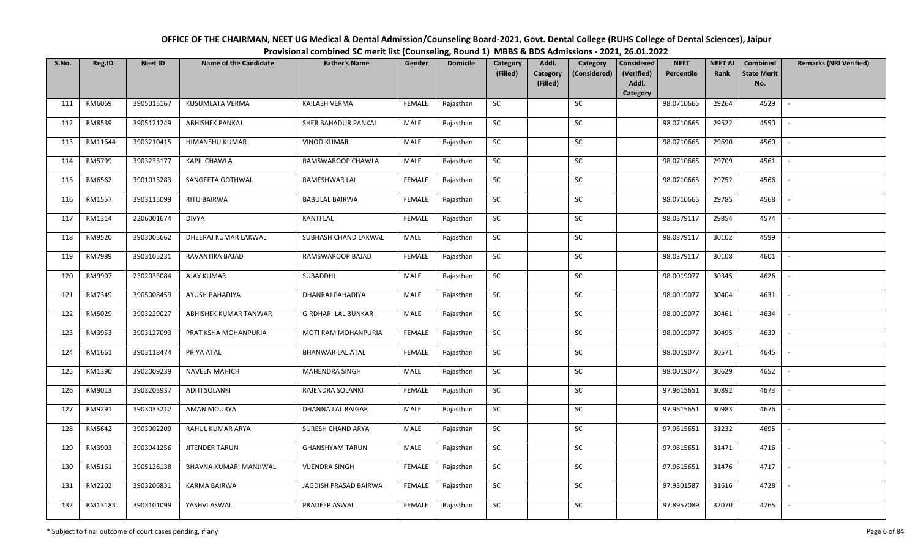# OFFICE OF THE CHAIRMAN, NEET UG Medical & Dental Admission/Counseling Board-2021, Govt. Dental College (RUHS College of Dental Sciences), Jaipur

## Provisional combined SC merit list (Counseling, Round 1) MBBS & BDS Admissions - 2021, 26.01.2022

| S.No. | Reg.ID | Neet ID | Name of the Candidate | Father's Name | Gender | Domicile | Category (Filled) | Addl. Category (Filled) | Category (Considered) | Considered (Verified) Addl. Category | NEET Percentile | NEET AI Rank | Combined State Merit No. | Remarks (NRI Verified) |
|---|---|---|---|---|---|---|---|---|---|---|---|---|---|---|
| 111 | RM6069 | 3905015167 | KUSUMLATA VERMA | KAILASH VERMA | FEMALE | Rajasthan | SC | | SC | | 98.0710665 | 29264 | 4529 | - |
| 112 | RM8539 | 3905121249 | ABHISHEK PANKAJ | SHER BAHADUR PANKAJ | MALE | Rajasthan | SC | | SC | | 98.0710665 | 29522 | 4550 | - |
| 113 | RM11644 | 3903210415 | HIMANSHU KUMAR | VINOD KUMAR | MALE | Rajasthan | SC | | SC | | 98.0710665 | 29690 | 4560 | - |
| 114 | RM5799 | 3903233177 | KAPIL CHAWLA | RAMSWAROOP CHAWLA | MALE | Rajasthan | SC | | SC | | 98.0710665 | 29709 | 4561 | - |
| 115 | RM6562 | 3901015283 | SANGEETA GOTHWAL | RAMESHWAR LAL | FEMALE | Rajasthan | SC | | SC | | 98.0710665 | 29752 | 4566 | - |
| 116 | RM1557 | 3903115099 | RITU BAIRWA | BABULAL BAIRWA | FEMALE | Rajasthan | SC | | SC | | 98.0710665 | 29785 | 4568 | - |
| 117 | RM1314 | 2206001674 | DIVYA | KANTI LAL | FEMALE | Rajasthan | SC | | SC | | 98.0379117 | 29854 | 4574 | - |
| 118 | RM9520 | 3903005662 | DHEERAJ KUMAR LAKWAL | SUBHASH CHAND LAKWAL | MALE | Rajasthan | SC | | SC | | 98.0379117 | 30102 | 4599 | - |
| 119 | RM7989 | 3903105231 | RAVANTIKA BAJAD | RAMSWAROOP BAJAD | FEMALE | Rajasthan | SC | | SC | | 98.0379117 | 30108 | 4601 | - |
| 120 | RM9907 | 2302033084 | AJAY KUMAR | SUBADDHI | MALE | Rajasthan | SC | | SC | | 98.0019077 | 30345 | 4626 | - |
| 121 | RM7349 | 3905008459 | AYUSH PAHADIYA | DHANRAJ PAHADIYA | MALE | Rajasthan | SC | | SC | | 98.0019077 | 30404 | 4631 | - |
| 122 | RM5029 | 3903229027 | ABHISHEK KUMAR TANWAR | GIRDHARI LAL BUNKAR | MALE | Rajasthan | SC | | SC | | 98.0019077 | 30461 | 4634 | - |
| 123 | RM3953 | 3903127093 | PRATIKSHA MOHANPURIA | MOTI RAM MOHANPURIA | FEMALE | Rajasthan | SC | | SC | | 98.0019077 | 30495 | 4639 | - |
| 124 | RM1661 | 3903118474 | PRIYA ATAL | BHANWAR LAL ATAL | FEMALE | Rajasthan | SC | | SC | | 98.0019077 | 30571 | 4645 | - |
| 125 | RM1390 | 3902009239 | NAVEEN MAHICH | MAHENDRA SINGH | MALE | Rajasthan | SC | | SC | | 98.0019077 | 30629 | 4652 | - |
| 126 | RM9013 | 3903205937 | ADITI SOLANKI | RAJENDRA SOLANKI | FEMALE | Rajasthan | SC | | SC | | 97.9615651 | 30892 | 4673 | - |
| 127 | RM9291 | 3903033212 | AMAN MOURYA | DHANNA LAL RAIGAR | MALE | Rajasthan | SC | | SC | | 97.9615651 | 30983 | 4676 | - |
| 128 | RM5642 | 3903002209 | RAHUL KUMAR ARYA | SURESH CHAND ARYA | MALE | Rajasthan | SC | | SC | | 97.9615651 | 31232 | 4695 | - |
| 129 | RM3903 | 3903041256 | JITENDER TARUN | GHANSHYAM TARUN | MALE | Rajasthan | SC | | SC | | 97.9615651 | 31471 | 4716 | - |
| 130 | RM5161 | 3905126138 | BHAVNA KUMARI MANJIWAL | VIJENDRA SINGH | FEMALE | Rajasthan | SC | | SC | | 97.9615651 | 31476 | 4717 | - |
| 131 | RM2202 | 3903206831 | KARMA BAIRWA | JAGDISH PRASAD BAIRWA | FEMALE | Rajasthan | SC | | SC | | 97.9301587 | 31616 | 4728 | - |
| 132 | RM13183 | 3903101099 | YASHVI ASWAL | PRADEEP ASWAL | FEMALE | Rajasthan | SC | | SC | | 97.8957089 | 32070 | 4765 | - |

\* Subject to final outcome of court cases pending, if any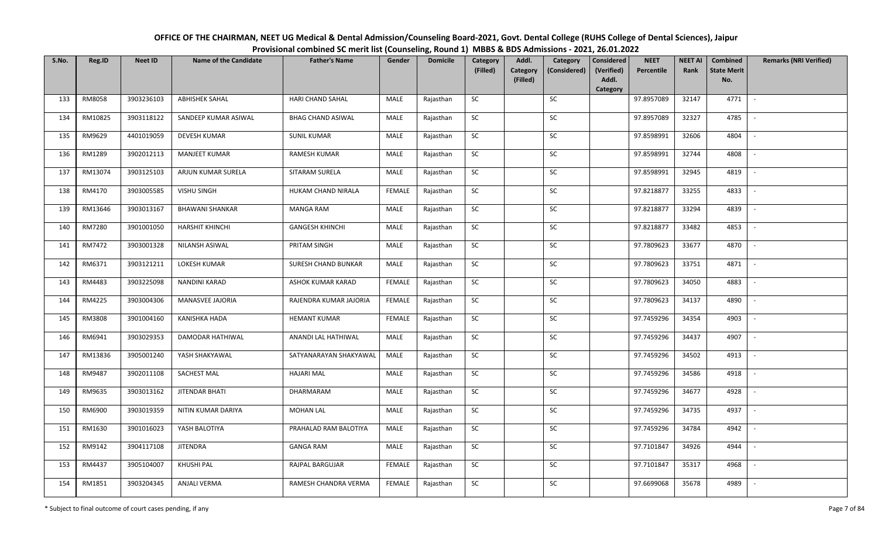# OFFICE OF THE CHAIRMAN, NEET UG Medical & Dental Admission/Counseling Board-2021, Govt. Dental College (RUHS College of Dental Sciences), Jaipur

## Provisional combined SC merit list (Counseling, Round 1) MBBS & BDS Admissions - 2021, 26.01.2022

| S.No. | Reg.ID | Neet ID | Name of the Candidate | Father's Name | Gender | Domicile | Category (Filled) | Addl. Category (Filled) | Category (Considered) | Considered (Verified) Addl. Category | NEET Percentile | NEET AI Rank | Combined State Merit No. | Remarks (NRI Verified) |
|---|---|---|---|---|---|---|---|---|---|---|---|---|---|---|
| 133 | RM8058 | 3903236103 | ABHISHEK SAHAL | HARI CHAND SAHAL | MALE | Rajasthan | SC | | SC | | 97.8957089 | 32147 | 4771 | - |
| 134 | RM10825 | 3903118122 | SANDEEP KUMAR ASIWAL | BHAG CHAND ASIWAL | MALE | Rajasthan | SC | | SC | | 97.8957089 | 32327 | 4785 | - |
| 135 | RM9629 | 4401019059 | DEVESH KUMAR | SUNIL KUMAR | MALE | Rajasthan | SC | | SC | | 97.8598991 | 32606 | 4804 | - |
| 136 | RM1289 | 3902012113 | MANJEET KUMAR | RAMESH KUMAR | MALE | Rajasthan | SC | | SC | | 97.8598991 | 32744 | 4808 | - |
| 137 | RM13074 | 3903125103 | ARJUN KUMAR SURELA | SITARAM SURELA | MALE | Rajasthan | SC | | SC | | 97.8598991 | 32945 | 4819 | - |
| 138 | RM4170 | 3903005585 | VISHU SINGH | HUKAM CHAND NIRALA | FEMALE | Rajasthan | SC | | SC | | 97.8218877 | 33255 | 4833 | - |
| 139 | RM13646 | 3903013167 | BHAWANI SHANKAR | MANGA RAM | MALE | Rajasthan | SC | | SC | | 97.8218877 | 33294 | 4839 | - |
| 140 | RM7280 | 3901001050 | HARSHIT KHINCHI | GANGESH KHINCHI | MALE | Rajasthan | SC | | SC | | 97.8218877 | 33482 | 4853 | - |
| 141 | RM7472 | 3903001328 | NILANSH ASIWAL | PRITAM SINGH | MALE | Rajasthan | SC | | SC | | 97.7809623 | 33677 | 4870 | - |
| 142 | RM6371 | 3903121211 | LOKESH KUMAR | SURESH CHAND BUNKAR | MALE | Rajasthan | SC | | SC | | 97.7809623 | 33751 | 4871 | - |
| 143 | RM4483 | 3903225098 | NANDINI KARAD | ASHOK KUMAR KARAD | FEMALE | Rajasthan | SC | | SC | | 97.7809623 | 34050 | 4883 | - |
| 144 | RM4225 | 3903004306 | MANASVEE JAJORIA | RAJENDRA KUMAR JAJORIA | FEMALE | Rajasthan | SC | | SC | | 97.7809623 | 34137 | 4890 | - |
| 145 | RM3808 | 3901004160 | KANISHKA HADA | HEMANT KUMAR | FEMALE | Rajasthan | SC | | SC | | 97.7459296 | 34354 | 4903 | - |
| 146 | RM6941 | 3903029353 | DAMODAR HATHIWAL | ANANDI LAL HATHIWAL | MALE | Rajasthan | SC | | SC | | 97.7459296 | 34437 | 4907 | - |
| 147 | RM13836 | 3905001240 | YASH SHAKYAWAL | SATYANARAYAN SHAKYAWAL | MALE | Rajasthan | SC | | SC | | 97.7459296 | 34502 | 4913 | - |
| 148 | RM9487 | 3902011108 | SACHEST MAL | HAJARI MAL | MALE | Rajasthan | SC | | SC | | 97.7459296 | 34586 | 4918 | - |
| 149 | RM9635 | 3903013162 | JITENDAR BHATI | DHARMARAM | MALE | Rajasthan | SC | | SC | | 97.7459296 | 34677 | 4928 | - |
| 150 | RM6900 | 3903019359 | NITIN KUMAR DARIYA | MOHAN LAL | MALE | Rajasthan | SC | | SC | | 97.7459296 | 34735 | 4937 | - |
| 151 | RM1630 | 3901016023 | YASH BALOTIYA | PRAHALAD RAM BALOTIYA | MALE | Rajasthan | SC | | SC | | 97.7459296 | 34784 | 4942 | - |
| 152 | RM9142 | 3904117108 | JITENDRA | GANGA RAM | MALE | Rajasthan | SC | | SC | | 97.7101847 | 34926 | 4944 | - |
| 153 | RM4437 | 3905104007 | KHUSHI PAL | RAJPAL BARGUJAR | FEMALE | Rajasthan | SC | | SC | | 97.7101847 | 35317 | 4968 | - |
| 154 | RM1851 | 3903204345 | ANJALI VERMA | RAMESH CHANDRA VERMA | FEMALE | Rajasthan | SC | | SC | | 97.6699068 | 35678 | 4989 | - |

\* Subject to final outcome of court cases pending, if any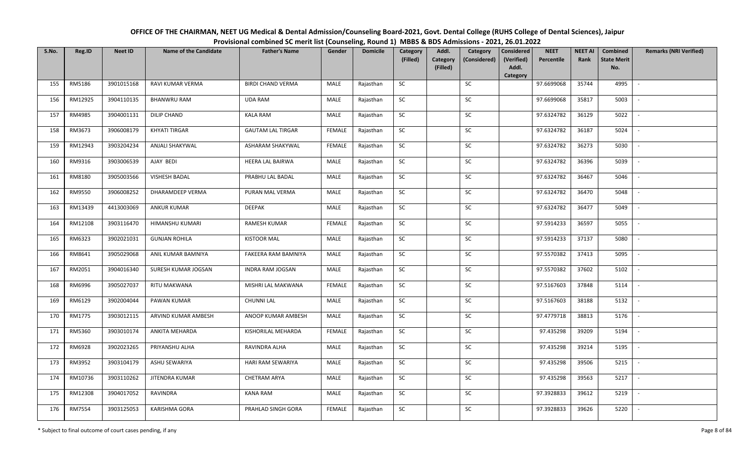# OFFICE OF THE CHAIRMAN, NEET UG Medical & Dental Admission/Counseling Board-2021, Govt. Dental College (RUHS College of Dental Sciences), Jaipur

## Provisional combined SC merit list (Counseling, Round 1) MBBS & BDS Admissions - 2021, 26.01.2022

| S.No. | Reg.ID | Neet ID | Name of the Candidate | Father's Name | Gender | Domicile | Category (Filled) | Addl. Category (Filled) | Category (Considered) | Considered (Verified) Addl. Category | NEET Percentile | NEET AI Rank | Combined State Merit No. | Remarks (NRI Verified) |
|---|---|---|---|---|---|---|---|---|---|---|---|---|---|---|
| 155 | RM5186 | 3901015168 | RAVI KUMAR VERMA | BIRDI CHAND VERMA | MALE | Rajasthan | SC | | SC | | 97.6699068 | 35744 | 4995 | - |
| 156 | RM12925 | 3904110135 | BHANWRU RAM | UDA RAM | MALE | Rajasthan | SC | | SC | | 97.6699068 | 35817 | 5003 | - |
| 157 | RM4985 | 3904001131 | DILIP CHAND | KALA RAM | MALE | Rajasthan | SC | | SC | | 97.6324782 | 36129 | 5022 | - |
| 158 | RM3673 | 3906008179 | KHYATI TIRGAR | GAUTAM LAL TIRGAR | FEMALE | Rajasthan | SC | | SC | | 97.6324782 | 36187 | 5024 | - |
| 159 | RM12943 | 3903204234 | ANJALI SHAKYWAL | ASHARAM SHAKYWAL | FEMALE | Rajasthan | SC | | SC | | 97.6324782 | 36273 | 5030 | - |
| 160 | RM9316 | 3903006539 | AJAY BEDI | HEERA LAL BAIRWA | MALE | Rajasthan | SC | | SC | | 97.6324782 | 36396 | 5039 | - |
| 161 | RM8180 | 3905003566 | VISHESH BADAL | PRABHU LAL BADAL | MALE | Rajasthan | SC | | SC | | 97.6324782 | 36467 | 5046 | - |
| 162 | RM9550 | 3906008252 | DHARAMDEEP VERMA | PURAN MAL VERMA | MALE | Rajasthan | SC | | SC | | 97.6324782 | 36470 | 5048 | - |
| 163 | RM13439 | 4413003069 | ANKUR KUMAR | DEEPAK | MALE | Rajasthan | SC | | SC | | 97.6324782 | 36477 | 5049 | - |
| 164 | RM12108 | 3903116470 | HIMANSHU KUMARI | RAMESH KUMAR | FEMALE | Rajasthan | SC | | SC | | 97.5914233 | 36597 | 5055 | - |
| 165 | RM6323 | 3902021031 | GUNJAN ROHILA | KISTOOR MAL | MALE | Rajasthan | SC | | SC | | 97.5914233 | 37137 | 5080 | - |
| 166 | RM8641 | 3905029068 | ANIL KUMAR BAMNIYA | FAKEERA RAM BAMNIYA | MALE | Rajasthan | SC | | SC | | 97.5570382 | 37413 | 5095 | - |
| 167 | RM2051 | 3904016340 | SURESH KUMAR JOGSAN | INDRA RAM JOGSAN | MALE | Rajasthan | SC | | SC | | 97.5570382 | 37602 | 5102 | - |
| 168 | RM6996 | 3905027037 | RITU MAKWANA | MISHRI LAL MAKWANA | FEMALE | Rajasthan | SC | | SC | | 97.5167603 | 37848 | 5114 | - |
| 169 | RM6129 | 3902004044 | PAWAN KUMAR | CHUNNI LAL | MALE | Rajasthan | SC | | SC | | 97.5167603 | 38188 | 5132 | - |
| 170 | RM1775 | 3903012115 | ARVIND KUMAR AMBESH | ANOOP KUMAR AMBESH | MALE | Rajasthan | SC | | SC | | 97.4779718 | 38813 | 5176 | - |
| 171 | RM5360 | 3903010174 | ANKITA MEHARDA | KISHORILAL MEHARDA | FEMALE | Rajasthan | SC | | SC | | 97.435298 | 39209 | 5194 | - |
| 172 | RM6928 | 3902023265 | PRIYANSHU ALHA | RAVINDRA ALHA | MALE | Rajasthan | SC | | SC | | 97.435298 | 39214 | 5195 | - |
| 173 | RM3952 | 3903104179 | ASHU SEWARIYA | HARI RAM SEWARIYA | MALE | Rajasthan | SC | | SC | | 97.435298 | 39506 | 5215 | - |
| 174 | RM10736 | 3903110262 | JITENDRA KUMAR | CHETRAM ARYA | MALE | Rajasthan | SC | | SC | | 97.435298 | 39563 | 5217 | - |
| 175 | RM12308 | 3904017052 | RAVINDRA | KANA RAM | MALE | Rajasthan | SC | | SC | | 97.3928833 | 39612 | 5219 | - |
| 176 | RM7554 | 3903125053 | KARISHMA GORA | PRAHLAD SINGH GORA | FEMALE | Rajasthan | SC | | SC | | 97.3928833 | 39626 | 5220 | - |

\* Subject to final outcome of court cases pending, if any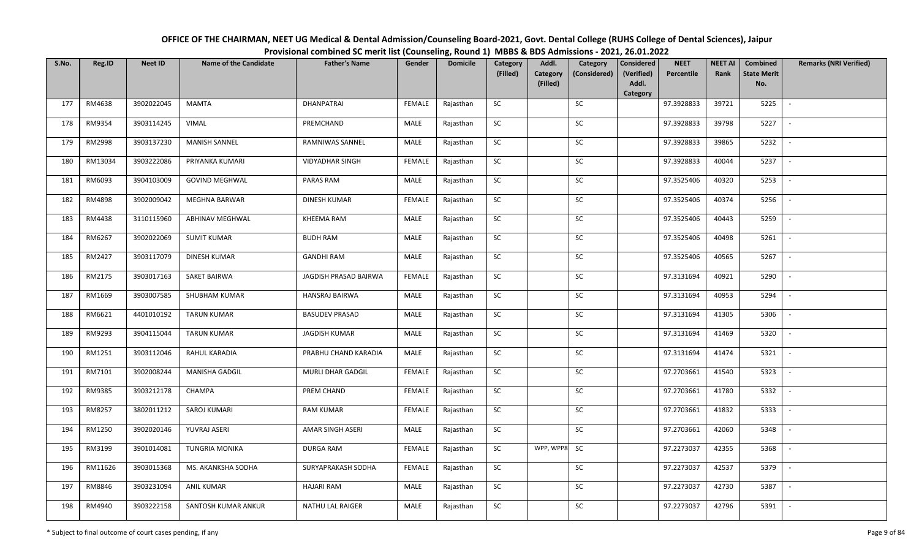OFFICE OF THE CHAIRMAN, NEET UG Medical & Dental Admission/Counseling Board-2021, Govt. Dental College (RUHS College of Dental Sciences), Jaipur

Provisional combined SC merit list (Counseling, Round 1) MBBS & BDS Admissions - 2021, 26.01.2022

| S.No. | Reg.ID | Neet ID | Name of the Candidate | Father's Name | Gender | Domicile | Category (Filled) | Addl. Category (Filled) | Category (Considered) | Considered (Verified) Addl. Category | NEET Percentile | NEET AI Rank | Combined State Merit No. | Remarks (NRI Verified) |
|---|---|---|---|---|---|---|---|---|---|---|---|---|---|---|
| 177 | RM4638 | 3902022045 | MAMTA | DHANPATRAI | FEMALE | Rajasthan | SC | | SC | | 97.3928833 | 39721 | 5225 | - |
| 178 | RM9354 | 3903114245 | VIMAL | PREMCHAND | MALE | Rajasthan | SC | | SC | | 97.3928833 | 39798 | 5227 | - |
| 179 | RM2998 | 3903137230 | MANISH SANNEL | RAMNIWAS SANNEL | MALE | Rajasthan | SC | | SC | | 97.3928833 | 39865 | 5232 | - |
| 180 | RM13034 | 3903222086 | PRIYANKA KUMARI | VIDYADHAR SINGH | FEMALE | Rajasthan | SC | | SC | | 97.3928833 | 40044 | 5237 | - |
| 181 | RM6093 | 3904103009 | GOVIND MEGHWAL | PARAS RAM | MALE | Rajasthan | SC | | SC | | 97.3525406 | 40320 | 5253 | - |
| 182 | RM4898 | 3902009042 | MEGHNA BARWAR | DINESH KUMAR | FEMALE | Rajasthan | SC | | SC | | 97.3525406 | 40374 | 5256 | - |
| 183 | RM4438 | 3110115960 | ABHINAV MEGHWAL | KHEEMA RAM | MALE | Rajasthan | SC | | SC | | 97.3525406 | 40443 | 5259 | - |
| 184 | RM6267 | 3902022069 | SUMIT KUMAR | BUDH RAM | MALE | Rajasthan | SC | | SC | | 97.3525406 | 40498 | 5261 | - |
| 185 | RM2427 | 3903117079 | DINESH KUMAR | GANDHI RAM | MALE | Rajasthan | SC | | SC | | 97.3525406 | 40565 | 5267 | - |
| 186 | RM2175 | 3903017163 | SAKET BAIRWA | JAGDISH PRASAD BAIRWA | FEMALE | Rajasthan | SC | | SC | | 97.3131694 | 40921 | 5290 | - |
| 187 | RM1669 | 3903007585 | SHUBHAM KUMAR | HANSRAJ BAIRWA | MALE | Rajasthan | SC | | SC | | 97.3131694 | 40953 | 5294 | - |
| 188 | RM6621 | 4401010192 | TARUN KUMAR | BASUDEV PRASAD | MALE | Rajasthan | SC | | SC | | 97.3131694 | 41305 | 5306 | - |
| 189 | RM9293 | 3904115044 | TARUN KUMAR | JAGDISH KUMAR | MALE | Rajasthan | SC | | SC | | 97.3131694 | 41469 | 5320 | - |
| 190 | RM1251 | 3903112046 | RAHUL KARADIA | PRABHU CHAND KARADIA | MALE | Rajasthan | SC | | SC | | 97.3131694 | 41474 | 5321 | - |
| 191 | RM7101 | 3902008244 | MANISHA GADGIL | MURLI DHAR GADGIL | FEMALE | Rajasthan | SC | | SC | | 97.2703661 | 41540 | 5323 | - |
| 192 | RM9385 | 3903212178 | CHAMPA | PREM CHAND | FEMALE | Rajasthan | SC | | SC | | 97.2703661 | 41780 | 5332 | - |
| 193 | RM8257 | 3802011212 | SAROJ KUMARI | RAM KUMAR | FEMALE | Rajasthan | SC | | SC | | 97.2703661 | 41832 | 5333 | - |
| 194 | RM1250 | 3902020146 | YUVRAJ ASERI | AMAR SINGH ASERI | MALE | Rajasthan | SC | | SC | | 97.2703661 | 42060 | 5348 | - |
| 195 | RM3199 | 3901014081 | TUNGRIA MONIKA | DURGA RAM | FEMALE | Rajasthan | SC | WPP, WPP8 | SC | | 97.2273037 | 42355 | 5368 | - |
| 196 | RM11626 | 3903015368 | MS. AKANKSHA SODHA | SURYAPRAKASH SODHA | FEMALE | Rajasthan | SC | | SC | | 97.2273037 | 42537 | 5379 | - |
| 197 | RM8846 | 3903231094 | ANIL KUMAR | HAJARI RAM | MALE | Rajasthan | SC | | SC | | 97.2273037 | 42730 | 5387 | - |
| 198 | RM4940 | 3903222158 | SANTOSH KUMAR ANKUR | NATHU LAL RAIGER | MALE | Rajasthan | SC | | SC | | 97.2273037 | 42796 | 5391 | - |

\* Subject to final outcome of court cases pending, if any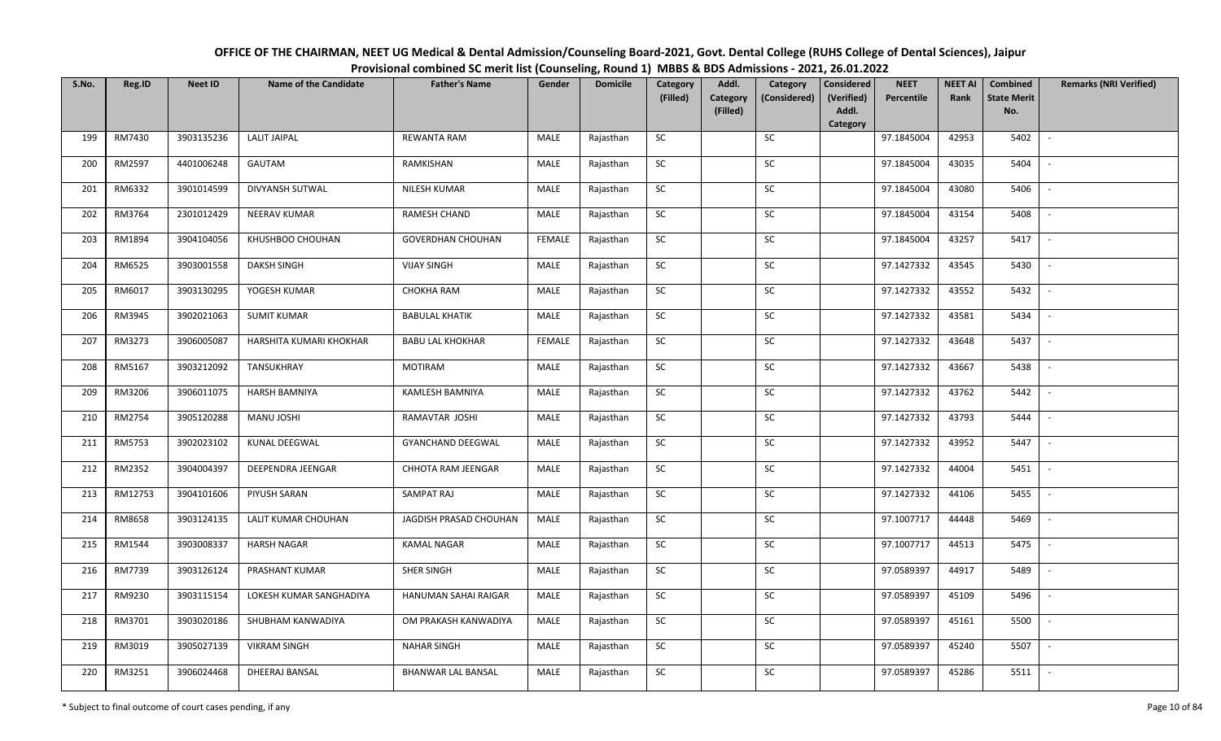# OFFICE OF THE CHAIRMAN, NEET UG Medical & Dental Admission/Counseling Board-2021, Govt. Dental College (RUHS College of Dental Sciences), Jaipur

## Provisional combined SC merit list (Counseling, Round 1) MBBS & BDS Admissions - 2021, 26.01.2022

| S.No. | Reg.ID | Neet ID | Name of the Candidate | Father's Name | Gender | Domicile | Category (Filled) | Addl. Category (Filled) | Category (Considered) | Considered (Verified) Addl. Category | NEET Percentile | NEET AI Rank | Combined State Merit No. | Remarks (NRI Verified) |
|---|---|---|---|---|---|---|---|---|---|---|---|---|---|---|
| 199 | RM7430 | 3903135236 | LALIT JAIPAL | REWANTA RAM | MALE | Rajasthan | SC | | SC | | 97.1845004 | 42953 | 5402 | - |
| 200 | RM2597 | 4401006248 | GAUTAM | RAMKISHAN | MALE | Rajasthan | SC | | SC | | 97.1845004 | 43035 | 5404 | - |
| 201 | RM6332 | 3901014599 | DIVYANSH SUTWAL | NILESH KUMAR | MALE | Rajasthan | SC | | SC | | 97.1845004 | 43080 | 5406 | - |
| 202 | RM3764 | 2301012429 | NEERAV KUMAR | RAMESH CHAND | MALE | Rajasthan | SC | | SC | | 97.1845004 | 43154 | 5408 | - |
| 203 | RM1894 | 3904104056 | KHUSHBOO CHOUHAN | GOVERDHAN CHOUHAN | FEMALE | Rajasthan | SC | | SC | | 97.1845004 | 43257 | 5417 | - |
| 204 | RM6525 | 3903001558 | DAKSH SINGH | VIJAY SINGH | MALE | Rajasthan | SC | | SC | | 97.1427332 | 43545 | 5430 | - |
| 205 | RM6017 | 3903130295 | YOGESH KUMAR | CHOKHA RAM | MALE | Rajasthan | SC | | SC | | 97.1427332 | 43552 | 5432 | - |
| 206 | RM3945 | 3902021063 | SUMIT KUMAR | BABULAL KHATIK | MALE | Rajasthan | SC | | SC | | 97.1427332 | 43581 | 5434 | - |
| 207 | RM3273 | 3906005087 | HARSHITA KUMARI KHOKHAR | BABU LAL KHOKHAR | FEMALE | Rajasthan | SC | | SC | | 97.1427332 | 43648 | 5437 | - |
| 208 | RM5167 | 3903212092 | TANSUKHRAY | MOTIRAM | MALE | Rajasthan | SC | | SC | | 97.1427332 | 43667 | 5438 | - |
| 209 | RM3206 | 3906011075 | HARSH BAMNIYA | KAMLESH BAMNIYA | MALE | Rajasthan | SC | | SC | | 97.1427332 | 43762 | 5442 | - |
| 210 | RM2754 | 3905120288 | MANU JOSHI | RAMAVTAR JOSHI | MALE | Rajasthan | SC | | SC | | 97.1427332 | 43793 | 5444 | - |
| 211 | RM5753 | 3902023102 | KUNAL DEEGWAL | GYANCHAND DEEGWAL | MALE | Rajasthan | SC | | SC | | 97.1427332 | 43952 | 5447 | - |
| 212 | RM2352 | 3904004397 | DEEPENDRA JEENGAR | CHHOTA RAM JEENGAR | MALE | Rajasthan | SC | | SC | | 97.1427332 | 44004 | 5451 | - |
| 213 | RM12753 | 3904101606 | PIYUSH SARAN | SAMPAT RAJ | MALE | Rajasthan | SC | | SC | | 97.1427332 | 44106 | 5455 | - |
| 214 | RM8658 | 3903124135 | LALIT KUMAR CHOUHAN | JAGDISH PRASAD CHOUHAN | MALE | Rajasthan | SC | | SC | | 97.1007717 | 44448 | 5469 | - |
| 215 | RM1544 | 3903008337 | HARSH NAGAR | KAMAL NAGAR | MALE | Rajasthan | SC | | SC | | 97.1007717 | 44513 | 5475 | - |
| 216 | RM7739 | 3903126124 | PRASHANT KUMAR | SHER SINGH | MALE | Rajasthan | SC | | SC | | 97.0589397 | 44917 | 5489 | - |
| 217 | RM9230 | 3903115154 | LOKESH KUMAR SANGHADIYA | HANUMAN SAHAI RAIGAR | MALE | Rajasthan | SC | | SC | | 97.0589397 | 45109 | 5496 | - |
| 218 | RM3701 | 3903020186 | SHUBHAM KANWADIYA | OM PRAKASH KANWADIYA | MALE | Rajasthan | SC | | SC | | 97.0589397 | 45161 | 5500 | - |
| 219 | RM3019 | 3905027139 | VIKRAM SINGH | NAHAR SINGH | MALE | Rajasthan | SC | | SC | | 97.0589397 | 45240 | 5507 | - |
| 220 | RM3251 | 3906024468 | DHEERAJ BANSAL | BHANWAR LAL BANSAL | MALE | Rajasthan | SC | | SC | | 97.0589397 | 45286 | 5511 | - |

\* Subject to final outcome of court cases pending, if any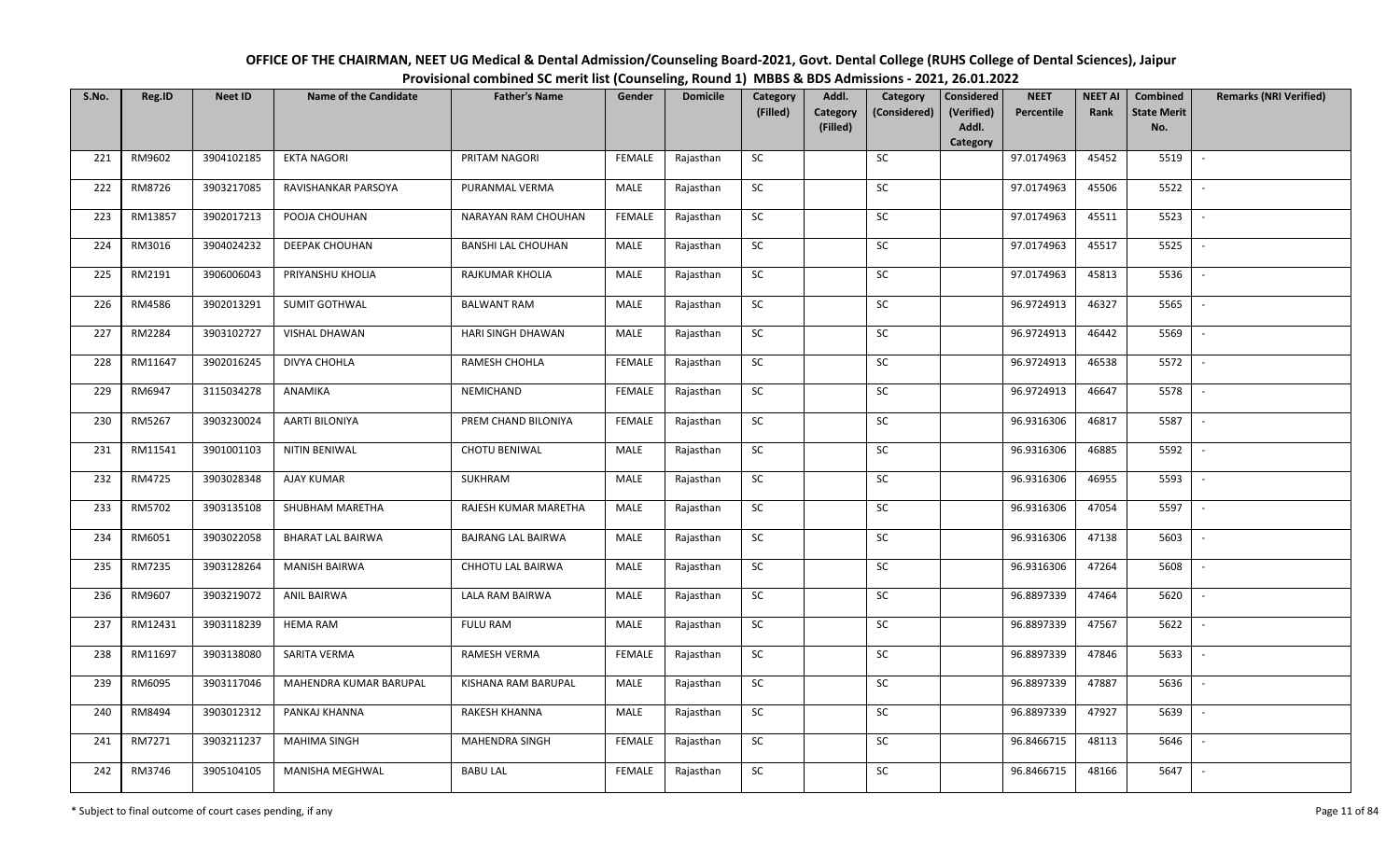**OFFICE OF THE CHAIRMAN, NEET UG Medical & Dental Admission/Counseling Board-2021, Govt. Dental College (RUHS College of Dental Sciences), Jaipur**

**Provisional combined SC merit list (Counseling, Round 1) MBBS & BDS Admissions - 2021, 26.01.2022**

| S.No. | Reg.ID | Neet ID | Name of the Candidate | Father's Name | Gender | Domicile | Category (Filled) | Addl. Category (Filled) | Category (Considered) | Considered (Verified) Addl. Category | NEET Percentile | NEET AI Rank | Combined State Merit No. | Remarks (NRI Verified) |
|---|---|---|---|---|---|---|---|---|---|---|---|---|---|---|
| 221 | RM9602 | 3904102185 | EKTA NAGORI | PRITAM NAGORI | FEMALE | Rajasthan | SC | | SC | | 97.0174963 | 45452 | 5519 | - |
| 222 | RM8726 | 3903217085 | RAVISHANKAR PARSOYA | PURANMAL VERMA | MALE | Rajasthan | SC | | SC | | 97.0174963 | 45506 | 5522 | - |
| 223 | RM13857 | 3902017213 | POOJA CHOUHAN | NARAYAN RAM CHOUHAN | FEMALE | Rajasthan | SC | | SC | | 97.0174963 | 45511 | 5523 | - |
| 224 | RM3016 | 3904024232 | DEEPAK CHOUHAN | BANSHI LAL CHOUHAN | MALE | Rajasthan | SC | | SC | | 97.0174963 | 45517 | 5525 | - |
| 225 | RM2191 | 3906006043 | PRIYANSHU KHOLIA | RAJKUMAR KHOLIA | MALE | Rajasthan | SC | | SC | | 97.0174963 | 45813 | 5536 | - |
| 226 | RM4586 | 3902013291 | SUMIT GOTHWAL | BALWANT RAM | MALE | Rajasthan | SC | | SC | | 96.9724913 | 46327 | 5565 | - |
| 227 | RM2284 | 3903102727 | VISHAL DHAWAN | HARI SINGH DHAWAN | MALE | Rajasthan | SC | | SC | | 96.9724913 | 46442 | 5569 | - |
| 228 | RM11647 | 3902016245 | DIVYA CHOHLA | RAMESH CHOHLA | FEMALE | Rajasthan | SC | | SC | | 96.9724913 | 46538 | 5572 | - |
| 229 | RM6947 | 3115034278 | ANAMIKA | NEMICHAND | FEMALE | Rajasthan | SC | | SC | | 96.9724913 | 46647 | 5578 | - |
| 230 | RM5267 | 3903230024 | AARTI BILONIYA | PREM CHAND BILONIYA | FEMALE | Rajasthan | SC | | SC | | 96.9316306 | 46817 | 5587 | - |
| 231 | RM11541 | 3901001103 | NITIN BENIWAL | CHOTU BENIWAL | MALE | Rajasthan | SC | | SC | | 96.9316306 | 46885 | 5592 | - |
| 232 | RM4725 | 3903028348 | AJAY KUMAR | SUKHRAM | MALE | Rajasthan | SC | | SC | | 96.9316306 | 46955 | 5593 | - |
| 233 | RM5702 | 3903135108 | SHUBHAM MARETHA | RAJESH KUMAR MARETHA | MALE | Rajasthan | SC | | SC | | 96.9316306 | 47054 | 5597 | - |
| 234 | RM6051 | 3903022058 | BHARAT LAL BAIRWA | BAJRANG LAL BAIRWA | MALE | Rajasthan | SC | | SC | | 96.9316306 | 47138 | 5603 | - |
| 235 | RM7235 | 3903128264 | MANISH BAIRWA | CHHOTU LAL BAIRWA | MALE | Rajasthan | SC | | SC | | 96.9316306 | 47264 | 5608 | - |
| 236 | RM9607 | 3903219072 | ANIL BAIRWA | LALA RAM BAIRWA | MALE | Rajasthan | SC | | SC | | 96.8897339 | 47464 | 5620 | - |
| 237 | RM12431 | 3903118239 | HEMA RAM | FULU RAM | MALE | Rajasthan | SC | | SC | | 96.8897339 | 47567 | 5622 | - |
| 238 | RM11697 | 3903138080 | SARITA VERMA | RAMESH VERMA | FEMALE | Rajasthan | SC | | SC | | 96.8897339 | 47846 | 5633 | - |
| 239 | RM6095 | 3903117046 | MAHENDRA KUMAR BARUPAL | KISHANA RAM BARUPAL | MALE | Rajasthan | SC | | SC | | 96.8897339 | 47887 | 5636 | - |
| 240 | RM8494 | 3903012312 | PANKAJ KHANNA | RAKESH KHANNA | MALE | Rajasthan | SC | | SC | | 96.8897339 | 47927 | 5639 | - |
| 241 | RM7271 | 3903211237 | MAHIMA SINGH | MAHENDRA SINGH | FEMALE | Rajasthan | SC | | SC | | 96.8466715 | 48113 | 5646 | - |
| 242 | RM3746 | 3905104105 | MANISHA MEGHWAL | BABU LAL | FEMALE | Rajasthan | SC | | SC | | 96.8466715 | 48166 | 5647 | - |

\* Subject to final outcome of court cases pending, if any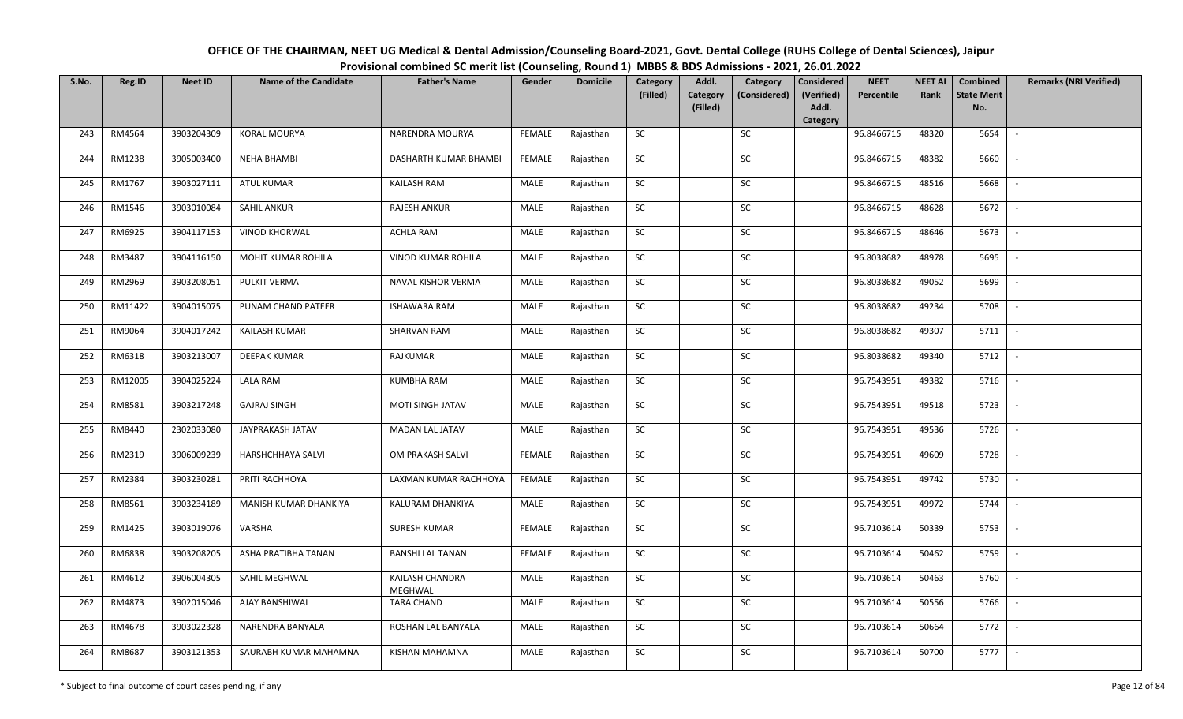# OFFICE OF THE CHAIRMAN, NEET UG Medical & Dental Admission/Counseling Board-2021, Govt. Dental College (RUHS College of Dental Sciences), Jaipur

## Provisional combined SC merit list (Counseling, Round 1) MBBS & BDS Admissions - 2021, 26.01.2022

| S.No. | Reg.ID | Neet ID | Name of the Candidate | Father's Name | Gender | Domicile | Category (Filled) | Addl. Category (Filled) | Category (Considered) | Considered (Verified) Addl. Category | NEET Percentile | NEET AI Rank | Combined State Merit No. | Remarks (NRI Verified) |
|---|---|---|---|---|---|---|---|---|---|---|---|---|---|---|
| 243 | RM4564 | 3903204309 | KORAL MOURYA | NARENDRA MOURYA | FEMALE | Rajasthan | SC | | SC | | 96.8466715 | 48320 | 5654 | - |
| 244 | RM1238 | 3905003400 | NEHA BHAMBI | DASHARTH KUMAR BHAMBI | FEMALE | Rajasthan | SC | | SC | | 96.8466715 | 48382 | 5660 | - |
| 245 | RM1767 | 3903027111 | ATUL KUMAR | KAILASH RAM | MALE | Rajasthan | SC | | SC | | 96.8466715 | 48516 | 5668 | - |
| 246 | RM1546 | 3903010084 | SAHIL ANKUR | RAJESH ANKUR | MALE | Rajasthan | SC | | SC | | 96.8466715 | 48628 | 5672 | - |
| 247 | RM6925 | 3904117153 | VINOD KHORWAL | ACHLA RAM | MALE | Rajasthan | SC | | SC | | 96.8466715 | 48646 | 5673 | - |
| 248 | RM3487 | 3904116150 | MOHIT KUMAR ROHILA | VINOD KUMAR ROHILA | MALE | Rajasthan | SC | | SC | | 96.8038682 | 48978 | 5695 | - |
| 249 | RM2969 | 3903208051 | PULKIT VERMA | NAVAL KISHOR VERMA | MALE | Rajasthan | SC | | SC | | 96.8038682 | 49052 | 5699 | - |
| 250 | RM11422 | 3904015075 | PUNAM CHAND PATEER | ISHAWARA RAM | MALE | Rajasthan | SC | | SC | | 96.8038682 | 49234 | 5708 | - |
| 251 | RM9064 | 3904017242 | KAILASH KUMAR | SHARVAN RAM | MALE | Rajasthan | SC | | SC | | 96.8038682 | 49307 | 5711 | - |
| 252 | RM6318 | 3903213007 | DEEPAK KUMAR | RAJKUMAR | MALE | Rajasthan | SC | | SC | | 96.8038682 | 49340 | 5712 | - |
| 253 | RM12005 | 3904025224 | LALA RAM | KUMBHA RAM | MALE | Rajasthan | SC | | SC | | 96.7543951 | 49382 | 5716 | - |
| 254 | RM8581 | 3903217248 | GAJRAJ SINGH | MOTI SINGH JATAV | MALE | Rajasthan | SC | | SC | | 96.7543951 | 49518 | 5723 | - |
| 255 | RM8440 | 2302033080 | JAYPRAKASH JATAV | MADAN LAL JATAV | MALE | Rajasthan | SC | | SC | | 96.7543951 | 49536 | 5726 | - |
| 256 | RM2319 | 3906009239 | HARSHCHHAYA SALVI | OM PRAKASH SALVI | FEMALE | Rajasthan | SC | | SC | | 96.7543951 | 49609 | 5728 | - |
| 257 | RM2384 | 3903230281 | PRITI RACHHOYA | LAXMAN KUMAR RACHHOYA | FEMALE | Rajasthan | SC | | SC | | 96.7543951 | 49742 | 5730 | - |
| 258 | RM8561 | 3903234189 | MANISH KUMAR DHANKIYA | KALURAM DHANKIYA | MALE | Rajasthan | SC | | SC | | 96.7543951 | 49972 | 5744 | - |
| 259 | RM1425 | 3903019076 | VARSHA | SURESH KUMAR | FEMALE | Rajasthan | SC | | SC | | 96.7103614 | 50339 | 5753 | - |
| 260 | RM6838 | 3903208205 | ASHA PRATIBHA TANAN | BANSHI LAL TANAN | FEMALE | Rajasthan | SC | | SC | | 96.7103614 | 50462 | 5759 | - |
| 261 | RM4612 | 3906004305 | SAHIL MEGHWAL | KAILASH CHANDRA MEGHWAL | MALE | Rajasthan | SC | | SC | | 96.7103614 | 50463 | 5760 | - |
| 262 | RM4873 | 3902015046 | AJAY BANSHIWAL | TARA CHAND | MALE | Rajasthan | SC | | SC | | 96.7103614 | 50556 | 5766 | - |
| 263 | RM4678 | 3903022328 | NARENDRA BANYALA | ROSHAN LAL BANYALA | MALE | Rajasthan | SC | | SC | | 96.7103614 | 50664 | 5772 | - |
| 264 | RM8687 | 3903121353 | SAURABH KUMAR MAHAMNA | KISHAN MAHAMNA | MALE | Rajasthan | SC | | SC | | 96.7103614 | 50700 | 5777 | - |

\* Subject to final outcome of court cases pending, if any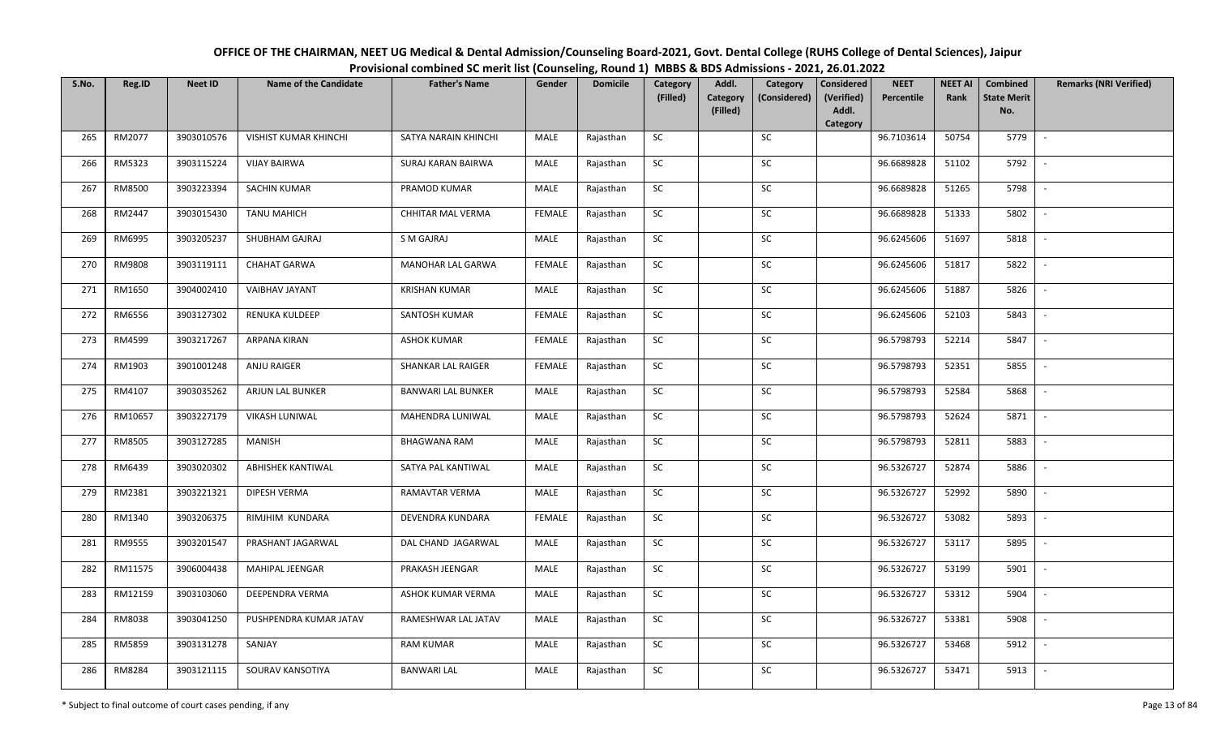# OFFICE OF THE CHAIRMAN, NEET UG Medical & Dental Admission/Counseling Board-2021, Govt. Dental College (RUHS College of Dental Sciences), Jaipur

## Provisional combined SC merit list (Counseling, Round 1) MBBS & BDS Admissions - 2021, 26.01.2022

| S.No. | Reg.ID | Neet ID | Name of the Candidate | Father's Name | Gender | Domicile | Category (Filled) | Addl. Category (Filled) | Category (Considered) | Considered (Verified) Addl. Category | NEET Percentile | NEET AI Rank | Combined State Merit No. | Remarks (NRI Verified) |
|---|---|---|---|---|---|---|---|---|---|---|---|---|---|---|
| 265 | RM2077 | 3903010576 | VISHIST KUMAR KHINCHI | SATYA NARAIN KHINCHI | MALE | Rajasthan | SC | | SC | | 96.7103614 | 50754 | 5779 | - |
| 266 | RM5323 | 3903115224 | VIJAY BAIRWA | SURAJ KARAN BAIRWA | MALE | Rajasthan | SC | | SC | | 96.6689828 | 51102 | 5792 | - |
| 267 | RM8500 | 3903223394 | SACHIN KUMAR | PRAMOD KUMAR | MALE | Rajasthan | SC | | SC | | 96.6689828 | 51265 | 5798 | - |
| 268 | RM2447 | 3903015430 | TANU MAHICH | CHHITAR MAL VERMA | FEMALE | Rajasthan | SC | | SC | | 96.6689828 | 51333 | 5802 | - |
| 269 | RM6995 | 3903205237 | SHUBHAM GAJRAJ | S M GAJRAJ | MALE | Rajasthan | SC | | SC | | 96.6245606 | 51697 | 5818 | - |
| 270 | RM9808 | 3903119111 | CHAHAT GARWA | MANOHAR LAL GARWA | FEMALE | Rajasthan | SC | | SC | | 96.6245606 | 51817 | 5822 | - |
| 271 | RM1650 | 3904002410 | VAIBHAV JAYANT | KRISHAN KUMAR | MALE | Rajasthan | SC | | SC | | 96.6245606 | 51887 | 5826 | - |
| 272 | RM6556 | 3903127302 | RENUKA KULDEEP | SANTOSH KUMAR | FEMALE | Rajasthan | SC | | SC | | 96.6245606 | 52103 | 5843 | - |
| 273 | RM4599 | 3903217267 | ARPANA KIRAN | ASHOK KUMAR | FEMALE | Rajasthan | SC | | SC | | 96.5798793 | 52214 | 5847 | - |
| 274 | RM1903 | 3901001248 | ANJU RAIGER | SHANKAR LAL RAIGER | FEMALE | Rajasthan | SC | | SC | | 96.5798793 | 52351 | 5855 | - |
| 275 | RM4107 | 3903035262 | ARJUN LAL BUNKER | BANWARI LAL BUNKER | MALE | Rajasthan | SC | | SC | | 96.5798793 | 52584 | 5868 | - |
| 276 | RM10657 | 3903227179 | VIKASH LUNIWAL | MAHENDRA LUNIWAL | MALE | Rajasthan | SC | | SC | | 96.5798793 | 52624 | 5871 | - |
| 277 | RM8505 | 3903127285 | MANISH | BHAGWANA RAM | MALE | Rajasthan | SC | | SC | | 96.5798793 | 52811 | 5883 | - |
| 278 | RM6439 | 3903020302 | ABHISHEK KANTIWAL | SATYA PAL KANTIWAL | MALE | Rajasthan | SC | | SC | | 96.5326727 | 52874 | 5886 | - |
| 279 | RM2381 | 3903221321 | DIPESH VERMA | RAMAVTAR VERMA | MALE | Rajasthan | SC | | SC | | 96.5326727 | 52992 | 5890 | - |
| 280 | RM1340 | 3903206375 | RIMJHIM KUNDARA | DEVENDRA KUNDARA | FEMALE | Rajasthan | SC | | SC | | 96.5326727 | 53082 | 5893 | - |
| 281 | RM9555 | 3903201547 | PRASHANT JAGARWAL | DAL CHAND JAGARWAL | MALE | Rajasthan | SC | | SC | | 96.5326727 | 53117 | 5895 | - |
| 282 | RM11575 | 3906004438 | MAHIPAL JEENGAR | PRAKASH JEENGAR | MALE | Rajasthan | SC | | SC | | 96.5326727 | 53199 | 5901 | - |
| 283 | RM12159 | 3903103060 | DEEPENDRA VERMA | ASHOK KUMAR VERMA | MALE | Rajasthan | SC | | SC | | 96.5326727 | 53312 | 5904 | - |
| 284 | RM8038 | 3903041250 | PUSHPENDRA KUMAR JATAV | RAMESHWAR LAL JATAV | MALE | Rajasthan | SC | | SC | | 96.5326727 | 53381 | 5908 | - |
| 285 | RM5859 | 3903131278 | SANJAY | RAM KUMAR | MALE | Rajasthan | SC | | SC | | 96.5326727 | 53468 | 5912 | - |
| 286 | RM8284 | 3903121115 | SOURAV KANSOTIYA | BANWARI LAL | MALE | Rajasthan | SC | | SC | | 96.5326727 | 53471 | 5913 | - |

\* Subject to final outcome of court cases pending, if any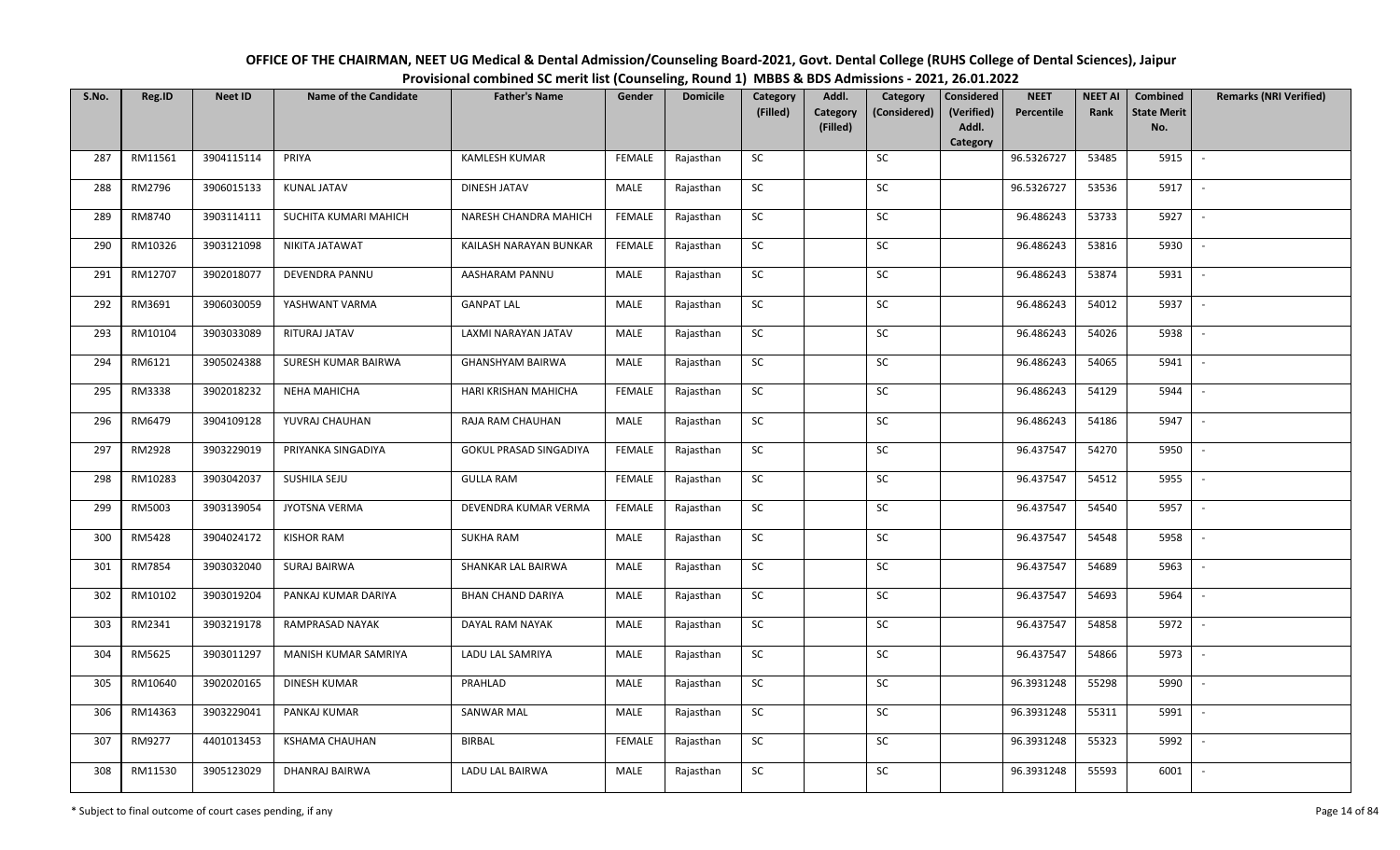# OFFICE OF THE CHAIRMAN, NEET UG Medical & Dental Admission/Counseling Board-2021, Govt. Dental College (RUHS College of Dental Sciences), Jaipur

## Provisional combined SC merit list (Counseling, Round 1) MBBS & BDS Admissions - 2021, 26.01.2022

| S.No. | Reg.ID | Neet ID | Name of the Candidate | Father's Name | Gender | Domicile | Category (Filled) | Addl. Category (Filled) | Category (Considered) | Considered (Verified) Addl. Category | NEET Percentile | NEET AI Rank | Combined State Merit No. | Remarks (NRI Verified) |
|---|---|---|---|---|---|---|---|---|---|---|---|---|---|---|
| 287 | RM11561 | 3904115114 | PRIYA | KAMLESH KUMAR | FEMALE | Rajasthan | SC | | SC | | 96.5326727 | 53485 | 5915 | - |
| 288 | RM2796 | 3906015133 | KUNAL JATAV | DINESH JATAV | MALE | Rajasthan | SC | | SC | | 96.5326727 | 53536 | 5917 | - |
| 289 | RM8740 | 3903114111 | SUCHITA KUMARI MAHICH | NARESH CHANDRA MAHICH | FEMALE | Rajasthan | SC | | SC | | 96.486243 | 53733 | 5927 | - |
| 290 | RM10326 | 3903121098 | NIKITA JATAWAT | KAILASH NARAYAN BUNKAR | FEMALE | Rajasthan | SC | | SC | | 96.486243 | 53816 | 5930 | - |
| 291 | RM12707 | 3902018077 | DEVENDRA PANNU | AASHARAM PANNU | MALE | Rajasthan | SC | | SC | | 96.486243 | 53874 | 5931 | - |
| 292 | RM3691 | 3906030059 | YASHWANT VARMA | GANPAT LAL | MALE | Rajasthan | SC | | SC | | 96.486243 | 54012 | 5937 | - |
| 293 | RM10104 | 3903033089 | RITURAJ JATAV | LAXMI NARAYAN JATAV | MALE | Rajasthan | SC | | SC | | 96.486243 | 54026 | 5938 | - |
| 294 | RM6121 | 3905024388 | SURESH KUMAR BAIRWA | GHANSHYAM BAIRWA | MALE | Rajasthan | SC | | SC | | 96.486243 | 54065 | 5941 | - |
| 295 | RM3338 | 3902018232 | NEHA MAHICHA | HARI KRISHAN MAHICHA | FEMALE | Rajasthan | SC | | SC | | 96.486243 | 54129 | 5944 | - |
| 296 | RM6479 | 3904109128 | YUVRAJ CHAUHAN | RAJA RAM CHAUHAN | MALE | Rajasthan | SC | | SC | | 96.486243 | 54186 | 5947 | - |
| 297 | RM2928 | 3903229019 | PRIYANKA SINGADIYA | GOKUL PRASAD SINGADIYA | FEMALE | Rajasthan | SC | | SC | | 96.437547 | 54270 | 5950 | - |
| 298 | RM10283 | 3903042037 | SUSHILA SEJU | GULLA RAM | FEMALE | Rajasthan | SC | | SC | | 96.437547 | 54512 | 5955 | - |
| 299 | RM5003 | 3903139054 | JYOTSNA VERMA | DEVENDRA KUMAR VERMA | FEMALE | Rajasthan | SC | | SC | | 96.437547 | 54540 | 5957 | - |
| 300 | RM5428 | 3904024172 | KISHOR RAM | SUKHA RAM | MALE | Rajasthan | SC | | SC | | 96.437547 | 54548 | 5958 | - |
| 301 | RM7854 | 3903032040 | SURAJ BAIRWA | SHANKAR LAL BAIRWA | MALE | Rajasthan | SC | | SC | | 96.437547 | 54689 | 5963 | - |
| 302 | RM10102 | 3903019204 | PANKAJ KUMAR DARIYA | BHAN CHAND DARIYA | MALE | Rajasthan | SC | | SC | | 96.437547 | 54693 | 5964 | - |
| 303 | RM2341 | 3903219178 | RAMPRASAD NAYAK | DAYAL RAM NAYAK | MALE | Rajasthan | SC | | SC | | 96.437547 | 54858 | 5972 | - |
| 304 | RM5625 | 3903011297 | MANISH KUMAR SAMRIYA | LADU LAL SAMRIYA | MALE | Rajasthan | SC | | SC | | 96.437547 | 54866 | 5973 | - |
| 305 | RM10640 | 3902020165 | DINESH KUMAR | PRAHLAD | MALE | Rajasthan | SC | | SC | | 96.3931248 | 55298 | 5990 | - |
| 306 | RM14363 | 3903229041 | PANKAJ KUMAR | SANWAR MAL | MALE | Rajasthan | SC | | SC | | 96.3931248 | 55311 | 5991 | - |
| 307 | RM9277 | 4401013453 | KSHAMA CHAUHAN | BIRBAL | FEMALE | Rajasthan | SC | | SC | | 96.3931248 | 55323 | 5992 | - |
| 308 | RM11530 | 3905123029 | DHANRAJ BAIRWA | LADU LAL BAIRWA | MALE | Rajasthan | SC | | SC | | 96.3931248 | 55593 | 6001 | - |

\* Subject to final outcome of court cases pending, if any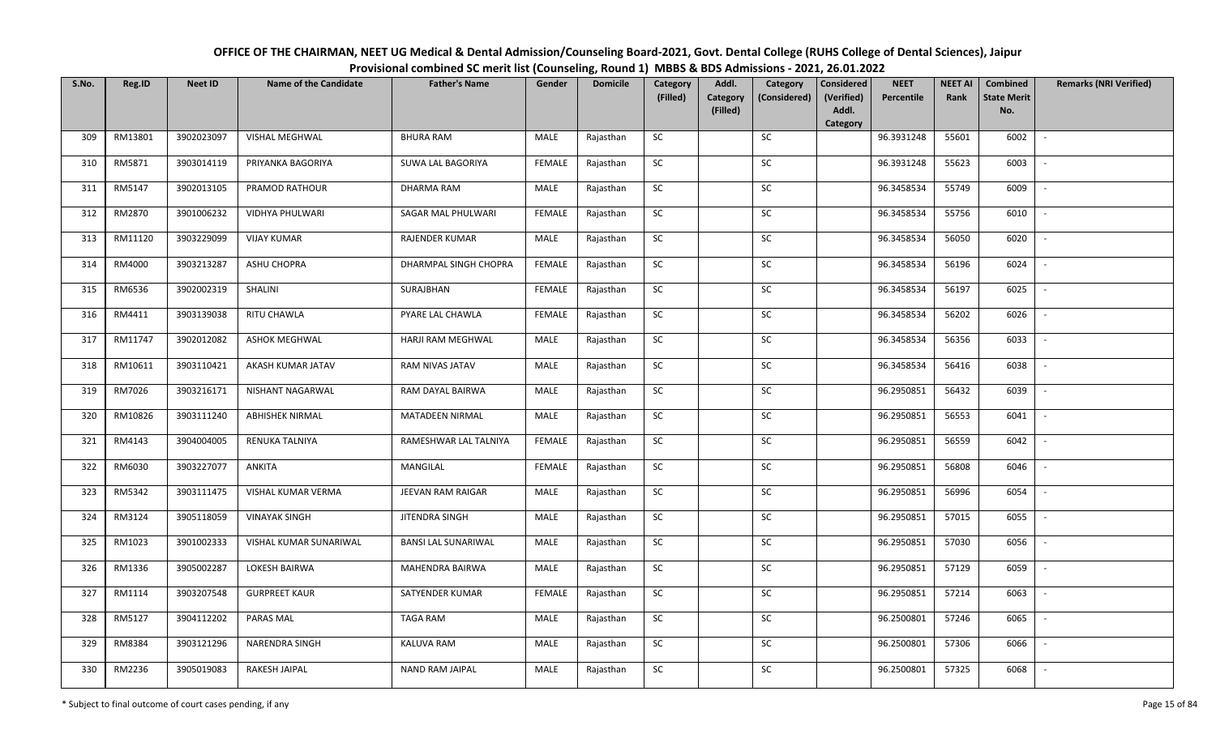# OFFICE OF THE CHAIRMAN, NEET UG Medical & Dental Admission/Counseling Board-2021, Govt. Dental College (RUHS College of Dental Sciences), Jaipur

## Provisional combined SC merit list (Counseling, Round 1) MBBS & BDS Admissions - 2021, 26.01.2022

| S.No. | Reg.ID | Neet ID | Name of the Candidate | Father's Name | Gender | Domicile | Category (Filled) | Addl. Category (Filled) | Category (Considered) | Considered (Verified) Addl. Category | NEET Percentile | NEET AI Rank | Combined State Merit No. | Remarks (NRI Verified) |
|---|---|---|---|---|---|---|---|---|---|---|---|---|---|---|
| 309 | RM13801 | 3902023097 | VISHAL MEGHWAL | BHURA RAM | MALE | Rajasthan | SC | | SC | | 96.3931248 | 55601 | 6002 | - |
| 310 | RM5871 | 3903014119 | PRIYANKA BAGORIYA | SUWA LAL BAGORIYA | FEMALE | Rajasthan | SC | | SC | | 96.3931248 | 55623 | 6003 | - |
| 311 | RM5147 | 3902013105 | PRAMOD RATHOUR | DHARMA RAM | MALE | Rajasthan | SC | | SC | | 96.3458534 | 55749 | 6009 | - |
| 312 | RM2870 | 3901006232 | VIDHYA PHULWARI | SAGAR MAL PHULWARI | FEMALE | Rajasthan | SC | | SC | | 96.3458534 | 55756 | 6010 | - |
| 313 | RM11120 | 3903229099 | VIJAY KUMAR | RAJENDER KUMAR | MALE | Rajasthan | SC | | SC | | 96.3458534 | 56050 | 6020 | - |
| 314 | RM4000 | 3903213287 | ASHU CHOPRA | DHARMPAL SINGH CHOPRA | FEMALE | Rajasthan | SC | | SC | | 96.3458534 | 56196 | 6024 | - |
| 315 | RM6536 | 3902002319 | SHALINI | SURAJBHAN | FEMALE | Rajasthan | SC | | SC | | 96.3458534 | 56197 | 6025 | - |
| 316 | RM4411 | 3903139038 | RITU CHAWLA | PYARE LAL CHAWLA | FEMALE | Rajasthan | SC | | SC | | 96.3458534 | 56202 | 6026 | - |
| 317 | RM11747 | 3902012082 | ASHOK MEGHWAL | HARJI RAM MEGHWAL | MALE | Rajasthan | SC | | SC | | 96.3458534 | 56356 | 6033 | - |
| 318 | RM10611 | 3903110421 | AKASH KUMAR JATAV | RAM NIVAS JATAV | MALE | Rajasthan | SC | | SC | | 96.3458534 | 56416 | 6038 | - |
| 319 | RM7026 | 3903216171 | NISHANT NAGARWAL | RAM DAYAL BAIRWA | MALE | Rajasthan | SC | | SC | | 96.2950851 | 56432 | 6039 | - |
| 320 | RM10826 | 3903111240 | ABHISHEK NIRMAL | MATADEEN NIRMAL | MALE | Rajasthan | SC | | SC | | 96.2950851 | 56553 | 6041 | - |
| 321 | RM4143 | 3904004005 | RENUKA TALNIYA | RAMESHWAR LAL TALNIYA | FEMALE | Rajasthan | SC | | SC | | 96.2950851 | 56559 | 6042 | - |
| 322 | RM6030 | 3903227077 | ANKITA | MANGILAL | FEMALE | Rajasthan | SC | | SC | | 96.2950851 | 56808 | 6046 | - |
| 323 | RM5342 | 3903111475 | VISHAL KUMAR VERMA | JEEVAN RAM RAIGAR | MALE | Rajasthan | SC | | SC | | 96.2950851 | 56996 | 6054 | - |
| 324 | RM3124 | 3905118059 | VINAYAK SINGH | JITENDRA SINGH | MALE | Rajasthan | SC | | SC | | 96.2950851 | 57015 | 6055 | - |
| 325 | RM1023 | 3901002333 | VISHAL KUMAR SUNARIWAL | BANSI LAL SUNARIWAL | MALE | Rajasthan | SC | | SC | | 96.2950851 | 57030 | 6056 | - |
| 326 | RM1336 | 3905002287 | LOKESH BAIRWA | MAHENDRA BAIRWA | MALE | Rajasthan | SC | | SC | | 96.2950851 | 57129 | 6059 | - |
| 327 | RM1114 | 3903207548 | GURPREET KAUR | SATYENDER KUMAR | FEMALE | Rajasthan | SC | | SC | | 96.2950851 | 57214 | 6063 | - |
| 328 | RM5127 | 3904112202 | PARAS MAL | TAGA RAM | MALE | Rajasthan | SC | | SC | | 96.2500801 | 57246 | 6065 | - |
| 329 | RM8384 | 3903121296 | NARENDRA SINGH | KALUVA RAM | MALE | Rajasthan | SC | | SC | | 96.2500801 | 57306 | 6066 | - |
| 330 | RM2236 | 3905019083 | RAKESH JAIPAL | NAND RAM JAIPAL | MALE | Rajasthan | SC | | SC | | 96.2500801 | 57325 | 6068 | - |

\* Subject to final outcome of court cases pending, if any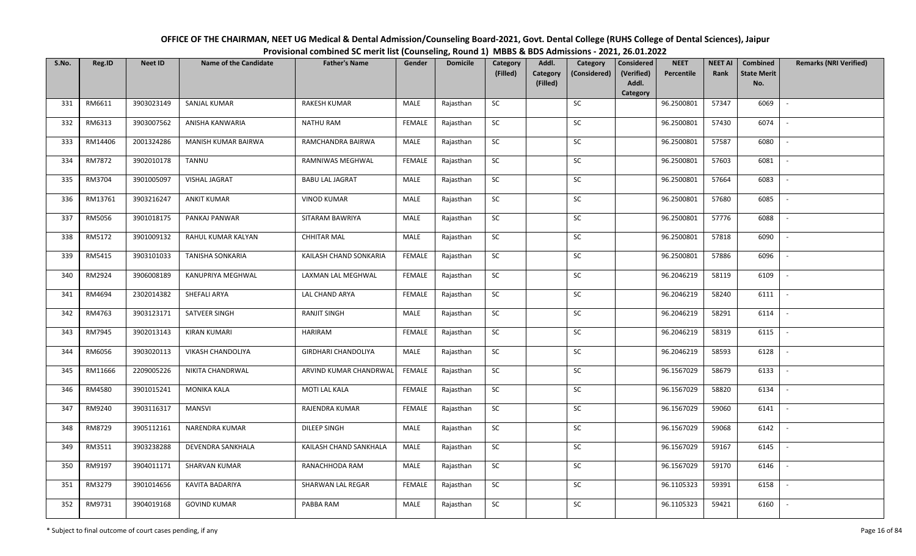# OFFICE OF THE CHAIRMAN, NEET UG Medical & Dental Admission/Counseling Board-2021, Govt. Dental College (RUHS College of Dental Sciences), Jaipur

## Provisional combined SC merit list (Counseling, Round 1) MBBS & BDS Admissions - 2021, 26.01.2022

| S.No. | Reg.ID | Neet ID | Name of the Candidate | Father's Name | Gender | Domicile | Category (Filled) | Addl. Category (Filled) | Category (Considered) | Considered (Verified) Addl. Category | NEET Percentile | NEET AI Rank | Combined State Merit No. | Remarks (NRI Verified) |
|---|---|---|---|---|---|---|---|---|---|---|---|---|---|---|
| 331 | RM6611 | 3903023149 | SANJAL KUMAR | RAKESH KUMAR | MALE | Rajasthan | SC | | SC | | 96.2500801 | 57347 | 6069 | - |
| 332 | RM6313 | 3903007562 | ANISHA KANWARIA | NATHU RAM | FEMALE | Rajasthan | SC | | SC | | 96.2500801 | 57430 | 6074 | - |
| 333 | RM14406 | 2001324286 | MANISH KUMAR BAIRWA | RAMCHANDRA BAIRWA | MALE | Rajasthan | SC | | SC | | 96.2500801 | 57587 | 6080 | - |
| 334 | RM7872 | 3902010178 | TANNU | RAMNIWAS MEGHWAL | FEMALE | Rajasthan | SC | | SC | | 96.2500801 | 57603 | 6081 | - |
| 335 | RM3704 | 3901005097 | VISHAL JAGRAT | BABU LAL JAGRAT | MALE | Rajasthan | SC | | SC | | 96.2500801 | 57664 | 6083 | - |
| 336 | RM13761 | 3903216247 | ANKIT KUMAR | VINOD KUMAR | MALE | Rajasthan | SC | | SC | | 96.2500801 | 57680 | 6085 | - |
| 337 | RM5056 | 3901018175 | PANKAJ PANWAR | SITARAM BAWRIYA | MALE | Rajasthan | SC | | SC | | 96.2500801 | 57776 | 6088 | - |
| 338 | RM5172 | 3901009132 | RAHUL KUMAR KALYAN | CHHITAR MAL | MALE | Rajasthan | SC | | SC | | 96.2500801 | 57818 | 6090 | - |
| 339 | RM5415 | 3903101033 | TANISHA SONKARIA | KAILASH CHAND SONKARIA | FEMALE | Rajasthan | SC | | SC | | 96.2500801 | 57886 | 6096 | - |
| 340 | RM2924 | 3906008189 | KANUPRIYA MEGHWAL | LAXMAN LAL MEGHWAL | FEMALE | Rajasthan | SC | | SC | | 96.2046219 | 58119 | 6109 | - |
| 341 | RM4694 | 2302014382 | SHEFALI ARYA | LAL CHAND ARYA | FEMALE | Rajasthan | SC | | SC | | 96.2046219 | 58240 | 6111 | - |
| 342 | RM4763 | 3903123171 | SATVEER SINGH | RANJIT SINGH | MALE | Rajasthan | SC | | SC | | 96.2046219 | 58291 | 6114 | - |
| 343 | RM7945 | 3902013143 | KIRAN KUMARI | HARIRAM | FEMALE | Rajasthan | SC | | SC | | 96.2046219 | 58319 | 6115 | - |
| 344 | RM6056 | 3903020113 | VIKASH CHANDOLIYA | GIRDHARI CHANDOLIYA | MALE | Rajasthan | SC | | SC | | 96.2046219 | 58593 | 6128 | - |
| 345 | RM11666 | 2209005226 | NIKITA CHANDRWAL | ARVIND KUMAR CHANDRWAL | FEMALE | Rajasthan | SC | | SC | | 96.1567029 | 58679 | 6133 | - |
| 346 | RM4580 | 3901015241 | MONIKA KALA | MOTI LAL KALA | FEMALE | Rajasthan | SC | | SC | | 96.1567029 | 58820 | 6134 | - |
| 347 | RM9240 | 3903116317 | MANSVI | RAJENDRA KUMAR | FEMALE | Rajasthan | SC | | SC | | 96.1567029 | 59060 | 6141 | - |
| 348 | RM8729 | 3905112161 | NARENDRA KUMAR | DILEEP SINGH | MALE | Rajasthan | SC | | SC | | 96.1567029 | 59068 | 6142 | - |
| 349 | RM3511 | 3903238288 | DEVENDRA SANKHALA | KAILASH CHAND SANKHALA | MALE | Rajasthan | SC | | SC | | 96.1567029 | 59167 | 6145 | - |
| 350 | RM9197 | 3904011171 | SHARVAN KUMAR | RANACHHODA RAM | MALE | Rajasthan | SC | | SC | | 96.1567029 | 59170 | 6146 | - |
| 351 | RM3279 | 3901014656 | KAVITA BADARIYA | SHARWAN LAL REGAR | FEMALE | Rajasthan | SC | | SC | | 96.1105323 | 59391 | 6158 | - |
| 352 | RM9731 | 3904019168 | GOVIND KUMAR | PABBA RAM | MALE | Rajasthan | SC | | SC | | 96.1105323 | 59421 | 6160 | - |

\* Subject to final outcome of court cases pending, if any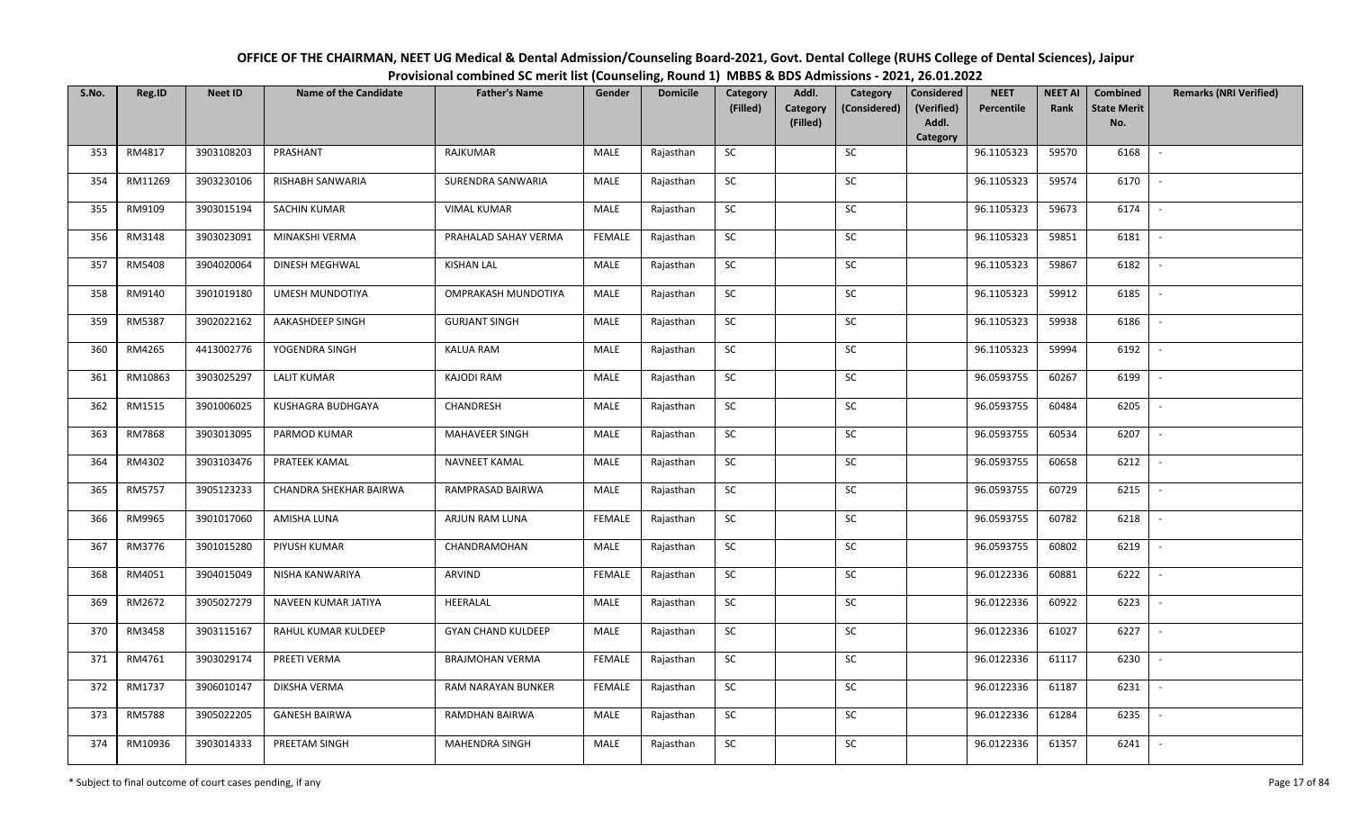# OFFICE OF THE CHAIRMAN, NEET UG Medical & Dental Admission/Counseling Board-2021, Govt. Dental College (RUHS College of Dental Sciences), Jaipur

## Provisional combined SC merit list (Counseling, Round 1) MBBS & BDS Admissions - 2021, 26.01.2022

| S.No. | Reg.ID | Neet ID | Name of the Candidate | Father's Name | Gender | Domicile | Category (Filled) | Addl. Category (Filled) | Category (Considered) | Considered (Verified) Addl. Category | NEET Percentile | NEET AI Rank | Combined State Merit No. | Remarks (NRI Verified) |
|---|---|---|---|---|---|---|---|---|---|---|---|---|---|---|
| 353 | RM4817 | 3903108203 | PRASHANT | RAJKUMAR | MALE | Rajasthan | SC | | SC | | 96.1105323 | 59570 | 6168 | - |
| 354 | RM11269 | 3903230106 | RISHABH SANWARIA | SURENDRA SANWARIA | MALE | Rajasthan | SC | | SC | | 96.1105323 | 59574 | 6170 | - |
| 355 | RM9109 | 3903015194 | SACHIN KUMAR | VIMAL KUMAR | MALE | Rajasthan | SC | | SC | | 96.1105323 | 59673 | 6174 | - |
| 356 | RM3148 | 3903023091 | MINAKSHI VERMA | PRAHALAD SAHAY VERMA | FEMALE | Rajasthan | SC | | SC | | 96.1105323 | 59851 | 6181 | - |
| 357 | RM5408 | 3904020064 | DINESH MEGHWAL | KISHAN LAL | MALE | Rajasthan | SC | | SC | | 96.1105323 | 59867 | 6182 | - |
| 358 | RM9140 | 3901019180 | UMESH MUNDOTIYA | OMPRAKASH MUNDOTIYA | MALE | Rajasthan | SC | | SC | | 96.1105323 | 59912 | 6185 | - |
| 359 | RM5387 | 3902022162 | AAKASHDEEP SINGH | GURJANT SINGH | MALE | Rajasthan | SC | | SC | | 96.1105323 | 59938 | 6186 | - |
| 360 | RM4265 | 4413002776 | YOGENDRA SINGH | KALUA RAM | MALE | Rajasthan | SC | | SC | | 96.1105323 | 59994 | 6192 | - |
| 361 | RM10863 | 3903025297 | LALIT KUMAR | KAJODI RAM | MALE | Rajasthan | SC | | SC | | 96.0593755 | 60267 | 6199 | - |
| 362 | RM1515 | 3901006025 | KUSHAGRA BUDHGAYA | CHANDRESH | MALE | Rajasthan | SC | | SC | | 96.0593755 | 60484 | 6205 | - |
| 363 | RM7868 | 3903013095 | PARMOD KUMAR | MAHAVEER SINGH | MALE | Rajasthan | SC | | SC | | 96.0593755 | 60534 | 6207 | - |
| 364 | RM4302 | 3903103476 | PRATEEK KAMAL | NAVNEET KAMAL | MALE | Rajasthan | SC | | SC | | 96.0593755 | 60658 | 6212 | - |
| 365 | RM5757 | 3905123233 | CHANDRA SHEKHAR BAIRWA | RAMPRASAD BAIRWA | MALE | Rajasthan | SC | | SC | | 96.0593755 | 60729 | 6215 | - |
| 366 | RM9965 | 3901017060 | AMISHA LUNA | ARJUN RAM LUNA | FEMALE | Rajasthan | SC | | SC | | 96.0593755 | 60782 | 6218 | - |
| 367 | RM3776 | 3901015280 | PIYUSH KUMAR | CHANDRAMOHAN | MALE | Rajasthan | SC | | SC | | 96.0593755 | 60802 | 6219 | - |
| 368 | RM4051 | 3904015049 | NISHA KANWARIYA | ARVIND | FEMALE | Rajasthan | SC | | SC | | 96.0122336 | 60881 | 6222 | - |
| 369 | RM2672 | 3905027279 | NAVEEN KUMAR JATIYA | HEERALAL | MALE | Rajasthan | SC | | SC | | 96.0122336 | 60922 | 6223 | - |
| 370 | RM3458 | 3903115167 | RAHUL KUMAR KULDEEP | GYAN CHAND KULDEEP | MALE | Rajasthan | SC | | SC | | 96.0122336 | 61027 | 6227 | - |
| 371 | RM4761 | 3903029174 | PREETI VERMA | BRAJMOHAN VERMA | FEMALE | Rajasthan | SC | | SC | | 96.0122336 | 61117 | 6230 | - |
| 372 | RM1737 | 3906010147 | DIKSHA VERMA | RAM NARAYAN BUNKER | FEMALE | Rajasthan | SC | | SC | | 96.0122336 | 61187 | 6231 | - |
| 373 | RM5788 | 3905022205 | GANESH BAIRWA | RAMDHAN BAIRWA | MALE | Rajasthan | SC | | SC | | 96.0122336 | 61284 | 6235 | - |
| 374 | RM10936 | 3903014333 | PREETAM SINGH | MAHENDRA SINGH | MALE | Rajasthan | SC | | SC | | 96.0122336 | 61357 | 6241 | - |

\* Subject to final outcome of court cases pending, if any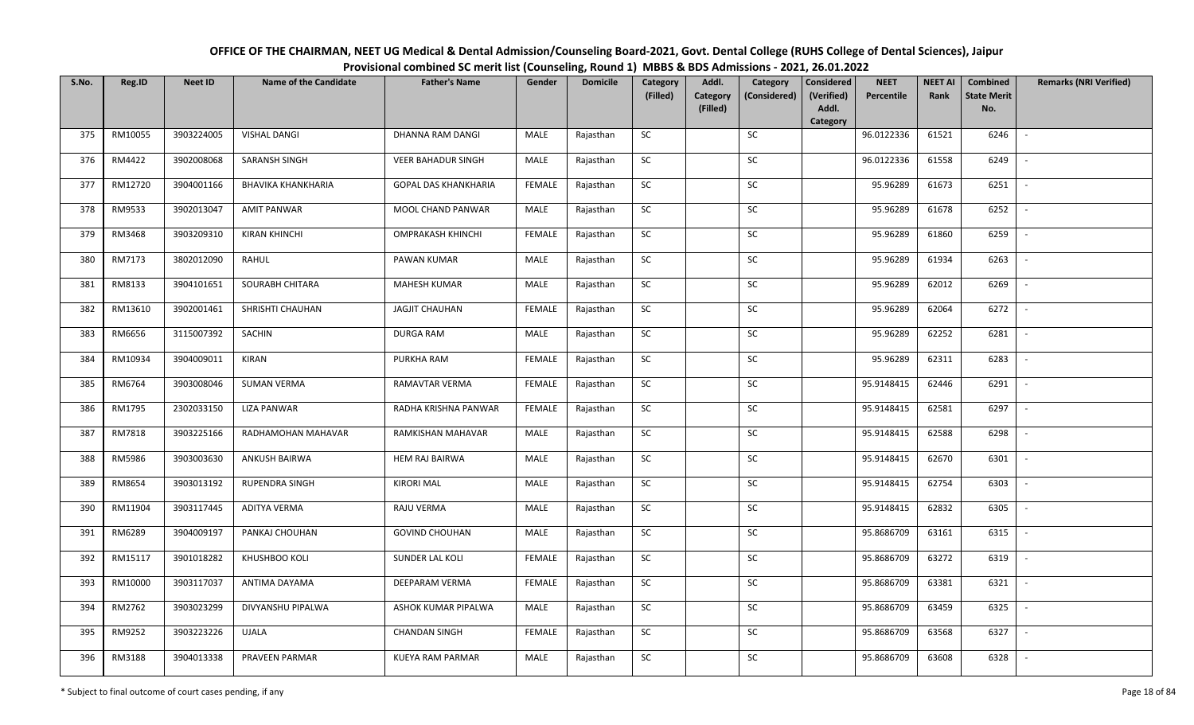**OFFICE OF THE CHAIRMAN, NEET UG Medical & Dental Admission/Counseling Board-2021, Govt. Dental College (RUHS College of Dental Sciences), Jaipur**

**Provisional combined SC merit list (Counseling, Round 1) MBBS & BDS Admissions - 2021, 26.01.2022**

| S.No. | Reg.ID | Neet ID | Name of the Candidate | Father's Name | Gender | Domicile | Category (Filled) | Addl. Category (Filled) | Category (Considered) | Considered (Verified) Addl. Category | NEET Percentile | NEET AI Rank | Combined State Merit No. | Remarks (NRI Verified) |
|---|---|---|---|---|---|---|---|---|---|---|---|---|---|---|
| 375 | RM10055 | 3903224005 | VISHAL DANGI | DHANNA RAM DANGI | MALE | Rajasthan | SC | | SC | | 96.0122336 | 61521 | 6246 | - |
| 376 | RM4422 | 3902008068 | SARANSH SINGH | VEER BAHADUR SINGH | MALE | Rajasthan | SC | | SC | | 96.0122336 | 61558 | 6249 | - |
| 377 | RM12720 | 3904001166 | BHAVIKA KHANKHARIA | GOPAL DAS KHANKHARIA | FEMALE | Rajasthan | SC | | SC | | 95.96289 | 61673 | 6251 | - |
| 378 | RM9533 | 3902013047 | AMIT PANWAR | MOOL CHAND PANWAR | MALE | Rajasthan | SC | | SC | | 95.96289 | 61678 | 6252 | - |
| 379 | RM3468 | 3903209310 | KIRAN KHINCHI | OMPRAKASH KHINCHI | FEMALE | Rajasthan | SC | | SC | | 95.96289 | 61860 | 6259 | - |
| 380 | RM7173 | 3802012090 | RAHUL | PAWAN KUMAR | MALE | Rajasthan | SC | | SC | | 95.96289 | 61934 | 6263 | - |
| 381 | RM8133 | 3904101651 | SOURABH CHITARA | MAHESH KUMAR | MALE | Rajasthan | SC | | SC | | 95.96289 | 62012 | 6269 | - |
| 382 | RM13610 | 3902001461 | SHRISHTI CHAUHAN | JAGJIT CHAUHAN | FEMALE | Rajasthan | SC | | SC | | 95.96289 | 62064 | 6272 | - |
| 383 | RM6656 | 3115007392 | SACHIN | DURGA RAM | MALE | Rajasthan | SC | | SC | | 95.96289 | 62252 | 6281 | - |
| 384 | RM10934 | 3904009011 | KIRAN | PURKHA RAM | FEMALE | Rajasthan | SC | | SC | | 95.96289 | 62311 | 6283 | - |
| 385 | RM6764 | 3903008046 | SUMAN VERMA | RAMAVTAR VERMA | FEMALE | Rajasthan | SC | | SC | | 95.9148415 | 62446 | 6291 | - |
| 386 | RM1795 | 2302033150 | LIZA PANWAR | RADHA KRISHNA PANWAR | FEMALE | Rajasthan | SC | | SC | | 95.9148415 | 62581 | 6297 | - |
| 387 | RM7818 | 3903225166 | RADHAMOHAN MAHAVAR | RAMKISHAN MAHAVAR | MALE | Rajasthan | SC | | SC | | 95.9148415 | 62588 | 6298 | - |
| 388 | RM5986 | 3903003630 | ANKUSH BAIRWA | HEM RAJ BAIRWA | MALE | Rajasthan | SC | | SC | | 95.9148415 | 62670 | 6301 | - |
| 389 | RM8654 | 3903013192 | RUPENDRA SINGH | KIRORI MAL | MALE | Rajasthan | SC | | SC | | 95.9148415 | 62754 | 6303 | - |
| 390 | RM11904 | 3903117445 | ADITYA VERMA | RAJU VERMA | MALE | Rajasthan | SC | | SC | | 95.9148415 | 62832 | 6305 | - |
| 391 | RM6289 | 3904009197 | PANKAJ CHOUHAN | GOVIND CHOUHAN | MALE | Rajasthan | SC | | SC | | 95.8686709 | 63161 | 6315 | - |
| 392 | RM15117 | 3901018282 | KHUSHBOO KOLI | SUNDER LAL KOLI | FEMALE | Rajasthan | SC | | SC | | 95.8686709 | 63272 | 6319 | - |
| 393 | RM10000 | 3903117037 | ANTIMA DAYAMA | DEEPARAM VERMA | FEMALE | Rajasthan | SC | | SC | | 95.8686709 | 63381 | 6321 | - |
| 394 | RM2762 | 3903023299 | DIVYANSHU PIPALWA | ASHOK KUMAR PIPALWA | MALE | Rajasthan | SC | | SC | | 95.8686709 | 63459 | 6325 | - |
| 395 | RM9252 | 3903223226 | UJALA | CHANDAN SINGH | FEMALE | Rajasthan | SC | | SC | | 95.8686709 | 63568 | 6327 | - |
| 396 | RM3188 | 3904013338 | PRAVEEN PARMAR | KUEYA RAM PARMAR | MALE | Rajasthan | SC | | SC | | 95.8686709 | 63608 | 6328 | - |

\* Subject to final outcome of court cases pending, if any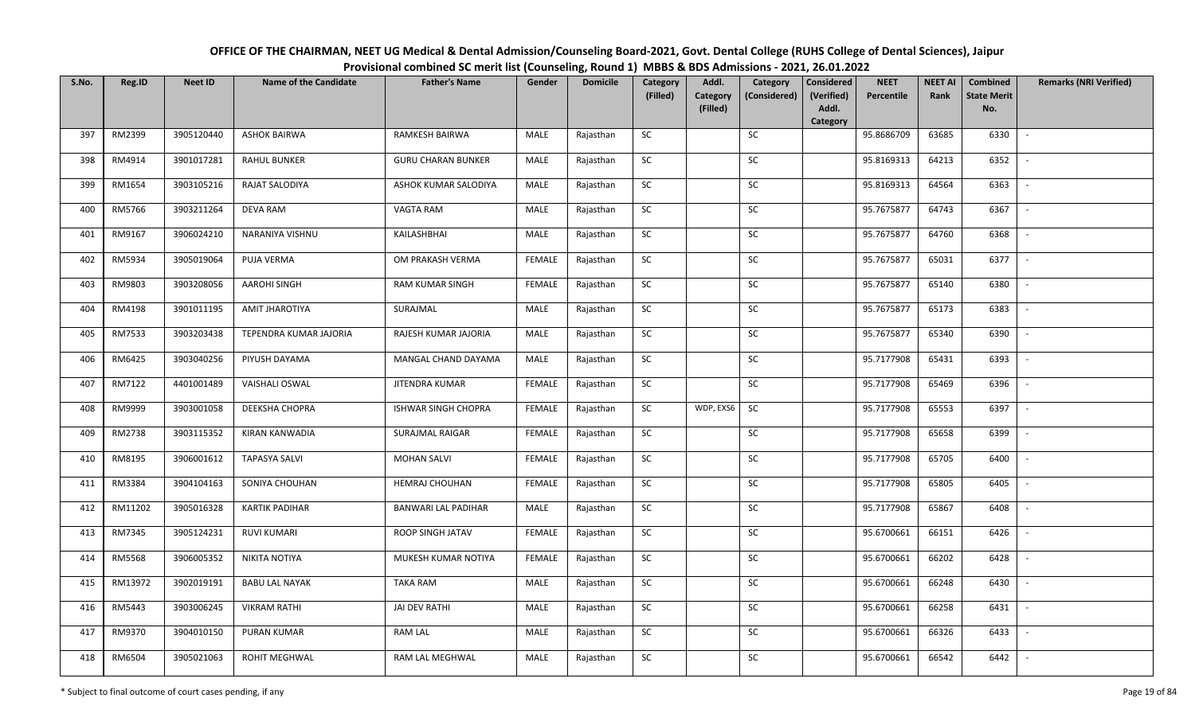# OFFICE OF THE CHAIRMAN, NEET UG Medical & Dental Admission/Counseling Board-2021, Govt. Dental College (RUHS College of Dental Sciences), Jaipur

## Provisional combined SC merit list (Counseling, Round 1) MBBS & BDS Admissions - 2021, 26.01.2022

| S.No. | Reg.ID | Neet ID | Name of the Candidate | Father's Name | Gender | Domicile | Category (Filled) | Addl. Category (Filled) | Category (Considered) | Considered (Verified) Addl. Category | NEET Percentile | NEET AI Rank | Combined State Merit No. | Remarks (NRI Verified) |
|---|---|---|---|---|---|---|---|---|---|---|---|---|---|---|
| 397 | RM2399 | 3905120440 | ASHOK BAIRWA | RAMKESH BAIRWA | MALE | Rajasthan | SC | | SC | | 95.8686709 | 63685 | 6330 | - |
| 398 | RM4914 | 3901017281 | RAHUL BUNKER | GURU CHARAN BUNKER | MALE | Rajasthan | SC | | SC | | 95.8169313 | 64213 | 6352 | - |
| 399 | RM1654 | 3903105216 | RAJAT SALODIYA | ASHOK KUMAR SALODIYA | MALE | Rajasthan | SC | | SC | | 95.8169313 | 64564 | 6363 | - |
| 400 | RM5766 | 3903211264 | DEVA RAM | VAGTA RAM | MALE | Rajasthan | SC | | SC | | 95.7675877 | 64743 | 6367 | - |
| 401 | RM9167 | 3906024210 | NARANIYA VISHNU | KAILASHBHAI | MALE | Rajasthan | SC | | SC | | 95.7675877 | 64760 | 6368 | - |
| 402 | RM5934 | 3905019064 | PUJA VERMA | OM PRAKASH VERMA | FEMALE | Rajasthan | SC | | SC | | 95.7675877 | 65031 | 6377 | - |
| 403 | RM9803 | 3903208056 | AAROHI SINGH | RAM KUMAR SINGH | FEMALE | Rajasthan | SC | | SC | | 95.7675877 | 65140 | 6380 | - |
| 404 | RM4198 | 3901011195 | AMIT JHAROTIYA | SURAJMAL | MALE | Rajasthan | SC | | SC | | 95.7675877 | 65173 | 6383 | - |
| 405 | RM7533 | 3903203438 | TEPENDRA KUMAR JAJORIA | RAJESH KUMAR JAJORIA | MALE | Rajasthan | SC | | SC | | 95.7675877 | 65340 | 6390 | - |
| 406 | RM6425 | 3903040256 | PIYUSH DAYAMA | MANGAL CHAND DAYAMA | MALE | Rajasthan | SC | | SC | | 95.7177908 | 65431 | 6393 | - |
| 407 | RM7122 | 4401001489 | VAISHALI OSWAL | JITENDRA KUMAR | FEMALE | Rajasthan | SC | | SC | | 95.7177908 | 65469 | 6396 | - |
| 408 | RM9999 | 3903001058 | DEEKSHA CHOPRA | ISHWAR SINGH CHOPRA | FEMALE | Rajasthan | SC | WDP, EXS6 | SC | | 95.7177908 | 65553 | 6397 | - |
| 409 | RM2738 | 3903115352 | KIRAN KANWADIA | SURAJMAL RAIGAR | FEMALE | Rajasthan | SC | | SC | | 95.7177908 | 65658 | 6399 | - |
| 410 | RM8195 | 3906001612 | TAPASYA SALVI | MOHAN SALVI | FEMALE | Rajasthan | SC | | SC | | 95.7177908 | 65705 | 6400 | - |
| 411 | RM3384 | 3904104163 | SONIYA CHOUHAN | HEMRAJ CHOUHAN | FEMALE | Rajasthan | SC | | SC | | 95.7177908 | 65805 | 6405 | - |
| 412 | RM11202 | 3905016328 | KARTIK PADIHAR | BANWARI LAL PADIHAR | MALE | Rajasthan | SC | | SC | | 95.7177908 | 65867 | 6408 | - |
| 413 | RM7345 | 3905124231 | RUVI KUMARI | ROOP SINGH JATAV | FEMALE | Rajasthan | SC | | SC | | 95.6700661 | 66151 | 6426 | - |
| 414 | RM5568 | 3906005352 | NIKITA NOTIYA | MUKESH KUMAR NOTIYA | FEMALE | Rajasthan | SC | | SC | | 95.6700661 | 66202 | 6428 | - |
| 415 | RM13972 | 3902019191 | BABU LAL NAYAK | TAKA RAM | MALE | Rajasthan | SC | | SC | | 95.6700661 | 66248 | 6430 | - |
| 416 | RM5443 | 3903006245 | VIKRAM RATHI | JAI DEV RATHI | MALE | Rajasthan | SC | | SC | | 95.6700661 | 66258 | 6431 | - |
| 417 | RM9370 | 3904010150 | PURAN KUMAR | RAM LAL | MALE | Rajasthan | SC | | SC | | 95.6700661 | 66326 | 6433 | - |
| 418 | RM6504 | 3905021063 | ROHIT MEGHWAL | RAM LAL MEGHWAL | MALE | Rajasthan | SC | | SC | | 95.6700661 | 66542 | 6442 | - |

\* Subject to final outcome of court cases pending, if any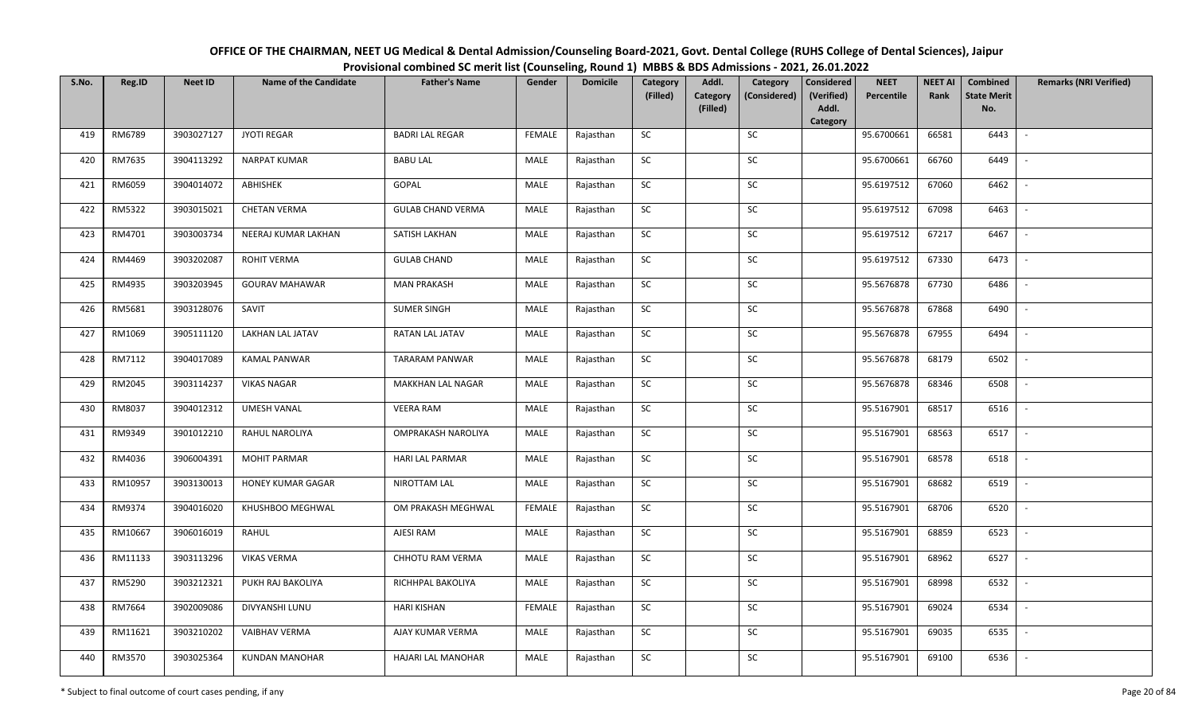# OFFICE OF THE CHAIRMAN, NEET UG Medical & Dental Admission/Counseling Board-2021, Govt. Dental College (RUHS College of Dental Sciences), Jaipur

## Provisional combined SC merit list (Counseling, Round 1) MBBS & BDS Admissions - 2021, 26.01.2022

| S.No. | Reg.ID | Neet ID | Name of the Candidate | Father's Name | Gender | Domicile | Category (Filled) | Addl. Category (Filled) | Category (Considered) | Considered (Verified) Addl. Category | NEET Percentile | NEET AI Rank | Combined State Merit No. | Remarks (NRI Verified) |
|---|---|---|---|---|---|---|---|---|---|---|---|---|---|---|
| 419 | RM6789 | 3903027127 | JYOTI REGAR | BADRI LAL REGAR | FEMALE | Rajasthan | SC | | SC | | 95.6700661 | 66581 | 6443 | - |
| 420 | RM7635 | 3904113292 | NARPAT KUMAR | BABU LAL | MALE | Rajasthan | SC | | SC | | 95.6700661 | 66760 | 6449 | - |
| 421 | RM6059 | 3904014072 | ABHISHEK | GOPAL | MALE | Rajasthan | SC | | SC | | 95.6197512 | 67060 | 6462 | - |
| 422 | RM5322 | 3903015021 | CHETAN VERMA | GULAB CHAND VERMA | MALE | Rajasthan | SC | | SC | | 95.6197512 | 67098 | 6463 | - |
| 423 | RM4701 | 3903003734 | NEERAJ KUMAR LAKHAN | SATISH LAKHAN | MALE | Rajasthan | SC | | SC | | 95.6197512 | 67217 | 6467 | - |
| 424 | RM4469 | 3903202087 | ROHIT VERMA | GULAB CHAND | MALE | Rajasthan | SC | | SC | | 95.6197512 | 67330 | 6473 | - |
| 425 | RM4935 | 3903203945 | GOURAV MAHAWAR | MAN PRAKASH | MALE | Rajasthan | SC | | SC | | 95.5676878 | 67730 | 6486 | - |
| 426 | RM5681 | 3903128076 | SAVIT | SUMER SINGH | MALE | Rajasthan | SC | | SC | | 95.5676878 | 67868 | 6490 | - |
| 427 | RM1069 | 3905111120 | LAKHAN LAL JATAV | RATAN LAL JATAV | MALE | Rajasthan | SC | | SC | | 95.5676878 | 67955 | 6494 | - |
| 428 | RM7112 | 3904017089 | KAMAL PANWAR | TARARAM PANWAR | MALE | Rajasthan | SC | | SC | | 95.5676878 | 68179 | 6502 | - |
| 429 | RM2045 | 3903114237 | VIKAS NAGAR | MAKKHAN LAL NAGAR | MALE | Rajasthan | SC | | SC | | 95.5676878 | 68346 | 6508 | - |
| 430 | RM8037 | 3904012312 | UMESH VANAL | VEERA RAM | MALE | Rajasthan | SC | | SC | | 95.5167901 | 68517 | 6516 | - |
| 431 | RM9349 | 3901012210 | RAHUL NAROLIYA | OMPRAKASH NAROLIYA | MALE | Rajasthan | SC | | SC | | 95.5167901 | 68563 | 6517 | - |
| 432 | RM4036 | 3906004391 | MOHIT PARMAR | HARI LAL PARMAR | MALE | Rajasthan | SC | | SC | | 95.5167901 | 68578 | 6518 | - |
| 433 | RM10957 | 3903130013 | HONEY KUMAR GAGAR | NIROTTAM LAL | MALE | Rajasthan | SC | | SC | | 95.5167901 | 68682 | 6519 | - |
| 434 | RM9374 | 3904016020 | KHUSHBOO MEGHWAL | OM PRAKASH MEGHWAL | FEMALE | Rajasthan | SC | | SC | | 95.5167901 | 68706 | 6520 | - |
| 435 | RM10667 | 3906016019 | RAHUL | AJESI RAM | MALE | Rajasthan | SC | | SC | | 95.5167901 | 68859 | 6523 | - |
| 436 | RM11133 | 3903113296 | VIKAS VERMA | CHHOTU RAM VERMA | MALE | Rajasthan | SC | | SC | | 95.5167901 | 68962 | 6527 | - |
| 437 | RM5290 | 3903212321 | PUKH RAJ BAKOLIYA | RICHHPAL BAKOLIYA | MALE | Rajasthan | SC | | SC | | 95.5167901 | 68998 | 6532 | - |
| 438 | RM7664 | 3902009086 | DIVYANSHI LUNU | HARI KISHAN | FEMALE | Rajasthan | SC | | SC | | 95.5167901 | 69024 | 6534 | - |
| 439 | RM11621 | 3903210202 | VAIBHAV VERMA | AJAY KUMAR VERMA | MALE | Rajasthan | SC | | SC | | 95.5167901 | 69035 | 6535 | - |
| 440 | RM3570 | 3903025364 | KUNDAN MANOHAR | HAJARI LAL MANOHAR | MALE | Rajasthan | SC | | SC | | 95.5167901 | 69100 | 6536 | - |

\* Subject to final outcome of court cases pending, if any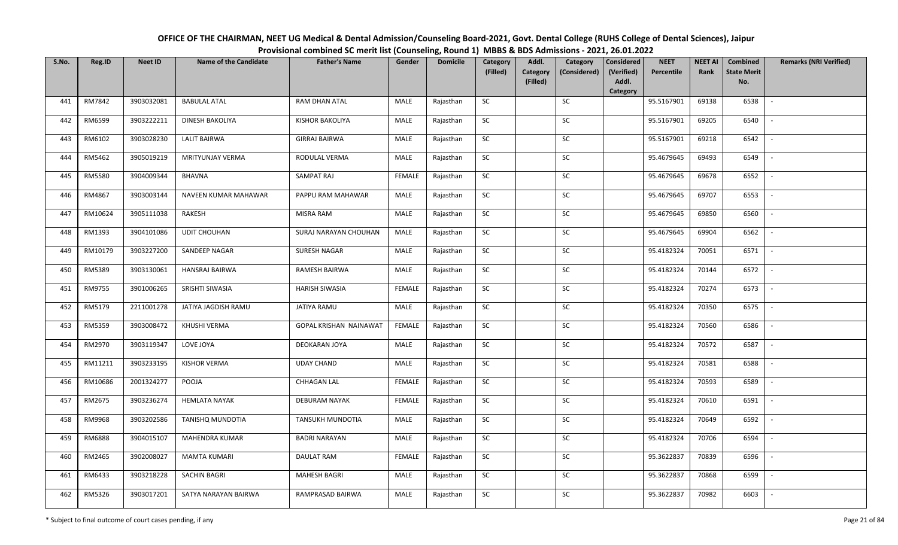# OFFICE OF THE CHAIRMAN, NEET UG Medical & Dental Admission/Counseling Board-2021, Govt. Dental College (RUHS College of Dental Sciences), Jaipur

## Provisional combined SC merit list (Counseling, Round 1) MBBS & BDS Admissions - 2021, 26.01.2022

| S.No. | Reg.ID | Neet ID | Name of the Candidate | Father's Name | Gender | Domicile | Category (Filled) | Addl. Category (Filled) | Category (Considered) | Considered (Verified) Addl. Category | NEET Percentile | NEET AI Rank | Combined State Merit No. | Remarks (NRI Verified) |
|---|---|---|---|---|---|---|---|---|---|---|---|---|---|---|
| 441 | RM7842 | 3903032081 | BABULAL ATAL | RAM DHAN ATAL | MALE | Rajasthan | SC | | SC | | 95.5167901 | 69138 | 6538 | - |
| 442 | RM6599 | 3903222211 | DINESH BAKOLIYA | KISHOR BAKOLIYA | MALE | Rajasthan | SC | | SC | | 95.5167901 | 69205 | 6540 | - |
| 443 | RM6102 | 3903028230 | LALIT BAIRWA | GIRRAJ BAIRWA | MALE | Rajasthan | SC | | SC | | 95.5167901 | 69218 | 6542 | - |
| 444 | RM5462 | 3905019219 | MRITYUNJAY VERMA | RODULAL VERMA | MALE | Rajasthan | SC | | SC | | 95.4679645 | 69493 | 6549 | - |
| 445 | RM5580 | 3904009344 | BHAVNA | SAMPAT RAJ | FEMALE | Rajasthan | SC | | SC | | 95.4679645 | 69678 | 6552 | - |
| 446 | RM4867 | 3903003144 | NAVEEN KUMAR MAHAWAR | PAPPU RAM MAHAWAR | MALE | Rajasthan | SC | | SC | | 95.4679645 | 69707 | 6553 | - |
| 447 | RM10624 | 3905111038 | RAKESH | MISRA RAM | MALE | Rajasthan | SC | | SC | | 95.4679645 | 69850 | 6560 | - |
| 448 | RM1393 | 3904101086 | UDIT CHOUHAN | SURAJ NARAYAN CHOUHAN | MALE | Rajasthan | SC | | SC | | 95.4679645 | 69904 | 6562 | - |
| 449 | RM10179 | 3903227200 | SANDEEP NAGAR | SURESH NAGAR | MALE | Rajasthan | SC | | SC | | 95.4182324 | 70051 | 6571 | - |
| 450 | RM5389 | 3903130061 | HANSRAJ BAIRWA | RAMESH BAIRWA | MALE | Rajasthan | SC | | SC | | 95.4182324 | 70144 | 6572 | - |
| 451 | RM9755 | 3901006265 | SRISHTI SIWASIA | HARISH SIWASIA | FEMALE | Rajasthan | SC | | SC | | 95.4182324 | 70274 | 6573 | - |
| 452 | RM5179 | 2211001278 | JATIYA JAGDISH RAMU | JATIYA RAMU | MALE | Rajasthan | SC | | SC | | 95.4182324 | 70350 | 6575 | - |
| 453 | RM5359 | 3903008472 | KHUSHI VERMA | GOPAL KRISHAN NAINAWAT | FEMALE | Rajasthan | SC | | SC | | 95.4182324 | 70560 | 6586 | - |
| 454 | RM2970 | 3903119347 | LOVE JOYA | DEOKARAN JOYA | MALE | Rajasthan | SC | | SC | | 95.4182324 | 70572 | 6587 | - |
| 455 | RM11211 | 3903233195 | KISHOR VERMA | UDAY CHAND | MALE | Rajasthan | SC | | SC | | 95.4182324 | 70581 | 6588 | - |
| 456 | RM10686 | 2001324277 | POOJA | CHHAGAN LAL | FEMALE | Rajasthan | SC | | SC | | 95.4182324 | 70593 | 6589 | - |
| 457 | RM2675 | 3903236274 | HEMLATA NAYAK | DEBURAM NAYAK | FEMALE | Rajasthan | SC | | SC | | 95.4182324 | 70610 | 6591 | - |
| 458 | RM9968 | 3903202586 | TANISHQ MUNDOTIA | TANSUKH MUNDOTIA | MALE | Rajasthan | SC | | SC | | 95.4182324 | 70649 | 6592 | - |
| 459 | RM6888 | 3904015107 | MAHENDRA KUMAR | BADRI NARAYAN | MALE | Rajasthan | SC | | SC | | 95.4182324 | 70706 | 6594 | - |
| 460 | RM2465 | 3902008027 | MAMTA KUMARI | DAULAT RAM | FEMALE | Rajasthan | SC | | SC | | 95.3622837 | 70839 | 6596 | - |
| 461 | RM6433 | 3903218228 | SACHIN BAGRI | MAHESH BAGRI | MALE | Rajasthan | SC | | SC | | 95.3622837 | 70868 | 6599 | - |
| 462 | RM5326 | 3903017201 | SATYA NARAYAN BAIRWA | RAMPRASAD BAIRWA | MALE | Rajasthan | SC | | SC | | 95.3622837 | 70982 | 6603 | - |

\* Subject to final outcome of court cases pending, if any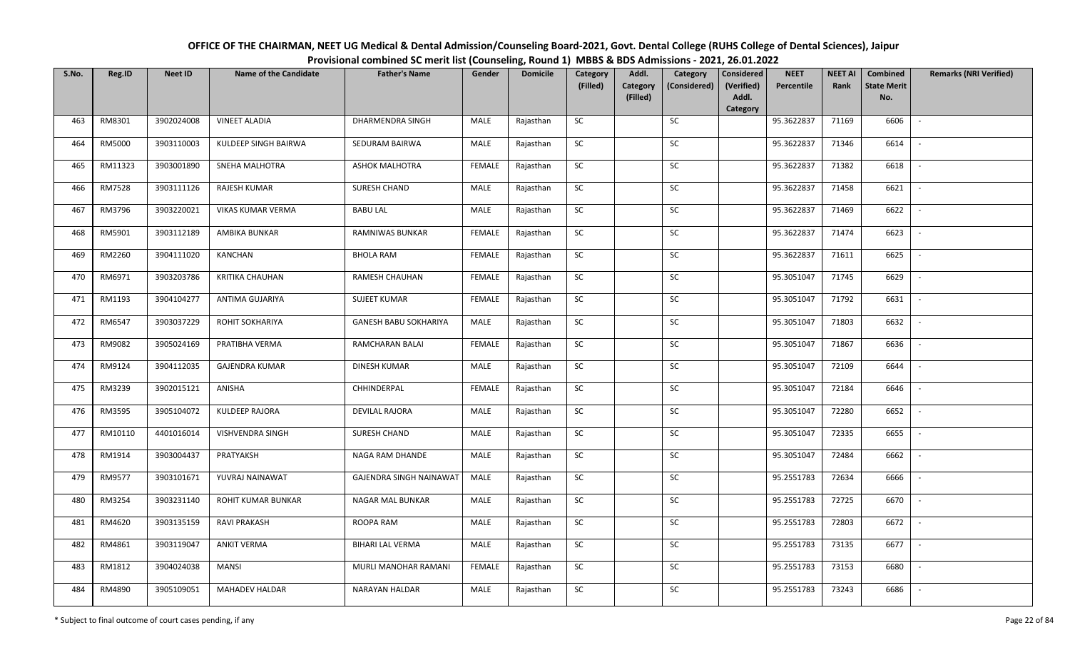# OFFICE OF THE CHAIRMAN, NEET UG Medical & Dental Admission/Counseling Board-2021, Govt. Dental College (RUHS College of Dental Sciences), Jaipur

## Provisional combined SC merit list (Counseling, Round 1) MBBS & BDS Admissions - 2021, 26.01.2022

| S.No. | Reg.ID | Neet ID | Name of the Candidate | Father's Name | Gender | Domicile | Category (Filled) | Addl. Category (Filled) | Category (Considered) | Considered (Verified) Addl. Category | NEET Percentile | NEET AI Rank | Combined State Merit No. | Remarks (NRI Verified) |
|---|---|---|---|---|---|---|---|---|---|---|---|---|---|---|
| 463 | RM8301 | 3902024008 | VINEET ALADIA | DHARMENDRA SINGH | MALE | Rajasthan | SC | | SC | | 95.3622837 | 71169 | 6606 | - |
| 464 | RM5000 | 3903110003 | KULDEEP SINGH BAIRWA | SEDURAM BAIRWA | MALE | Rajasthan | SC | | SC | | 95.3622837 | 71346 | 6614 | - |
| 465 | RM11323 | 3903001890 | SNEHA MALHOTRA | ASHOK MALHOTRA | FEMALE | Rajasthan | SC | | SC | | 95.3622837 | 71382 | 6618 | - |
| 466 | RM7528 | 3903111126 | RAJESH KUMAR | SURESH CHAND | MALE | Rajasthan | SC | | SC | | 95.3622837 | 71458 | 6621 | - |
| 467 | RM3796 | 3903220021 | VIKAS KUMAR VERMA | BABU LAL | MALE | Rajasthan | SC | | SC | | 95.3622837 | 71469 | 6622 | - |
| 468 | RM5901 | 3903112189 | AMBIKA BUNKAR | RAMNIWAS BUNKAR | FEMALE | Rajasthan | SC | | SC | | 95.3622837 | 71474 | 6623 | - |
| 469 | RM2260 | 3904111020 | KANCHAN | BHOLA RAM | FEMALE | Rajasthan | SC | | SC | | 95.3622837 | 71611 | 6625 | - |
| 470 | RM6971 | 3903203786 | KRITIKA CHAUHAN | RAMESH CHAUHAN | FEMALE | Rajasthan | SC | | SC | | 95.3051047 | 71745 | 6629 | - |
| 471 | RM1193 | 3904104277 | ANTIMA GUJARIYA | SUJEET KUMAR | FEMALE | Rajasthan | SC | | SC | | 95.3051047 | 71792 | 6631 | - |
| 472 | RM6547 | 3903037229 | ROHIT SOKHARIYA | GANESH BABU SOKHARIYA | MALE | Rajasthan | SC | | SC | | 95.3051047 | 71803 | 6632 | - |
| 473 | RM9082 | 3905024169 | PRATIBHA VERMA | RAMCHARAN BALAI | FEMALE | Rajasthan | SC | | SC | | 95.3051047 | 71867 | 6636 | - |
| 474 | RM9124 | 3904112035 | GAJENDRA KUMAR | DINESH KUMAR | MALE | Rajasthan | SC | | SC | | 95.3051047 | 72109 | 6644 | - |
| 475 | RM3239 | 3902015121 | ANISHA | CHHINDERPAL | FEMALE | Rajasthan | SC | | SC | | 95.3051047 | 72184 | 6646 | - |
| 476 | RM3595 | 3905104072 | KULDEEP RAJORA | DEVILAL RAJORA | MALE | Rajasthan | SC | | SC | | 95.3051047 | 72280 | 6652 | - |
| 477 | RM10110 | 4401016014 | VISHVENDRA SINGH | SURESH CHAND | MALE | Rajasthan | SC | | SC | | 95.3051047 | 72335 | 6655 | - |
| 478 | RM1914 | 3903004437 | PRATYAKSH | NAGA RAM DHANDE | MALE | Rajasthan | SC | | SC | | 95.3051047 | 72484 | 6662 | - |
| 479 | RM9577 | 3903101671 | YUVRAJ NAINAWAT | GAJENDRA SINGH NAINAWAT | MALE | Rajasthan | SC | | SC | | 95.2551783 | 72634 | 6666 | - |
| 480 | RM3254 | 3903231140 | ROHIT KUMAR BUNKAR | NAGAR MAL BUNKAR | MALE | Rajasthan | SC | | SC | | 95.2551783 | 72725 | 6670 | - |
| 481 | RM4620 | 3903135159 | RAVI PRAKASH | ROOPA RAM | MALE | Rajasthan | SC | | SC | | 95.2551783 | 72803 | 6672 | - |
| 482 | RM4861 | 3903119047 | ANKIT VERMA | BIHARI LAL VERMA | MALE | Rajasthan | SC | | SC | | 95.2551783 | 73135 | 6677 | - |
| 483 | RM1812 | 3904024038 | MANSI | MURLI MANOHAR RAMANI | FEMALE | Rajasthan | SC | | SC | | 95.2551783 | 73153 | 6680 | - |
| 484 | RM4890 | 3905109051 | MAHADEV HALDAR | NARAYAN HALDAR | MALE | Rajasthan | SC | | SC | | 95.2551783 | 73243 | 6686 | - |

\* Subject to final outcome of court cases pending, if any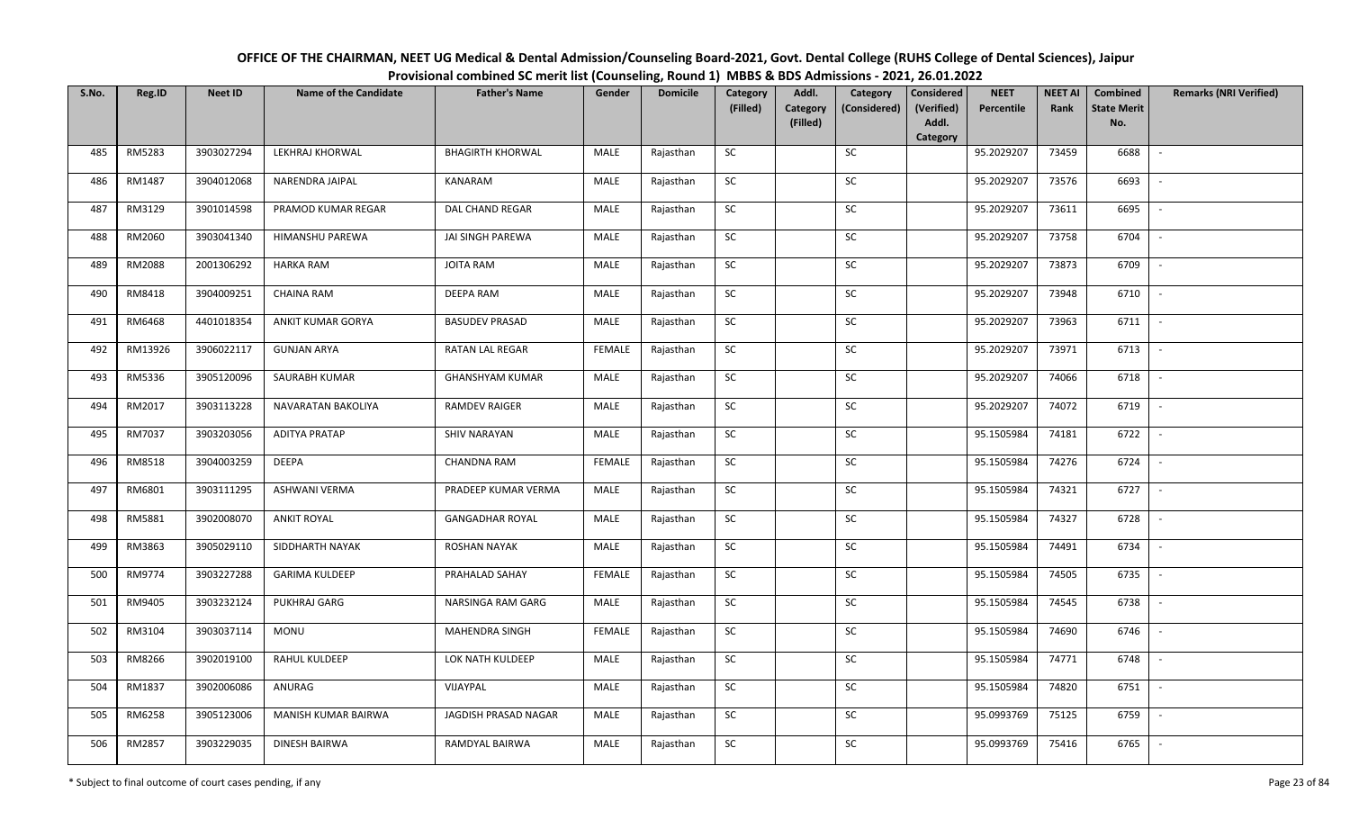# OFFICE OF THE CHAIRMAN, NEET UG Medical & Dental Admission/Counseling Board-2021, Govt. Dental College (RUHS College of Dental Sciences), Jaipur

## Provisional combined SC merit list (Counseling, Round 1) MBBS & BDS Admissions - 2021, 26.01.2022

| S.No. | Reg.ID | Neet ID | Name of the Candidate | Father's Name | Gender | Domicile | Category (Filled) | Addl. Category (Filled) | Category (Considered) | Considered (Verified) Addl. Category | NEET Percentile | NEET AI Rank | Combined State Merit No. | Remarks (NRI Verified) |
|---|---|---|---|---|---|---|---|---|---|---|---|---|---|---|
| 485 | RM5283 | 3903027294 | LEKHRAJ KHORWAL | BHAGIRTH KHORWAL | MALE | Rajasthan | SC | | SC | | 95.2029207 | 73459 | 6688 | - |
| 486 | RM1487 | 3904012068 | NARENDRA JAIPAL | KANARAM | MALE | Rajasthan | SC | | SC | | 95.2029207 | 73576 | 6693 | - |
| 487 | RM3129 | 3901014598 | PRAMOD KUMAR REGAR | DAL CHAND REGAR | MALE | Rajasthan | SC | | SC | | 95.2029207 | 73611 | 6695 | - |
| 488 | RM2060 | 3903041340 | HIMANSHU PAREWA | JAI SINGH PAREWA | MALE | Rajasthan | SC | | SC | | 95.2029207 | 73758 | 6704 | - |
| 489 | RM2088 | 2001306292 | HARKA RAM | JOITA RAM | MALE | Rajasthan | SC | | SC | | 95.2029207 | 73873 | 6709 | - |
| 490 | RM8418 | 3904009251 | CHAINA RAM | DEEPA RAM | MALE | Rajasthan | SC | | SC | | 95.2029207 | 73948 | 6710 | - |
| 491 | RM6468 | 4401018354 | ANKIT KUMAR GORYA | BASUDEV PRASAD | MALE | Rajasthan | SC | | SC | | 95.2029207 | 73963 | 6711 | - |
| 492 | RM13926 | 3906022117 | GUNJAN ARYA | RATAN LAL REGAR | FEMALE | Rajasthan | SC | | SC | | 95.2029207 | 73971 | 6713 | - |
| 493 | RM5336 | 3905120096 | SAURABH KUMAR | GHANSHYAM KUMAR | MALE | Rajasthan | SC | | SC | | 95.2029207 | 74066 | 6718 | - |
| 494 | RM2017 | 3903113228 | NAVARATAN BAKOLIYA | RAMDEV RAIGER | MALE | Rajasthan | SC | | SC | | 95.2029207 | 74072 | 6719 | - |
| 495 | RM7037 | 3903203056 | ADITYA PRATAP | SHIV NARAYAN | MALE | Rajasthan | SC | | SC | | 95.1505984 | 74181 | 6722 | - |
| 496 | RM8518 | 3904003259 | DEEPA | CHANDNA RAM | FEMALE | Rajasthan | SC | | SC | | 95.1505984 | 74276 | 6724 | - |
| 497 | RM6801 | 3903111295 | ASHWANI VERMA | PRADEEP KUMAR VERMA | MALE | Rajasthan | SC | | SC | | 95.1505984 | 74321 | 6727 | - |
| 498 | RM5881 | 3902008070 | ANKIT ROYAL | GANGADHAR ROYAL | MALE | Rajasthan | SC | | SC | | 95.1505984 | 74327 | 6728 | - |
| 499 | RM3863 | 3905029110 | SIDDHARTH NAYAK | ROSHAN NAYAK | MALE | Rajasthan | SC | | SC | | 95.1505984 | 74491 | 6734 | - |
| 500 | RM9774 | 3903227288 | GARIMA KULDEEP | PRAHALAD SAHAY | FEMALE | Rajasthan | SC | | SC | | 95.1505984 | 74505 | 6735 | - |
| 501 | RM9405 | 3903232124 | PUKHRAJ GARG | NARSINGA RAM GARG | MALE | Rajasthan | SC | | SC | | 95.1505984 | 74545 | 6738 | - |
| 502 | RM3104 | 3903037114 | MONU | MAHENDRA SINGH | FEMALE | Rajasthan | SC | | SC | | 95.1505984 | 74690 | 6746 | - |
| 503 | RM8266 | 3902019100 | RAHUL KULDEEP | LOK NATH KULDEEP | MALE | Rajasthan | SC | | SC | | 95.1505984 | 74771 | 6748 | - |
| 504 | RM1837 | 3902006086 | ANURAG | VIJAYPAL | MALE | Rajasthan | SC | | SC | | 95.1505984 | 74820 | 6751 | - |
| 505 | RM6258 | 3905123006 | MANISH KUMAR BAIRWA | JAGDISH PRASAD NAGAR | MALE | Rajasthan | SC | | SC | | 95.0993769 | 75125 | 6759 | - |
| 506 | RM2857 | 3903229035 | DINESH BAIRWA | RAMDYAL BAIRWA | MALE | Rajasthan | SC | | SC | | 95.0993769 | 75416 | 6765 | - |

\* Subject to final outcome of court cases pending, if any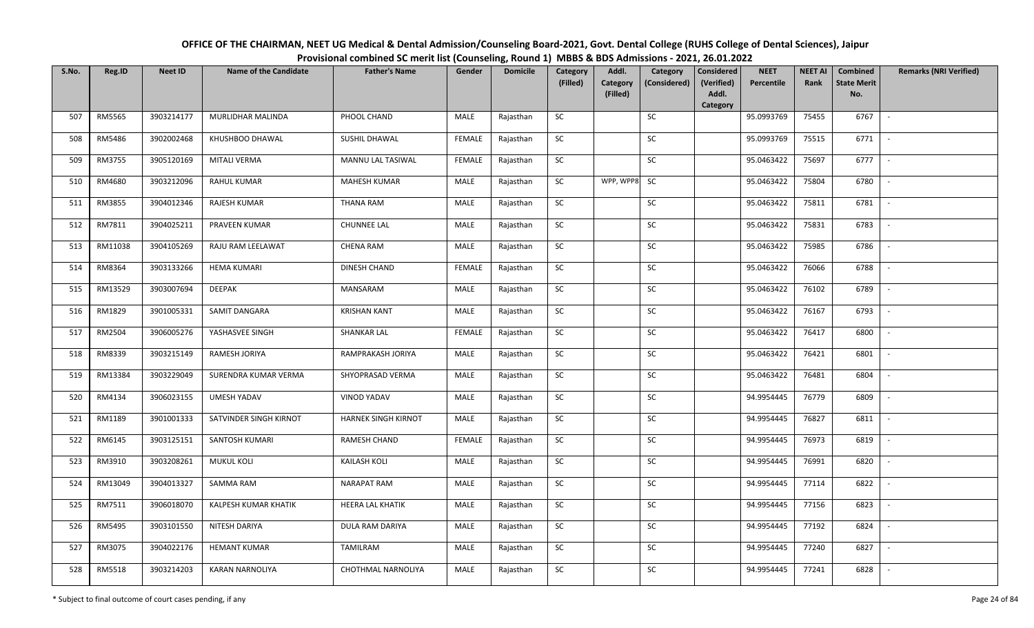OFFICE OF THE CHAIRMAN, NEET UG Medical & Dental Admission/Counseling Board-2021, Govt. Dental College (RUHS College of Dental Sciences), Jaipur
Provisional combined SC merit list (Counseling, Round 1) MBBS & BDS Admissions - 2021, 26.01.2022

| S.No. | Reg.ID | Neet ID | Name of the Candidate | Father's Name | Gender | Domicile | Category (Filled) | Addl. Category (Filled) | Category (Considered) | Considered (Verified) Addl. Category | NEET Percentile | NEET AI Rank | Combined State Merit No. | Remarks (NRI Verified) |
|---|---|---|---|---|---|---|---|---|---|---|---|---|---|---|
| 507 | RM5565 | 3903214177 | MURLIDHAR MALINDA | PHOOL CHAND | MALE | Rajasthan | SC | | SC | | 95.0993769 | 75455 | 6767 | - |
| 508 | RM5486 | 3902002468 | KHUSHBOO DHAWAL | SUSHIL DHAWAL | FEMALE | Rajasthan | SC | | SC | | 95.0993769 | 75515 | 6771 | - |
| 509 | RM3755 | 3905120169 | MITALI VERMA | MANNU LAL TASIWAL | FEMALE | Rajasthan | SC | | SC | | 95.0463422 | 75697 | 6777 | - |
| 510 | RM4680 | 3903212096 | RAHUL KUMAR | MAHESH KUMAR | MALE | Rajasthan | SC | WPP, WPP8 | SC | | 95.0463422 | 75804 | 6780 | - |
| 511 | RM3855 | 3904012346 | RAJESH KUMAR | THANA RAM | MALE | Rajasthan | SC | | SC | | 95.0463422 | 75811 | 6781 | - |
| 512 | RM7811 | 3904025211 | PRAVEEN KUMAR | CHUNNEE LAL | MALE | Rajasthan | SC | | SC | | 95.0463422 | 75831 | 6783 | - |
| 513 | RM11038 | 3904105269 | RAJU RAM LEELAWAT | CHENA RAM | MALE | Rajasthan | SC | | SC | | 95.0463422 | 75985 | 6786 | - |
| 514 | RM8364 | 3903133266 | HEMA KUMARI | DINESH CHAND | FEMALE | Rajasthan | SC | | SC | | 95.0463422 | 76066 | 6788 | - |
| 515 | RM13529 | 3903007694 | DEEPAK | MANSARAM | MALE | Rajasthan | SC | | SC | | 95.0463422 | 76102 | 6789 | - |
| 516 | RM1829 | 3901005331 | SAMIT DANGARA | KRISHAN KANT | MALE | Rajasthan | SC | | SC | | 95.0463422 | 76167 | 6793 | - |
| 517 | RM2504 | 3906005276 | YASHASVEE SINGH | SHANKAR LAL | FEMALE | Rajasthan | SC | | SC | | 95.0463422 | 76417 | 6800 | - |
| 518 | RM8339 | 3903215149 | RAMESH JORIYA | RAMPRAKASH JORIYA | MALE | Rajasthan | SC | | SC | | 95.0463422 | 76421 | 6801 | - |
| 519 | RM13384 | 3903229049 | SURENDRA KUMAR VERMA | SHYOPRASAD VERMA | MALE | Rajasthan | SC | | SC | | 95.0463422 | 76481 | 6804 | - |
| 520 | RM4134 | 3906023155 | UMESH YADAV | VINOD YADAV | MALE | Rajasthan | SC | | SC | | 94.9954445 | 76779 | 6809 | - |
| 521 | RM1189 | 3901001333 | SATVINDER SINGH KIRNOT | HARNEK SINGH KIRNOT | MALE | Rajasthan | SC | | SC | | 94.9954445 | 76827 | 6811 | - |
| 522 | RM6145 | 3903125151 | SANTOSH KUMARI | RAMESH CHAND | FEMALE | Rajasthan | SC | | SC | | 94.9954445 | 76973 | 6819 | - |
| 523 | RM3910 | 3903208261 | MUKUL KOLI | KAILASH KOLI | MALE | Rajasthan | SC | | SC | | 94.9954445 | 76991 | 6820 | - |
| 524 | RM13049 | 3904013327 | SAMMA RAM | NARAPAT RAM | MALE | Rajasthan | SC | | SC | | 94.9954445 | 77114 | 6822 | - |
| 525 | RM7511 | 3906018070 | KALPESH KUMAR KHATIK | HEERA LAL KHATIK | MALE | Rajasthan | SC | | SC | | 94.9954445 | 77156 | 6823 | - |
| 526 | RM5495 | 3903101550 | NITESH DARIYA | DULA RAM DARIYA | MALE | Rajasthan | SC | | SC | | 94.9954445 | 77192 | 6824 | - |
| 527 | RM3075 | 3904022176 | HEMANT KUMAR | TAMILRAM | MALE | Rajasthan | SC | | SC | | 94.9954445 | 77240 | 6827 | - |
| 528 | RM5518 | 3903214203 | KARAN NARNOLIYA | CHOTHMAL NARNOLIYA | MALE | Rajasthan | SC | | SC | | 94.9954445 | 77241 | 6828 | - |

\* Subject to final outcome of court cases pending, if any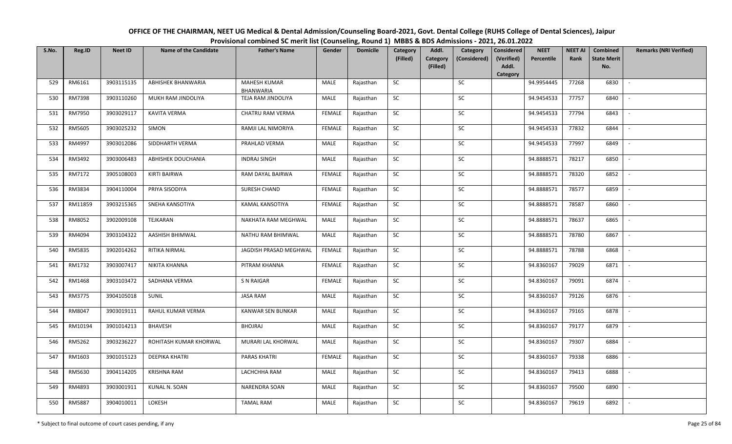# OFFICE OF THE CHAIRMAN, NEET UG Medical & Dental Admission/Counseling Board-2021, Govt. Dental College (RUHS College of Dental Sciences), Jaipur

## Provisional combined SC merit list (Counseling, Round 1) MBBS & BDS Admissions - 2021, 26.01.2022

| S.No. | Reg.ID | Neet ID | Name of the Candidate | Father's Name | Gender | Domicile | Category (Filled) | Addl. Category (Filled) | Category (Considered) | Considered (Verified) Addl. Category | NEET Percentile | NEET AI Rank | Combined State Merit No. | Remarks (NRI Verified) |
|---|---|---|---|---|---|---|---|---|---|---|---|---|---|---|
| 529 | RM6161 | 3903115135 | ABHISHEK BHANWARIA | MAHESH KUMAR BHANWARIA | MALE | Rajasthan | SC | | SC | | 94.9954445 | 77268 | 6830 | - |
| 530 | RM7398 | 3903110260 | MUKH RAM JINDOLIYA | TEJA RAM JINDOLIYA | MALE | Rajasthan | SC | | SC | | 94.9454533 | 77757 | 6840 | - |
| 531 | RM7950 | 3903029117 | KAVITA VERMA | CHATRU RAM VERMA | FEMALE | Rajasthan | SC | | SC | | 94.9454533 | 77794 | 6843 | - |
| 532 | RM5605 | 3903025232 | SIMON | RAMJI LAL NIMORIYA | FEMALE | Rajasthan | SC | | SC | | 94.9454533 | 77832 | 6844 | - |
| 533 | RM4997 | 3903012086 | SIDDHARTH VERMA | PRAHLAD VERMA | MALE | Rajasthan | SC | | SC | | 94.9454533 | 77997 | 6849 | - |
| 534 | RM3492 | 3903006483 | ABHISHEK DOUCHANIA | INDRAJ SINGH | MALE | Rajasthan | SC | | SC | | 94.8888571 | 78217 | 6850 | - |
| 535 | RM7172 | 3905108003 | KIRTI BAIRWA | RAM DAYAL BAIRWA | FEMALE | Rajasthan | SC | | SC | | 94.8888571 | 78320 | 6852 | - |
| 536 | RM3834 | 3904110004 | PRIYA SISODIYA | SURESH CHAND | FEMALE | Rajasthan | SC | | SC | | 94.8888571 | 78577 | 6859 | - |
| 537 | RM11859 | 3903215365 | SNEHA KANSOTIYA | KAMAL KANSOTIYA | FEMALE | Rajasthan | SC | | SC | | 94.8888571 | 78587 | 6860 | - |
| 538 | RM8052 | 3902009108 | TEJKARAN | NAKHATA RAM MEGHWAL | MALE | Rajasthan | SC | | SC | | 94.8888571 | 78637 | 6865 | - |
| 539 | RM4094 | 3903104322 | AASHISH BHIMWAL | NATHU RAM BHIMWAL | MALE | Rajasthan | SC | | SC | | 94.8888571 | 78780 | 6867 | - |
| 540 | RM5835 | 3902014262 | RITIKA NIRMAL | JAGDISH PRASAD MEGHWAL | FEMALE | Rajasthan | SC | | SC | | 94.8888571 | 78788 | 6868 | - |
| 541 | RM1732 | 3903007417 | NIKITA KHANNA | PITRAM KHANNA | FEMALE | Rajasthan | SC | | SC | | 94.8360167 | 79029 | 6871 | - |
| 542 | RM1468 | 3903103472 | SADHANA VERMA | S N RAIGAR | FEMALE | Rajasthan | SC | | SC | | 94.8360167 | 79091 | 6874 | - |
| 543 | RM3775 | 3904105018 | SUNIL | JASA RAM | MALE | Rajasthan | SC | | SC | | 94.8360167 | 79126 | 6876 | - |
| 544 | RM8047 | 3903019111 | RAHUL KUMAR VERMA | KANWAR SEN BUNKAR | MALE | Rajasthan | SC | | SC | | 94.8360167 | 79165 | 6878 | - |
| 545 | RM10194 | 3901014213 | BHAVESH | BHOJRAJ | MALE | Rajasthan | SC | | SC | | 94.8360167 | 79177 | 6879 | - |
| 546 | RM5262 | 3903236227 | ROHITASH KUMAR KHORWAL | MURARI LAL KHORWAL | MALE | Rajasthan | SC | | SC | | 94.8360167 | 79307 | 6884 | - |
| 547 | RM1603 | 3901015123 | DEEPIKA KHATRI | PARAS KHATRI | FEMALE | Rajasthan | SC | | SC | | 94.8360167 | 79338 | 6886 | - |
| 548 | RM5630 | 3904114205 | KRISHNA RAM | LACHCHHA RAM | MALE | Rajasthan | SC | | SC | | 94.8360167 | 79413 | 6888 | - |
| 549 | RM4893 | 3903001911 | KUNAL N. SOAN | NARENDRA SOAN | MALE | Rajasthan | SC | | SC | | 94.8360167 | 79500 | 6890 | - |
| 550 | RM5887 | 3904010011 | LOKESH | TAMAL RAM | MALE | Rajasthan | SC | | SC | | 94.8360167 | 79619 | 6892 | - |

\* Subject to final outcome of court cases pending, if any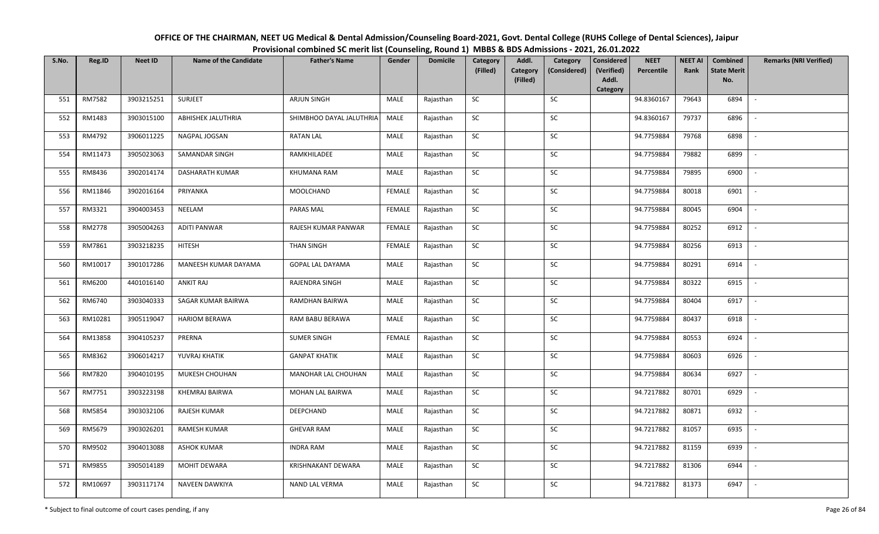# OFFICE OF THE CHAIRMAN, NEET UG Medical & Dental Admission/Counseling Board-2021, Govt. Dental College (RUHS College of Dental Sciences), Jaipur

## Provisional combined SC merit list (Counseling, Round 1) MBBS & BDS Admissions - 2021, 26.01.2022

| S.No. | Reg.ID | Neet ID | Name of the Candidate | Father's Name | Gender | Domicile | Category (Filled) | Addl. Category (Filled) | Category (Considered) | Considered (Verified) Addl. Category | NEET Percentile | NEET AI Rank | Combined State Merit No. | Remarks (NRI Verified) |
|---|---|---|---|---|---|---|---|---|---|---|---|---|---|---|
| 551 | RM7582 | 3903215251 | SURJEET | ARJUN SINGH | MALE | Rajasthan | SC | | SC | | 94.8360167 | 79643 | 6894 | - |
| 552 | RM1483 | 3903015100 | ABHISHEK JALUTHRIA | SHIMBHOO DAYAL JALUTHRIA | MALE | Rajasthan | SC | | SC | | 94.8360167 | 79737 | 6896 | - |
| 553 | RM4792 | 3906011225 | NAGPAL JOGSAN | RATAN LAL | MALE | Rajasthan | SC | | SC | | 94.7759884 | 79768 | 6898 | - |
| 554 | RM11473 | 3905023063 | SAMANDAR SINGH | RAMKHILADEE | MALE | Rajasthan | SC | | SC | | 94.7759884 | 79882 | 6899 | - |
| 555 | RM8436 | 3902014174 | DASHARATH KUMAR | KHUMANA RAM | MALE | Rajasthan | SC | | SC | | 94.7759884 | 79895 | 6900 | - |
| 556 | RM11846 | 3902016164 | PRIYANKA | MOOLCHAND | FEMALE | Rajasthan | SC | | SC | | 94.7759884 | 80018 | 6901 | - |
| 557 | RM3321 | 3904003453 | NEELAM | PARAS MAL | FEMALE | Rajasthan | SC | | SC | | 94.7759884 | 80045 | 6904 | - |
| 558 | RM2778 | 3905004263 | ADITI PANWAR | RAJESH KUMAR PANWAR | FEMALE | Rajasthan | SC | | SC | | 94.7759884 | 80252 | 6912 | - |
| 559 | RM7861 | 3903218235 | HITESH | THAN SINGH | FEMALE | Rajasthan | SC | | SC | | 94.7759884 | 80256 | 6913 | - |
| 560 | RM10017 | 3901017286 | MANEESH KUMAR DAYAMA | GOPAL LAL DAYAMA | MALE | Rajasthan | SC | | SC | | 94.7759884 | 80291 | 6914 | - |
| 561 | RM6200 | 4401016140 | ANKIT RAJ | RAJENDRA SINGH | MALE | Rajasthan | SC | | SC | | 94.7759884 | 80322 | 6915 | - |
| 562 | RM6740 | 3903040333 | SAGAR KUMAR BAIRWA | RAMDHAN BAIRWA | MALE | Rajasthan | SC | | SC | | 94.7759884 | 80404 | 6917 | - |
| 563 | RM10281 | 3905119047 | HARIOM BERAWA | RAM BABU BERAWA | MALE | Rajasthan | SC | | SC | | 94.7759884 | 80437 | 6918 | - |
| 564 | RM13858 | 3904105237 | PRERNA | SUMER SINGH | FEMALE | Rajasthan | SC | | SC | | 94.7759884 | 80553 | 6924 | - |
| 565 | RM8362 | 3906014217 | YUVRAJ KHATIK | GANPAT KHATIK | MALE | Rajasthan | SC | | SC | | 94.7759884 | 80603 | 6926 | - |
| 566 | RM7820 | 3904010195 | MUKESH CHOUHAN | MANOHAR LAL CHOUHAN | MALE | Rajasthan | SC | | SC | | 94.7759884 | 80634 | 6927 | - |
| 567 | RM7751 | 3903223198 | KHEMRAJ BAIRWA | MOHAN LAL BAIRWA | MALE | Rajasthan | SC | | SC | | 94.7217882 | 80701 | 6929 | - |
| 568 | RM5854 | 3903032106 | RAJESH KUMAR | DEEPCHAND | MALE | Rajasthan | SC | | SC | | 94.7217882 | 80871 | 6932 | - |
| 569 | RM5679 | 3903026201 | RAMESH KUMAR | GHEVAR RAM | MALE | Rajasthan | SC | | SC | | 94.7217882 | 81057 | 6935 | - |
| 570 | RM9502 | 3904013088 | ASHOK KUMAR | INDRA RAM | MALE | Rajasthan | SC | | SC | | 94.7217882 | 81159 | 6939 | - |
| 571 | RM9855 | 3905014189 | MOHIT DEWARA | KRISHNAKANT DEWARA | MALE | Rajasthan | SC | | SC | | 94.7217882 | 81306 | 6944 | - |
| 572 | RM10697 | 3903117174 | NAVEEN DAWKIYA | NAND LAL VERMA | MALE | Rajasthan | SC | | SC | | 94.7217882 | 81373 | 6947 | - |

\* Subject to final outcome of court cases pending, if any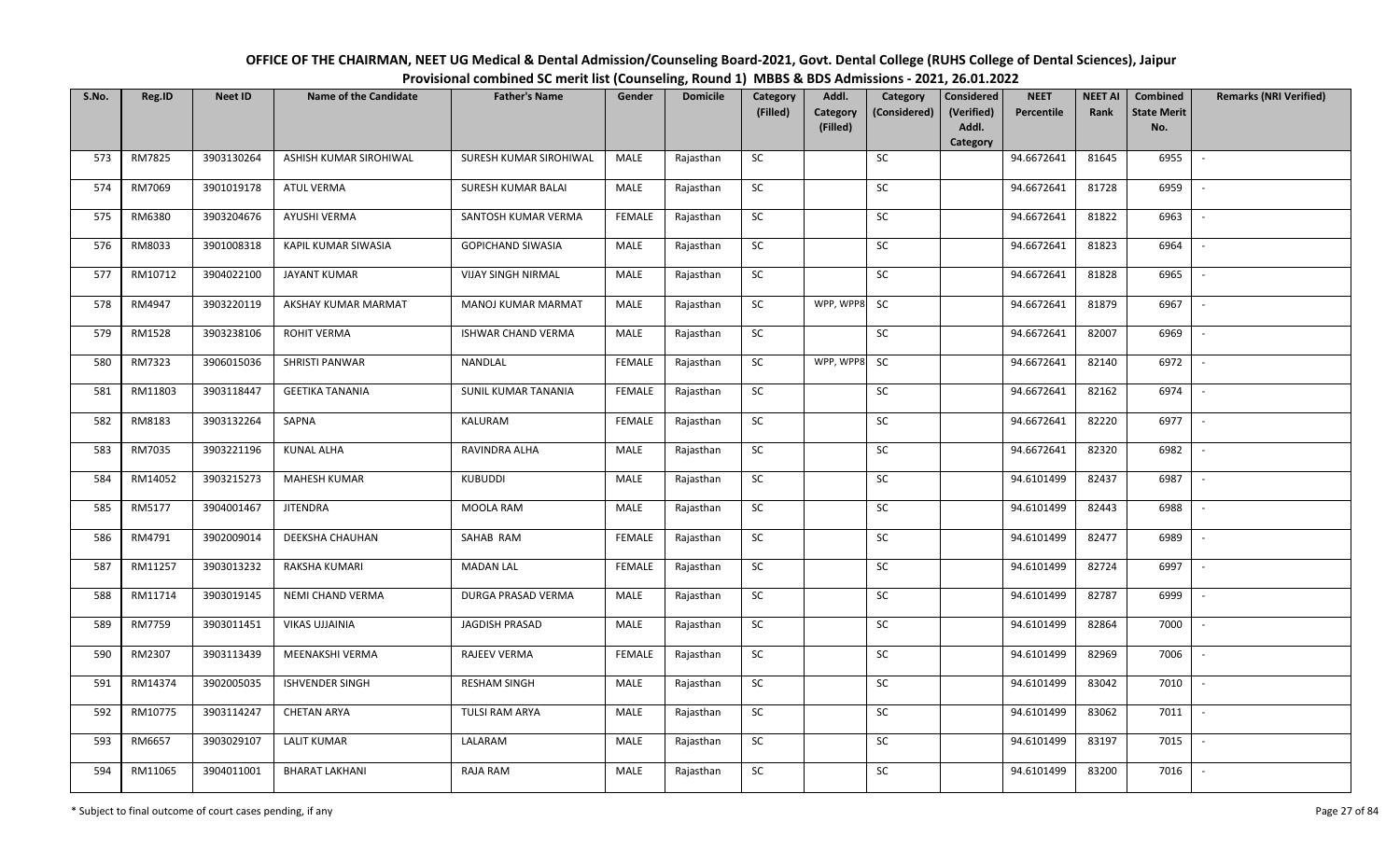**OFFICE OF THE CHAIRMAN, NEET UG Medical & Dental Admission/Counseling Board-2021, Govt. Dental College (RUHS College of Dental Sciences), Jaipur**
**Provisional combined SC merit list (Counseling, Round 1) MBBS & BDS Admissions - 2021, 26.01.2022**

| S.No. | Reg.ID | Neet ID | Name of the Candidate | Father's Name | Gender | Domicile | Category (Filled) | Addl. Category (Filled) | Category (Considered) | Considered (Verified) Addl. Category | NEET Percentile | NEET AI Rank | Combined State Merit No. | Remarks (NRI Verified) |
|---|---|---|---|---|---|---|---|---|---|---|---|---|---|---|
| 573 | RM7825 | 3903130264 | ASHISH KUMAR SIROHIWAL | SURESH KUMAR SIROHIWAL | MALE | Rajasthan | SC | | SC | | 94.6672641 | 81645 | 6955 | - |
| 574 | RM7069 | 3901019178 | ATUL VERMA | SURESH KUMAR BALAI | MALE | Rajasthan | SC | | SC | | 94.6672641 | 81728 | 6959 | - |
| 575 | RM6380 | 3903204676 | AYUSHI VERMA | SANTOSH KUMAR VERMA | FEMALE | Rajasthan | SC | | SC | | 94.6672641 | 81822 | 6963 | - |
| 576 | RM8033 | 3901008318 | KAPIL KUMAR SIWASIA | GOPICHAND SIWASIA | MALE | Rajasthan | SC | | SC | | 94.6672641 | 81823 | 6964 | - |
| 577 | RM10712 | 3904022100 | JAYANT KUMAR | VIJAY SINGH NIRMAL | MALE | Rajasthan | SC | | SC | | 94.6672641 | 81828 | 6965 | - |
| 578 | RM4947 | 3903220119 | AKSHAY KUMAR MARMAT | MANOJ KUMAR MARMAT | MALE | Rajasthan | SC | WPP, WPP8 | SC | | 94.6672641 | 81879 | 6967 | - |
| 579 | RM1528 | 3903238106 | ROHIT VERMA | ISHWAR CHAND VERMA | MALE | Rajasthan | SC | | SC | | 94.6672641 | 82007 | 6969 | - |
| 580 | RM7323 | 3906015036 | SHRISTI PANWAR | NANDLAL | FEMALE | Rajasthan | SC | WPP, WPP8 | SC | | 94.6672641 | 82140 | 6972 | - |
| 581 | RM11803 | 3903118447 | GEETIKA TANANIA | SUNIL KUMAR TANANIA | FEMALE | Rajasthan | SC | | SC | | 94.6672641 | 82162 | 6974 | - |
| 582 | RM8183 | 3903132264 | SAPNA | KALURAM | FEMALE | Rajasthan | SC | | SC | | 94.6672641 | 82220 | 6977 | - |
| 583 | RM7035 | 3903221196 | KUNAL ALHA | RAVINDRA ALHA | MALE | Rajasthan | SC | | SC | | 94.6672641 | 82320 | 6982 | - |
| 584 | RM14052 | 3903215273 | MAHESH KUMAR | KUBUDDI | MALE | Rajasthan | SC | | SC | | 94.6101499 | 82437 | 6987 | - |
| 585 | RM5177 | 3904001467 | JITENDRA | MOOLA RAM | MALE | Rajasthan | SC | | SC | | 94.6101499 | 82443 | 6988 | - |
| 586 | RM4791 | 3902009014 | DEEKSHA CHAUHAN | SAHAB RAM | FEMALE | Rajasthan | SC | | SC | | 94.6101499 | 82477 | 6989 | - |
| 587 | RM11257 | 3903013232 | RAKSHA KUMARI | MADAN LAL | FEMALE | Rajasthan | SC | | SC | | 94.6101499 | 82724 | 6997 | - |
| 588 | RM11714 | 3903019145 | NEMI CHAND VERMA | DURGA PRASAD VERMA | MALE | Rajasthan | SC | | SC | | 94.6101499 | 82787 | 6999 | - |
| 589 | RM7759 | 3903011451 | VIKAS UJJAINIA | JAGDISH PRASAD | MALE | Rajasthan | SC | | SC | | 94.6101499 | 82864 | 7000 | - |
| 590 | RM2307 | 3903113439 | MEENAKSHI VERMA | RAJEEV VERMA | FEMALE | Rajasthan | SC | | SC | | 94.6101499 | 82969 | 7006 | - |
| 591 | RM14374 | 3902005035 | ISHVENDER SINGH | RESHAM SINGH | MALE | Rajasthan | SC | | SC | | 94.6101499 | 83042 | 7010 | - |
| 592 | RM10775 | 3903114247 | CHETAN ARYA | TULSI RAM ARYA | MALE | Rajasthan | SC | | SC | | 94.6101499 | 83062 | 7011 | - |
| 593 | RM6657 | 3903029107 | LALIT KUMAR | LALARAM | MALE | Rajasthan | SC | | SC | | 94.6101499 | 83197 | 7015 | - |
| 594 | RM11065 | 3904011001 | BHARAT LAKHANI | RAJA RAM | MALE | Rajasthan | SC | | SC | | 94.6101499 | 83200 | 7016 | - |

\* Subject to final outcome of court cases pending, if any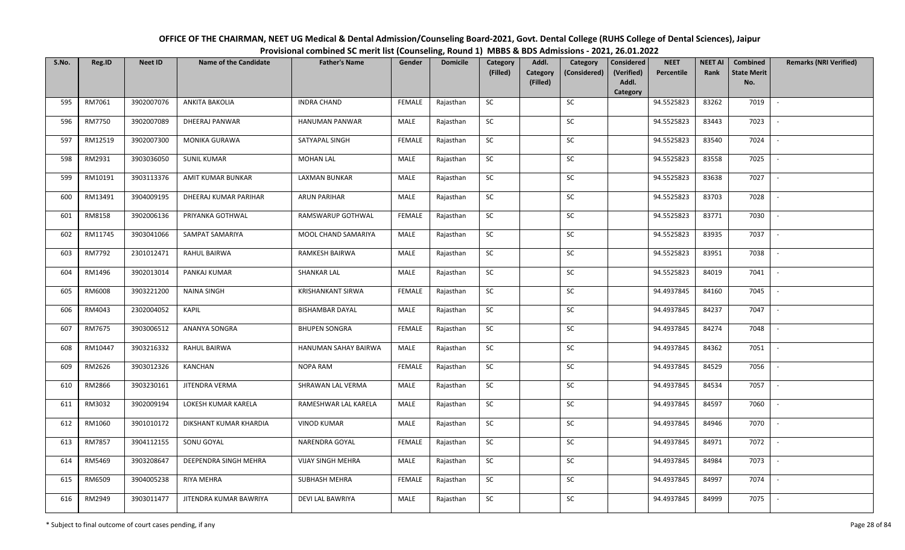# OFFICE OF THE CHAIRMAN, NEET UG Medical & Dental Admission/Counseling Board-2021, Govt. Dental College (RUHS College of Dental Sciences), Jaipur

## Provisional combined SC merit list (Counseling, Round 1) MBBS & BDS Admissions - 2021, 26.01.2022

| S.No. | Reg.ID | Neet ID | Name of the Candidate | Father's Name | Gender | Domicile | Category (Filled) | Addl. Category (Filled) | Category (Considered) | Considered (Verified) Addl. Category | NEET Percentile | NEET AI Rank | Combined State Merit No. | Remarks (NRI Verified) |
|---|---|---|---|---|---|---|---|---|---|---|---|---|---|---|
| 595 | RM7061 | 3902007076 | ANKITA BAKOLIA | INDRA CHAND | FEMALE | Rajasthan | SC | | SC | | 94.5525823 | 83262 | 7019 | - |
| 596 | RM7750 | 3902007089 | DHEERAJ PANWAR | HANUMAN PANWAR | MALE | Rajasthan | SC | | SC | | 94.5525823 | 83443 | 7023 | - |
| 597 | RM12519 | 3902007300 | MONIKA GURAWA | SATYAPAL SINGH | FEMALE | Rajasthan | SC | | SC | | 94.5525823 | 83540 | 7024 | - |
| 598 | RM2931 | 3903036050 | SUNIL KUMAR | MOHAN LAL | MALE | Rajasthan | SC | | SC | | 94.5525823 | 83558 | 7025 | - |
| 599 | RM10191 | 3903113376 | AMIT KUMAR BUNKAR | LAXMAN BUNKAR | MALE | Rajasthan | SC | | SC | | 94.5525823 | 83638 | 7027 | - |
| 600 | RM13491 | 3904009195 | DHEERAJ KUMAR PARIHAR | ARUN PARIHAR | MALE | Rajasthan | SC | | SC | | 94.5525823 | 83703 | 7028 | - |
| 601 | RM8158 | 3902006136 | PRIYANKA GOTHWAL | RAMSWARUP GOTHWAL | FEMALE | Rajasthan | SC | | SC | | 94.5525823 | 83771 | 7030 | - |
| 602 | RM11745 | 3903041066 | SAMPAT SAMARIYA | MOOL CHAND SAMARIYA | MALE | Rajasthan | SC | | SC | | 94.5525823 | 83935 | 7037 | - |
| 603 | RM7792 | 2301012471 | RAHUL BAIRWA | RAMKESH BAIRWA | MALE | Rajasthan | SC | | SC | | 94.5525823 | 83951 | 7038 | - |
| 604 | RM1496 | 3902013014 | PANKAJ KUMAR | SHANKAR LAL | MALE | Rajasthan | SC | | SC | | 94.5525823 | 84019 | 7041 | - |
| 605 | RM6008 | 3903221200 | NAINA SINGH | KRISHANKANT SIRWA | FEMALE | Rajasthan | SC | | SC | | 94.4937845 | 84160 | 7045 | - |
| 606 | RM4043 | 2302004052 | KAPIL | BISHAMBAR DAYAL | MALE | Rajasthan | SC | | SC | | 94.4937845 | 84237 | 7047 | - |
| 607 | RM7675 | 3903006512 | ANANYA SONGRA | BHUPEN SONGRA | FEMALE | Rajasthan | SC | | SC | | 94.4937845 | 84274 | 7048 | - |
| 608 | RM10447 | 3903216332 | RAHUL BAIRWA | HANUMAN SAHAY BAIRWA | MALE | Rajasthan | SC | | SC | | 94.4937845 | 84362 | 7051 | - |
| 609 | RM2626 | 3903012326 | KANCHAN | NOPA RAM | FEMALE | Rajasthan | SC | | SC | | 94.4937845 | 84529 | 7056 | - |
| 610 | RM2866 | 3903230161 | JITENDRA VERMA | SHRAWAN LAL VERMA | MALE | Rajasthan | SC | | SC | | 94.4937845 | 84534 | 7057 | - |
| 611 | RM3032 | 3902009194 | LOKESH KUMAR KARELA | RAMESHWAR LAL KARELA | MALE | Rajasthan | SC | | SC | | 94.4937845 | 84597 | 7060 | - |
| 612 | RM1060 | 3901010172 | DIKSHANT KUMAR KHARDIA | VINOD KUMAR | MALE | Rajasthan | SC | | SC | | 94.4937845 | 84946 | 7070 | - |
| 613 | RM7857 | 3904112155 | SONU GOYAL | NARENDRA GOYAL | FEMALE | Rajasthan | SC | | SC | | 94.4937845 | 84971 | 7072 | - |
| 614 | RM5469 | 3903208647 | DEEPENDRA SINGH MEHRA | VIJAY SINGH MEHRA | MALE | Rajasthan | SC | | SC | | 94.4937845 | 84984 | 7073 | - |
| 615 | RM6509 | 3904005238 | RIYA MEHRA | SUBHASH MEHRA | FEMALE | Rajasthan | SC | | SC | | 94.4937845 | 84997 | 7074 | - |
| 616 | RM2949 | 3903011477 | JITENDRA KUMAR BAWRIYA | DEVI LAL BAWRIYA | MALE | Rajasthan | SC | | SC | | 94.4937845 | 84999 | 7075 | - |

\* Subject to final outcome of court cases pending, if any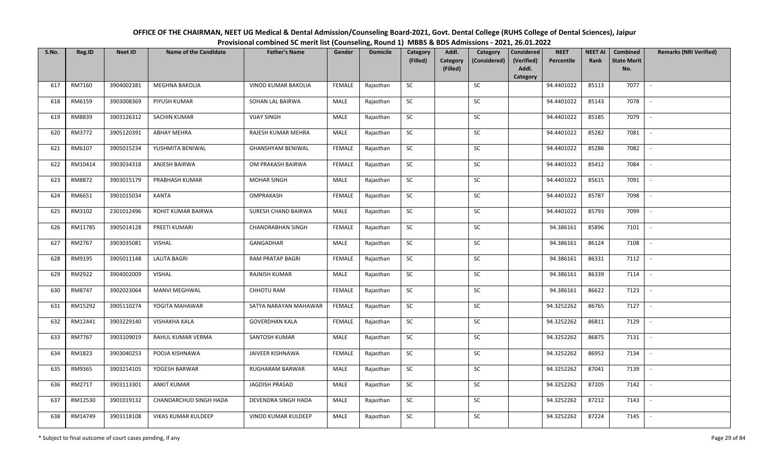# OFFICE OF THE CHAIRMAN, NEET UG Medical & Dental Admission/Counseling Board-2021, Govt. Dental College (RUHS College of Dental Sciences), Jaipur

## Provisional combined SC merit list (Counseling, Round 1) MBBS & BDS Admissions - 2021, 26.01.2022

| S.No. | Reg.ID | Neet ID | Name of the Candidate | Father's Name | Gender | Domicile | Category (Filled) | Addl. Category (Filled) | Category (Considered) | Considered (Verified) Addl. Category | NEET Percentile | NEET AI Rank | Combined State Merit No. | Remarks (NRI Verified) |
|---|---|---|---|---|---|---|---|---|---|---|---|---|---|---|
| 617 | RM7160 | 3904002381 | MEGHNA BAKOLIA | VINOD KUMAR BAKOLIA | FEMALE | Rajasthan | SC | | SC | | 94.4401022 | 85113 | 7077 | - |
| 618 | RM6159 | 3903008369 | PIYUSH KUMAR | SOHAN LAL BAIRWA | MALE | Rajasthan | SC | | SC | | 94.4401022 | 85143 | 7078 | - |
| 619 | RM8839 | 3903126312 | SACHIN KUMAR | VIJAY SINGH | MALE | Rajasthan | SC | | SC | | 94.4401022 | 85185 | 7079 | - |
| 620 | RM3772 | 3905120391 | ABHAY MEHRA | RAJESH KUMAR MEHRA | MALE | Rajasthan | SC | | SC | | 94.4401022 | 85282 | 7081 | - |
| 621 | RM6107 | 3905015234 | YUSHMITA BENIWAL | GHANSHYAM BENIWAL | FEMALE | Rajasthan | SC | | SC | | 94.4401022 | 85286 | 7082 | - |
| 622 | RM10414 | 3903034318 | ANJESH BAIRWA | OM PRAKASH BAIRWA | FEMALE | Rajasthan | SC | | SC | | 94.4401022 | 85412 | 7084 | - |
| 623 | RM8872 | 3903015179 | PRABHASH KUMAR | MOHAR SINGH | MALE | Rajasthan | SC | | SC | | 94.4401022 | 85615 | 7091 | - |
| 624 | RM6651 | 3901015034 | KANTA | OMPRAKASH | FEMALE | Rajasthan | SC | | SC | | 94.4401022 | 85787 | 7098 | - |
| 625 | RM3102 | 2301012496 | ROHIT KUMAR BAIRWA | SURESH CHAND BAIRWA | MALE | Rajasthan | SC | | SC | | 94.4401022 | 85793 | 7099 | - |
| 626 | RM11785 | 3905014128 | PREETI KUMARI | CHANDRABHAN SINGH | FEMALE | Rajasthan | SC | | SC | | 94.386161 | 85896 | 7101 | - |
| 627 | RM2767 | 3903035081 | VISHAL | GANGADHAR | MALE | Rajasthan | SC | | SC | | 94.386161 | 86124 | 7108 | - |
| 628 | RM9195 | 3905011148 | LALITA BAGRI | RAM PRATAP BAGRI | FEMALE | Rajasthan | SC | | SC | | 94.386161 | 86331 | 7112 | - |
| 629 | RM2922 | 3904002009 | VISHAL | RAJNISH KUMAR | MALE | Rajasthan | SC | | SC | | 94.386161 | 86339 | 7114 | - |
| 630 | RM8747 | 3902023064 | MANVI MEGHWAL | CHHOTU RAM | FEMALE | Rajasthan | SC | | SC | | 94.386161 | 86622 | 7123 | - |
| 631 | RM15292 | 3905110274 | YOGITA MAHAWAR | SATYA NARAYAN MAHAWAR | FEMALE | Rajasthan | SC | | SC | | 94.3252262 | 86765 | 7127 | - |
| 632 | RM12441 | 3903229140 | VISHAKHA KALA | GOVERDHAN KALA | FEMALE | Rajasthan | SC | | SC | | 94.3252262 | 86811 | 7129 | - |
| 633 | RM7767 | 3903109019 | RAHUL KUMAR VERMA | SANTOSH KUMAR | MALE | Rajasthan | SC | | SC | | 94.3252262 | 86875 | 7131 | - |
| 634 | RM1823 | 3903040253 | POOJA KISHNAWA | JAIVEER KISHNAWA | FEMALE | Rajasthan | SC | | SC | | 94.3252262 | 86952 | 7134 | - |
| 635 | RM9365 | 3903214105 | YOGESH BARWAR | RUGHARAM BARWAR | MALE | Rajasthan | SC | | SC | | 94.3252262 | 87041 | 7139 | - |
| 636 | RM2717 | 3903113301 | ANKIT KUMAR | JAGDISH PRASAD | MALE | Rajasthan | SC | | SC | | 94.3252262 | 87205 | 7142 | - |
| 637 | RM12530 | 3901019132 | CHANDARCHUD SINGH HADA | DEVENDRA SINGH HADA | MALE | Rajasthan | SC | | SC | | 94.3252262 | 87212 | 7143 | - |
| 638 | RM14749 | 3903118108 | VIKAS KUMAR KULDEEP | VINOD KUMAR KULDEEP | MALE | Rajasthan | SC | | SC | | 94.3252262 | 87224 | 7145 | - |

\* Subject to final outcome of court cases pending, if any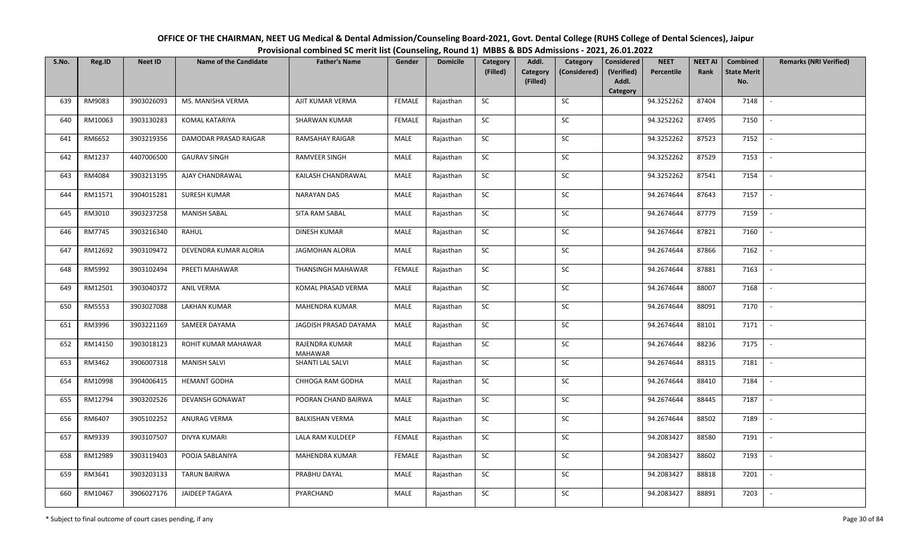# OFFICE OF THE CHAIRMAN, NEET UG Medical & Dental Admission/Counseling Board-2021, Govt. Dental College (RUHS College of Dental Sciences), Jaipur

## Provisional combined SC merit list (Counseling, Round 1) MBBS & BDS Admissions - 2021, 26.01.2022

| S.No. | Reg.ID | Neet ID | Name of the Candidate | Father's Name | Gender | Domicile | Category (Filled) | Addl. Category (Filled) | Category (Considered) | Considered (Verified) Addl. Category | NEET Percentile | NEET AI Rank | Combined State Merit No. | Remarks (NRI Verified) |
|---|---|---|---|---|---|---|---|---|---|---|---|---|---|---|
| 639 | RM9083 | 3903026093 | MS. MANISHA VERMA | AJIT KUMAR VERMA | FEMALE | Rajasthan | SC | | SC | | 94.3252262 | 87404 | 7148 | - |
| 640 | RM10063 | 3903130283 | KOMAL KATARIYA | SHARWAN KUMAR | FEMALE | Rajasthan | SC | | SC | | 94.3252262 | 87495 | 7150 | - |
| 641 | RM6652 | 3903219356 | DAMODAR PRASAD RAIGAR | RAMSAHAY RAIGAR | MALE | Rajasthan | SC | | SC | | 94.3252262 | 87523 | 7152 | - |
| 642 | RM1237 | 4407006500 | GAURAV SINGH | RAMVEER SINGH | MALE | Rajasthan | SC | | SC | | 94.3252262 | 87529 | 7153 | - |
| 643 | RM4084 | 3903213195 | AJAY CHANDRAWAL | KAILASH CHANDRAWAL | MALE | Rajasthan | SC | | SC | | 94.3252262 | 87541 | 7154 | - |
| 644 | RM11571 | 3904015281 | SURESH KUMAR | NARAYAN DAS | MALE | Rajasthan | SC | | SC | | 94.2674644 | 87643 | 7157 | - |
| 645 | RM3010 | 3903237258 | MANISH SABAL | SITA RAM SABAL | MALE | Rajasthan | SC | | SC | | 94.2674644 | 87779 | 7159 | - |
| 646 | RM7745 | 3903216340 | RAHUL | DINESH KUMAR | MALE | Rajasthan | SC | | SC | | 94.2674644 | 87821 | 7160 | - |
| 647 | RM12692 | 3903109472 | DEVENDRA KUMAR ALORIA | JAGMOHAN ALORIA | MALE | Rajasthan | SC | | SC | | 94.2674644 | 87866 | 7162 | - |
| 648 | RM5992 | 3903102494 | PREETI MAHAWAR | THANSINGH MAHAWAR | FEMALE | Rajasthan | SC | | SC | | 94.2674644 | 87881 | 7163 | - |
| 649 | RM12501 | 3903040372 | ANIL VERMA | KOMAL PRASAD VERMA | MALE | Rajasthan | SC | | SC | | 94.2674644 | 88007 | 7168 | - |
| 650 | RM5553 | 3903027088 | LAKHAN KUMAR | MAHENDRA KUMAR | MALE | Rajasthan | SC | | SC | | 94.2674644 | 88091 | 7170 | - |
| 651 | RM3996 | 3903221169 | SAMEER DAYAMA | JAGDISH PRASAD DAYAMA | MALE | Rajasthan | SC | | SC | | 94.2674644 | 88101 | 7171 | - |
| 652 | RM14150 | 3903018123 | ROHIT KUMAR MAHAWAR | RAJENDRA KUMAR MAHAWAR | MALE | Rajasthan | SC | | SC | | 94.2674644 | 88236 | 7175 | - |
| 653 | RM3462 | 3906007318 | MANISH SALVI | SHANTI LAL SALVI | MALE | Rajasthan | SC | | SC | | 94.2674644 | 88315 | 7181 | - |
| 654 | RM10998 | 3904006415 | HEMANT GODHA | CHHOGA RAM GODHA | MALE | Rajasthan | SC | | SC | | 94.2674644 | 88410 | 7184 | - |
| 655 | RM12794 | 3903202526 | DEVANSH GONAWAT | POORAN CHAND BAIRWA | MALE | Rajasthan | SC | | SC | | 94.2674644 | 88445 | 7187 | - |
| 656 | RM6407 | 3905102252 | ANURAG VERMA | BALKISHAN VERMA | MALE | Rajasthan | SC | | SC | | 94.2674644 | 88502 | 7189 | - |
| 657 | RM9339 | 3903107507 | DIVYA KUMARI | LALA RAM KULDEEP | FEMALE | Rajasthan | SC | | SC | | 94.2083427 | 88580 | 7191 | - |
| 658 | RM12989 | 3903119403 | POOJA SABLANIYA | MAHENDRA KUMAR | FEMALE | Rajasthan | SC | | SC | | 94.2083427 | 88602 | 7193 | - |
| 659 | RM3641 | 3903203133 | TARUN BAIRWA | PRABHU DAYAL | MALE | Rajasthan | SC | | SC | | 94.2083427 | 88818 | 7201 | - |
| 660 | RM10467 | 3906027176 | JAIDEEP TAGAYA | PYARCHAND | MALE | Rajasthan | SC | | SC | | 94.2083427 | 88891 | 7203 | - |

\* Subject to final outcome of court cases pending, if any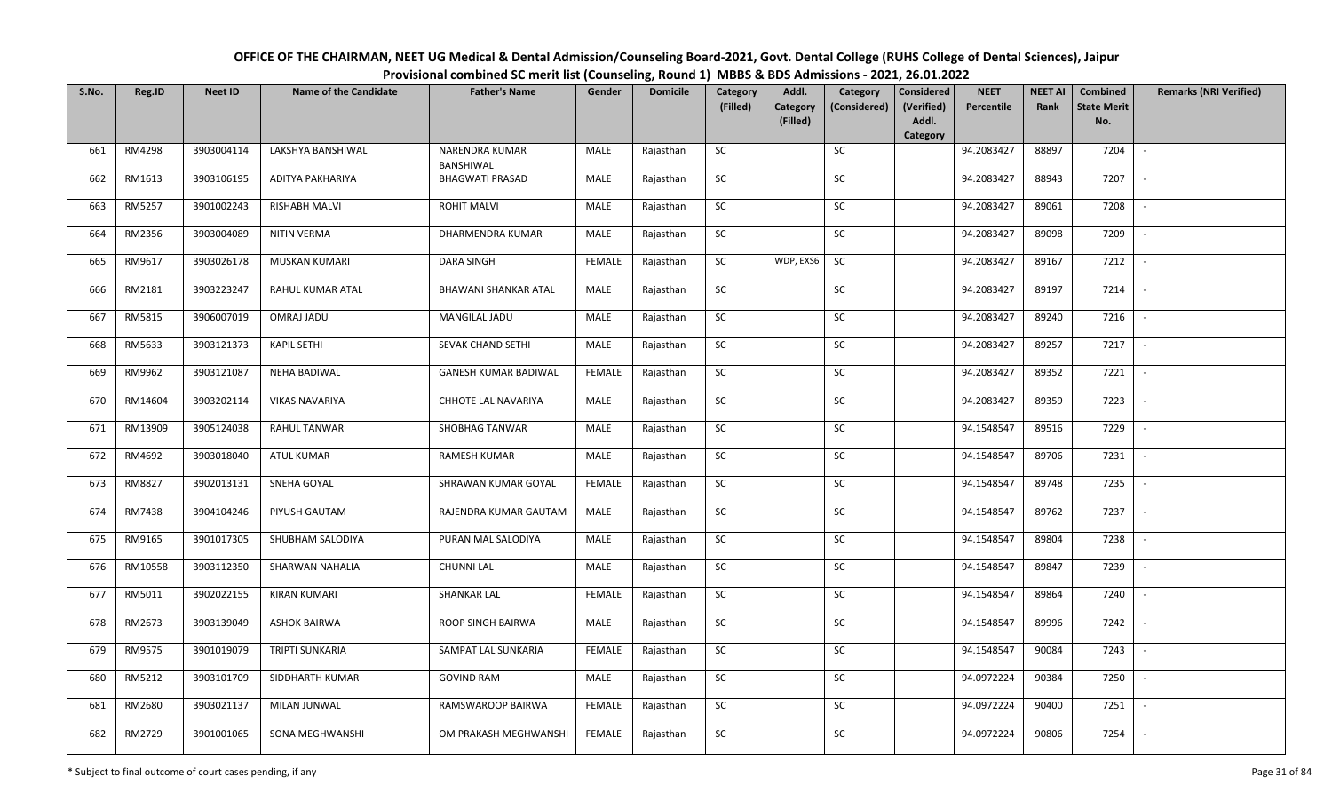# OFFICE OF THE CHAIRMAN, NEET UG Medical & Dental Admission/Counseling Board-2021, Govt. Dental College (RUHS College of Dental Sciences), Jaipur

## Provisional combined SC merit list (Counseling, Round 1) MBBS & BDS Admissions - 2021, 26.01.2022

| S.No. | Reg.ID | Neet ID | Name of the Candidate | Father's Name | Gender | Domicile | Category (Filled) | Addl. Category (Filled) | Category (Considered) | Considered (Verified) Addl. Category | NEET Percentile | NEET AI Rank | Combined State Merit No. | Remarks (NRI Verified) |
|---|---|---|---|---|---|---|---|---|---|---|---|---|---|---|
| 661 | RM4298 | 3903004114 | LAKSHYA BANSHIWAL | NARENDRA KUMAR BANSHIWAL | MALE | Rajasthan | SC | | SC | | 94.2083427 | 88897 | 7204 | - |
| 662 | RM1613 | 3903106195 | ADITYA PAKHARIYA | BHAGWATI PRASAD | MALE | Rajasthan | SC | | SC | | 94.2083427 | 88943 | 7207 | - |
| 663 | RM5257 | 3901002243 | RISHABH MALVI | ROHIT MALVI | MALE | Rajasthan | SC | | SC | | 94.2083427 | 89061 | 7208 | - |
| 664 | RM2356 | 3903004089 | NITIN VERMA | DHARMENDRA KUMAR | MALE | Rajasthan | SC | | SC | | 94.2083427 | 89098 | 7209 | - |
| 665 | RM9617 | 3903026178 | MUSKAN KUMARI | DARA SINGH | FEMALE | Rajasthan | SC | WDP, EXS6 | SC | | 94.2083427 | 89167 | 7212 | - |
| 666 | RM2181 | 3903223247 | RAHUL KUMAR ATAL | BHAWANI SHANKAR ATAL | MALE | Rajasthan | SC | | SC | | 94.2083427 | 89197 | 7214 | - |
| 667 | RM5815 | 3906007019 | OMRAJ JADU | MANGILAL JADU | MALE | Rajasthan | SC | | SC | | 94.2083427 | 89240 | 7216 | - |
| 668 | RM5633 | 3903121373 | KAPIL SETHI | SEVAK CHAND SETHI | MALE | Rajasthan | SC | | SC | | 94.2083427 | 89257 | 7217 | - |
| 669 | RM9962 | 3903121087 | NEHA BADIWAL | GANESH KUMAR BADIWAL | FEMALE | Rajasthan | SC | | SC | | 94.2083427 | 89352 | 7221 | - |
| 670 | RM14604 | 3903202114 | VIKAS NAVARIYA | CHHOTE LAL NAVARIYA | MALE | Rajasthan | SC | | SC | | 94.2083427 | 89359 | 7223 | - |
| 671 | RM13909 | 3905124038 | RAHUL TANWAR | SHOBHAG TANWAR | MALE | Rajasthan | SC | | SC | | 94.1548547 | 89516 | 7229 | - |
| 672 | RM4692 | 3903018040 | ATUL KUMAR | RAMESH KUMAR | MALE | Rajasthan | SC | | SC | | 94.1548547 | 89706 | 7231 | - |
| 673 | RM8827 | 3902013131 | SNEHA GOYAL | SHRAWAN KUMAR GOYAL | FEMALE | Rajasthan | SC | | SC | | 94.1548547 | 89748 | 7235 | - |
| 674 | RM7438 | 3904104246 | PIYUSH GAUTAM | RAJENDRA KUMAR GAUTAM | MALE | Rajasthan | SC | | SC | | 94.1548547 | 89762 | 7237 | - |
| 675 | RM9165 | 3901017305 | SHUBHAM SALODIYA | PURAN MAL SALODIYA | MALE | Rajasthan | SC | | SC | | 94.1548547 | 89804 | 7238 | - |
| 676 | RM10558 | 3903112350 | SHARWAN NAHALIA | CHUNNI LAL | MALE | Rajasthan | SC | | SC | | 94.1548547 | 89847 | 7239 | - |
| 677 | RM5011 | 3902022155 | KIRAN KUMARI | SHANKAR LAL | FEMALE | Rajasthan | SC | | SC | | 94.1548547 | 89864 | 7240 | - |
| 678 | RM2673 | 3903139049 | ASHOK BAIRWA | ROOP SINGH BAIRWA | MALE | Rajasthan | SC | | SC | | 94.1548547 | 89996 | 7242 | - |
| 679 | RM9575 | 3901019079 | TRIPTI SUNKARIA | SAMPAT LAL SUNKARIA | FEMALE | Rajasthan | SC | | SC | | 94.1548547 | 90084 | 7243 | - |
| 680 | RM5212 | 3903101709 | SIDDHARTH KUMAR | GOVIND RAM | MALE | Rajasthan | SC | | SC | | 94.0972224 | 90384 | 7250 | - |
| 681 | RM2680 | 3903021137 | MILAN JUNWAL | RAMSWAROOP BAIRWA | FEMALE | Rajasthan | SC | | SC | | 94.0972224 | 90400 | 7251 | - |
| 682 | RM2729 | 3901001065 | SONA MEGHWANSHI | OM PRAKASH MEGHWANSHI | FEMALE | Rajasthan | SC | | SC | | 94.0972224 | 90806 | 7254 | - |

\* Subject to final outcome of court cases pending, if any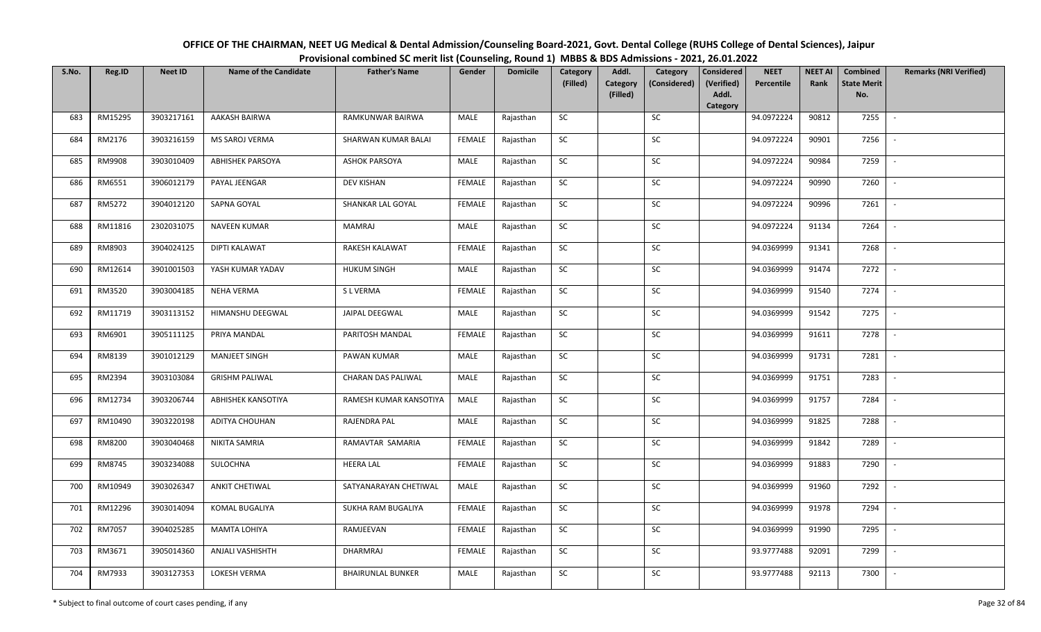# OFFICE OF THE CHAIRMAN, NEET UG Medical & Dental Admission/Counseling Board-2021, Govt. Dental College (RUHS College of Dental Sciences), Jaipur

## Provisional combined SC merit list (Counseling, Round 1) MBBS & BDS Admissions - 2021, 26.01.2022

| S.No. | Reg.ID | Neet ID | Name of the Candidate | Father's Name | Gender | Domicile | Category (Filled) | Addl. Category (Filled) | Category (Considered) | Considered (Verified) Addl. Category | NEET Percentile | NEET AI Rank | Combined State Merit No. | Remarks (NRI Verified) |
|---|---|---|---|---|---|---|---|---|---|---|---|---|---|---|
| 683 | RM15295 | 3903217161 | AAKASH BAIRWA | RAMKUNWAR BAIRWA | MALE | Rajasthan | SC | | SC | | 94.0972224 | 90812 | 7255 | - |
| 684 | RM2176 | 3903216159 | MS SAROJ VERMA | SHARWAN KUMAR BALAI | FEMALE | Rajasthan | SC | | SC | | 94.0972224 | 90901 | 7256 | - |
| 685 | RM9908 | 3903010409 | ABHISHEK PARSOYA | ASHOK PARSOYA | MALE | Rajasthan | SC | | SC | | 94.0972224 | 90984 | 7259 | - |
| 686 | RM6551 | 3906012179 | PAYAL JEENGAR | DEV KISHAN | FEMALE | Rajasthan | SC | | SC | | 94.0972224 | 90990 | 7260 | - |
| 687 | RM5272 | 3904012120 | SAPNA GOYAL | SHANKAR LAL GOYAL | FEMALE | Rajasthan | SC | | SC | | 94.0972224 | 90996 | 7261 | - |
| 688 | RM11816 | 2302031075 | NAVEEN KUMAR | MAMRAJ | MALE | Rajasthan | SC | | SC | | 94.0972224 | 91134 | 7264 | - |
| 689 | RM8903 | 3904024125 | DIPTI KALAWAT | RAKESH KALAWAT | FEMALE | Rajasthan | SC | | SC | | 94.0369999 | 91341 | 7268 | - |
| 690 | RM12614 | 3901001503 | YASH KUMAR YADAV | HUKUM SINGH | MALE | Rajasthan | SC | | SC | | 94.0369999 | 91474 | 7272 | - |
| 691 | RM3520 | 3903004185 | NEHA VERMA | S L VERMA | FEMALE | Rajasthan | SC | | SC | | 94.0369999 | 91540 | 7274 | - |
| 692 | RM11719 | 3903113152 | HIMANSHU DEEGWAL | JAIPAL DEEGWAL | MALE | Rajasthan | SC | | SC | | 94.0369999 | 91542 | 7275 | - |
| 693 | RM6901 | 3905111125 | PRIYA MANDAL | PARITOSH MANDAL | FEMALE | Rajasthan | SC | | SC | | 94.0369999 | 91611 | 7278 | - |
| 694 | RM8139 | 3901012129 | MANJEET SINGH | PAWAN KUMAR | MALE | Rajasthan | SC | | SC | | 94.0369999 | 91731 | 7281 | - |
| 695 | RM2394 | 3903103084 | GRISHM PALIWAL | CHARAN DAS PALIWAL | MALE | Rajasthan | SC | | SC | | 94.0369999 | 91751 | 7283 | - |
| 696 | RM12734 | 3903206744 | ABHISHEK KANSOTIYA | RAMESH KUMAR KANSOTIYA | MALE | Rajasthan | SC | | SC | | 94.0369999 | 91757 | 7284 | - |
| 697 | RM10490 | 3903220198 | ADITYA CHOUHAN | RAJENDRA PAL | MALE | Rajasthan | SC | | SC | | 94.0369999 | 91825 | 7288 | - |
| 698 | RM8200 | 3903040468 | NIKITA SAMRIA | RAMAVTAR SAMARIA | FEMALE | Rajasthan | SC | | SC | | 94.0369999 | 91842 | 7289 | - |
| 699 | RM8745 | 3903234088 | SULOCHNA | HEERA LAL | FEMALE | Rajasthan | SC | | SC | | 94.0369999 | 91883 | 7290 | - |
| 700 | RM10949 | 3903026347 | ANKIT CHETIWAL | SATYANARAYAN CHETIWAL | MALE | Rajasthan | SC | | SC | | 94.0369999 | 91960 | 7292 | - |
| 701 | RM12296 | 3903014094 | KOMAL BUGALIYA | SUKHA RAM BUGALIYA | FEMALE | Rajasthan | SC | | SC | | 94.0369999 | 91978 | 7294 | - |
| 702 | RM7057 | 3904025285 | MAMTA LOHIYA | RAMJEEVAN | FEMALE | Rajasthan | SC | | SC | | 94.0369999 | 91990 | 7295 | - |
| 703 | RM3671 | 3905014360 | ANJALI VASHISHTH | DHARMRAJ | FEMALE | Rajasthan | SC | | SC | | 93.9777488 | 92091 | 7299 | - |
| 704 | RM7933 | 3903127353 | LOKESH VERMA | BHAIRUNLAL BUNKER | MALE | Rajasthan | SC | | SC | | 93.9777488 | 92113 | 7300 | - |

\* Subject to final outcome of court cases pending, if any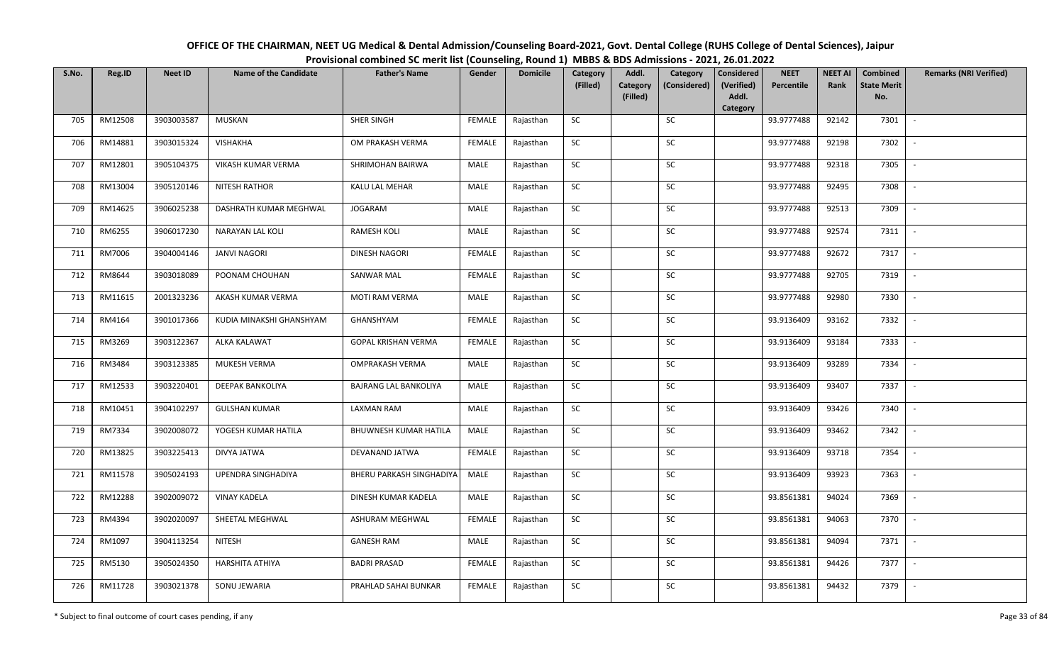# OFFICE OF THE CHAIRMAN, NEET UG Medical & Dental Admission/Counseling Board-2021, Govt. Dental College (RUHS College of Dental Sciences), Jaipur

## Provisional combined SC merit list (Counseling, Round 1) MBBS & BDS Admissions - 2021, 26.01.2022

| S.No. | Reg.ID | Neet ID | Name of the Candidate | Father's Name | Gender | Domicile | Category (Filled) | Addl. Category (Filled) | Category (Considered) | Considered (Verified) Addl. Category | NEET Percentile | NEET AI Rank | Combined State Merit No. | Remarks (NRI Verified) |
|---|---|---|---|---|---|---|---|---|---|---|---|---|---|---|
| 705 | RM12508 | 3903003587 | MUSKAN | SHER SINGH | FEMALE | Rajasthan | SC | | SC | | 93.9777488 | 92142 | 7301 | - |
| 706 | RM14881 | 3903015324 | VISHAKHA | OM PRAKASH VERMA | FEMALE | Rajasthan | SC | | SC | | 93.9777488 | 92198 | 7302 | - |
| 707 | RM12801 | 3905104375 | VIKASH KUMAR VERMA | SHRIMOHAN BAIRWA | MALE | Rajasthan | SC | | SC | | 93.9777488 | 92318 | 7305 | - |
| 708 | RM13004 | 3905120146 | NITESH RATHOR | KALU LAL MEHAR | MALE | Rajasthan | SC | | SC | | 93.9777488 | 92495 | 7308 | - |
| 709 | RM14625 | 3906025238 | DASHRATH KUMAR MEGHWAL | JOGARAM | MALE | Rajasthan | SC | | SC | | 93.9777488 | 92513 | 7309 | - |
| 710 | RM6255 | 3906017230 | NARAYAN LAL KOLI | RAMESH KOLI | MALE | Rajasthan | SC | | SC | | 93.9777488 | 92574 | 7311 | - |
| 711 | RM7006 | 3904004146 | JANVI NAGORI | DINESH NAGORI | FEMALE | Rajasthan | SC | | SC | | 93.9777488 | 92672 | 7317 | - |
| 712 | RM8644 | 3903018089 | POONAM CHOUHAN | SANWAR MAL | FEMALE | Rajasthan | SC | | SC | | 93.9777488 | 92705 | 7319 | - |
| 713 | RM11615 | 2001323236 | AKASH KUMAR VERMA | MOTI RAM VERMA | MALE | Rajasthan | SC | | SC | | 93.9777488 | 92980 | 7330 | - |
| 714 | RM4164 | 3901017366 | KUDIA MINAKSHI GHANSHYAM | GHANSHYAM | FEMALE | Rajasthan | SC | | SC | | 93.9136409 | 93162 | 7332 | - |
| 715 | RM3269 | 3903122367 | ALKA KALAWAT | GOPAL KRISHAN VERMA | FEMALE | Rajasthan | SC | | SC | | 93.9136409 | 93184 | 7333 | - |
| 716 | RM3484 | 3903123385 | MUKESH VERMA | OMPRAKASH VERMA | MALE | Rajasthan | SC | | SC | | 93.9136409 | 93289 | 7334 | - |
| 717 | RM12533 | 3903220401 | DEEPAK BANKOLIYA | BAJRANG LAL BANKOLIYA | MALE | Rajasthan | SC | | SC | | 93.9136409 | 93407 | 7337 | - |
| 718 | RM10451 | 3904102297 | GULSHAN KUMAR | LAXMAN RAM | MALE | Rajasthan | SC | | SC | | 93.9136409 | 93426 | 7340 | - |
| 719 | RM7334 | 3902008072 | YOGESH KUMAR HATILA | BHUWNESH KUMAR HATILA | MALE | Rajasthan | SC | | SC | | 93.9136409 | 93462 | 7342 | - |
| 720 | RM13825 | 3903225413 | DIVYA JATWA | DEVANAND JATWA | FEMALE | Rajasthan | SC | | SC | | 93.9136409 | 93718 | 7354 | - |
| 721 | RM11578 | 3905024193 | UPENDRA SINGHADIYA | BHERU PARKASH SINGHADIYA | MALE | Rajasthan | SC | | SC | | 93.9136409 | 93923 | 7363 | - |
| 722 | RM12288 | 3902009072 | VINAY KADELA | DINESH KUMAR KADELA | MALE | Rajasthan | SC | | SC | | 93.8561381 | 94024 | 7369 | - |
| 723 | RM4394 | 3902020097 | SHEETAL MEGHWAL | ASHURAM MEGHWAL | FEMALE | Rajasthan | SC | | SC | | 93.8561381 | 94063 | 7370 | - |
| 724 | RM1097 | 3904113254 | NITESH | GANESH RAM | MALE | Rajasthan | SC | | SC | | 93.8561381 | 94094 | 7371 | - |
| 725 | RM5130 | 3905024350 | HARSHITA ATHIYA | BADRI PRASAD | FEMALE | Rajasthan | SC | | SC | | 93.8561381 | 94426 | 7377 | - |
| 726 | RM11728 | 3903021378 | SONU JEWARIA | PRAHLAD SAHAI BUNKAR | FEMALE | Rajasthan | SC | | SC | | 93.8561381 | 94432 | 7379 | - |

\* Subject to final outcome of court cases pending, if any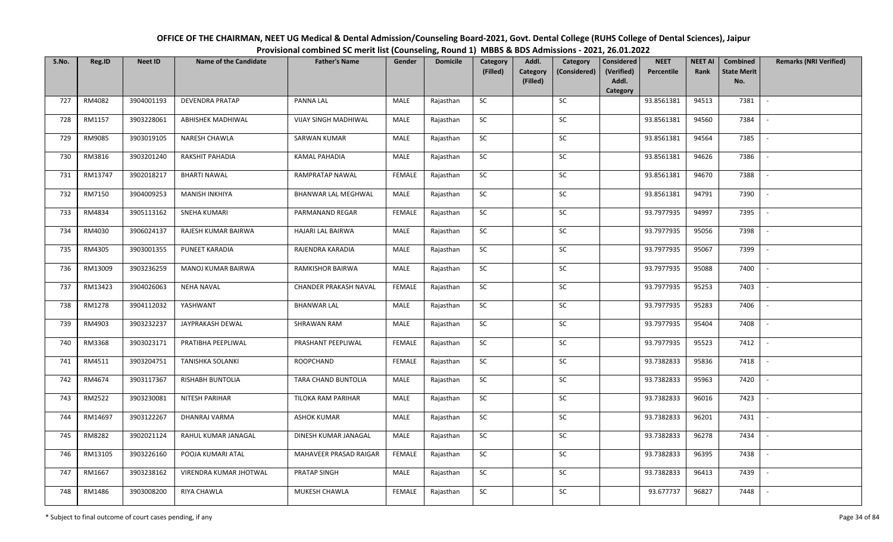# OFFICE OF THE CHAIRMAN, NEET UG Medical & Dental Admission/Counseling Board-2021, Govt. Dental College (RUHS College of Dental Sciences), Jaipur

## Provisional combined SC merit list (Counseling, Round 1) MBBS & BDS Admissions - 2021, 26.01.2022

| S.No. | Reg.ID | Neet ID | Name of the Candidate | Father's Name | Gender | Domicile | Category (Filled) | Addl. Category (Filled) | Category (Considered) | Considered (Verified) Addl. Category | NEET Percentile | NEET AI Rank | Combined State Merit No. | Remarks (NRI Verified) |
|---|---|---|---|---|---|---|---|---|---|---|---|---|---|---|
| 727 | RM4082 | 3904001193 | DEVENDRA PRATAP | PANNA LAL | MALE | Rajasthan | SC | | SC | | 93.8561381 | 94513 | 7381 | - |
| 728 | RM1157 | 3903228061 | ABHISHEK MADHIWAL | VIJAY SINGH MADHIWAL | MALE | Rajasthan | SC | | SC | | 93.8561381 | 94560 | 7384 | - |
| 729 | RM9085 | 3903019105 | NARESH CHAWLA | SARWAN KUMAR | MALE | Rajasthan | SC | | SC | | 93.8561381 | 94564 | 7385 | - |
| 730 | RM3816 | 3903201240 | RAKSHIT PAHADIA | KAMAL PAHADIA | MALE | Rajasthan | SC | | SC | | 93.8561381 | 94626 | 7386 | - |
| 731 | RM13747 | 3902018217 | BHARTI NAWAL | RAMPRATAP NAWAL | FEMALE | Rajasthan | SC | | SC | | 93.8561381 | 94670 | 7388 | - |
| 732 | RM7150 | 3904009253 | MANISH INKHIYA | BHANWAR LAL MEGHWAL | MALE | Rajasthan | SC | | SC | | 93.8561381 | 94791 | 7390 | - |
| 733 | RM4834 | 3905113162 | SNEHA KUMARI | PARMANAND REGAR | FEMALE | Rajasthan | SC | | SC | | 93.7977935 | 94997 | 7395 | - |
| 734 | RM4030 | 3906024137 | RAJESH KUMAR BAIRWA | HAJARI LAL BAIRWA | MALE | Rajasthan | SC | | SC | | 93.7977935 | 95056 | 7398 | - |
| 735 | RM4305 | 3903001355 | PUNEET KARADIA | RAJENDRA KARADIA | MALE | Rajasthan | SC | | SC | | 93.7977935 | 95067 | 7399 | - |
| 736 | RM13009 | 3903236259 | MANOJ KUMAR BAIRWA | RAMKISHOR BAIRWA | MALE | Rajasthan | SC | | SC | | 93.7977935 | 95088 | 7400 | - |
| 737 | RM13423 | 3904026063 | NEHA NAVAL | CHANDER PRAKASH NAVAL | FEMALE | Rajasthan | SC | | SC | | 93.7977935 | 95253 | 7403 | - |
| 738 | RM1278 | 3904112032 | YASHWANT | BHANWAR LAL | MALE | Rajasthan | SC | | SC | | 93.7977935 | 95283 | 7406 | - |
| 739 | RM4903 | 3903232237 | JAYPRAKASH DEWAL | SHRAWAN RAM | MALE | Rajasthan | SC | | SC | | 93.7977935 | 95404 | 7408 | - |
| 740 | RM3368 | 3903023171 | PRATIBHA PEEPLIWAL | PRASHANT PEEPLIWAL | FEMALE | Rajasthan | SC | | SC | | 93.7977935 | 95523 | 7412 | - |
| 741 | RM4511 | 3903204751 | TANISHKA SOLANKI | ROOPCHAND | FEMALE | Rajasthan | SC | | SC | | 93.7382833 | 95836 | 7418 | - |
| 742 | RM4674 | 3903117367 | RISHABH BUNTOLIA | TARA CHAND BUNTOLIA | MALE | Rajasthan | SC | | SC | | 93.7382833 | 95963 | 7420 | - |
| 743 | RM2522 | 3903230081 | NITESH PARIHAR | TILOKA RAM PARIHAR | MALE | Rajasthan | SC | | SC | | 93.7382833 | 96016 | 7423 | - |
| 744 | RM14697 | 3903122267 | DHANRAJ VARMA | ASHOK KUMAR | MALE | Rajasthan | SC | | SC | | 93.7382833 | 96201 | 7431 | - |
| 745 | RM8282 | 3902021124 | RAHUL KUMAR JANAGAL | DINESH KUMAR JANAGAL | MALE | Rajasthan | SC | | SC | | 93.7382833 | 96278 | 7434 | - |
| 746 | RM13105 | 3903226160 | POOJA KUMARI ATAL | MAHAVEER PRASAD RAIGAR | FEMALE | Rajasthan | SC | | SC | | 93.7382833 | 96395 | 7438 | - |
| 747 | RM1667 | 3903238162 | VIRENDRA KUMAR JHOTWAL | PRATAP SINGH | MALE | Rajasthan | SC | | SC | | 93.7382833 | 96413 | 7439 | - |
| 748 | RM1486 | 3903008200 | RIYA CHAWLA | MUKESH CHAWLA | FEMALE | Rajasthan | SC | | SC | | 93.677737 | 96827 | 7448 | - |

\* Subject to final outcome of court cases pending, if any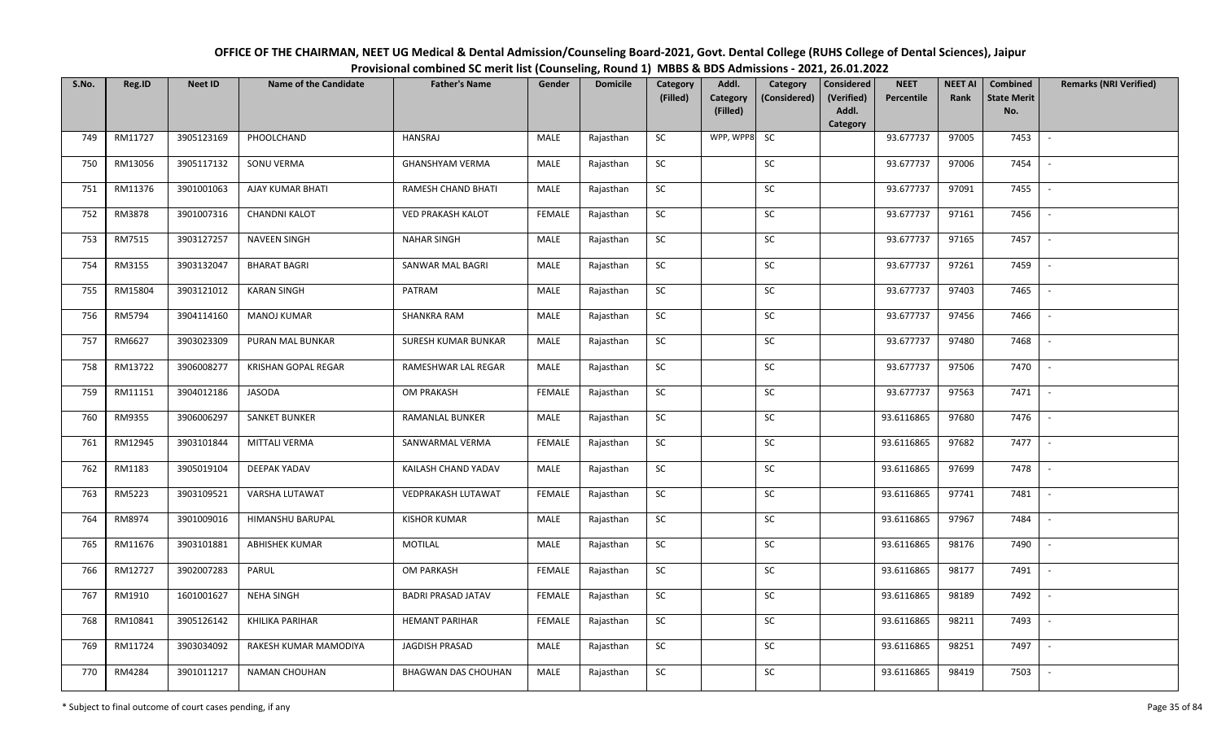# OFFICE OF THE CHAIRMAN, NEET UG Medical & Dental Admission/Counseling Board-2021, Govt. Dental College (RUHS College of Dental Sciences), Jaipur

## Provisional combined SC merit list (Counseling, Round 1) MBBS & BDS Admissions - 2021, 26.01.2022

| S.No. | Reg.ID | Neet ID | Name of the Candidate | Father's Name | Gender | Domicile | Category (Filled) | Addl. Category (Filled) | Category (Considered) | Considered (Verified) Addl. Category | NEET Percentile | NEET AI Rank | Combined State Merit No. | Remarks (NRI Verified) |
|---|---|---|---|---|---|---|---|---|---|---|---|---|---|---|
| 749 | RM11727 | 3905123169 | PHOOLCHAND | HANSRAJ | MALE | Rajasthan | SC | WPP, WPP8 | SC | | 93.677737 | 97005 | 7453 | - |
| 750 | RM13056 | 3905117132 | SONU VERMA | GHANSHYAM VERMA | MALE | Rajasthan | SC | | SC | | 93.677737 | 97006 | 7454 | - |
| 751 | RM11376 | 3901001063 | AJAY KUMAR BHATI | RAMESH CHAND BHATI | MALE | Rajasthan | SC | | SC | | 93.677737 | 97091 | 7455 | - |
| 752 | RM3878 | 3901007316 | CHANDNI KALOT | VED PRAKASH KALOT | FEMALE | Rajasthan | SC | | SC | | 93.677737 | 97161 | 7456 | - |
| 753 | RM7515 | 3903127257 | NAVEEN SINGH | NAHAR SINGH | MALE | Rajasthan | SC | | SC | | 93.677737 | 97165 | 7457 | - |
| 754 | RM3155 | 3903132047 | BHARAT BAGRI | SANWAR MAL BAGRI | MALE | Rajasthan | SC | | SC | | 93.677737 | 97261 | 7459 | - |
| 755 | RM15804 | 3903121012 | KARAN SINGH | PATRAM | MALE | Rajasthan | SC | | SC | | 93.677737 | 97403 | 7465 | - |
| 756 | RM5794 | 3904114160 | MANOJ KUMAR | SHANKRA RAM | MALE | Rajasthan | SC | | SC | | 93.677737 | 97456 | 7466 | - |
| 757 | RM6627 | 3903023309 | PURAN MAL BUNKAR | SURESH KUMAR BUNKAR | MALE | Rajasthan | SC | | SC | | 93.677737 | 97480 | 7468 | - |
| 758 | RM13722 | 3906008277 | KRISHAN GOPAL REGAR | RAMESHWAR LAL REGAR | MALE | Rajasthan | SC | | SC | | 93.677737 | 97506 | 7470 | - |
| 759 | RM11151 | 3904012186 | JASODA | OM PRAKASH | FEMALE | Rajasthan | SC | | SC | | 93.677737 | 97563 | 7471 | - |
| 760 | RM9355 | 3906006297 | SANKET BUNKER | RAMANLAL BUNKER | MALE | Rajasthan | SC | | SC | | 93.6116865 | 97680 | 7476 | - |
| 761 | RM12945 | 3903101844 | MITTALI VERMA | SANWARMAL VERMA | FEMALE | Rajasthan | SC | | SC | | 93.6116865 | 97682 | 7477 | - |
| 762 | RM1183 | 3905019104 | DEEPAK YADAV | KAILASH CHAND YADAV | MALE | Rajasthan | SC | | SC | | 93.6116865 | 97699 | 7478 | - |
| 763 | RM5223 | 3903109521 | VARSHA LUTAWAT | VEDPRAKASH LUTAWAT | FEMALE | Rajasthan | SC | | SC | | 93.6116865 | 97741 | 7481 | - |
| 764 | RM8974 | 3901009016 | HIMANSHU BARUPAL | KISHOR KUMAR | MALE | Rajasthan | SC | | SC | | 93.6116865 | 97967 | 7484 | - |
| 765 | RM11676 | 3903101881 | ABHISHEK KUMAR | MOTILAL | MALE | Rajasthan | SC | | SC | | 93.6116865 | 98176 | 7490 | - |
| 766 | RM12727 | 3902007283 | PARUL | OM PARKASH | FEMALE | Rajasthan | SC | | SC | | 93.6116865 | 98177 | 7491 | - |
| 767 | RM1910 | 1601001627 | NEHA SINGH | BADRI PRASAD JATAV | FEMALE | Rajasthan | SC | | SC | | 93.6116865 | 98189 | 7492 | - |
| 768 | RM10841 | 3905126142 | KHILIKA PARIHAR | HEMANT PARIHAR | FEMALE | Rajasthan | SC | | SC | | 93.6116865 | 98211 | 7493 | - |
| 769 | RM11724 | 3903034092 | RAKESH KUMAR MAMODIYA | JAGDISH PRASAD | MALE | Rajasthan | SC | | SC | | 93.6116865 | 98251 | 7497 | - |
| 770 | RM4284 | 3901011217 | NAMAN CHOUHAN | BHAGWAN DAS CHOUHAN | MALE | Rajasthan | SC | | SC | | 93.6116865 | 98419 | 7503 | - |

\* Subject to final outcome of court cases pending, if any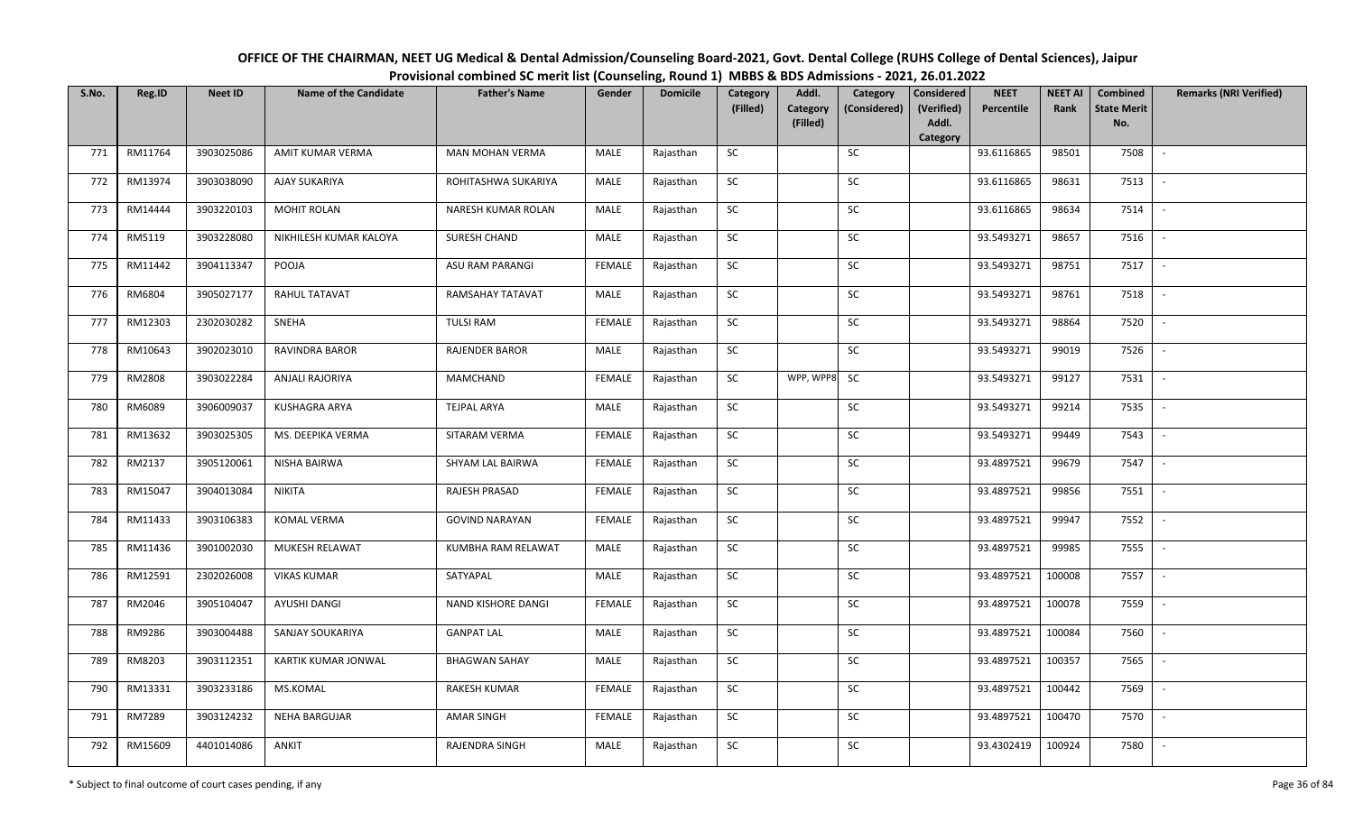# OFFICE OF THE CHAIRMAN, NEET UG Medical & Dental Admission/Counseling Board-2021, Govt. Dental College (RUHS College of Dental Sciences), Jaipur

## Provisional combined SC merit list (Counseling, Round 1) MBBS & BDS Admissions - 2021, 26.01.2022

| S.No. | Reg.ID | Neet ID | Name of the Candidate | Father's Name | Gender | Domicile | Category (Filled) | Addl. Category (Filled) | Category (Considered) | Considered (Verified) Addl. Category | NEET Percentile | NEET AI Rank | Combined State Merit No. | Remarks (NRI Verified) |
|---|---|---|---|---|---|---|---|---|---|---|---|---|---|---|
| 771 | RM11764 | 3903025086 | AMIT KUMAR VERMA | MAN MOHAN VERMA | MALE | Rajasthan | SC | | SC | | 93.6116865 | 98501 | 7508 | - |
| 772 | RM13974 | 3903038090 | AJAY SUKARIYA | ROHITASHWA SUKARIYA | MALE | Rajasthan | SC | | SC | | 93.6116865 | 98631 | 7513 | - |
| 773 | RM14444 | 3903220103 | MOHIT ROLAN | NARESH KUMAR ROLAN | MALE | Rajasthan | SC | | SC | | 93.6116865 | 98634 | 7514 | - |
| 774 | RM5119 | 3903228080 | NIKHILESH KUMAR KALOYA | SURESH CHAND | MALE | Rajasthan | SC | | SC | | 93.5493271 | 98657 | 7516 | - |
| 775 | RM11442 | 3904113347 | POOJA | ASU RAM PARANGI | FEMALE | Rajasthan | SC | | SC | | 93.5493271 | 98751 | 7517 | - |
| 776 | RM6804 | 3905027177 | RAHUL TATAVAT | RAMSAHAY TATAVAT | MALE | Rajasthan | SC | | SC | | 93.5493271 | 98761 | 7518 | - |
| 777 | RM12303 | 2302030282 | SNEHA | TULSI RAM | FEMALE | Rajasthan | SC | | SC | | 93.5493271 | 98864 | 7520 | - |
| 778 | RM10643 | 3902023010 | RAVINDRA BAROR | RAJENDER BAROR | MALE | Rajasthan | SC | | SC | | 93.5493271 | 99019 | 7526 | - |
| 779 | RM2808 | 3903022284 | ANJALI RAJORIYA | MAMCHAND | FEMALE | Rajasthan | SC | WPP, WPP8 | SC | | 93.5493271 | 99127 | 7531 | - |
| 780 | RM6089 | 3906009037 | KUSHAGRA ARYA | TEJPAL ARYA | MALE | Rajasthan | SC | | SC | | 93.5493271 | 99214 | 7535 | - |
| 781 | RM13632 | 3903025305 | MS. DEEPIKA VERMA | SITARAM VERMA | FEMALE | Rajasthan | SC | | SC | | 93.5493271 | 99449 | 7543 | - |
| 782 | RM2137 | 3905120061 | NISHA BAIRWA | SHYAM LAL BAIRWA | FEMALE | Rajasthan | SC | | SC | | 93.4897521 | 99679 | 7547 | - |
| 783 | RM15047 | 3904013084 | NIKITA | RAJESH PRASAD | FEMALE | Rajasthan | SC | | SC | | 93.4897521 | 99856 | 7551 | - |
| 784 | RM11433 | 3903106383 | KOMAL VERMA | GOVIND NARAYAN | FEMALE | Rajasthan | SC | | SC | | 93.4897521 | 99947 | 7552 | - |
| 785 | RM11436 | 3901002030 | MUKESH RELAWAT | KUMBHA RAM RELAWAT | MALE | Rajasthan | SC | | SC | | 93.4897521 | 99985 | 7555 | - |
| 786 | RM12591 | 2302026008 | VIKAS KUMAR | SATYAPAL | MALE | Rajasthan | SC | | SC | | 93.4897521 | 100008 | 7557 | - |
| 787 | RM2046 | 3905104047 | AYUSHI DANGI | NAND KISHORE DANGI | FEMALE | Rajasthan | SC | | SC | | 93.4897521 | 100078 | 7559 | - |
| 788 | RM9286 | 3903004488 | SANJAY SOUKARIYA | GANPAT LAL | MALE | Rajasthan | SC | | SC | | 93.4897521 | 100084 | 7560 | - |
| 789 | RM8203 | 3903112351 | KARTIK KUMAR JONWAL | BHAGWAN SAHAY | MALE | Rajasthan | SC | | SC | | 93.4897521 | 100357 | 7565 | - |
| 790 | RM13331 | 3903233186 | MS.KOMAL | RAKESH KUMAR | FEMALE | Rajasthan | SC | | SC | | 93.4897521 | 100442 | 7569 | - |
| 791 | RM7289 | 3903124232 | NEHA BARGUJAR | AMAR SINGH | FEMALE | Rajasthan | SC | | SC | | 93.4897521 | 100470 | 7570 | - |
| 792 | RM15609 | 4401014086 | ANKIT | RAJENDRA SINGH | MALE | Rajasthan | SC | | SC | | 93.4302419 | 100924 | 7580 | - |

\* Subject to final outcome of court cases pending, if any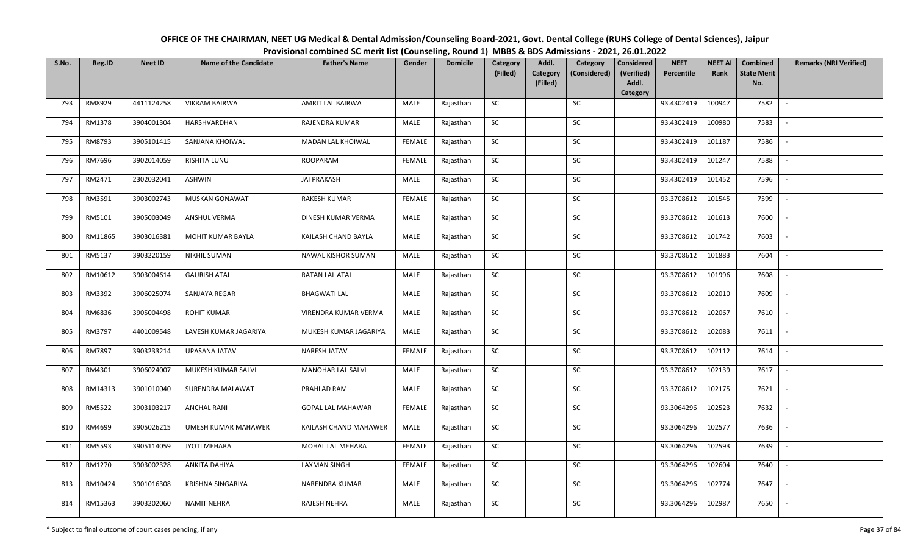# OFFICE OF THE CHAIRMAN, NEET UG Medical & Dental Admission/Counseling Board-2021, Govt. Dental College (RUHS College of Dental Sciences), Jaipur

## Provisional combined SC merit list (Counseling, Round 1) MBBS & BDS Admissions - 2021, 26.01.2022

| S.No. | Reg.ID | Neet ID | Name of the Candidate | Father's Name | Gender | Domicile | Category (Filled) | Addl. Category (Filled) | Category (Considered) | Considered (Verified) Addl. Category | NEET Percentile | NEET AI Rank | Combined State Merit No. | Remarks (NRI Verified) |
|---|---|---|---|---|---|---|---|---|---|---|---|---|---|---|
| 793 | RM8929 | 4411124258 | VIKRAM BAIRWA | AMRIT LAL BAIRWA | MALE | Rajasthan | SC | | SC | | 93.4302419 | 100947 | 7582 | - |
| 794 | RM1378 | 3904001304 | HARSHVARDHAN | RAJENDRA KUMAR | MALE | Rajasthan | SC | | SC | | 93.4302419 | 100980 | 7583 | - |
| 795 | RM8793 | 3905101415 | SANJANA KHOIWAL | MADAN LAL KHOIWAL | FEMALE | Rajasthan | SC | | SC | | 93.4302419 | 101187 | 7586 | - |
| 796 | RM7696 | 3902014059 | RISHITA LUNU | ROOPARAM | FEMALE | Rajasthan | SC | | SC | | 93.4302419 | 101247 | 7588 | - |
| 797 | RM2471 | 2302032041 | ASHWIN | JAI PRAKASH | MALE | Rajasthan | SC | | SC | | 93.4302419 | 101452 | 7596 | - |
| 798 | RM3591 | 3903002743 | MUSKAN GONAWAT | RAKESH KUMAR | FEMALE | Rajasthan | SC | | SC | | 93.3708612 | 101545 | 7599 | - |
| 799 | RM5101 | 3905003049 | ANSHUL VERMA | DINESH KUMAR VERMA | MALE | Rajasthan | SC | | SC | | 93.3708612 | 101613 | 7600 | - |
| 800 | RM11865 | 3903016381 | MOHIT KUMAR BAYLA | KAILASH CHAND BAYLA | MALE | Rajasthan | SC | | SC | | 93.3708612 | 101742 | 7603 | - |
| 801 | RM5137 | 3903220159 | NIKHIL SUMAN | NAWAL KISHOR SUMAN | MALE | Rajasthan | SC | | SC | | 93.3708612 | 101883 | 7604 | - |
| 802 | RM10612 | 3903004614 | GAURISH ATAL | RATAN LAL ATAL | MALE | Rajasthan | SC | | SC | | 93.3708612 | 101996 | 7608 | - |
| 803 | RM3392 | 3906025074 | SANJAYA REGAR | BHAGWATI LAL | MALE | Rajasthan | SC | | SC | | 93.3708612 | 102010 | 7609 | - |
| 804 | RM6836 | 3905004498 | ROHIT KUMAR | VIRENDRA KUMAR VERMA | MALE | Rajasthan | SC | | SC | | 93.3708612 | 102067 | 7610 | - |
| 805 | RM3797 | 4401009548 | LAVESH KUMAR JAGARIYA | MUKESH KUMAR JAGARIYA | MALE | Rajasthan | SC | | SC | | 93.3708612 | 102083 | 7611 | - |
| 806 | RM7897 | 3903233214 | UPASANA JATAV | NARESH JATAV | FEMALE | Rajasthan | SC | | SC | | 93.3708612 | 102112 | 7614 | - |
| 807 | RM4301 | 3906024007 | MUKESH KUMAR SALVI | MANOHAR LAL SALVI | MALE | Rajasthan | SC | | SC | | 93.3708612 | 102139 | 7617 | - |
| 808 | RM14313 | 3901010040 | SURENDRA MALAWAT | PRAHLAD RAM | MALE | Rajasthan | SC | | SC | | 93.3708612 | 102175 | 7621 | - |
| 809 | RM5522 | 3903103217 | ANCHAL RANI | GOPAL LAL MAHAWAR | FEMALE | Rajasthan | SC | | SC | | 93.3064296 | 102523 | 7632 | - |
| 810 | RM4699 | 3905026215 | UMESH KUMAR MAHAWER | KAILASH CHAND MAHAWER | MALE | Rajasthan | SC | | SC | | 93.3064296 | 102577 | 7636 | - |
| 811 | RM5593 | 3905114059 | JYOTI MEHARA | MOHAL LAL MEHARA | FEMALE | Rajasthan | SC | | SC | | 93.3064296 | 102593 | 7639 | - |
| 812 | RM1270 | 3903002328 | ANKITA DAHIYA | LAXMAN SINGH | FEMALE | Rajasthan | SC | | SC | | 93.3064296 | 102604 | 7640 | - |
| 813 | RM10424 | 3901016308 | KRISHNA SINGARIYA | NARENDRA KUMAR | MALE | Rajasthan | SC | | SC | | 93.3064296 | 102774 | 7647 | - |
| 814 | RM15363 | 3903202060 | NAMIT NEHRA | RAJESH NEHRA | MALE | Rajasthan | SC | | SC | | 93.3064296 | 102987 | 7650 | - |

\* Subject to final outcome of court cases pending, if any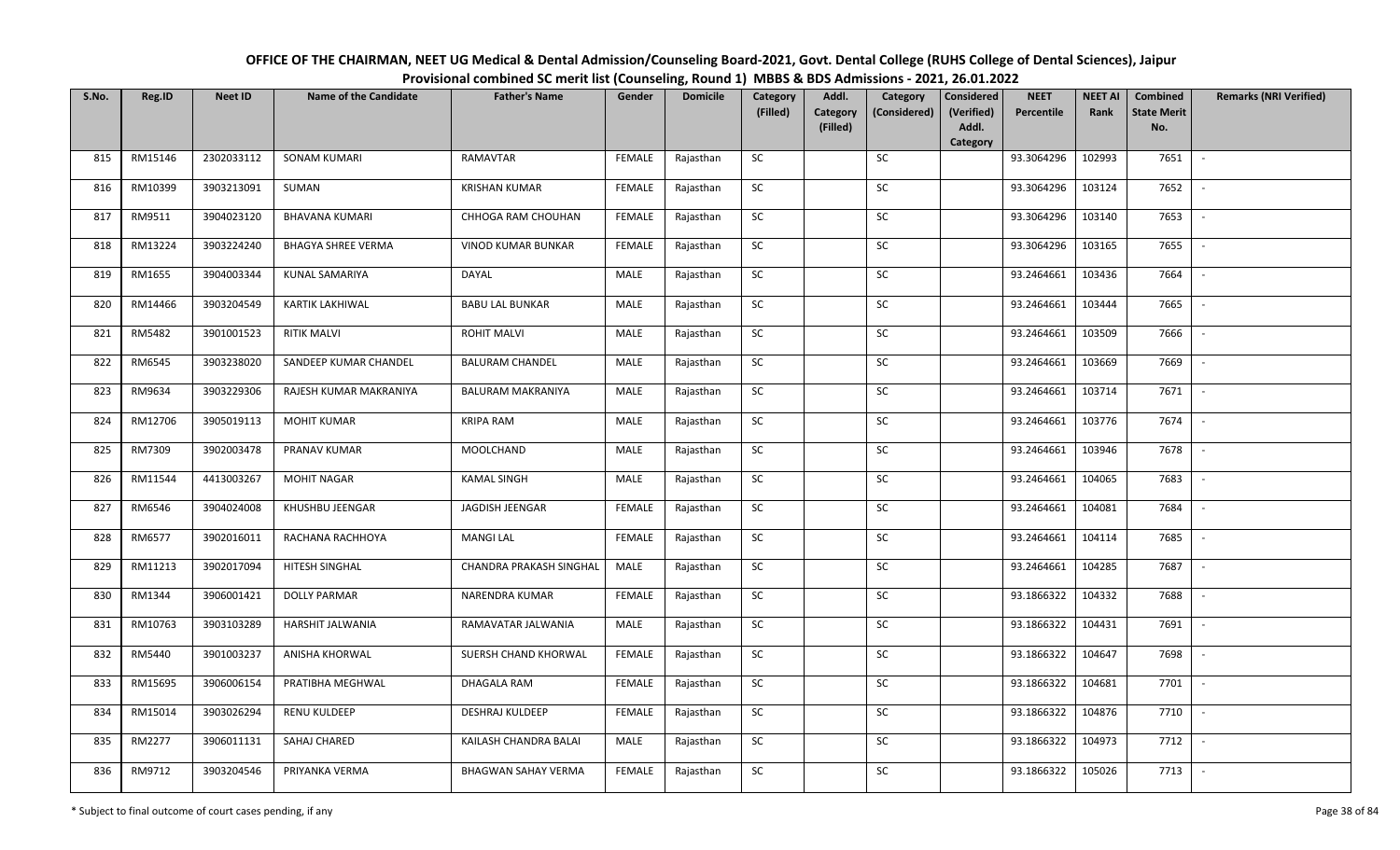# OFFICE OF THE CHAIRMAN, NEET UG Medical & Dental Admission/Counseling Board-2021, Govt. Dental College (RUHS College of Dental Sciences), Jaipur

## Provisional combined SC merit list (Counseling, Round 1) MBBS & BDS Admissions - 2021, 26.01.2022

| S.No. | Reg.ID | Neet ID | Name of the Candidate | Father's Name | Gender | Domicile | Category (Filled) | Addl. Category (Filled) | Category (Considered) | Considered (Verified) Addl. Category | NEET Percentile | NEET AI Rank | Combined State Merit No. | Remarks (NRI Verified) |
|---|---|---|---|---|---|---|---|---|---|---|---|---|---|---|
| 815 | RM15146 | 2302033112 | SONAM KUMARI | RAMAVTAR | FEMALE | Rajasthan | SC | | SC | | 93.3064296 | 102993 | 7651 | - |
| 816 | RM10399 | 3903213091 | SUMAN | KRISHAN KUMAR | FEMALE | Rajasthan | SC | | SC | | 93.3064296 | 103124 | 7652 | - |
| 817 | RM9511 | 3904023120 | BHAVANA KUMARI | CHHOGA RAM CHOUHAN | FEMALE | Rajasthan | SC | | SC | | 93.3064296 | 103140 | 7653 | - |
| 818 | RM13224 | 3903224240 | BHAGYA SHREE VERMA | VINOD KUMAR BUNKAR | FEMALE | Rajasthan | SC | | SC | | 93.3064296 | 103165 | 7655 | - |
| 819 | RM1655 | 3904003344 | KUNAL SAMARIYA | DAYAL | MALE | Rajasthan | SC | | SC | | 93.2464661 | 103436 | 7664 | - |
| 820 | RM14466 | 3903204549 | KARTIK LAKHIWAL | BABU LAL BUNKAR | MALE | Rajasthan | SC | | SC | | 93.2464661 | 103444 | 7665 | - |
| 821 | RM5482 | 3901001523 | RITIK MALVI | ROHIT MALVI | MALE | Rajasthan | SC | | SC | | 93.2464661 | 103509 | 7666 | - |
| 822 | RM6545 | 3903238020 | SANDEEP KUMAR CHANDEL | BALURAM CHANDEL | MALE | Rajasthan | SC | | SC | | 93.2464661 | 103669 | 7669 | - |
| 823 | RM9634 | 3903229306 | RAJESH KUMAR MAKRANIYA | BALURAM MAKRANIYA | MALE | Rajasthan | SC | | SC | | 93.2464661 | 103714 | 7671 | - |
| 824 | RM12706 | 3905019113 | MOHIT KUMAR | KRIPA RAM | MALE | Rajasthan | SC | | SC | | 93.2464661 | 103776 | 7674 | - |
| 825 | RM7309 | 3902003478 | PRANAV KUMAR | MOOLCHAND | MALE | Rajasthan | SC | | SC | | 93.2464661 | 103946 | 7678 | - |
| 826 | RM11544 | 4413003267 | MOHIT NAGAR | KAMAL SINGH | MALE | Rajasthan | SC | | SC | | 93.2464661 | 104065 | 7683 | - |
| 827 | RM6546 | 3904024008 | KHUSHBU JEENGAR | JAGDISH JEENGAR | FEMALE | Rajasthan | SC | | SC | | 93.2464661 | 104081 | 7684 | - |
| 828 | RM6577 | 3902016011 | RACHANA RACHHOYA | MANGI LAL | FEMALE | Rajasthan | SC | | SC | | 93.2464661 | 104114 | 7685 | - |
| 829 | RM11213 | 3902017094 | HITESH SINGHAL | CHANDRA PRAKASH SINGHAL | MALE | Rajasthan | SC | | SC | | 93.2464661 | 104285 | 7687 | - |
| 830 | RM1344 | 3906001421 | DOLLY PARMAR | NARENDRA KUMAR | FEMALE | Rajasthan | SC | | SC | | 93.1866322 | 104332 | 7688 | - |
| 831 | RM10763 | 3903103289 | HARSHIT JALWANIA | RAMAVATAR JALWANIA | MALE | Rajasthan | SC | | SC | | 93.1866322 | 104431 | 7691 | - |
| 832 | RM5440 | 3901003237 | ANISHA KHORWAL | SUERSH CHAND KHORWAL | FEMALE | Rajasthan | SC | | SC | | 93.1866322 | 104647 | 7698 | - |
| 833 | RM15695 | 3906006154 | PRATIBHA MEGHWAL | DHAGALA RAM | FEMALE | Rajasthan | SC | | SC | | 93.1866322 | 104681 | 7701 | - |
| 834 | RM15014 | 3903026294 | RENU KULDEEP | DESHRAJ KULDEEP | FEMALE | Rajasthan | SC | | SC | | 93.1866322 | 104876 | 7710 | - |
| 835 | RM2277 | 3906011131 | SAHAJ CHARED | KAILASH CHANDRA BALAI | MALE | Rajasthan | SC | | SC | | 93.1866322 | 104973 | 7712 | - |
| 836 | RM9712 | 3903204546 | PRIYANKA VERMA | BHAGWAN SAHAY VERMA | FEMALE | Rajasthan | SC | | SC | | 93.1866322 | 105026 | 7713 | - |

\* Subject to final outcome of court cases pending, if any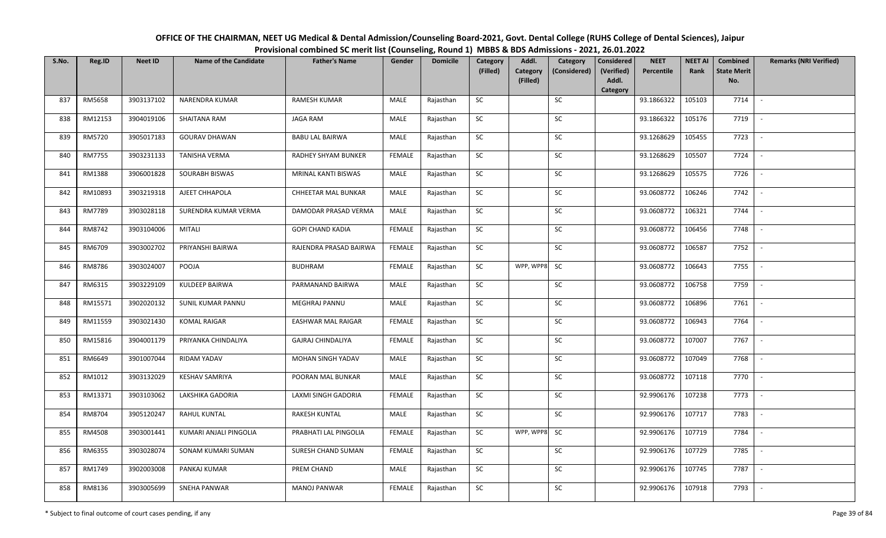# OFFICE OF THE CHAIRMAN, NEET UG Medical & Dental Admission/Counseling Board-2021, Govt. Dental College (RUHS College of Dental Sciences), Jaipur

## Provisional combined SC merit list (Counseling, Round 1) MBBS & BDS Admissions - 2021, 26.01.2022

| S.No. | Reg.ID | Neet ID | Name of the Candidate | Father's Name | Gender | Domicile | Category (Filled) | Addl. Category (Filled) | Category (Considered) | Considered (Verified) Addl. Category | NEET Percentile | NEET AI Rank | Combined State Merit No. | Remarks (NRI Verified) |
|---|---|---|---|---|---|---|---|---|---|---|---|---|---|---|
| 837 | RM5658 | 3903137102 | NARENDRA KUMAR | RAMESH KUMAR | MALE | Rajasthan | SC | | SC | | 93.1866322 | 105103 | 7714 | - |
| 838 | RM12153 | 3904019106 | SHAITANA RAM | JAGA RAM | MALE | Rajasthan | SC | | SC | | 93.1866322 | 105176 | 7719 | - |
| 839 | RM5720 | 3905017183 | GOURAV DHAWAN | BABU LAL BAIRWA | MALE | Rajasthan | SC | | SC | | 93.1268629 | 105455 | 7723 | - |
| 840 | RM7755 | 3903231133 | TANISHA VERMA | RADHEY SHYAM BUNKER | FEMALE | Rajasthan | SC | | SC | | 93.1268629 | 105507 | 7724 | - |
| 841 | RM1388 | 3906001828 | SOURABH BISWAS | MRINAL KANTI BISWAS | MALE | Rajasthan | SC | | SC | | 93.1268629 | 105575 | 7726 | - |
| 842 | RM10893 | 3903219318 | AJEET CHHAPOLA | CHHEETAR MAL BUNKAR | MALE | Rajasthan | SC | | SC | | 93.0608772 | 106246 | 7742 | - |
| 843 | RM7789 | 3903028118 | SURENDRA KUMAR VERMA | DAMODAR PRASAD VERMA | MALE | Rajasthan | SC | | SC | | 93.0608772 | 106321 | 7744 | - |
| 844 | RM8742 | 3903104006 | MITALI | GOPI CHAND KADIA | FEMALE | Rajasthan | SC | | SC | | 93.0608772 | 106456 | 7748 | - |
| 845 | RM6709 | 3903002702 | PRIYANSHI BAIRWA | RAJENDRA PRASAD BAIRWA | FEMALE | Rajasthan | SC | | SC | | 93.0608772 | 106587 | 7752 | - |
| 846 | RM8786 | 3903024007 | POOJA | BUDHRAM | FEMALE | Rajasthan | SC | WPP, WPP8 | SC | | 93.0608772 | 106643 | 7755 | - |
| 847 | RM6315 | 3903229109 | KULDEEP BAIRWA | PARMANAND BAIRWA | MALE | Rajasthan | SC | | SC | | 93.0608772 | 106758 | 7759 | - |
| 848 | RM15571 | 3902020132 | SUNIL KUMAR PANNU | MEGHRAJ PANNU | MALE | Rajasthan | SC | | SC | | 93.0608772 | 106896 | 7761 | - |
| 849 | RM11559 | 3903021430 | KOMAL RAIGAR | EASHWAR MAL RAIGAR | FEMALE | Rajasthan | SC | | SC | | 93.0608772 | 106943 | 7764 | - |
| 850 | RM15816 | 3904001179 | PRIYANKA CHINDALIYA | GAJRAJ CHINDALIYA | FEMALE | Rajasthan | SC | | SC | | 93.0608772 | 107007 | 7767 | - |
| 851 | RM6649 | 3901007044 | RIDAM YADAV | MOHAN SINGH YADAV | MALE | Rajasthan | SC | | SC | | 93.0608772 | 107049 | 7768 | - |
| 852 | RM1012 | 3903132029 | KESHAV SAMRIYA | POORAN MAL BUNKAR | MALE | Rajasthan | SC | | SC | | 93.0608772 | 107118 | 7770 | - |
| 853 | RM13371 | 3903103062 | LAKSHIKA GADORIA | LAXMI SINGH GADORIA | FEMALE | Rajasthan | SC | | SC | | 92.9906176 | 107238 | 7773 | - |
| 854 | RM8704 | 3905120247 | RAHUL KUNTAL | RAKESH KUNTAL | MALE | Rajasthan | SC | | SC | | 92.9906176 | 107717 | 7783 | - |
| 855 | RM4508 | 3903001441 | KUMARI ANJALI PINGOLIA | PRABHATI LAL PINGOLIA | FEMALE | Rajasthan | SC | WPP, WPP8 | SC | | 92.9906176 | 107719 | 7784 | - |
| 856 | RM6355 | 3903028074 | SONAM KUMARI SUMAN | SURESH CHAND SUMAN | FEMALE | Rajasthan | SC | | SC | | 92.9906176 | 107729 | 7785 | - |
| 857 | RM1749 | 3902003008 | PANKAJ KUMAR | PREM CHAND | MALE | Rajasthan | SC | | SC | | 92.9906176 | 107745 | 7787 | - |
| 858 | RM8136 | 3903005699 | SNEHA PANWAR | MANOJ PANWAR | FEMALE | Rajasthan | SC | | SC | | 92.9906176 | 107918 | 7793 | - |

\* Subject to final outcome of court cases pending, if any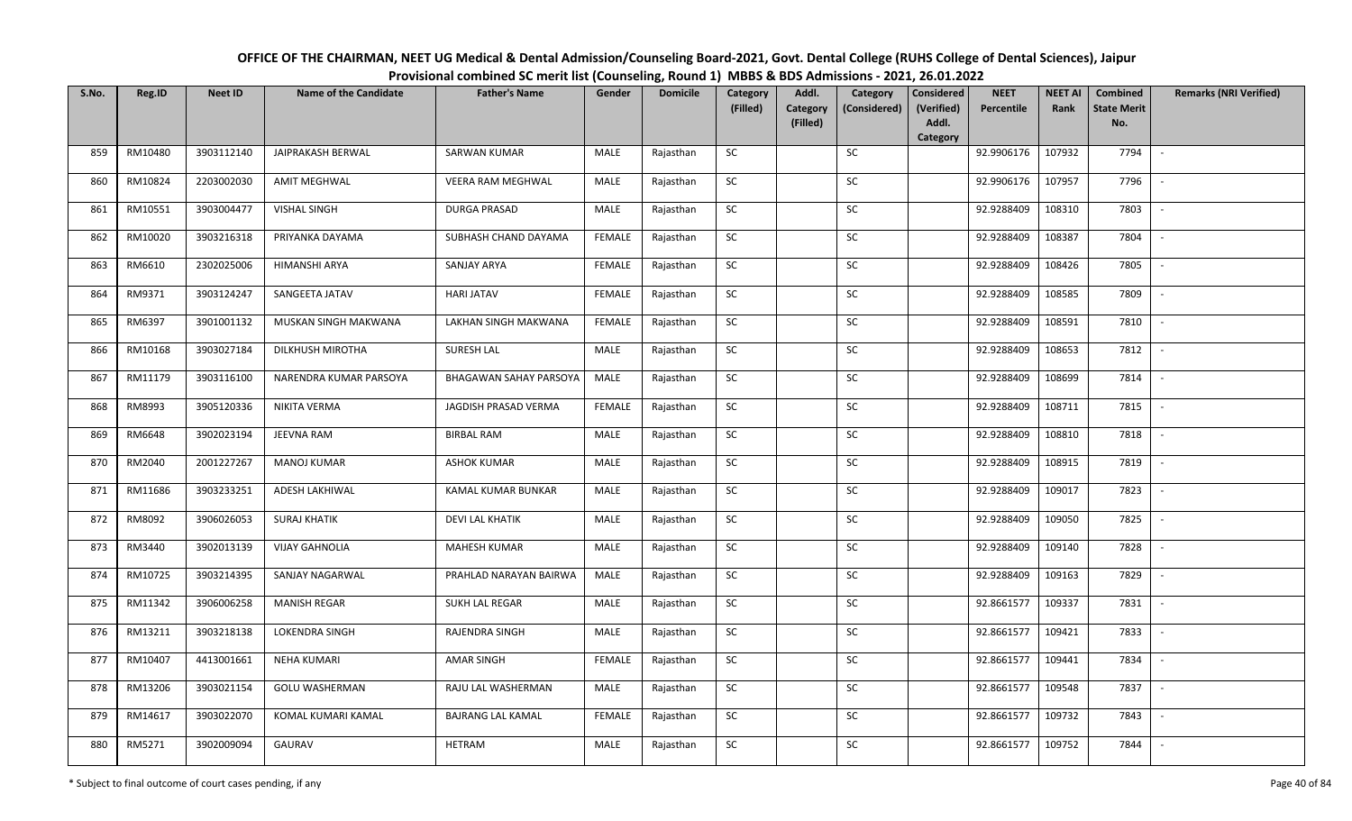OFFICE OF THE CHAIRMAN, NEET UG Medical & Dental Admission/Counseling Board-2021, Govt. Dental College (RUHS College of Dental Sciences), Jaipur

Provisional combined SC merit list (Counseling, Round 1) MBBS & BDS Admissions - 2021, 26.01.2022

| S.No. | Reg.ID | Neet ID | Name of the Candidate | Father's Name | Gender | Domicile | Category (Filled) | Addl. Category (Filled) | Category (Considered) | Considered (Verified) Addl. Category | NEET Percentile | NEET AI Rank | Combined State Merit No. | Remarks (NRI Verified) |
|---|---|---|---|---|---|---|---|---|---|---|---|---|---|---|
| 859 | RM10480 | 3903112140 | JAIPRAKASH BERWAL | SARWAN KUMAR | MALE | Rajasthan | SC | | SC | | 92.9906176 | 107932 | 7794 | - |
| 860 | RM10824 | 2203002030 | AMIT MEGHWAL | VEERA RAM MEGHWAL | MALE | Rajasthan | SC | | SC | | 92.9906176 | 107957 | 7796 | - |
| 861 | RM10551 | 3903004477 | VISHAL SINGH | DURGA PRASAD | MALE | Rajasthan | SC | | SC | | 92.9288409 | 108310 | 7803 | - |
| 862 | RM10020 | 3903216318 | PRIYANKA DAYAMA | SUBHASH CHAND DAYAMA | FEMALE | Rajasthan | SC | | SC | | 92.9288409 | 108387 | 7804 | - |
| 863 | RM6610 | 2302025006 | HIMANSHI ARYA | SANJAY ARYA | FEMALE | Rajasthan | SC | | SC | | 92.9288409 | 108426 | 7805 | - |
| 864 | RM9371 | 3903124247 | SANGEETA JATAV | HARI JATAV | FEMALE | Rajasthan | SC | | SC | | 92.9288409 | 108585 | 7809 | - |
| 865 | RM6397 | 3901001132 | MUSKAN SINGH MAKWANA | LAKHAN SINGH MAKWANA | FEMALE | Rajasthan | SC | | SC | | 92.9288409 | 108591 | 7810 | - |
| 866 | RM10168 | 3903027184 | DILKHUSH MIROTHA | SURESH LAL | MALE | Rajasthan | SC | | SC | | 92.9288409 | 108653 | 7812 | - |
| 867 | RM11179 | 3903116100 | NARENDRA KUMAR PARSOYA | BHAGAWAN SAHAY PARSOYA | MALE | Rajasthan | SC | | SC | | 92.9288409 | 108699 | 7814 | - |
| 868 | RM8993 | 3905120336 | NIKITA VERMA | JAGDISH PRASAD VERMA | FEMALE | Rajasthan | SC | | SC | | 92.9288409 | 108711 | 7815 | - |
| 869 | RM6648 | 3902023194 | JEEVNA RAM | BIRBAL RAM | MALE | Rajasthan | SC | | SC | | 92.9288409 | 108810 | 7818 | - |
| 870 | RM2040 | 2001227267 | MANOJ KUMAR | ASHOK KUMAR | MALE | Rajasthan | SC | | SC | | 92.9288409 | 108915 | 7819 | - |
| 871 | RM11686 | 3903233251 | ADESH LAKHIWAL | KAMAL KUMAR BUNKAR | MALE | Rajasthan | SC | | SC | | 92.9288409 | 109017 | 7823 | - |
| 872 | RM8092 | 3906026053 | SURAJ KHATIK | DEVI LAL KHATIK | MALE | Rajasthan | SC | | SC | | 92.9288409 | 109050 | 7825 | - |
| 873 | RM3440 | 3902013139 | VIJAY GAHNOLIA | MAHESH KUMAR | MALE | Rajasthan | SC | | SC | | 92.9288409 | 109140 | 7828 | - |
| 874 | RM10725 | 3903214395 | SANJAY NAGARWAL | PRAHLAD NARAYAN BAIRWA | MALE | Rajasthan | SC | | SC | | 92.9288409 | 109163 | 7829 | - |
| 875 | RM11342 | 3906006258 | MANISH REGAR | SUKH LAL REGAR | MALE | Rajasthan | SC | | SC | | 92.8661577 | 109337 | 7831 | - |
| 876 | RM13211 | 3903218138 | LOKENDRA SINGH | RAJENDRA SINGH | MALE | Rajasthan | SC | | SC | | 92.8661577 | 109421 | 7833 | - |
| 877 | RM10407 | 4413001661 | NEHA KUMARI | AMAR SINGH | FEMALE | Rajasthan | SC | | SC | | 92.8661577 | 109441 | 7834 | - |
| 878 | RM13206 | 3903021154 | GOLU WASHERMAN | RAJU LAL WASHERMAN | MALE | Rajasthan | SC | | SC | | 92.8661577 | 109548 | 7837 | - |
| 879 | RM14617 | 3903022070 | KOMAL KUMARI KAMAL | BAJRANG LAL KAMAL | FEMALE | Rajasthan | SC | | SC | | 92.8661577 | 109732 | 7843 | - |
| 880 | RM5271 | 3902009094 | GAURAV | HETRAM | MALE | Rajasthan | SC | | SC | | 92.8661577 | 109752 | 7844 | - |

\* Subject to final outcome of court cases pending, if any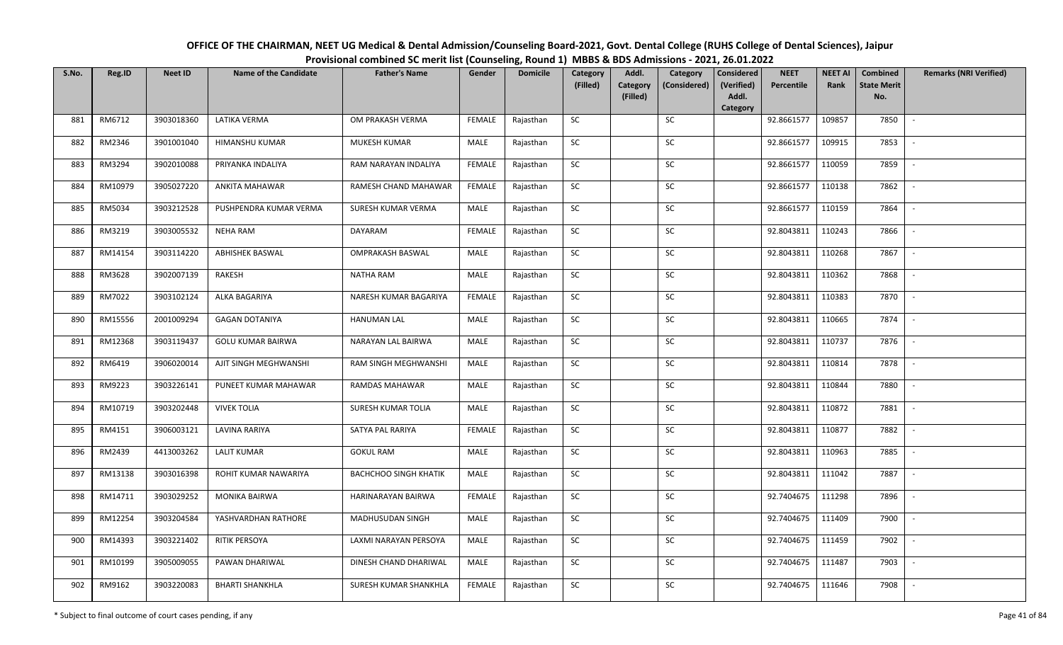# OFFICE OF THE CHAIRMAN, NEET UG Medical & Dental Admission/Counseling Board-2021, Govt. Dental College (RUHS College of Dental Sciences), Jaipur

## Provisional combined SC merit list (Counseling, Round 1) MBBS & BDS Admissions - 2021, 26.01.2022

| S.No. | Reg.ID | Neet ID | Name of the Candidate | Father's Name | Gender | Domicile | Category (Filled) | Addl. Category (Filled) | Category (Considered) | Considered (Verified) Addl. Category | NEET Percentile | NEET AI Rank | Combined State Merit No. | Remarks (NRI Verified) |
|---|---|---|---|---|---|---|---|---|---|---|---|---|---|---|
| 881 | RM6712 | 3903018360 | LATIKA VERMA | OM PRAKASH VERMA | FEMALE | Rajasthan | SC | | SC | | 92.8661577 | 109857 | 7850 | - |
| 882 | RM2346 | 3901001040 | HIMANSHU KUMAR | MUKESH KUMAR | MALE | Rajasthan | SC | | SC | | 92.8661577 | 109915 | 7853 | - |
| 883 | RM3294 | 3902010088 | PRIYANKA INDALIYA | RAM NARAYAN INDALIYA | FEMALE | Rajasthan | SC | | SC | | 92.8661577 | 110059 | 7859 | - |
| 884 | RM10979 | 3905027220 | ANKITA MAHAWAR | RAMESH CHAND MAHAWAR | FEMALE | Rajasthan | SC | | SC | | 92.8661577 | 110138 | 7862 | - |
| 885 | RM5034 | 3903212528 | PUSHPENDRA KUMAR VERMA | SURESH KUMAR VERMA | MALE | Rajasthan | SC | | SC | | 92.8661577 | 110159 | 7864 | - |
| 886 | RM3219 | 3903005532 | NEHA RAM | DAYARAM | FEMALE | Rajasthan | SC | | SC | | 92.8043811 | 110243 | 7866 | - |
| 887 | RM14154 | 3903114220 | ABHISHEK BASWAL | OMPRAKASH BASWAL | MALE | Rajasthan | SC | | SC | | 92.8043811 | 110268 | 7867 | - |
| 888 | RM3628 | 3902007139 | RAKESH | NATHA RAM | MALE | Rajasthan | SC | | SC | | 92.8043811 | 110362 | 7868 | - |
| 889 | RM7022 | 3903102124 | ALKA BAGARIYA | NARESH KUMAR BAGARIYA | FEMALE | Rajasthan | SC | | SC | | 92.8043811 | 110383 | 7870 | - |
| 890 | RM15556 | 2001009294 | GAGAN DOTANIYA | HANUMAN LAL | MALE | Rajasthan | SC | | SC | | 92.8043811 | 110665 | 7874 | - |
| 891 | RM12368 | 3903119437 | GOLU KUMAR BAIRWA | NARAYAN LAL BAIRWA | MALE | Rajasthan | SC | | SC | | 92.8043811 | 110737 | 7876 | - |
| 892 | RM6419 | 3906020014 | AJIT SINGH MEGHWANSHI | RAM SINGH MEGHWANSHI | MALE | Rajasthan | SC | | SC | | 92.8043811 | 110814 | 7878 | - |
| 893 | RM9223 | 3903226141 | PUNEET KUMAR MAHAWAR | RAMDAS MAHAWAR | MALE | Rajasthan | SC | | SC | | 92.8043811 | 110844 | 7880 | - |
| 894 | RM10719 | 3903202448 | VIVEK TOLIA | SURESH KUMAR TOLIA | MALE | Rajasthan | SC | | SC | | 92.8043811 | 110872 | 7881 | - |
| 895 | RM4151 | 3906003121 | LAVINA RARIYA | SATYA PAL RARIYA | FEMALE | Rajasthan | SC | | SC | | 92.8043811 | 110877 | 7882 | - |
| 896 | RM2439 | 4413003262 | LALIT KUMAR | GOKUL RAM | MALE | Rajasthan | SC | | SC | | 92.8043811 | 110963 | 7885 | - |
| 897 | RM13138 | 3903016398 | ROHIT KUMAR NAWARIYA | BACHCHOO SINGH KHATIK | MALE | Rajasthan | SC | | SC | | 92.8043811 | 111042 | 7887 | - |
| 898 | RM14711 | 3903029252 | MONIKA BAIRWA | HARINARAYAN BAIRWA | FEMALE | Rajasthan | SC | | SC | | 92.7404675 | 111298 | 7896 | - |
| 899 | RM12254 | 3903204584 | YASHVARDHAN RATHORE | MADHUSUDAN SINGH | MALE | Rajasthan | SC | | SC | | 92.7404675 | 111409 | 7900 | - |
| 900 | RM14393 | 3903221402 | RITIK PERSOYA | LAXMI NARAYAN PERSOYA | MALE | Rajasthan | SC | | SC | | 92.7404675 | 111459 | 7902 | - |
| 901 | RM10199 | 3905009055 | PAWAN DHARIWAL | DINESH CHAND DHARIWAL | MALE | Rajasthan | SC | | SC | | 92.7404675 | 111487 | 7903 | - |
| 902 | RM9162 | 3903220083 | BHARTI SHANKHLA | SURESH KUMAR SHANKHLA | FEMALE | Rajasthan | SC | | SC | | 92.7404675 | 111646 | 7908 | - |

\* Subject to final outcome of court cases pending, if any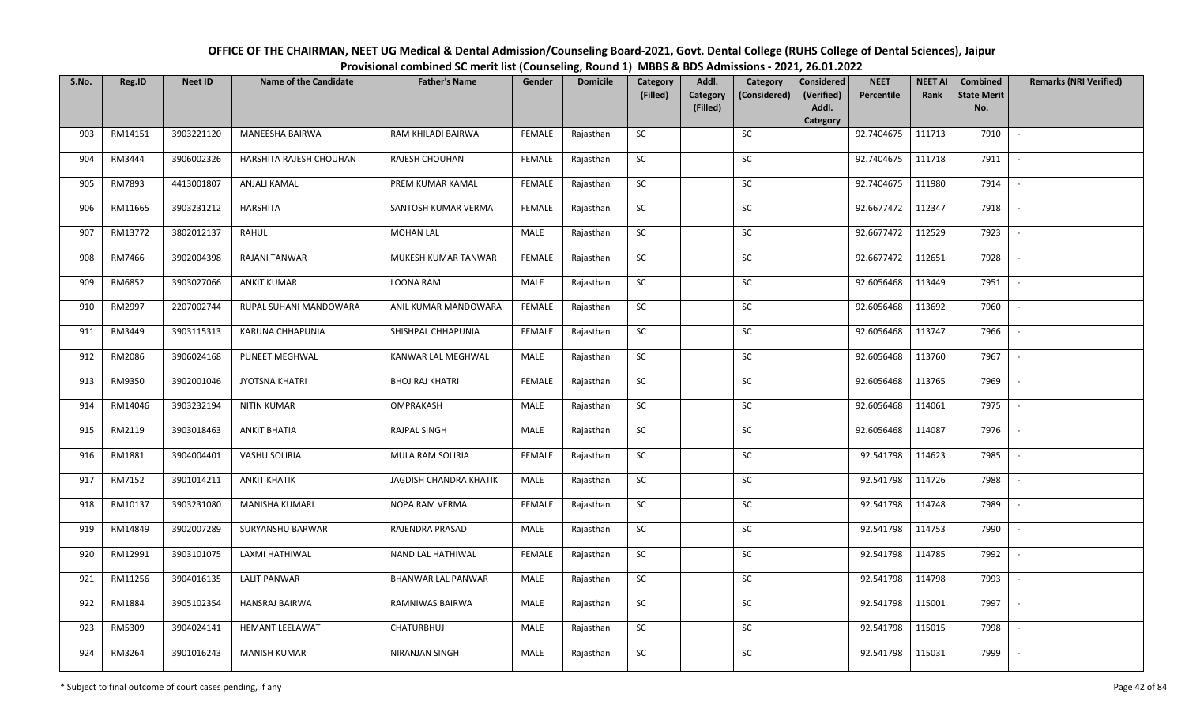# OFFICE OF THE CHAIRMAN, NEET UG Medical & Dental Admission/Counseling Board-2021, Govt. Dental College (RUHS College of Dental Sciences), Jaipur

## Provisional combined SC merit list (Counseling, Round 1) MBBS & BDS Admissions - 2021, 26.01.2022

| S.No. | Reg.ID | Neet ID | Name of the Candidate | Father's Name | Gender | Domicile | Category (Filled) | Addl. Category (Filled) | Category (Considered) | Considered (Verified) Addl. Category | NEET Percentile | NEET AI Rank | Combined State Merit No. | Remarks (NRI Verified) |
|---|---|---|---|---|---|---|---|---|---|---|---|---|---|---|
| 903 | RM14151 | 3903221120 | MANEESHA BAIRWA | RAM KHILADI BAIRWA | FEMALE | Rajasthan | SC | | SC | | 92.7404675 | 111713 | 7910 | - |
| 904 | RM3444 | 3906002326 | HARSHITA RAJESH CHOUHAN | RAJESH CHOUHAN | FEMALE | Rajasthan | SC | | SC | | 92.7404675 | 111718 | 7911 | - |
| 905 | RM7893 | 4413001807 | ANJALI KAMAL | PREM KUMAR KAMAL | FEMALE | Rajasthan | SC | | SC | | 92.7404675 | 111980 | 7914 | - |
| 906 | RM11665 | 3903231212 | HARSHITA | SANTOSH KUMAR VERMA | FEMALE | Rajasthan | SC | | SC | | 92.6677472 | 112347 | 7918 | - |
| 907 | RM13772 | 3802012137 | RAHUL | MOHAN LAL | MALE | Rajasthan | SC | | SC | | 92.6677472 | 112529 | 7923 | - |
| 908 | RM7466 | 3902004398 | RAJANI TANWAR | MUKESH KUMAR TANWAR | FEMALE | Rajasthan | SC | | SC | | 92.6677472 | 112651 | 7928 | - |
| 909 | RM6852 | 3903027066 | ANKIT KUMAR | LOONA RAM | MALE | Rajasthan | SC | | SC | | 92.6056468 | 113449 | 7951 | - |
| 910 | RM2997 | 2207002744 | RUPAL SUHANI MANDOWARA | ANIL KUMAR MANDOWARA | FEMALE | Rajasthan | SC | | SC | | 92.6056468 | 113692 | 7960 | - |
| 911 | RM3449 | 3903115313 | KARUNA CHHAPUNIA | SHISHPAL CHHAPUNIA | FEMALE | Rajasthan | SC | | SC | | 92.6056468 | 113747 | 7966 | - |
| 912 | RM2086 | 3906024168 | PUNEET MEGHWAL | KANWAR LAL MEGHWAL | MALE | Rajasthan | SC | | SC | | 92.6056468 | 113760 | 7967 | - |
| 913 | RM9350 | 3902001046 | JYOTSNA KHATRI | BHOJ RAJ KHATRI | FEMALE | Rajasthan | SC | | SC | | 92.6056468 | 113765 | 7969 | - |
| 914 | RM14046 | 3903232194 | NITIN KUMAR | OMPRAKASH | MALE | Rajasthan | SC | | SC | | 92.6056468 | 114061 | 7975 | - |
| 915 | RM2119 | 3903018463 | ANKIT BHATIA | RAJPAL SINGH | MALE | Rajasthan | SC | | SC | | 92.6056468 | 114087 | 7976 | - |
| 916 | RM1881 | 3904004401 | VASHU SOLIRIA | MULA RAM SOLIRIA | FEMALE | Rajasthan | SC | | SC | | 92.541798 | 114623 | 7985 | - |
| 917 | RM7152 | 3901014211 | ANKIT KHATIK | JAGDISH CHANDRA KHATIK | MALE | Rajasthan | SC | | SC | | 92.541798 | 114726 | 7988 | - |
| 918 | RM10137 | 3903231080 | MANISHA KUMARI | NOPA RAM VERMA | FEMALE | Rajasthan | SC | | SC | | 92.541798 | 114748 | 7989 | - |
| 919 | RM14849 | 3902007289 | SURYANSHU BARWAR | RAJENDRA PRASAD | MALE | Rajasthan | SC | | SC | | 92.541798 | 114753 | 7990 | - |
| 920 | RM12991 | 3903101075 | LAXMI HATHIWAL | NAND LAL HATHIWAL | FEMALE | Rajasthan | SC | | SC | | 92.541798 | 114785 | 7992 | - |
| 921 | RM11256 | 3904016135 | LALIT PANWAR | BHANWAR LAL PANWAR | MALE | Rajasthan | SC | | SC | | 92.541798 | 114798 | 7993 | - |
| 922 | RM1884 | 3905102354 | HANSRAJ BAIRWA | RAMNIWAS BAIRWA | MALE | Rajasthan | SC | | SC | | 92.541798 | 115001 | 7997 | - |
| 923 | RM5309 | 3904024141 | HEMANT LEELAWAT | CHATURBHUJ | MALE | Rajasthan | SC | | SC | | 92.541798 | 115015 | 7998 | - |
| 924 | RM3264 | 3901016243 | MANISH KUMAR | NIRANJAN SINGH | MALE | Rajasthan | SC | | SC | | 92.541798 | 115031 | 7999 | - |

\* Subject to final outcome of court cases pending, if any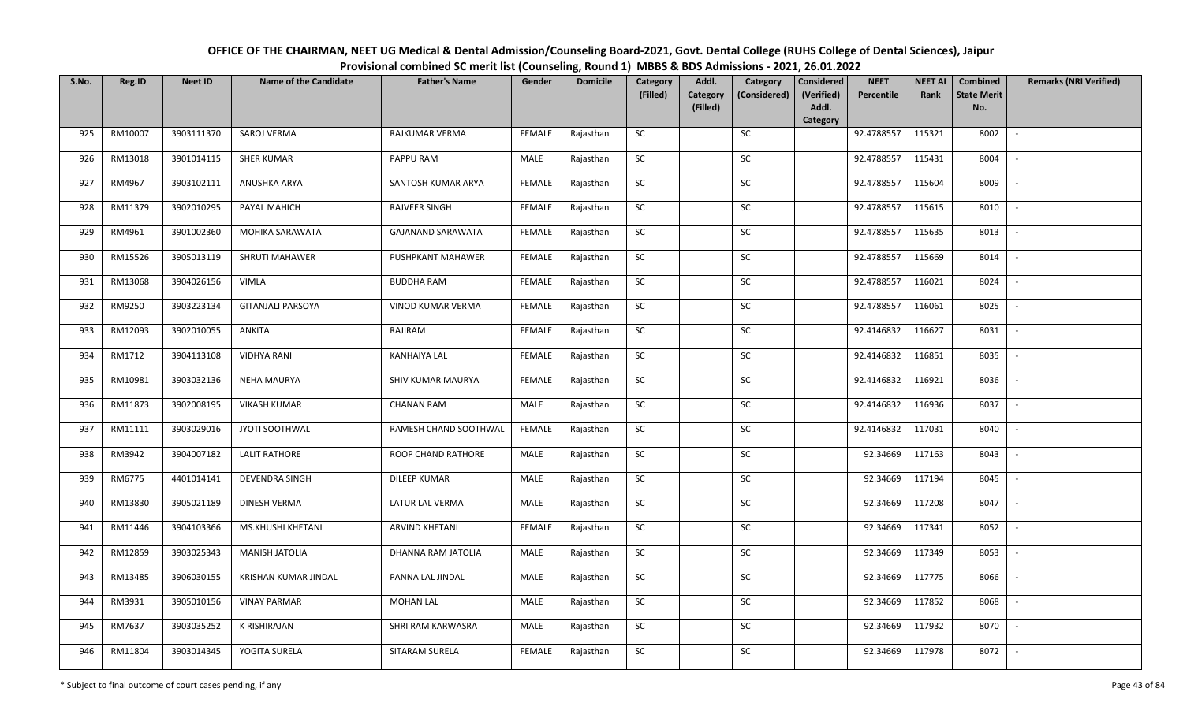# OFFICE OF THE CHAIRMAN, NEET UG Medical & Dental Admission/Counseling Board-2021, Govt. Dental College (RUHS College of Dental Sciences), Jaipur

## Provisional combined SC merit list (Counseling, Round 1) MBBS & BDS Admissions - 2021, 26.01.2022

| S.No. | Reg.ID | Neet ID | Name of the Candidate | Father's Name | Gender | Domicile | Category (Filled) | Addl. Category (Filled) | Category (Considered) | Considered (Verified) Addl. Category | NEET Percentile | NEET AI Rank | Combined State Merit No. | Remarks (NRI Verified) |
|---|---|---|---|---|---|---|---|---|---|---|---|---|---|---|
| 925 | RM10007 | 3903111370 | SAROJ VERMA | RAJKUMAR VERMA | FEMALE | Rajasthan | SC | | SC | | 92.4788557 | 115321 | 8002 | - |
| 926 | RM13018 | 3901014115 | SHER KUMAR | PAPPU RAM | MALE | Rajasthan | SC | | SC | | 92.4788557 | 115431 | 8004 | - |
| 927 | RM4967 | 3903102111 | ANUSHKA ARYA | SANTOSH KUMAR ARYA | FEMALE | Rajasthan | SC | | SC | | 92.4788557 | 115604 | 8009 | - |
| 928 | RM11379 | 3902010295 | PAYAL MAHICH | RAJVEER SINGH | FEMALE | Rajasthan | SC | | SC | | 92.4788557 | 115615 | 8010 | - |
| 929 | RM4961 | 3901002360 | MOHIKA SARAWATA | GAJANAND SARAWATA | FEMALE | Rajasthan | SC | | SC | | 92.4788557 | 115635 | 8013 | - |
| 930 | RM15526 | 3905013119 | SHRUTI MAHAWER | PUSHPKANT MAHAWER | FEMALE | Rajasthan | SC | | SC | | 92.4788557 | 115669 | 8014 | - |
| 931 | RM13068 | 3904026156 | VIMLA | BUDDHA RAM | FEMALE | Rajasthan | SC | | SC | | 92.4788557 | 116021 | 8024 | - |
| 932 | RM9250 | 3903223134 | GITANJALI PARSOYA | VINOD KUMAR VERMA | FEMALE | Rajasthan | SC | | SC | | 92.4788557 | 116061 | 8025 | - |
| 933 | RM12093 | 3902010055 | ANKITA | RAJIRAM | FEMALE | Rajasthan | SC | | SC | | 92.4146832 | 116627 | 8031 | - |
| 934 | RM1712 | 3904113108 | VIDHYA RANI | KANHAIYA LAL | FEMALE | Rajasthan | SC | | SC | | 92.4146832 | 116851 | 8035 | - |
| 935 | RM10981 | 3903032136 | NEHA MAURYA | SHIV KUMAR MAURYA | FEMALE | Rajasthan | SC | | SC | | 92.4146832 | 116921 | 8036 | - |
| 936 | RM11873 | 3902008195 | VIKASH KUMAR | CHANAN RAM | MALE | Rajasthan | SC | | SC | | 92.4146832 | 116936 | 8037 | - |
| 937 | RM11111 | 3903029016 | JYOTI SOOTHWAL | RAMESH CHAND SOOTHWAL | FEMALE | Rajasthan | SC | | SC | | 92.4146832 | 117031 | 8040 | - |
| 938 | RM3942 | 3904007182 | LALIT RATHORE | ROOP CHAND RATHORE | MALE | Rajasthan | SC | | SC | | 92.34669 | 117163 | 8043 | - |
| 939 | RM6775 | 4401014141 | DEVENDRA SINGH | DILEEP KUMAR | MALE | Rajasthan | SC | | SC | | 92.34669 | 117194 | 8045 | - |
| 940 | RM13830 | 3905021189 | DINESH VERMA | LATUR LAL VERMA | MALE | Rajasthan | SC | | SC | | 92.34669 | 117208 | 8047 | - |
| 941 | RM11446 | 3904103366 | MS.KHUSHI KHETANI | ARVIND KHETANI | FEMALE | Rajasthan | SC | | SC | | 92.34669 | 117341 | 8052 | - |
| 942 | RM12859 | 3903025343 | MANISH JATOLIA | DHANNA RAM JATOLIA | MALE | Rajasthan | SC | | SC | | 92.34669 | 117349 | 8053 | - |
| 943 | RM13485 | 3906030155 | KRISHAN KUMAR JINDAL | PANNA LAL JINDAL | MALE | Rajasthan | SC | | SC | | 92.34669 | 117775 | 8066 | - |
| 944 | RM3931 | 3905010156 | VINAY PARMAR | MOHAN LAL | MALE | Rajasthan | SC | | SC | | 92.34669 | 117852 | 8068 | - |
| 945 | RM7637 | 3903035252 | K RISHIRAJAN | SHRI RAM KARWASRA | MALE | Rajasthan | SC | | SC | | 92.34669 | 117932 | 8070 | - |
| 946 | RM11804 | 3903014345 | YOGITA SURELA | SITARAM SURELA | FEMALE | Rajasthan | SC | | SC | | 92.34669 | 117978 | 8072 | - |

\* Subject to final outcome of court cases pending, if any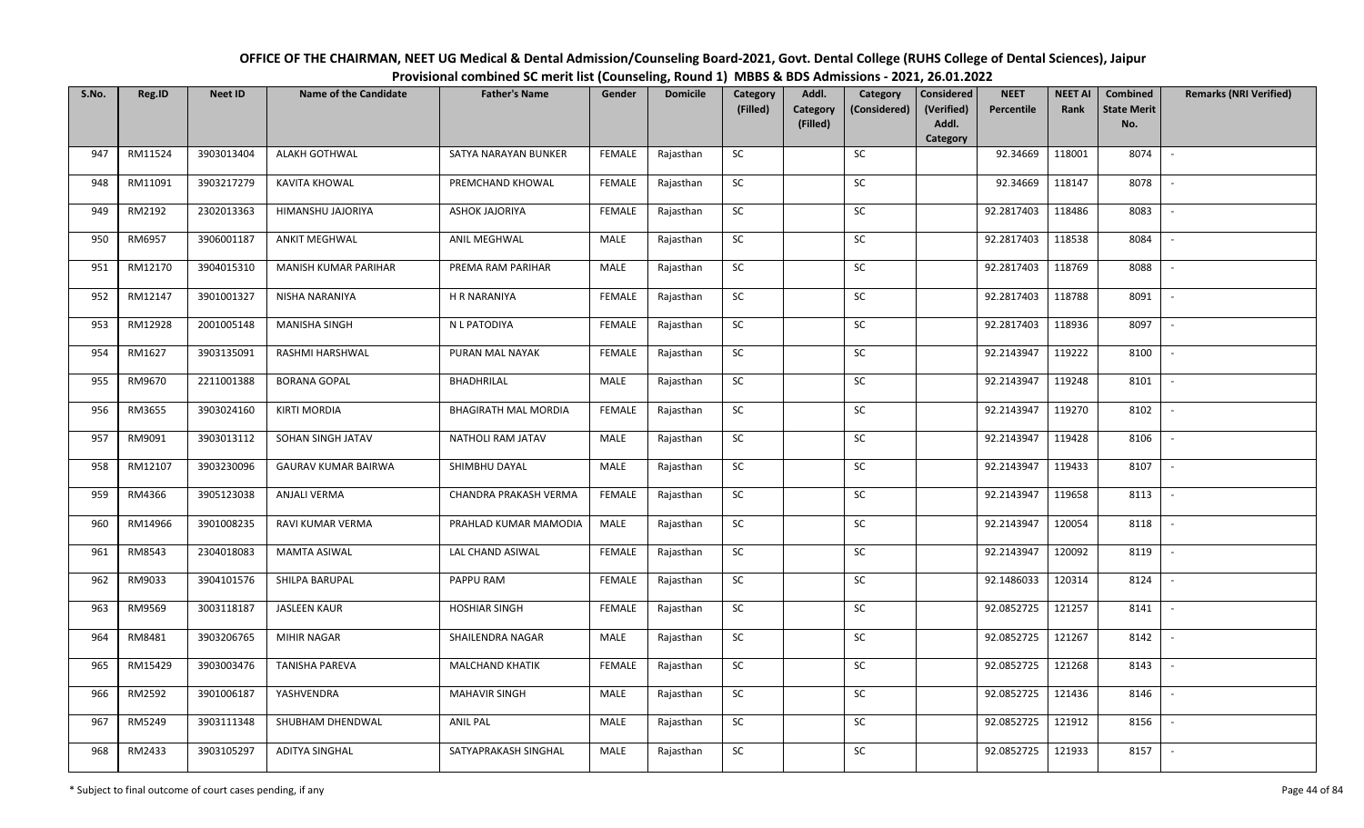# OFFICE OF THE CHAIRMAN, NEET UG Medical & Dental Admission/Counseling Board-2021, Govt. Dental College (RUHS College of Dental Sciences), Jaipur

## Provisional combined SC merit list (Counseling, Round 1) MBBS & BDS Admissions - 2021, 26.01.2022

| S.No. | Reg.ID | Neet ID | Name of the Candidate | Father's Name | Gender | Domicile | Category (Filled) | Addl. Category (Filled) | Category (Considered) | Considered (Verified) Addl. Category | NEET Percentile | NEET AI Rank | Combined State Merit No. | Remarks (NRI Verified) |
|---|---|---|---|---|---|---|---|---|---|---|---|---|---|---|
| 947 | RM11524 | 3903013404 | ALAKH GOTHWAL | SATYA NARAYAN BUNKER | FEMALE | Rajasthan | SC | | SC | | 92.34669 | 118001 | 8074 | - |
| 948 | RM11091 | 3903217279 | KAVITA KHOWAL | PREMCHAND KHOWAL | FEMALE | Rajasthan | SC | | SC | | 92.34669 | 118147 | 8078 | - |
| 949 | RM2192 | 2302013363 | HIMANSHU JAJORIYA | ASHOK JAJORIYA | FEMALE | Rajasthan | SC | | SC | | 92.2817403 | 118486 | 8083 | - |
| 950 | RM6957 | 3906001187 | ANKIT MEGHWAL | ANIL MEGHWAL | MALE | Rajasthan | SC | | SC | | 92.2817403 | 118538 | 8084 | - |
| 951 | RM12170 | 3904015310 | MANISH KUMAR PARIHAR | PREMA RAM PARIHAR | MALE | Rajasthan | SC | | SC | | 92.2817403 | 118769 | 8088 | - |
| 952 | RM12147 | 3901001327 | NISHA NARANIYA | H R NARANIYA | FEMALE | Rajasthan | SC | | SC | | 92.2817403 | 118788 | 8091 | - |
| 953 | RM12928 | 2001005148 | MANISHA SINGH | N L PATODIYA | FEMALE | Rajasthan | SC | | SC | | 92.2817403 | 118936 | 8097 | - |
| 954 | RM1627 | 3903135091 | RASHMI HARSHWAL | PURAN MAL NAYAK | FEMALE | Rajasthan | SC | | SC | | 92.2143947 | 119222 | 8100 | - |
| 955 | RM9670 | 2211001388 | BORANA GOPAL | BHADHRILAL | MALE | Rajasthan | SC | | SC | | 92.2143947 | 119248 | 8101 | - |
| 956 | RM3655 | 3903024160 | KIRTI MORDIA | BHAGIRATH MAL MORDIA | FEMALE | Rajasthan | SC | | SC | | 92.2143947 | 119270 | 8102 | - |
| 957 | RM9091 | 3903013112 | SOHAN SINGH JATAV | NATHOLI RAM JATAV | MALE | Rajasthan | SC | | SC | | 92.2143947 | 119428 | 8106 | - |
| 958 | RM12107 | 3903230096 | GAURAV KUMAR BAIRWA | SHIMBHU DAYAL | MALE | Rajasthan | SC | | SC | | 92.2143947 | 119433 | 8107 | - |
| 959 | RM4366 | 3905123038 | ANJALI VERMA | CHANDRA PRAKASH VERMA | FEMALE | Rajasthan | SC | | SC | | 92.2143947 | 119658 | 8113 | - |
| 960 | RM14966 | 3901008235 | RAVI KUMAR VERMA | PRAHLAD KUMAR MAMODIA | MALE | Rajasthan | SC | | SC | | 92.2143947 | 120054 | 8118 | - |
| 961 | RM8543 | 2304018083 | MAMTA ASIWAL | LAL CHAND ASIWAL | FEMALE | Rajasthan | SC | | SC | | 92.2143947 | 120092 | 8119 | - |
| 962 | RM9033 | 3904101576 | SHILPA BARUPAL | PAPPU RAM | FEMALE | Rajasthan | SC | | SC | | 92.1486033 | 120314 | 8124 | - |
| 963 | RM9569 | 3003118187 | JASLEEN KAUR | HOSHIAR SINGH | FEMALE | Rajasthan | SC | | SC | | 92.0852725 | 121257 | 8141 | - |
| 964 | RM8481 | 3903206765 | MIHIR NAGAR | SHAILENDRA NAGAR | MALE | Rajasthan | SC | | SC | | 92.0852725 | 121267 | 8142 | - |
| 965 | RM15429 | 3903003476 | TANISHA PAREVA | MALCHAND KHATIK | FEMALE | Rajasthan | SC | | SC | | 92.0852725 | 121268 | 8143 | - |
| 966 | RM2592 | 3901006187 | YASHVENDRA | MAHAVIR SINGH | MALE | Rajasthan | SC | | SC | | 92.0852725 | 121436 | 8146 | - |
| 967 | RM5249 | 3903111348 | SHUBHAM DHENDWAL | ANIL PAL | MALE | Rajasthan | SC | | SC | | 92.0852725 | 121912 | 8156 | - |
| 968 | RM2433 | 3903105297 | ADITYA SINGHAL | SATYAPRAKASH SINGHAL | MALE | Rajasthan | SC | | SC | | 92.0852725 | 121933 | 8157 | - |

\* Subject to final outcome of court cases pending, if any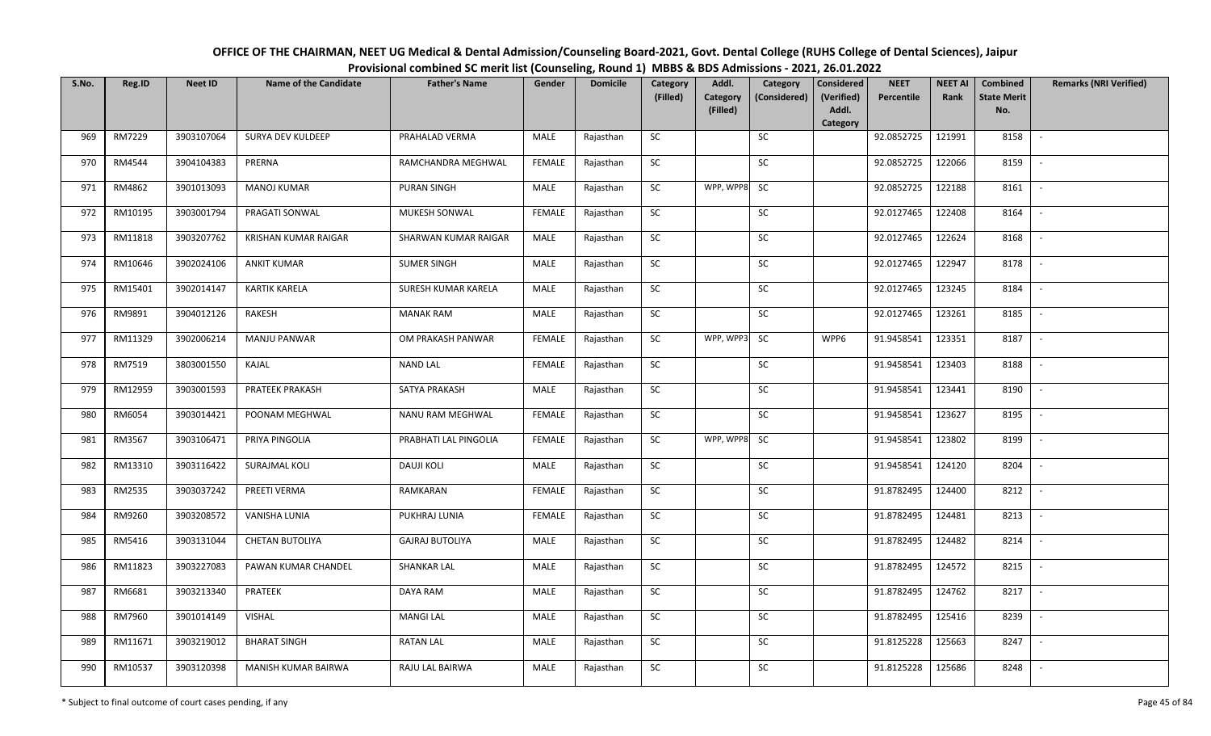# OFFICE OF THE CHAIRMAN, NEET UG Medical & Dental Admission/Counseling Board-2021, Govt. Dental College (RUHS College of Dental Sciences), Jaipur

## Provisional combined SC merit list (Counseling, Round 1) MBBS & BDS Admissions - 2021, 26.01.2022

| S.No. | Reg.ID | Neet ID | Name of the Candidate | Father's Name | Gender | Domicile | Category (Filled) | Addl. Category (Filled) | Category (Considered) | Considered (Verified) Addl. Category | NEET Percentile | NEET AI Rank | Combined State Merit No. | Remarks (NRI Verified) |
|---|---|---|---|---|---|---|---|---|---|---|---|---|---|---|
| 969 | RM7229 | 3903107064 | SURYA DEV KULDEEP | PRAHALAD VERMA | MALE | Rajasthan | SC | | SC | | 92.0852725 | 121991 | 8158 | - |
| 970 | RM4544 | 3904104383 | PRERNA | RAMCHANDRA MEGHWAL | FEMALE | Rajasthan | SC | | SC | | 92.0852725 | 122066 | 8159 | - |
| 971 | RM4862 | 3901013093 | MANOJ KUMAR | PURAN SINGH | MALE | Rajasthan | SC | WPP, WPP8 | SC | | 92.0852725 | 122188 | 8161 | - |
| 972 | RM10195 | 3903001794 | PRAGATI SONWAL | MUKESH SONWAL | FEMALE | Rajasthan | SC | | SC | | 92.0127465 | 122408 | 8164 | - |
| 973 | RM11818 | 3903207762 | KRISHAN KUMAR RAIGAR | SHARWAN KUMAR RAIGAR | MALE | Rajasthan | SC | | SC | | 92.0127465 | 122624 | 8168 | - |
| 974 | RM10646 | 3902024106 | ANKIT KUMAR | SUMER SINGH | MALE | Rajasthan | SC | | SC | | 92.0127465 | 122947 | 8178 | - |
| 975 | RM15401 | 3902014147 | KARTIK KARELA | SURESH KUMAR KARELA | MALE | Rajasthan | SC | | SC | | 92.0127465 | 123245 | 8184 | - |
| 976 | RM9891 | 3904012126 | RAKESH | MANAK RAM | MALE | Rajasthan | SC | | SC | | 92.0127465 | 123261 | 8185 | - |
| 977 | RM11329 | 3902006214 | MANJU PANWAR | OM PRAKASH PANWAR | FEMALE | Rajasthan | SC | WPP, WPP3 | SC | WPP6 | 91.9458541 | 123351 | 8187 | - |
| 978 | RM7519 | 3803001550 | KAJAL | NAND LAL | FEMALE | Rajasthan | SC | | SC | | 91.9458541 | 123403 | 8188 | - |
| 979 | RM12959 | 3903001593 | PRATEEK PRAKASH | SATYA PRAKASH | MALE | Rajasthan | SC | | SC | | 91.9458541 | 123441 | 8190 | - |
| 980 | RM6054 | 3903014421 | POONAM MEGHWAL | NANU RAM MEGHWAL | FEMALE | Rajasthan | SC | | SC | | 91.9458541 | 123627 | 8195 | - |
| 981 | RM3567 | 3903106471 | PRIYA PINGOLIA | PRABHATI LAL PINGOLIA | FEMALE | Rajasthan | SC | WPP, WPP8 | SC | | 91.9458541 | 123802 | 8199 | - |
| 982 | RM13310 | 3903116422 | SURAJMAL KOLI | DAUJI KOLI | MALE | Rajasthan | SC | | SC | | 91.9458541 | 124120 | 8204 | - |
| 983 | RM2535 | 3903037242 | PREETI VERMA | RAMKARAN | FEMALE | Rajasthan | SC | | SC | | 91.8782495 | 124400 | 8212 | - |
| 984 | RM9260 | 3903208572 | VANISHA LUNIA | PUKHRAJ LUNIA | FEMALE | Rajasthan | SC | | SC | | 91.8782495 | 124481 | 8213 | - |
| 985 | RM5416 | 3903131044 | CHETAN BUTOLIYA | GAJRAJ BUTOLIYA | MALE | Rajasthan | SC | | SC | | 91.8782495 | 124482 | 8214 | - |
| 986 | RM11823 | 3903227083 | PAWAN KUMAR CHANDEL | SHANKAR LAL | MALE | Rajasthan | SC | | SC | | 91.8782495 | 124572 | 8215 | - |
| 987 | RM6681 | 3903213340 | PRATEEK | DAYA RAM | MALE | Rajasthan | SC | | SC | | 91.8782495 | 124762 | 8217 | - |
| 988 | RM7960 | 3901014149 | VISHAL | MANGI LAL | MALE | Rajasthan | SC | | SC | | 91.8782495 | 125416 | 8239 | - |
| 989 | RM11671 | 3903219012 | BHARAT SINGH | RATAN LAL | MALE | Rajasthan | SC | | SC | | 91.8125228 | 125663 | 8247 | - |
| 990 | RM10537 | 3903120398 | MANISH KUMAR BAIRWA | RAJU LAL BAIRWA | MALE | Rajasthan | SC | | SC | | 91.8125228 | 125686 | 8248 | - |

\* Subject to final outcome of court cases pending, if any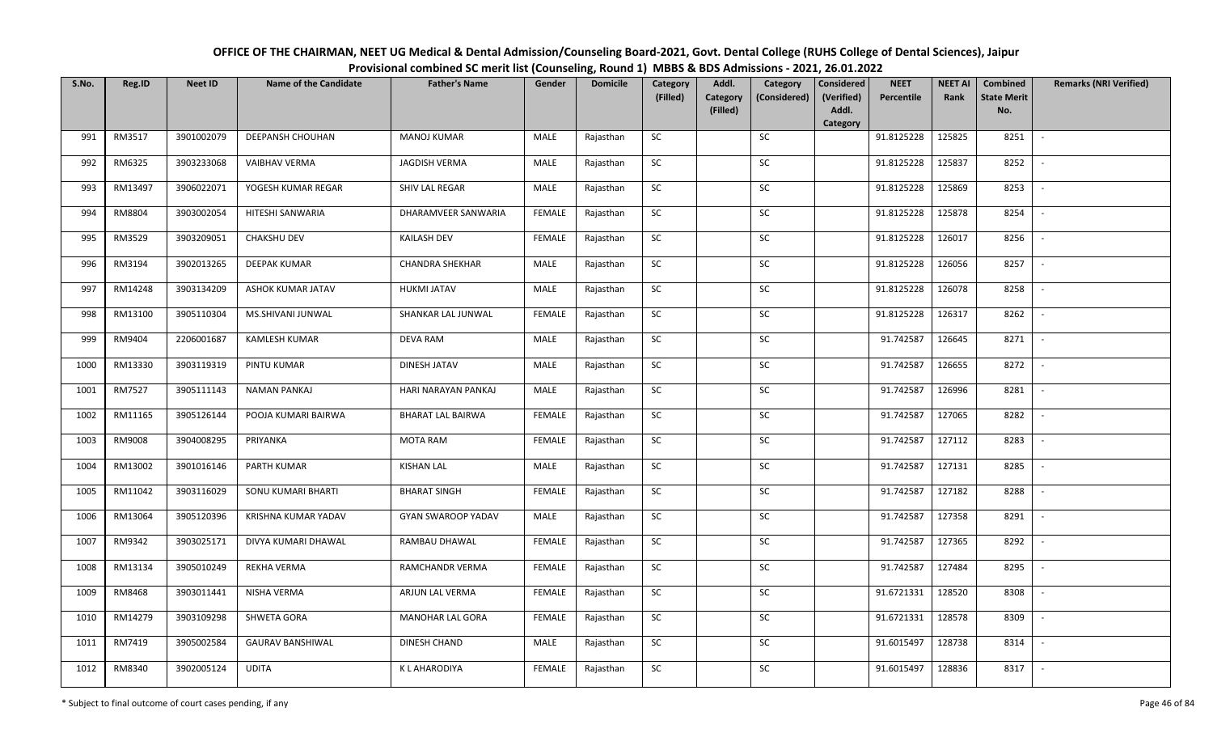**OFFICE OF THE CHAIRMAN, NEET UG Medical & Dental Admission/Counseling Board-2021, Govt. Dental College (RUHS College of Dental Sciences), Jaipur**

**Provisional combined SC merit list (Counseling, Round 1) MBBS & BDS Admissions - 2021, 26.01.2022**

| S.No. | Reg.ID | Neet ID | Name of the Candidate | Father's Name | Gender | Domicile | Category (Filled) | Addl. Category (Filled) | Category (Considered) | Considered (Verified) Addl. Category | NEET Percentile | NEET AI Rank | Combined State Merit No. | Remarks (NRI Verified) |
|---|---|---|---|---|---|---|---|---|---|---|---|---|---|---|
| 991 | RM3517 | 3901002079 | DEEPANSH CHOUHAN | MANOJ KUMAR | MALE | Rajasthan | SC | | SC | | 91.8125228 | 125825 | 8251 | - |
| 992 | RM6325 | 3903233068 | VAIBHAV VERMA | JAGDISH VERMA | MALE | Rajasthan | SC | | SC | | 91.8125228 | 125837 | 8252 | - |
| 993 | RM13497 | 3906022071 | YOGESH KUMAR REGAR | SHIV LAL REGAR | MALE | Rajasthan | SC | | SC | | 91.8125228 | 125869 | 8253 | - |
| 994 | RM8804 | 3903002054 | HITESHI SANWARIA | DHARAMVEER SANWARIA | FEMALE | Rajasthan | SC | | SC | | 91.8125228 | 125878 | 8254 | - |
| 995 | RM3529 | 3903209051 | CHAKSHU DEV | KAILASH DEV | FEMALE | Rajasthan | SC | | SC | | 91.8125228 | 126017 | 8256 | - |
| 996 | RM3194 | 3902013265 | DEEPAK KUMAR | CHANDRA SHEKHAR | MALE | Rajasthan | SC | | SC | | 91.8125228 | 126056 | 8257 | - |
| 997 | RM14248 | 3903134209 | ASHOK KUMAR JATAV | HUKMI JATAV | MALE | Rajasthan | SC | | SC | | 91.8125228 | 126078 | 8258 | - |
| 998 | RM13100 | 3905110304 | MS.SHIVANI JUNWAL | SHANKAR LAL JUNWAL | FEMALE | Rajasthan | SC | | SC | | 91.8125228 | 126317 | 8262 | - |
| 999 | RM9404 | 2206001687 | KAMLESH KUMAR | DEVA RAM | MALE | Rajasthan | SC | | SC | | 91.742587 | 126645 | 8271 | - |
| 1000 | RM13330 | 3903119319 | PINTU KUMAR | DINESH JATAV | MALE | Rajasthan | SC | | SC | | 91.742587 | 126655 | 8272 | - |
| 1001 | RM7527 | 3905111143 | NAMAN PANKAJ | HARI NARAYAN PANKAJ | MALE | Rajasthan | SC | | SC | | 91.742587 | 126996 | 8281 | - |
| 1002 | RM11165 | 3905126144 | POOJA KUMARI BAIRWA | BHARAT LAL BAIRWA | FEMALE | Rajasthan | SC | | SC | | 91.742587 | 127065 | 8282 | - |
| 1003 | RM9008 | 3904008295 | PRIYANKA | MOTA RAM | FEMALE | Rajasthan | SC | | SC | | 91.742587 | 127112 | 8283 | - |
| 1004 | RM13002 | 3901016146 | PARTH KUMAR | KISHAN LAL | MALE | Rajasthan | SC | | SC | | 91.742587 | 127131 | 8285 | - |
| 1005 | RM11042 | 3903116029 | SONU KUMARI BHARTI | BHARAT SINGH | FEMALE | Rajasthan | SC | | SC | | 91.742587 | 127182 | 8288 | - |
| 1006 | RM13064 | 3905120396 | KRISHNA KUMAR YADAV | GYAN SWAROOP YADAV | MALE | Rajasthan | SC | | SC | | 91.742587 | 127358 | 8291 | - |
| 1007 | RM9342 | 3903025171 | DIVYA KUMARI DHAWAL | RAMBAU DHAWAL | FEMALE | Rajasthan | SC | | SC | | 91.742587 | 127365 | 8292 | - |
| 1008 | RM13134 | 3905010249 | REKHA VERMA | RAMCHANDR VERMA | FEMALE | Rajasthan | SC | | SC | | 91.742587 | 127484 | 8295 | - |
| 1009 | RM8468 | 3903011441 | NISHA VERMA | ARJUN LAL VERMA | FEMALE | Rajasthan | SC | | SC | | 91.6721331 | 128520 | 8308 | - |
| 1010 | RM14279 | 3903109298 | SHWETA GORA | MANOHAR LAL GORA | FEMALE | Rajasthan | SC | | SC | | 91.6721331 | 128578 | 8309 | - |
| 1011 | RM7419 | 3905002584 | GAURAV BANSHIWAL | DINESH CHAND | MALE | Rajasthan | SC | | SC | | 91.6015497 | 128738 | 8314 | - |
| 1012 | RM8340 | 3902005124 | UDITA | K L AHARODIYA | FEMALE | Rajasthan | SC | | SC | | 91.6015497 | 128836 | 8317 | - |

\* Subject to final outcome of court cases pending, if any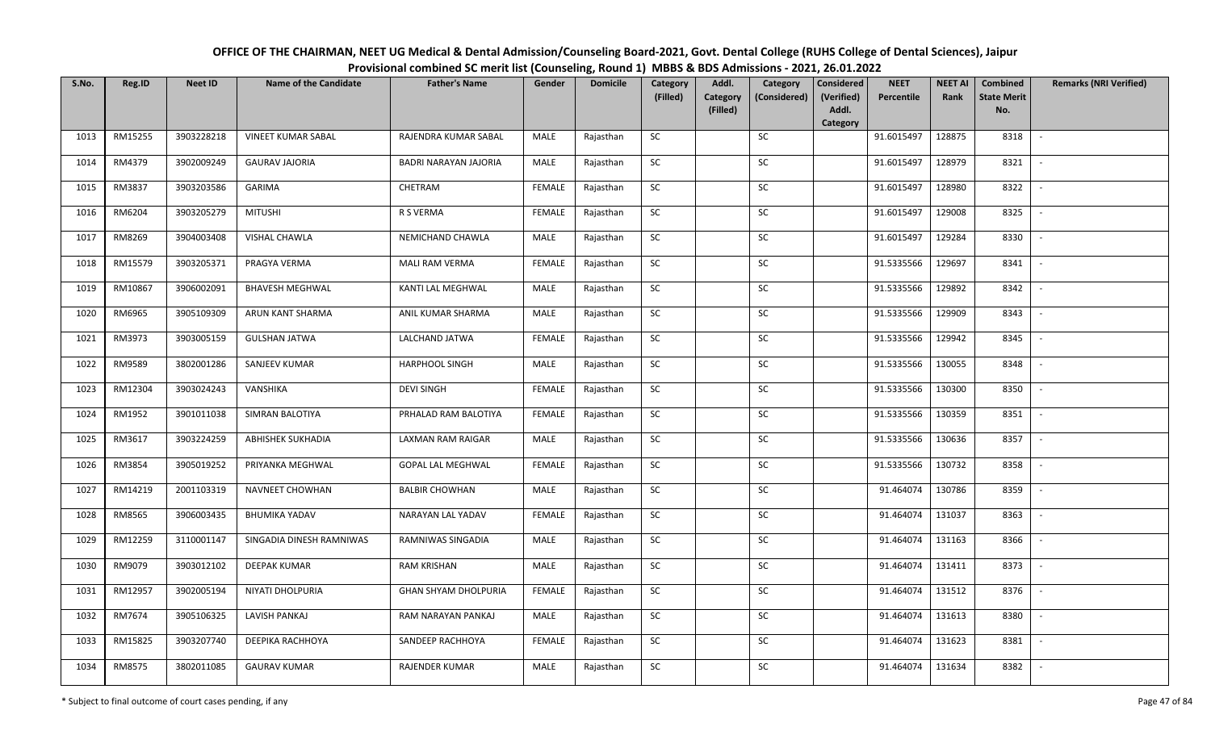# OFFICE OF THE CHAIRMAN, NEET UG Medical & Dental Admission/Counseling Board-2021, Govt. Dental College (RUHS College of Dental Sciences), Jaipur

## Provisional combined SC merit list (Counseling, Round 1) MBBS & BDS Admissions - 2021, 26.01.2022

| S.No. | Reg.ID | Neet ID | Name of the Candidate | Father's Name | Gender | Domicile | Category (Filled) | Addl. Category (Filled) | Category (Considered) | Considered (Verified) Addl. Category | NEET Percentile | NEET AI Rank | Combined State Merit No. | Remarks (NRI Verified) |
|---|---|---|---|---|---|---|---|---|---|---|---|---|---|---|
| 1013 | RM15255 | 3903228218 | VINEET KUMAR SABAL | RAJENDRA KUMAR SABAL | MALE | Rajasthan | SC | | SC | | 91.6015497 | 128875 | 8318 | - |
| 1014 | RM4379 | 3902009249 | GAURAV JAJORIA | BADRI NARAYAN JAJORIA | MALE | Rajasthan | SC | | SC | | 91.6015497 | 128979 | 8321 | - |
| 1015 | RM3837 | 3903203586 | GARIMA | CHETRAM | FEMALE | Rajasthan | SC | | SC | | 91.6015497 | 128980 | 8322 | - |
| 1016 | RM6204 | 3903205279 | MITUSHI | R S VERMA | FEMALE | Rajasthan | SC | | SC | | 91.6015497 | 129008 | 8325 | - |
| 1017 | RM8269 | 3904003408 | VISHAL CHAWLA | NEMICHAND CHAWLA | MALE | Rajasthan | SC | | SC | | 91.6015497 | 129284 | 8330 | - |
| 1018 | RM15579 | 3903205371 | PRAGYA VERMA | MALI RAM VERMA | FEMALE | Rajasthan | SC | | SC | | 91.5335566 | 129697 | 8341 | - |
| 1019 | RM10867 | 3906002091 | BHAVESH MEGHWAL | KANTI LAL MEGHWAL | MALE | Rajasthan | SC | | SC | | 91.5335566 | 129892 | 8342 | - |
| 1020 | RM6965 | 3905109309 | ARUN KANT SHARMA | ANIL KUMAR SHARMA | MALE | Rajasthan | SC | | SC | | 91.5335566 | 129909 | 8343 | - |
| 1021 | RM3973 | 3903005159 | GULSHAN JATWA | LALCHAND JATWA | FEMALE | Rajasthan | SC | | SC | | 91.5335566 | 129942 | 8345 | - |
| 1022 | RM9589 | 3802001286 | SANJEEV KUMAR | HARPHOOL SINGH | MALE | Rajasthan | SC | | SC | | 91.5335566 | 130055 | 8348 | - |
| 1023 | RM12304 | 3903024243 | VANSHIKA | DEVI SINGH | FEMALE | Rajasthan | SC | | SC | | 91.5335566 | 130300 | 8350 | - |
| 1024 | RM1952 | 3901011038 | SIMRAN BALOTIYA | PRHALAD RAM BALOTIYA | FEMALE | Rajasthan | SC | | SC | | 91.5335566 | 130359 | 8351 | - |
| 1025 | RM3617 | 3903224259 | ABHISHEK SUKHADIA | LAXMAN RAM RAIGAR | MALE | Rajasthan | SC | | SC | | 91.5335566 | 130636 | 8357 | - |
| 1026 | RM3854 | 3905019252 | PRIYANKA MEGHWAL | GOPAL LAL MEGHWAL | FEMALE | Rajasthan | SC | | SC | | 91.5335566 | 130732 | 8358 | - |
| 1027 | RM14219 | 2001103319 | NAVNEET CHOWHAN | BALBIR CHOWHAN | MALE | Rajasthan | SC | | SC | | 91.464074 | 130786 | 8359 | - |
| 1028 | RM8565 | 3906003435 | BHUMIKA YADAV | NARAYAN LAL YADAV | FEMALE | Rajasthan | SC | | SC | | 91.464074 | 131037 | 8363 | - |
| 1029 | RM12259 | 3110001147 | SINGADIA DINESH RAMNIWAS | RAMNIWAS SINGADIA | MALE | Rajasthan | SC | | SC | | 91.464074 | 131163 | 8366 | - |
| 1030 | RM9079 | 3903012102 | DEEPAK KUMAR | RAM KRISHAN | MALE | Rajasthan | SC | | SC | | 91.464074 | 131411 | 8373 | - |
| 1031 | RM12957 | 3902005194 | NIYATI DHOLPURIA | GHAN SHYAM DHOLPURIA | FEMALE | Rajasthan | SC | | SC | | 91.464074 | 131512 | 8376 | - |
| 1032 | RM7674 | 3905106325 | LAVISH PANKAJ | RAM NARAYAN PANKAJ | MALE | Rajasthan | SC | | SC | | 91.464074 | 131613 | 8380 | - |
| 1033 | RM15825 | 3903207740 | DEEPIKA RACHHOYA | SANDEEP RACHHOYA | FEMALE | Rajasthan | SC | | SC | | 91.464074 | 131623 | 8381 | - |
| 1034 | RM8575 | 3802011085 | GAURAV KUMAR | RAJENDER KUMAR | MALE | Rajasthan | SC | | SC | | 91.464074 | 131634 | 8382 | - |

\* Subject to final outcome of court cases pending, if any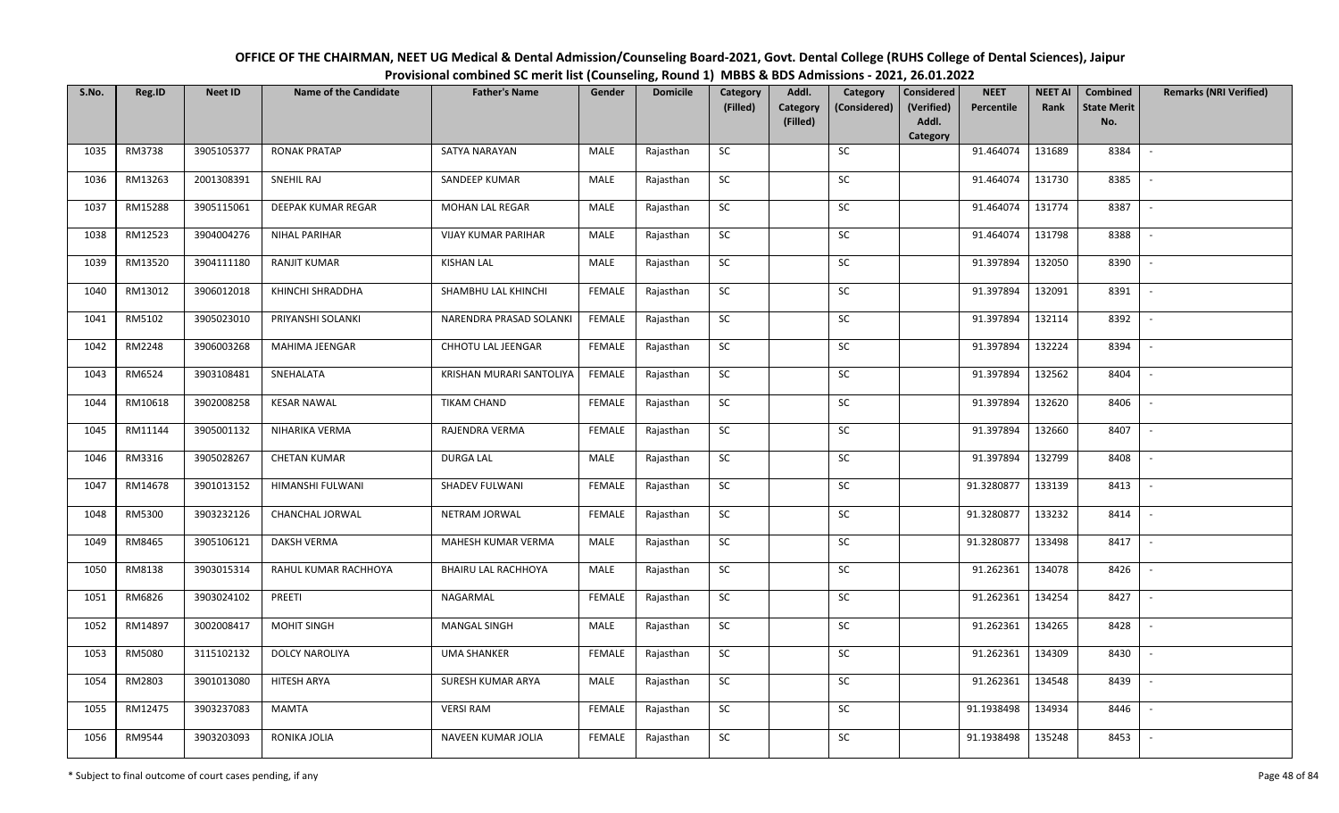# OFFICE OF THE CHAIRMAN, NEET UG Medical & Dental Admission/Counseling Board-2021, Govt. Dental College (RUHS College of Dental Sciences), Jaipur

## Provisional combined SC merit list (Counseling, Round 1) MBBS & BDS Admissions - 2021, 26.01.2022

| S.No. | Reg.ID | Neet ID | Name of the Candidate | Father's Name | Gender | Domicile | Category (Filled) | Addl. Category (Filled) | Category (Considered) | Considered (Verified) Addl. Category | NEET Percentile | NEET AI Rank | Combined State Merit No. | Remarks (NRI Verified) |
|---|---|---|---|---|---|---|---|---|---|---|---|---|---|---|
| 1035 | RM3738 | 3905105377 | RONAK PRATAP | SATYA NARAYAN | MALE | Rajasthan | SC | | SC | | 91.464074 | 131689 | 8384 | - |
| 1036 | RM13263 | 2001308391 | SNEHIL RAJ | SANDEEP KUMAR | MALE | Rajasthan | SC | | SC | | 91.464074 | 131730 | 8385 | - |
| 1037 | RM15288 | 3905115061 | DEEPAK KUMAR REGAR | MOHAN LAL REGAR | MALE | Rajasthan | SC | | SC | | 91.464074 | 131774 | 8387 | - |
| 1038 | RM12523 | 3904004276 | NIHAL PARIHAR | VIJAY KUMAR PARIHAR | MALE | Rajasthan | SC | | SC | | 91.464074 | 131798 | 8388 | - |
| 1039 | RM13520 | 3904111180 | RANJIT KUMAR | KISHAN LAL | MALE | Rajasthan | SC | | SC | | 91.397894 | 132050 | 8390 | - |
| 1040 | RM13012 | 3906012018 | KHINCHI SHRADDHA | SHAMBHU LAL KHINCHI | FEMALE | Rajasthan | SC | | SC | | 91.397894 | 132091 | 8391 | - |
| 1041 | RM5102 | 3905023010 | PRIYANSHI SOLANKI | NARENDRA PRASAD SOLANKI | FEMALE | Rajasthan | SC | | SC | | 91.397894 | 132114 | 8392 | - |
| 1042 | RM2248 | 3906003268 | MAHIMA JEENGAR | CHHOTU LAL JEENGAR | FEMALE | Rajasthan | SC | | SC | | 91.397894 | 132224 | 8394 | - |
| 1043 | RM6524 | 3903108481 | SNEHALATA | KRISHAN MURARI SANTOLIYA | FEMALE | Rajasthan | SC | | SC | | 91.397894 | 132562 | 8404 | - |
| 1044 | RM10618 | 3902008258 | KESAR NAWAL | TIKAM CHAND | FEMALE | Rajasthan | SC | | SC | | 91.397894 | 132620 | 8406 | - |
| 1045 | RM11144 | 3905001132 | NIHARIKA VERMA | RAJENDRA VERMA | FEMALE | Rajasthan | SC | | SC | | 91.397894 | 132660 | 8407 | - |
| 1046 | RM3316 | 3905028267 | CHETAN KUMAR | DURGA LAL | MALE | Rajasthan | SC | | SC | | 91.397894 | 132799 | 8408 | - |
| 1047 | RM14678 | 3901013152 | HIMANSHI FULWANI | SHADEV FULWANI | FEMALE | Rajasthan | SC | | SC | | 91.3280877 | 133139 | 8413 | - |
| 1048 | RM5300 | 3903232126 | CHANCHAL JORWAL | NETRAM JORWAL | FEMALE | Rajasthan | SC | | SC | | 91.3280877 | 133232 | 8414 | - |
| 1049 | RM8465 | 3905106121 | DAKSH VERMA | MAHESH KUMAR VERMA | MALE | Rajasthan | SC | | SC | | 91.3280877 | 133498 | 8417 | - |
| 1050 | RM8138 | 3903015314 | RAHUL KUMAR RACHHOYA | BHAIRU LAL RACHHOYA | MALE | Rajasthan | SC | | SC | | 91.262361 | 134078 | 8426 | - |
| 1051 | RM6826 | 3903024102 | PREETI | NAGARMAL | FEMALE | Rajasthan | SC | | SC | | 91.262361 | 134254 | 8427 | - |
| 1052 | RM14897 | 3002008417 | MOHIT SINGH | MANGAL SINGH | MALE | Rajasthan | SC | | SC | | 91.262361 | 134265 | 8428 | - |
| 1053 | RM5080 | 3115102132 | DOLCY NAROLIYA | UMA SHANKER | FEMALE | Rajasthan | SC | | SC | | 91.262361 | 134309 | 8430 | - |
| 1054 | RM2803 | 3901013080 | HITESH ARYA | SURESH KUMAR ARYA | MALE | Rajasthan | SC | | SC | | 91.262361 | 134548 | 8439 | - |
| 1055 | RM12475 | 3903237083 | MAMTA | VERSI RAM | FEMALE | Rajasthan | SC | | SC | | 91.1938498 | 134934 | 8446 | - |
| 1056 | RM9544 | 3903203093 | RONIKA JOLIA | NAVEEN KUMAR JOLIA | FEMALE | Rajasthan | SC | | SC | | 91.1938498 | 135248 | 8453 | - |

\* Subject to final outcome of court cases pending, if any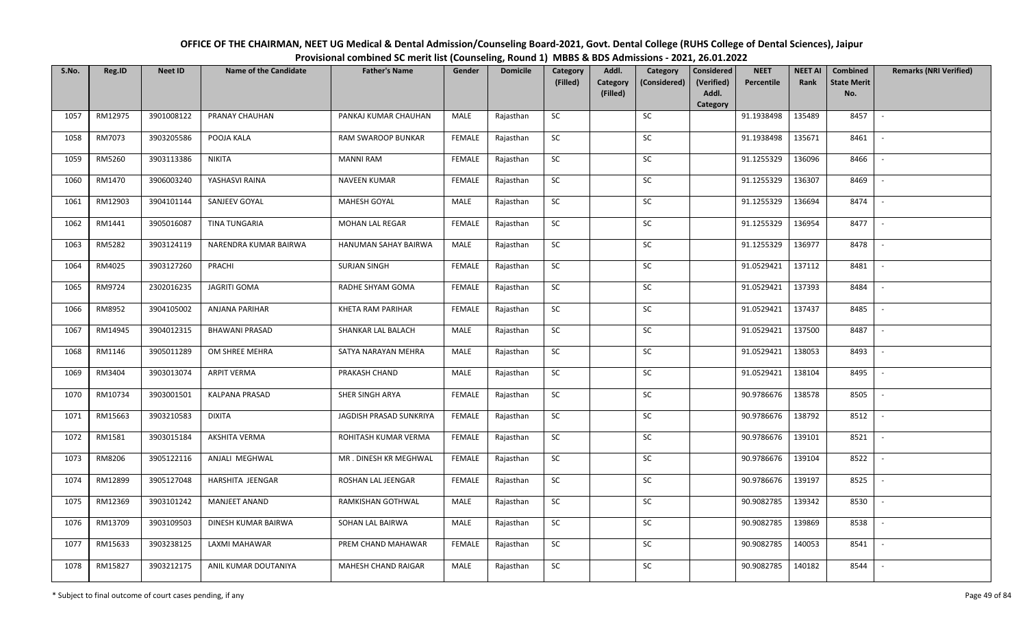# OFFICE OF THE CHAIRMAN, NEET UG Medical & Dental Admission/Counseling Board-2021, Govt. Dental College (RUHS College of Dental Sciences), Jaipur

## Provisional combined SC merit list (Counseling, Round 1) MBBS & BDS Admissions - 2021, 26.01.2022

| S.No. | Reg.ID | Neet ID | Name of the Candidate | Father's Name | Gender | Domicile | Category (Filled) | Addl. Category (Filled) | Category (Considered) | Considered (Verified) Addl. Category | NEET Percentile | NEET AI Rank | Combined State Merit No. | Remarks (NRI Verified) |
|---|---|---|---|---|---|---|---|---|---|---|---|---|---|---|
| 1057 | RM12975 | 3901008122 | PRANAY CHAUHAN | PANKAJ KUMAR CHAUHAN | MALE | Rajasthan | SC | | SC | | 91.1938498 | 135489 | 8457 | - |
| 1058 | RM7073 | 3903205586 | POOJA KALA | RAM SWAROOP BUNKAR | FEMALE | Rajasthan | SC | | SC | | 91.1938498 | 135671 | 8461 | - |
| 1059 | RM5260 | 3903113386 | NIKITA | MANNI RAM | FEMALE | Rajasthan | SC | | SC | | 91.1255329 | 136096 | 8466 | - |
| 1060 | RM1470 | 3906003240 | YASHASVI RAINA | NAVEEN KUMAR | FEMALE | Rajasthan | SC | | SC | | 91.1255329 | 136307 | 8469 | - |
| 1061 | RM12903 | 3904101144 | SANJEEV GOYAL | MAHESH GOYAL | MALE | Rajasthan | SC | | SC | | 91.1255329 | 136694 | 8474 | - |
| 1062 | RM1441 | 3905016087 | TINA TUNGARIA | MOHAN LAL REGAR | FEMALE | Rajasthan | SC | | SC | | 91.1255329 | 136954 | 8477 | - |
| 1063 | RM5282 | 3903124119 | NARENDRA KUMAR BAIRWA | HANUMAN SAHAY BAIRWA | MALE | Rajasthan | SC | | SC | | 91.1255329 | 136977 | 8478 | - |
| 1064 | RM4025 | 3903127260 | PRACHI | SURJAN SINGH | FEMALE | Rajasthan | SC | | SC | | 91.0529421 | 137112 | 8481 | - |
| 1065 | RM9724 | 2302016235 | JAGRITI GOMA | RADHE SHYAM GOMA | FEMALE | Rajasthan | SC | | SC | | 91.0529421 | 137393 | 8484 | - |
| 1066 | RM8952 | 3904105002 | ANJANA PARIHAR | KHETA RAM PARIHAR | FEMALE | Rajasthan | SC | | SC | | 91.0529421 | 137437 | 8485 | - |
| 1067 | RM14945 | 3904012315 | BHAWANI PRASAD | SHANKAR LAL BALACH | MALE | Rajasthan | SC | | SC | | 91.0529421 | 137500 | 8487 | - |
| 1068 | RM1146 | 3905011289 | OM SHREE MEHRA | SATYA NARAYAN MEHRA | MALE | Rajasthan | SC | | SC | | 91.0529421 | 138053 | 8493 | - |
| 1069 | RM3404 | 3903013074 | ARPIT VERMA | PRAKASH CHAND | MALE | Rajasthan | SC | | SC | | 91.0529421 | 138104 | 8495 | - |
| 1070 | RM10734 | 3903001501 | KALPANA PRASAD | SHER SINGH ARYA | FEMALE | Rajasthan | SC | | SC | | 90.9786676 | 138578 | 8505 | - |
| 1071 | RM15663 | 3903210583 | DIXITA | JAGDISH PRASAD SUNKRIYA | FEMALE | Rajasthan | SC | | SC | | 90.9786676 | 138792 | 8512 | - |
| 1072 | RM1581 | 3903015184 | AKSHITA VERMA | ROHITASH KUMAR VERMA | FEMALE | Rajasthan | SC | | SC | | 90.9786676 | 139101 | 8521 | - |
| 1073 | RM8206 | 3905122116 | ANJALI MEGHWAL | MR . DINESH KR MEGHWAL | FEMALE | Rajasthan | SC | | SC | | 90.9786676 | 139104 | 8522 | - |
| 1074 | RM12899 | 3905127048 | HARSHITA JEENGAR | ROSHAN LAL JEENGAR | FEMALE | Rajasthan | SC | | SC | | 90.9786676 | 139197 | 8525 | - |
| 1075 | RM12369 | 3903101242 | MANJEET ANAND | RAMKISHAN GOTHWAL | MALE | Rajasthan | SC | | SC | | 90.9082785 | 139342 | 8530 | - |
| 1076 | RM13709 | 3903109503 | DINESH KUMAR BAIRWA | SOHAN LAL BAIRWA | MALE | Rajasthan | SC | | SC | | 90.9082785 | 139869 | 8538 | - |
| 1077 | RM15633 | 3903238125 | LAXMI MAHAWAR | PREM CHAND MAHAWAR | FEMALE | Rajasthan | SC | | SC | | 90.9082785 | 140053 | 8541 | - |
| 1078 | RM15827 | 3903212175 | ANIL KUMAR DOUTANIYA | MAHESH CHAND RAIGAR | MALE | Rajasthan | SC | | SC | | 90.9082785 | 140182 | 8544 | - |

\* Subject to final outcome of court cases pending, if any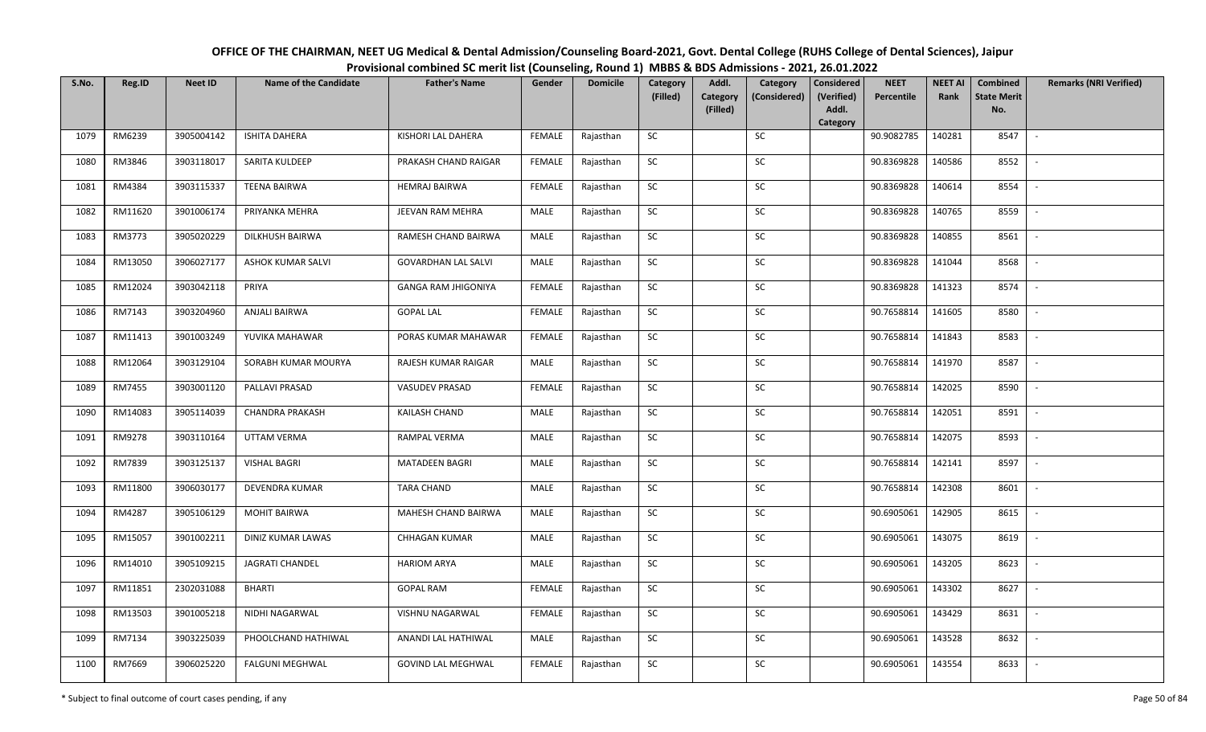# OFFICE OF THE CHAIRMAN, NEET UG Medical & Dental Admission/Counseling Board-2021, Govt. Dental College (RUHS College of Dental Sciences), Jaipur

## Provisional combined SC merit list (Counseling, Round 1) MBBS & BDS Admissions - 2021, 26.01.2022

| S.No. | Reg.ID | Neet ID | Name of the Candidate | Father's Name | Gender | Domicile | Category (Filled) | Addl. Category (Filled) | Category (Considered) | Considered (Verified) Addl. Category | NEET Percentile | NEET AI Rank | Combined State Merit No. | Remarks (NRI Verified) |
|---|---|---|---|---|---|---|---|---|---|---|---|---|---|---|
| 1079 | RM6239 | 3905004142 | ISHITA DAHERA | KISHORI LAL DAHERA | FEMALE | Rajasthan | SC | | SC | | 90.9082785 | 140281 | 8547 | - |
| 1080 | RM3846 | 3903118017 | SARITA KULDEEP | PRAKASH CHAND RAIGAR | FEMALE | Rajasthan | SC | | SC | | 90.8369828 | 140586 | 8552 | - |
| 1081 | RM4384 | 3903115337 | TEENA BAIRWA | HEMRAJ BAIRWA | FEMALE | Rajasthan | SC | | SC | | 90.8369828 | 140614 | 8554 | - |
| 1082 | RM11620 | 3901006174 | PRIYANKA MEHRA | JEEVAN RAM MEHRA | MALE | Rajasthan | SC | | SC | | 90.8369828 | 140765 | 8559 | - |
| 1083 | RM3773 | 3905020229 | DILKHUSH BAIRWA | RAMESH CHAND BAIRWA | MALE | Rajasthan | SC | | SC | | 90.8369828 | 140855 | 8561 | - |
| 1084 | RM13050 | 3906027177 | ASHOK KUMAR SALVI | GOVARDHAN LAL SALVI | MALE | Rajasthan | SC | | SC | | 90.8369828 | 141044 | 8568 | - |
| 1085 | RM12024 | 3903042118 | PRIYA | GANGA RAM JHIGONIYA | FEMALE | Rajasthan | SC | | SC | | 90.8369828 | 141323 | 8574 | - |
| 1086 | RM7143 | 3903204960 | ANJALI BAIRWA | GOPAL LAL | FEMALE | Rajasthan | SC | | SC | | 90.7658814 | 141605 | 8580 | - |
| 1087 | RM11413 | 3901003249 | YUVIKA MAHAWAR | PORAS KUMAR MAHAWAR | FEMALE | Rajasthan | SC | | SC | | 90.7658814 | 141843 | 8583 | - |
| 1088 | RM12064 | 3903129104 | SORABH KUMAR MOURYA | RAJESH KUMAR RAIGAR | MALE | Rajasthan | SC | | SC | | 90.7658814 | 141970 | 8587 | - |
| 1089 | RM7455 | 3903001120 | PALLAVI PRASAD | VASUDEV PRASAD | FEMALE | Rajasthan | SC | | SC | | 90.7658814 | 142025 | 8590 | - |
| 1090 | RM14083 | 3905114039 | CHANDRA PRAKASH | KAILASH CHAND | MALE | Rajasthan | SC | | SC | | 90.7658814 | 142051 | 8591 | - |
| 1091 | RM9278 | 3903110164 | UTTAM VERMA | RAMPAL VERMA | MALE | Rajasthan | SC | | SC | | 90.7658814 | 142075 | 8593 | - |
| 1092 | RM7839 | 3903125137 | VISHAL BAGRI | MATADEEN BAGRI | MALE | Rajasthan | SC | | SC | | 90.7658814 | 142141 | 8597 | - |
| 1093 | RM11800 | 3906030177 | DEVENDRA KUMAR | TARA CHAND | MALE | Rajasthan | SC | | SC | | 90.7658814 | 142308 | 8601 | - |
| 1094 | RM4287 | 3905106129 | MOHIT BAIRWA | MAHESH CHAND BAIRWA | MALE | Rajasthan | SC | | SC | | 90.6905061 | 142905 | 8615 | - |
| 1095 | RM15057 | 3901002211 | DINIZ KUMAR LAWAS | CHHAGAN KUMAR | MALE | Rajasthan | SC | | SC | | 90.6905061 | 143075 | 8619 | - |
| 1096 | RM14010 | 3905109215 | JAGRATI CHANDEL | HARIOM ARYA | MALE | Rajasthan | SC | | SC | | 90.6905061 | 143205 | 8623 | - |
| 1097 | RM11851 | 2302031088 | BHARTI | GOPAL RAM | FEMALE | Rajasthan | SC | | SC | | 90.6905061 | 143302 | 8627 | - |
| 1098 | RM13503 | 3901005218 | NIDHI NAGARWAL | VISHNU NAGARWAL | FEMALE | Rajasthan | SC | | SC | | 90.6905061 | 143429 | 8631 | - |
| 1099 | RM7134 | 3903225039 | PHOOLCHAND HATHIWAL | ANANDI LAL HATHIWAL | MALE | Rajasthan | SC | | SC | | 90.6905061 | 143528 | 8632 | - |
| 1100 | RM7669 | 3906025220 | FALGUNI MEGHWAL | GOVIND LAL MEGHWAL | FEMALE | Rajasthan | SC | | SC | | 90.6905061 | 143554 | 8633 | - |

\* Subject to final outcome of court cases pending, if any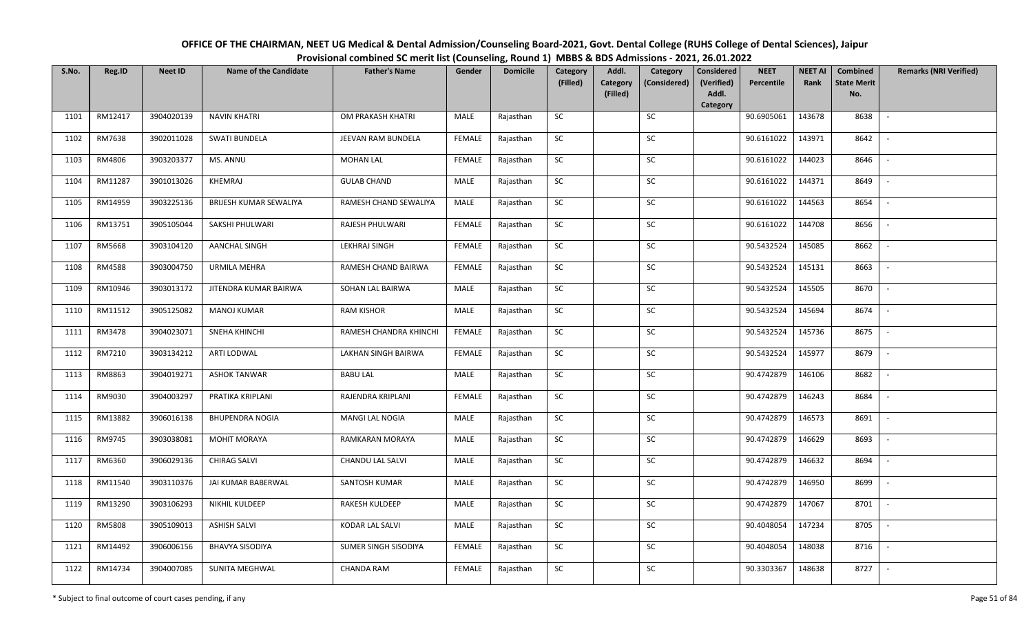# OFFICE OF THE CHAIRMAN, NEET UG Medical & Dental Admission/Counseling Board-2021, Govt. Dental College (RUHS College of Dental Sciences), Jaipur

## Provisional combined SC merit list (Counseling, Round 1) MBBS & BDS Admissions - 2021, 26.01.2022

| S.No. | Reg.ID | Neet ID | Name of the Candidate | Father's Name | Gender | Domicile | Category (Filled) | Addl. Category (Filled) | Category (Considered) | Considered (Verified) Addl. Category | NEET Percentile | NEET AI Rank | Combined State Merit No. | Remarks (NRI Verified) |
|---|---|---|---|---|---|---|---|---|---|---|---|---|---|---|
| 1101 | RM12417 | 3904020139 | NAVIN KHATRI | OM PRAKASH KHATRI | MALE | Rajasthan | SC | | SC | | 90.6905061 | 143678 | 8638 | - |
| 1102 | RM7638 | 3902011028 | SWATI BUNDELA | JEEVAN RAM BUNDELA | FEMALE | Rajasthan | SC | | SC | | 90.6161022 | 143971 | 8642 | - |
| 1103 | RM4806 | 3903203377 | MS. ANNU | MOHAN LAL | FEMALE | Rajasthan | SC | | SC | | 90.6161022 | 144023 | 8646 | - |
| 1104 | RM11287 | 3901013026 | KHEMRAJ | GULAB CHAND | MALE | Rajasthan | SC | | SC | | 90.6161022 | 144371 | 8649 | - |
| 1105 | RM14959 | 3903225136 | BRIJESH KUMAR SEWALIYA | RAMESH CHAND SEWALIYA | MALE | Rajasthan | SC | | SC | | 90.6161022 | 144563 | 8654 | - |
| 1106 | RM13751 | 3905105044 | SAKSHI PHULWARI | RAJESH PHULWARI | FEMALE | Rajasthan | SC | | SC | | 90.6161022 | 144708 | 8656 | - |
| 1107 | RM5668 | 3903104120 | AANCHAL SINGH | LEKHRAJ SINGH | FEMALE | Rajasthan | SC | | SC | | 90.5432524 | 145085 | 8662 | - |
| 1108 | RM4588 | 3903004750 | URMILA MEHRA | RAMESH CHAND BAIRWA | FEMALE | Rajasthan | SC | | SC | | 90.5432524 | 145131 | 8663 | - |
| 1109 | RM10946 | 3903013172 | JITENDRA KUMAR BAIRWA | SOHAN LAL BAIRWA | MALE | Rajasthan | SC | | SC | | 90.5432524 | 145505 | 8670 | - |
| 1110 | RM11512 | 3905125082 | MANOJ KUMAR | RAM KISHOR | MALE | Rajasthan | SC | | SC | | 90.5432524 | 145694 | 8674 | - |
| 1111 | RM3478 | 3904023071 | SNEHA KHINCHI | RAMESH CHANDRA KHINCHI | FEMALE | Rajasthan | SC | | SC | | 90.5432524 | 145736 | 8675 | - |
| 1112 | RM7210 | 3903134212 | ARTI LODWAL | LAKHAN SINGH BAIRWA | FEMALE | Rajasthan | SC | | SC | | 90.5432524 | 145977 | 8679 | - |
| 1113 | RM8863 | 3904019271 | ASHOK TANWAR | BABU LAL | MALE | Rajasthan | SC | | SC | | 90.4742879 | 146106 | 8682 | - |
| 1114 | RM9030 | 3904003297 | PRATIKA KRIPLANI | RAJENDRA KRIPLANI | FEMALE | Rajasthan | SC | | SC | | 90.4742879 | 146243 | 8684 | - |
| 1115 | RM13882 | 3906016138 | BHUPENDRA NOGIA | MANGI LAL NOGIA | MALE | Rajasthan | SC | | SC | | 90.4742879 | 146573 | 8691 | - |
| 1116 | RM9745 | 3903038081 | MOHIT MORAYA | RAMKARAN MORAYA | MALE | Rajasthan | SC | | SC | | 90.4742879 | 146629 | 8693 | - |
| 1117 | RM6360 | 3906029136 | CHIRAG SALVI | CHANDU LAL SALVI | MALE | Rajasthan | SC | | SC | | 90.4742879 | 146632 | 8694 | - |
| 1118 | RM11540 | 3903110376 | JAI KUMAR BABERWAL | SANTOSH KUMAR | MALE | Rajasthan | SC | | SC | | 90.4742879 | 146950 | 8699 | - |
| 1119 | RM13290 | 3903106293 | NIKHIL KULDEEP | RAKESH KULDEEP | MALE | Rajasthan | SC | | SC | | 90.4742879 | 147067 | 8701 | - |
| 1120 | RM5808 | 3905109013 | ASHISH SALVI | KODAR LAL SALVI | MALE | Rajasthan | SC | | SC | | 90.4048054 | 147234 | 8705 | - |
| 1121 | RM14492 | 3906006156 | BHAVYA SISODIYA | SUMER SINGH SISODIYA | FEMALE | Rajasthan | SC | | SC | | 90.4048054 | 148038 | 8716 | - |
| 1122 | RM14734 | 3904007085 | SUNITA MEGHWAL | CHANDA RAM | FEMALE | Rajasthan | SC | | SC | | 90.3303367 | 148638 | 8727 | - |

\* Subject to final outcome of court cases pending, if any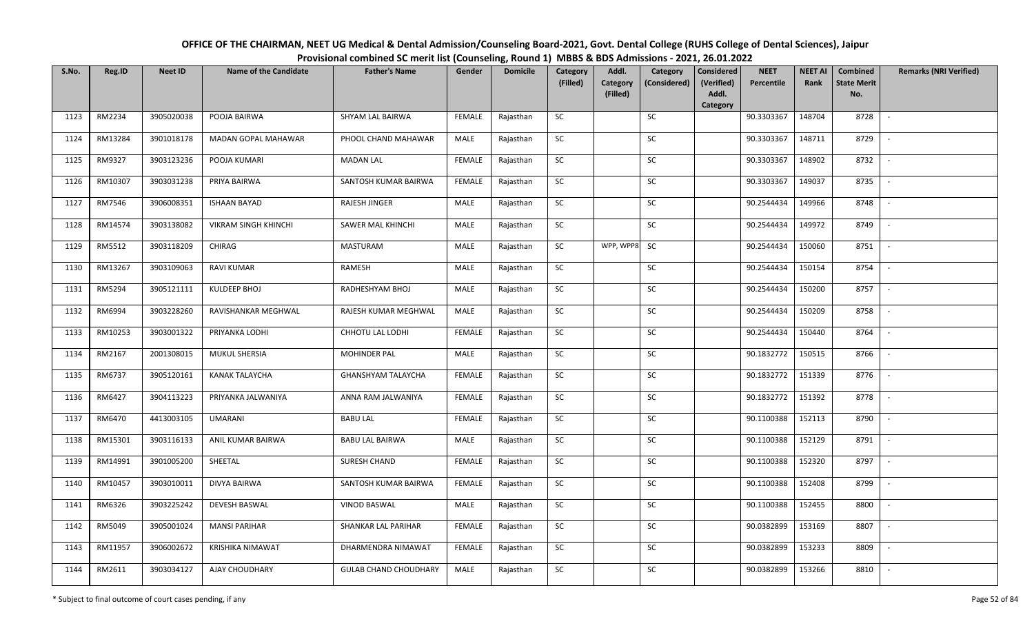# OFFICE OF THE CHAIRMAN, NEET UG Medical & Dental Admission/Counseling Board-2021, Govt. Dental College (RUHS College of Dental Sciences), Jaipur

## Provisional combined SC merit list (Counseling, Round 1) MBBS & BDS Admissions - 2021, 26.01.2022

| S.No. | Reg.ID | Neet ID | Name of the Candidate | Father's Name | Gender | Domicile | Category (Filled) | Addl. Category (Filled) | Category (Considered) | Considered (Verified) Addl. Category | NEET Percentile | NEET AI Rank | Combined State Merit No. | Remarks (NRI Verified) |
|---|---|---|---|---|---|---|---|---|---|---|---|---|---|---|
| 1123 | RM2234 | 3905020038 | POOJA BAIRWA | SHYAM LAL BAIRWA | FEMALE | Rajasthan | SC | | SC | | 90.3303367 | 148704 | 8728 | - |
| 1124 | RM13284 | 3901018178 | MADAN GOPAL MAHAWAR | PHOOL CHAND MAHAWAR | MALE | Rajasthan | SC | | SC | | 90.3303367 | 148711 | 8729 | - |
| 1125 | RM9327 | 3903123236 | POOJA KUMARI | MADAN LAL | FEMALE | Rajasthan | SC | | SC | | 90.3303367 | 148902 | 8732 | - |
| 1126 | RM10307 | 3903031238 | PRIYA BAIRWA | SANTOSH KUMAR BAIRWA | FEMALE | Rajasthan | SC | | SC | | 90.3303367 | 149037 | 8735 | - |
| 1127 | RM7546 | 3906008351 | ISHAAN BAYAD | RAJESH JINGER | MALE | Rajasthan | SC | | SC | | 90.2544434 | 149966 | 8748 | - |
| 1128 | RM14574 | 3903138082 | VIKRAM SINGH KHINCHI | SAWER MAL KHINCHI | MALE | Rajasthan | SC | | SC | | 90.2544434 | 149972 | 8749 | - |
| 1129 | RM5512 | 3903118209 | CHIRAG | MASTURAM | MALE | Rajasthan | SC | WPP, WPP8 | SC | | 90.2544434 | 150060 | 8751 | - |
| 1130 | RM13267 | 3903109063 | RAVI KUMAR | RAMESH | MALE | Rajasthan | SC | | SC | | 90.2544434 | 150154 | 8754 | - |
| 1131 | RM5294 | 3905121111 | KULDEEP BHOJ | RADHESHYAM BHOJ | MALE | Rajasthan | SC | | SC | | 90.2544434 | 150200 | 8757 | - |
| 1132 | RM6994 | 3903228260 | RAVISHANKAR MEGHWAL | RAJESH KUMAR MEGHWAL | MALE | Rajasthan | SC | | SC | | 90.2544434 | 150209 | 8758 | - |
| 1133 | RM10253 | 3903001322 | PRIYANKA LODHI | CHHOTU LAL LODHI | FEMALE | Rajasthan | SC | | SC | | 90.2544434 | 150440 | 8764 | - |
| 1134 | RM2167 | 2001308015 | MUKUL SHERSIA | MOHINDER PAL | MALE | Rajasthan | SC | | SC | | 90.1832772 | 150515 | 8766 | - |
| 1135 | RM6737 | 3905120161 | KANAK TALAYCHA | GHANSHYAM TALAYCHA | FEMALE | Rajasthan | SC | | SC | | 90.1832772 | 151339 | 8776 | - |
| 1136 | RM6427 | 3904113223 | PRIYANKA JALWANIYA | ANNA RAM JALWANIYA | FEMALE | Rajasthan | SC | | SC | | 90.1832772 | 151392 | 8778 | - |
| 1137 | RM6470 | 4413003105 | UMARANI | BABU LAL | FEMALE | Rajasthan | SC | | SC | | 90.1100388 | 152113 | 8790 | - |
| 1138 | RM15301 | 3903116133 | ANIL KUMAR BAIRWA | BABU LAL BAIRWA | MALE | Rajasthan | SC | | SC | | 90.1100388 | 152129 | 8791 | - |
| 1139 | RM14991 | 3901005200 | SHEETAL | SURESH CHAND | FEMALE | Rajasthan | SC | | SC | | 90.1100388 | 152320 | 8797 | - |
| 1140 | RM10457 | 3903010011 | DIVYA BAIRWA | SANTOSH KUMAR BAIRWA | FEMALE | Rajasthan | SC | | SC | | 90.1100388 | 152408 | 8799 | - |
| 1141 | RM6326 | 3903225242 | DEVESH BASWAL | VINOD BASWAL | MALE | Rajasthan | SC | | SC | | 90.1100388 | 152455 | 8800 | - |
| 1142 | RM5049 | 3905001024 | MANSI PARIHAR | SHANKAR LAL PARIHAR | FEMALE | Rajasthan | SC | | SC | | 90.0382899 | 153169 | 8807 | - |
| 1143 | RM11957 | 3906002672 | KRISHIKA NIMAWAT | DHARMENDRA NIMAWAT | FEMALE | Rajasthan | SC | | SC | | 90.0382899 | 153233 | 8809 | - |
| 1144 | RM2611 | 3903034127 | AJAY CHOUDHARY | GULAB CHAND CHOUDHARY | MALE | Rajasthan | SC | | SC | | 90.0382899 | 153266 | 8810 | - |

\* Subject to final outcome of court cases pending, if any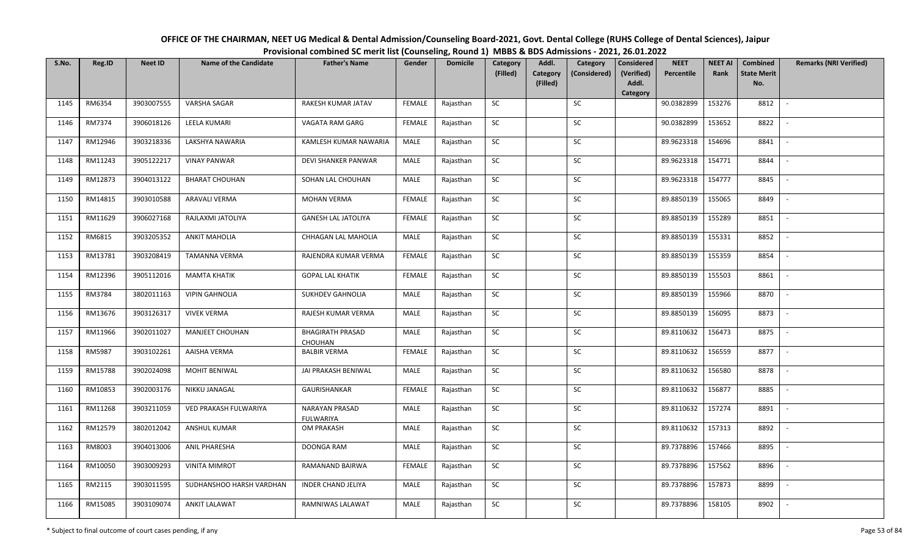# OFFICE OF THE CHAIRMAN, NEET UG Medical & Dental Admission/Counseling Board-2021, Govt. Dental College (RUHS College of Dental Sciences), Jaipur

## Provisional combined SC merit list (Counseling, Round 1) MBBS & BDS Admissions - 2021, 26.01.2022

| S.No. | Reg.ID | Neet ID | Name of the Candidate | Father's Name | Gender | Domicile | Category (Filled) | Addl. Category (Filled) | Category (Considered) | Considered (Verified) Addl. Category | NEET Percentile | NEET AI Rank | Combined State Merit No. | Remarks (NRI Verified) |
|---|---|---|---|---|---|---|---|---|---|---|---|---|---|---|
| 1145 | RM6354 | 3903007555 | VARSHA SAGAR | RAKESH KUMAR JATAV | FEMALE | Rajasthan | SC | | SC | | 90.0382899 | 153276 | 8812 | - |
| 1146 | RM7374 | 3906018126 | LEELA KUMARI | VAGATA RAM GARG | FEMALE | Rajasthan | SC | | SC | | 90.0382899 | 153652 | 8822 | - |
| 1147 | RM12946 | 3903218336 | LAKSHYA NAWARIA | KAMLESH KUMAR NAWARIA | MALE | Rajasthan | SC | | SC | | 89.9623318 | 154696 | 8841 | - |
| 1148 | RM11243 | 3905122217 | VINAY PANWAR | DEVI SHANKER PANWAR | MALE | Rajasthan | SC | | SC | | 89.9623318 | 154771 | 8844 | - |
| 1149 | RM12873 | 3904013122 | BHARAT CHOUHAN | SOHAN LAL CHOUHAN | MALE | Rajasthan | SC | | SC | | 89.9623318 | 154777 | 8845 | - |
| 1150 | RM14815 | 3903010588 | ARAVALI VERMA | MOHAN VERMA | FEMALE | Rajasthan | SC | | SC | | 89.8850139 | 155065 | 8849 | - |
| 1151 | RM11629 | 3906027168 | RAJLAXMI JATOLIYA | GANESH LAL JATOLIYA | FEMALE | Rajasthan | SC | | SC | | 89.8850139 | 155289 | 8851 | - |
| 1152 | RM6815 | 3903205352 | ANKIT MAHOLIA | CHHAGAN LAL MAHOLIA | MALE | Rajasthan | SC | | SC | | 89.8850139 | 155331 | 8852 | - |
| 1153 | RM13781 | 3903208419 | TAMANNA VERMA | RAJENDRA KUMAR VERMA | FEMALE | Rajasthan | SC | | SC | | 89.8850139 | 155359 | 8854 | - |
| 1154 | RM12396 | 3905112016 | MAMTA KHATIK | GOPAL LAL KHATIK | FEMALE | Rajasthan | SC | | SC | | 89.8850139 | 155503 | 8861 | - |
| 1155 | RM3784 | 3802011163 | VIPIN GAHNOLIA | SUKHDEV GAHNOLIA | MALE | Rajasthan | SC | | SC | | 89.8850139 | 155966 | 8870 | - |
| 1156 | RM13676 | 3903126317 | VIVEK VERMA | RAJESH KUMAR VERMA | MALE | Rajasthan | SC | | SC | | 89.8850139 | 156095 | 8873 | - |
| 1157 | RM11966 | 3902011027 | MANJEET CHOUHAN | BHAGIRATH PRASAD CHOUHAN | MALE | Rajasthan | SC | | SC | | 89.8110632 | 156473 | 8875 | - |
| 1158 | RM5987 | 3903102261 | AAISHA VERMA | BALBIR VERMA | FEMALE | Rajasthan | SC | | SC | | 89.8110632 | 156559 | 8877 | - |
| 1159 | RM15788 | 3902024098 | MOHIT BENIWAL | JAI PRAKASH BENIWAL | MALE | Rajasthan | SC | | SC | | 89.8110632 | 156580 | 8878 | - |
| 1160 | RM10853 | 3902003176 | NIKKU JANAGAL | GAURISHANKAR | FEMALE | Rajasthan | SC | | SC | | 89.8110632 | 156877 | 8885 | - |
| 1161 | RM11268 | 3903211059 | VED PRAKASH FULWARIYA | NARAYAN PRASAD FULWARIYA | MALE | Rajasthan | SC | | SC | | 89.8110632 | 157274 | 8891 | - |
| 1162 | RM12579 | 3802012042 | ANSHUL KUMAR | OM PRAKASH | MALE | Rajasthan | SC | | SC | | 89.8110632 | 157313 | 8892 | - |
| 1163 | RM8003 | 3904013006 | ANIL PHARESHA | DOONGA RAM | MALE | Rajasthan | SC | | SC | | 89.7378896 | 157466 | 8895 | - |
| 1164 | RM10050 | 3903009293 | VINITA MIMROT | RAMANAND BAIRWA | FEMALE | Rajasthan | SC | | SC | | 89.7378896 | 157562 | 8896 | - |
| 1165 | RM2115 | 3903011595 | SUDHANSHOO HARSH VARDHAN | INDER CHAND JELIYA | MALE | Rajasthan | SC | | SC | | 89.7378896 | 157873 | 8899 | - |
| 1166 | RM15085 | 3903109074 | ANKIT LALAWAT | RAMNIWAS LALAWAT | MALE | Rajasthan | SC | | SC | | 89.7378896 | 158105 | 8902 | - |

\* Subject to final outcome of court cases pending, if any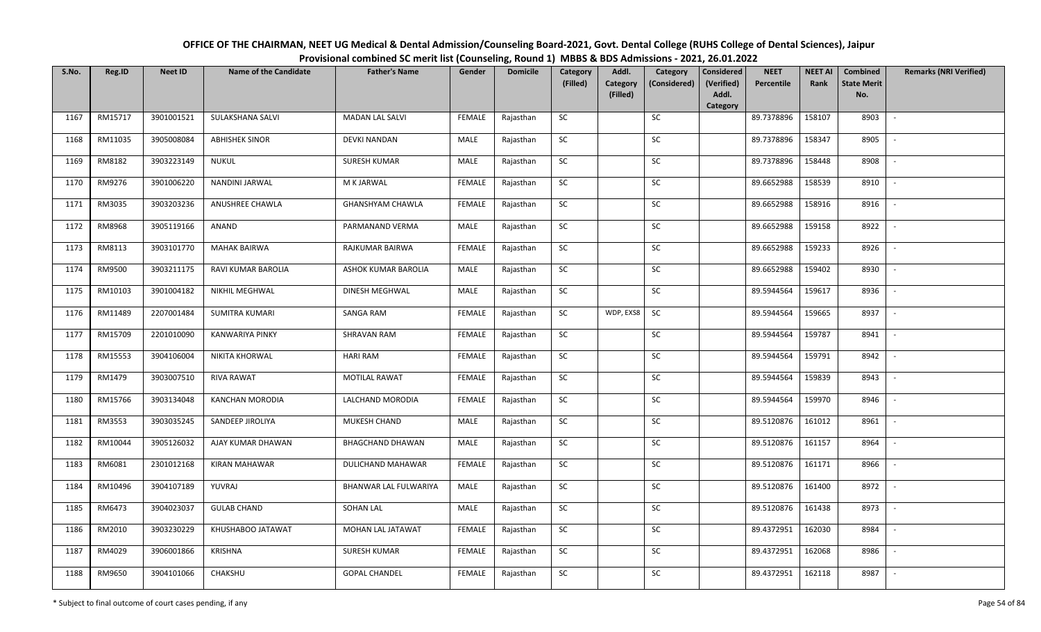# OFFICE OF THE CHAIRMAN, NEET UG Medical & Dental Admission/Counseling Board-2021, Govt. Dental College (RUHS College of Dental Sciences), Jaipur

## Provisional combined SC merit list (Counseling, Round 1) MBBS & BDS Admissions - 2021, 26.01.2022

| S.No. | Reg.ID | Neet ID | Name of the Candidate | Father's Name | Gender | Domicile | Category (Filled) | Addl. Category (Filled) | Category (Considered) | Considered (Verified) Addl. Category | NEET Percentile | NEET AI Rank | Combined State Merit No. | Remarks (NRI Verified) |
|---|---|---|---|---|---|---|---|---|---|---|---|---|---|---|
| 1167 | RM15717 | 3901001521 | SULAKSHANA SALVI | MADAN LAL SALVI | FEMALE | Rajasthan | SC | | SC | | 89.7378896 | 158107 | 8903 | - |
| 1168 | RM11035 | 3905008084 | ABHISHEK SINOR | DEVKI NANDAN | MALE | Rajasthan | SC | | SC | | 89.7378896 | 158347 | 8905 | - |
| 1169 | RM8182 | 3903223149 | NUKUL | SURESH KUMAR | MALE | Rajasthan | SC | | SC | | 89.7378896 | 158448 | 8908 | - |
| 1170 | RM9276 | 3901006220 | NANDINI JARWAL | M K JARWAL | FEMALE | Rajasthan | SC | | SC | | 89.6652988 | 158539 | 8910 | - |
| 1171 | RM3035 | 3903203236 | ANUSHREE CHAWLA | GHANSHYAM CHAWLA | FEMALE | Rajasthan | SC | | SC | | 89.6652988 | 158916 | 8916 | - |
| 1172 | RM8968 | 3905119166 | ANAND | PARMANAND VERMA | MALE | Rajasthan | SC | | SC | | 89.6652988 | 159158 | 8922 | - |
| 1173 | RM8113 | 3903101770 | MAHAK BAIRWA | RAJKUMAR BAIRWA | FEMALE | Rajasthan | SC | | SC | | 89.6652988 | 159233 | 8926 | - |
| 1174 | RM9500 | 3903211175 | RAVI KUMAR BAROLIA | ASHOK KUMAR BAROLIA | MALE | Rajasthan | SC | | SC | | 89.6652988 | 159402 | 8930 | - |
| 1175 | RM10103 | 3901004182 | NIKHIL MEGHWAL | DINESH MEGHWAL | MALE | Rajasthan | SC | | SC | | 89.5944564 | 159617 | 8936 | - |
| 1176 | RM11489 | 2207001484 | SUMITRA KUMARI | SANGA RAM | FEMALE | Rajasthan | SC | WDP, EXS8 | SC | | 89.5944564 | 159665 | 8937 | - |
| 1177 | RM15709 | 2201010090 | KANWARIYA PINKY | SHRAVAN RAM | FEMALE | Rajasthan | SC | | SC | | 89.5944564 | 159787 | 8941 | - |
| 1178 | RM15553 | 3904106004 | NIKITA KHORWAL | HARI RAM | FEMALE | Rajasthan | SC | | SC | | 89.5944564 | 159791 | 8942 | - |
| 1179 | RM1479 | 3903007510 | RIVA RAWAT | MOTILAL RAWAT | FEMALE | Rajasthan | SC | | SC | | 89.5944564 | 159839 | 8943 | - |
| 1180 | RM15766 | 3903134048 | KANCHAN MORODIA | LALCHAND MORODIA | FEMALE | Rajasthan | SC | | SC | | 89.5944564 | 159970 | 8946 | - |
| 1181 | RM3553 | 3903035245 | SANDEEP JIROLIYA | MUKESH CHAND | MALE | Rajasthan | SC | | SC | | 89.5120876 | 161012 | 8961 | - |
| 1182 | RM10044 | 3905126032 | AJAY KUMAR DHAWAN | BHAGCHAND DHAWAN | MALE | Rajasthan | SC | | SC | | 89.5120876 | 161157 | 8964 | - |
| 1183 | RM6081 | 2301012168 | KIRAN MAHAWAR | DULICHAND MAHAWAR | FEMALE | Rajasthan | SC | | SC | | 89.5120876 | 161171 | 8966 | - |
| 1184 | RM10496 | 3904107189 | YUVRAJ | BHANWAR LAL FULWARIYA | MALE | Rajasthan | SC | | SC | | 89.5120876 | 161400 | 8972 | - |
| 1185 | RM6473 | 3904023037 | GULAB CHAND | SOHAN LAL | MALE | Rajasthan | SC | | SC | | 89.5120876 | 161438 | 8973 | - |
| 1186 | RM2010 | 3903230229 | KHUSHABOO JATAWAT | MOHAN LAL JATAWAT | FEMALE | Rajasthan | SC | | SC | | 89.4372951 | 162030 | 8984 | - |
| 1187 | RM4029 | 3906001866 | KRISHNA | SURESH KUMAR | FEMALE | Rajasthan | SC | | SC | | 89.4372951 | 162068 | 8986 | - |
| 1188 | RM9650 | 3904101066 | CHAKSHU | GOPAL CHANDEL | FEMALE | Rajasthan | SC | | SC | | 89.4372951 | 162118 | 8987 | - |

\* Subject to final outcome of court cases pending, if any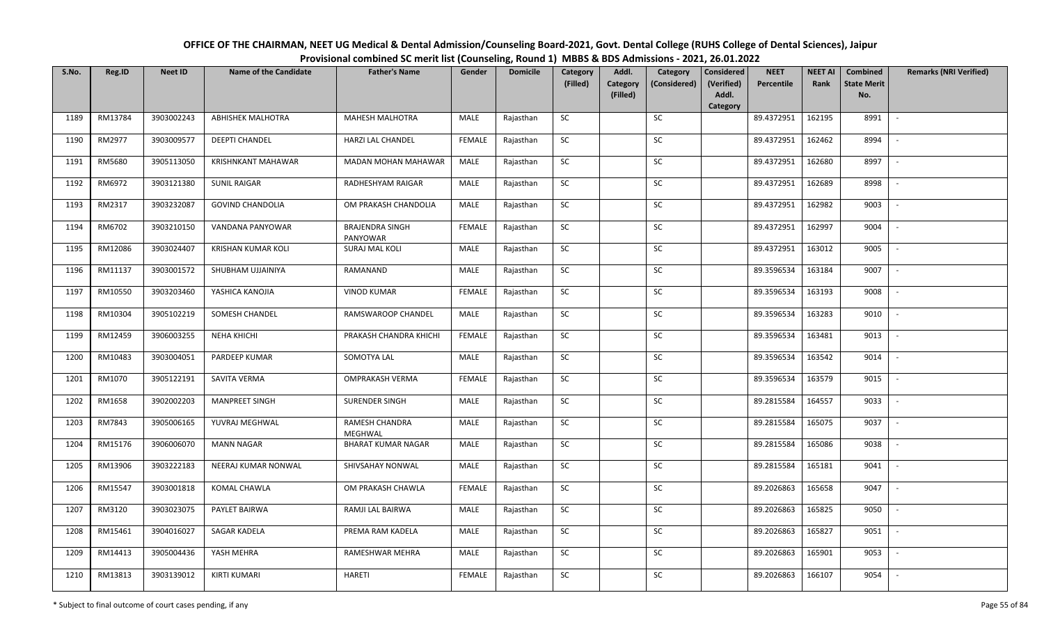# OFFICE OF THE CHAIRMAN, NEET UG Medical & Dental Admission/Counseling Board-2021, Govt. Dental College (RUHS College of Dental Sciences), Jaipur

## Provisional combined SC merit list (Counseling, Round 1) MBBS & BDS Admissions - 2021, 26.01.2022

| S.No. | Reg.ID | Neet ID | Name of the Candidate | Father's Name | Gender | Domicile | Category (Filled) | Addl. Category (Filled) | Category (Considered) | Considered (Verified) Addl. Category | NEET Percentile | NEET AI Rank | Combined State Merit No. | Remarks (NRI Verified) |
|---|---|---|---|---|---|---|---|---|---|---|---|---|---|---|
| 1189 | RM13784 | 3903002243 | ABHISHEK MALHOTRA | MAHESH MALHOTRA | MALE | Rajasthan | SC | | SC | | 89.4372951 | 162195 | 8991 | - |
| 1190 | RM2977 | 3903009577 | DEEPTI CHANDEL | HARZI LAL CHANDEL | FEMALE | Rajasthan | SC | | SC | | 89.4372951 | 162462 | 8994 | - |
| 1191 | RM5680 | 3905113050 | KRISHNKANT MAHAWAR | MADAN MOHAN MAHAWAR | MALE | Rajasthan | SC | | SC | | 89.4372951 | 162680 | 8997 | - |
| 1192 | RM6972 | 3903121380 | SUNIL RAIGAR | RADHESHYAM RAIGAR | MALE | Rajasthan | SC | | SC | | 89.4372951 | 162689 | 8998 | - |
| 1193 | RM2317 | 3903232087 | GOVIND CHANDOLIA | OM PRAKASH CHANDOLIA | MALE | Rajasthan | SC | | SC | | 89.4372951 | 162982 | 9003 | - |
| 1194 | RM6702 | 3903210150 | VANDANA PANYOWAR | BRAJENDRA SINGH PANYOWAR | FEMALE | Rajasthan | SC | | SC | | 89.4372951 | 162997 | 9004 | - |
| 1195 | RM12086 | 3903024407 | KRISHAN KUMAR KOLI | SURAJ MAL KOLI | MALE | Rajasthan | SC | | SC | | 89.4372951 | 163012 | 9005 | - |
| 1196 | RM11137 | 3903001572 | SHUBHAM UJJAINIYA | RAMANAND | MALE | Rajasthan | SC | | SC | | 89.3596534 | 163184 | 9007 | - |
| 1197 | RM10550 | 3903203460 | YASHICA KANOJIA | VINOD KUMAR | FEMALE | Rajasthan | SC | | SC | | 89.3596534 | 163193 | 9008 | - |
| 1198 | RM10304 | 3905102219 | SOMESH CHANDEL | RAMSWAROOP CHANDEL | MALE | Rajasthan | SC | | SC | | 89.3596534 | 163283 | 9010 | - |
| 1199 | RM12459 | 3906003255 | NEHA KHICHI | PRAKASH CHANDRA KHICHI | FEMALE | Rajasthan | SC | | SC | | 89.3596534 | 163481 | 9013 | - |
| 1200 | RM10483 | 3903004051 | PARDEEP KUMAR | SOMOTYA LAL | MALE | Rajasthan | SC | | SC | | 89.3596534 | 163542 | 9014 | - |
| 1201 | RM1070 | 3905122191 | SAVITA VERMA | OMPRAKASH VERMA | FEMALE | Rajasthan | SC | | SC | | 89.3596534 | 163579 | 9015 | - |
| 1202 | RM1658 | 3902002203 | MANPREET SINGH | SURENDER SINGH | MALE | Rajasthan | SC | | SC | | 89.2815584 | 164557 | 9033 | - |
| 1203 | RM7843 | 3905006165 | YUVRAJ MEGHWAL | RAMESH CHANDRA MEGHWAL | MALE | Rajasthan | SC | | SC | | 89.2815584 | 165075 | 9037 | - |
| 1204 | RM15176 | 3906006070 | MANN NAGAR | BHARAT KUMAR NAGAR | MALE | Rajasthan | SC | | SC | | 89.2815584 | 165086 | 9038 | - |
| 1205 | RM13906 | 3903222183 | NEERAJ KUMAR NONWAL | SHIVSAHAY NONWAL | MALE | Rajasthan | SC | | SC | | 89.2815584 | 165181 | 9041 | - |
| 1206 | RM15547 | 3903001818 | KOMAL CHAWLA | OM PRAKASH CHAWLA | FEMALE | Rajasthan | SC | | SC | | 89.2026863 | 165658 | 9047 | - |
| 1207 | RM3120 | 3903023075 | PAYLET BAIRWA | RAMJI LAL BAIRWA | MALE | Rajasthan | SC | | SC | | 89.2026863 | 165825 | 9050 | - |
| 1208 | RM15461 | 3904016027 | SAGAR KADELA | PREMA RAM KADELA | MALE | Rajasthan | SC | | SC | | 89.2026863 | 165827 | 9051 | - |
| 1209 | RM14413 | 3905004436 | YASH MEHRA | RAMESHWAR MEHRA | MALE | Rajasthan | SC | | SC | | 89.2026863 | 165901 | 9053 | - |
| 1210 | RM13813 | 3903139012 | KIRTI KUMARI | HARETI | FEMALE | Rajasthan | SC | | SC | | 89.2026863 | 166107 | 9054 | - |

\* Subject to final outcome of court cases pending, if any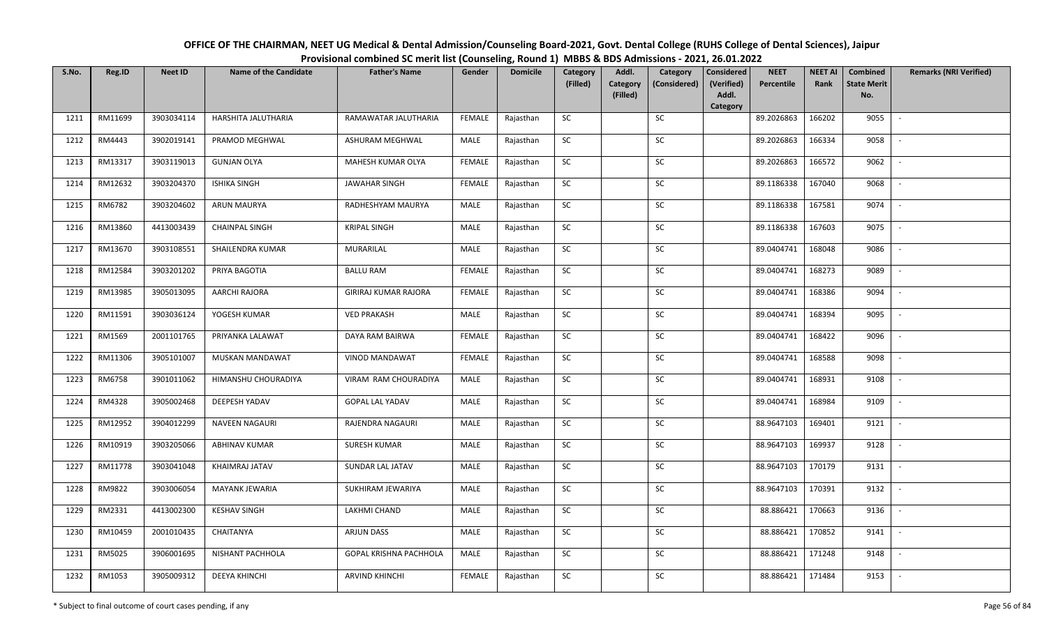# OFFICE OF THE CHAIRMAN, NEET UG Medical & Dental Admission/Counseling Board-2021, Govt. Dental College (RUHS College of Dental Sciences), Jaipur

## Provisional combined SC merit list (Counseling, Round 1) MBBS & BDS Admissions - 2021, 26.01.2022

| S.No. | Reg.ID | Neet ID | Name of the Candidate | Father's Name | Gender | Domicile | Category (Filled) | Addl. Category (Filled) | Category (Considered) | Considered (Verified) Addl. Category | NEET Percentile | NEET AI Rank | Combined State Merit No. | Remarks (NRI Verified) |
|---|---|---|---|---|---|---|---|---|---|---|---|---|---|---|
| 1211 | RM11699 | 3903034114 | HARSHITA JALUTHARIA | RAMAWATAR JALUTHARIA | FEMALE | Rajasthan | SC | | SC | | 89.2026863 | 166202 | 9055 | - |
| 1212 | RM4443 | 3902019141 | PRAMOD MEGHWAL | ASHURAM MEGHWAL | MALE | Rajasthan | SC | | SC | | 89.2026863 | 166334 | 9058 | - |
| 1213 | RM13317 | 3903119013 | GUNJAN OLYA | MAHESH KUMAR OLYA | FEMALE | Rajasthan | SC | | SC | | 89.2026863 | 166572 | 9062 | - |
| 1214 | RM12632 | 3903204370 | ISHIKA SINGH | JAWAHAR SINGH | FEMALE | Rajasthan | SC | | SC | | 89.1186338 | 167040 | 9068 | - |
| 1215 | RM6782 | 3903204602 | ARUN MAURYA | RADHESHYAM MAURYA | MALE | Rajasthan | SC | | SC | | 89.1186338 | 167581 | 9074 | - |
| 1216 | RM13860 | 4413003439 | CHAINPAL SINGH | KRIPAL SINGH | MALE | Rajasthan | SC | | SC | | 89.1186338 | 167603 | 9075 | - |
| 1217 | RM13670 | 3903108551 | SHAILENDRA KUMAR | MURARILAL | MALE | Rajasthan | SC | | SC | | 89.0404741 | 168048 | 9086 | - |
| 1218 | RM12584 | 3903201202 | PRIYA BAGOTIA | BALLU RAM | FEMALE | Rajasthan | SC | | SC | | 89.0404741 | 168273 | 9089 | - |
| 1219 | RM13985 | 3905013095 | AARCHI RAJORA | GIRIRAJ KUMAR RAJORA | FEMALE | Rajasthan | SC | | SC | | 89.0404741 | 168386 | 9094 | - |
| 1220 | RM11591 | 3903036124 | YOGESH KUMAR | VED PRAKASH | MALE | Rajasthan | SC | | SC | | 89.0404741 | 168394 | 9095 | - |
| 1221 | RM1569 | 2001101765 | PRIYANKA LALAWAT | DAYA RAM BAIRWA | FEMALE | Rajasthan | SC | | SC | | 89.0404741 | 168422 | 9096 | - |
| 1222 | RM11306 | 3905101007 | MUSKAN MANDAWAT | VINOD MANDAWAT | FEMALE | Rajasthan | SC | | SC | | 89.0404741 | 168588 | 9098 | - |
| 1223 | RM6758 | 3901011062 | HIMANSHU CHOURADIYA | VIRAM RAM CHOURADIYA | MALE | Rajasthan | SC | | SC | | 89.0404741 | 168931 | 9108 | - |
| 1224 | RM4328 | 3905002468 | DEEPESH YADAV | GOPAL LAL YADAV | MALE | Rajasthan | SC | | SC | | 89.0404741 | 168984 | 9109 | - |
| 1225 | RM12952 | 3904012299 | NAVEEN NAGAURI | RAJENDRA NAGAURI | MALE | Rajasthan | SC | | SC | | 88.9647103 | 169401 | 9121 | - |
| 1226 | RM10919 | 3903205066 | ABHINAV KUMAR | SURESH KUMAR | MALE | Rajasthan | SC | | SC | | 88.9647103 | 169937 | 9128 | - |
| 1227 | RM11778 | 3903041048 | KHAIMRAJ JATAV | SUNDAR LAL JATAV | MALE | Rajasthan | SC | | SC | | 88.9647103 | 170179 | 9131 | - |
| 1228 | RM9822 | 3903006054 | MAYANK JEWARIA | SUKHIRAM JEWARIYA | MALE | Rajasthan | SC | | SC | | 88.9647103 | 170391 | 9132 | - |
| 1229 | RM2331 | 4413002300 | KESHAV SINGH | LAKHMI CHAND | MALE | Rajasthan | SC | | SC | | 88.886421 | 170663 | 9136 | - |
| 1230 | RM10459 | 2001010435 | CHAITANYA | ARJUN DASS | MALE | Rajasthan | SC | | SC | | 88.886421 | 170852 | 9141 | - |
| 1231 | RM5025 | 3906001695 | NISHANT PACHHOLA | GOPAL KRISHNA PACHHOLA | MALE | Rajasthan | SC | | SC | | 88.886421 | 171248 | 9148 | - |
| 1232 | RM1053 | 3905009312 | DEEYA KHINCHI | ARVIND KHINCHI | FEMALE | Rajasthan | SC | | SC | | 88.886421 | 171484 | 9153 | - |

\* Subject to final outcome of court cases pending, if any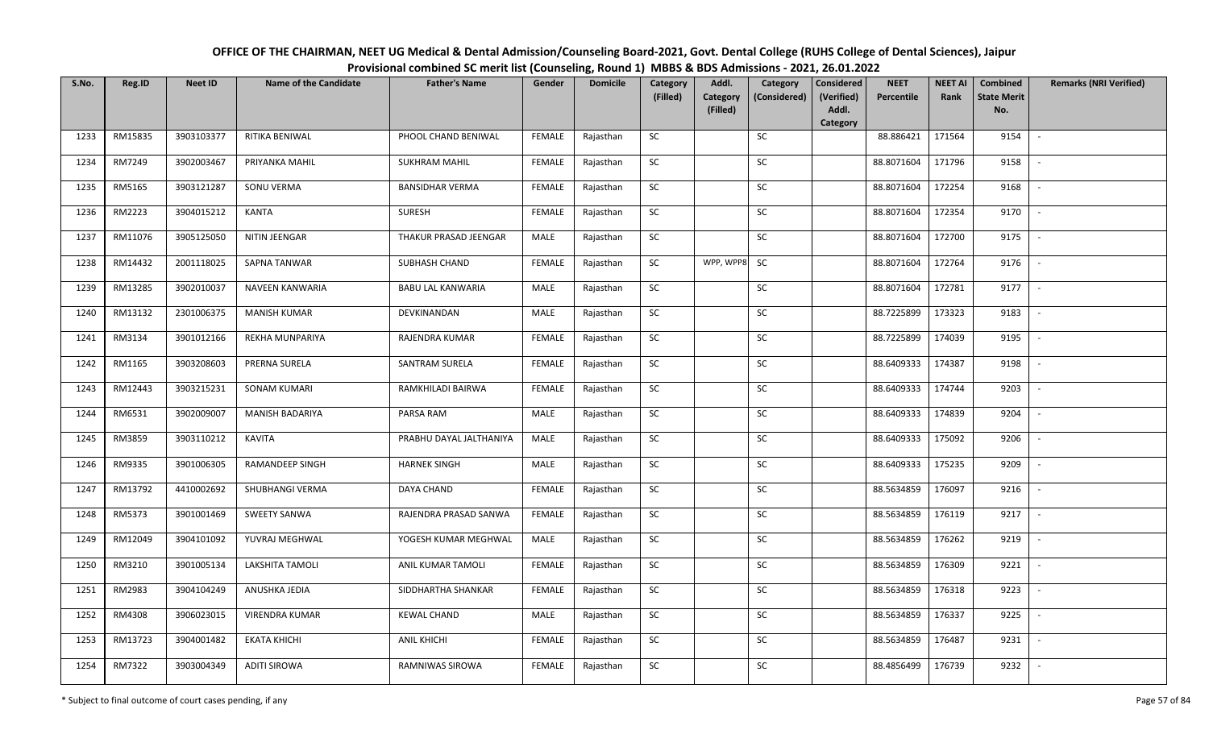# OFFICE OF THE CHAIRMAN, NEET UG Medical & Dental Admission/Counseling Board-2021, Govt. Dental College (RUHS College of Dental Sciences), Jaipur

## Provisional combined SC merit list (Counseling, Round 1) MBBS & BDS Admissions - 2021, 26.01.2022

| S.No. | Reg.ID | Neet ID | Name of the Candidate | Father's Name | Gender | Domicile | Category (Filled) | Addl. Category (Filled) | Category (Considered) | Considered (Verified) Addl. Category | NEET Percentile | NEET AI Rank | Combined State Merit No. | Remarks (NRI Verified) |
|---|---|---|---|---|---|---|---|---|---|---|---|---|---|---|
| 1233 | RM15835 | 3903103377 | RITIKA BENIWAL | PHOOL CHAND BENIWAL | FEMALE | Rajasthan | SC | | SC | | 88.886421 | 171564 | 9154 | - |
| 1234 | RM7249 | 3902003467 | PRIYANKA MAHIL | SUKHRAM MAHIL | FEMALE | Rajasthan | SC | | SC | | 88.8071604 | 171796 | 9158 | - |
| 1235 | RM5165 | 3903121287 | SONU VERMA | BANSIDHAR VERMA | FEMALE | Rajasthan | SC | | SC | | 88.8071604 | 172254 | 9168 | - |
| 1236 | RM2223 | 3904015212 | KANTA | SURESH | FEMALE | Rajasthan | SC | | SC | | 88.8071604 | 172354 | 9170 | - |
| 1237 | RM11076 | 3905125050 | NITIN JEENGAR | THAKUR PRASAD JEENGAR | MALE | Rajasthan | SC | | SC | | 88.8071604 | 172700 | 9175 | - |
| 1238 | RM14432 | 2001118025 | SAPNA TANWAR | SUBHASH CHAND | FEMALE | Rajasthan | SC | WPP, WPP8 | SC | | 88.8071604 | 172764 | 9176 | - |
| 1239 | RM13285 | 3902010037 | NAVEEN KANWARIA | BABU LAL KANWARIA | MALE | Rajasthan | SC | | SC | | 88.8071604 | 172781 | 9177 | - |
| 1240 | RM13132 | 2301006375 | MANISH KUMAR | DEVKINANDAN | MALE | Rajasthan | SC | | SC | | 88.7225899 | 173323 | 9183 | - |
| 1241 | RM3134 | 3901012166 | REKHA MUNPARIYA | RAJENDRA KUMAR | FEMALE | Rajasthan | SC | | SC | | 88.7225899 | 174039 | 9195 | - |
| 1242 | RM1165 | 3903208603 | PRERNA SURELA | SANTRAM SURELA | FEMALE | Rajasthan | SC | | SC | | 88.6409333 | 174387 | 9198 | - |
| 1243 | RM12443 | 3903215231 | SONAM KUMARI | RAMKHILADI BAIRWA | FEMALE | Rajasthan | SC | | SC | | 88.6409333 | 174744 | 9203 | - |
| 1244 | RM6531 | 3902009007 | MANISH BADARIYA | PARSA RAM | MALE | Rajasthan | SC | | SC | | 88.6409333 | 174839 | 9204 | - |
| 1245 | RM3859 | 3903110212 | KAVITA | PRABHU DAYAL JALTHANIYA | MALE | Rajasthan | SC | | SC | | 88.6409333 | 175092 | 9206 | - |
| 1246 | RM9335 | 3901006305 | RAMANDEEP SINGH | HARNEK SINGH | MALE | Rajasthan | SC | | SC | | 88.6409333 | 175235 | 9209 | - |
| 1247 | RM13792 | 4410002692 | SHUBHANGI VERMA | DAYA CHAND | FEMALE | Rajasthan | SC | | SC | | 88.5634859 | 176097 | 9216 | - |
| 1248 | RM5373 | 3901001469 | SWEETY SANWA | RAJENDRA PRASAD SANWA | FEMALE | Rajasthan | SC | | SC | | 88.5634859 | 176119 | 9217 | - |
| 1249 | RM12049 | 3904101092 | YUVRAJ MEGHWAL | YOGESH KUMAR MEGHWAL | MALE | Rajasthan | SC | | SC | | 88.5634859 | 176262 | 9219 | - |
| 1250 | RM3210 | 3901005134 | LAKSHITA TAMOLI | ANIL KUMAR TAMOLI | FEMALE | Rajasthan | SC | | SC | | 88.5634859 | 176309 | 9221 | - |
| 1251 | RM2983 | 3904104249 | ANUSHKA JEDIA | SIDDHARTHA SHANKAR | FEMALE | Rajasthan | SC | | SC | | 88.5634859 | 176318 | 9223 | - |
| 1252 | RM4308 | 3906023015 | VIRENDRA KUMAR | KEWAL CHAND | MALE | Rajasthan | SC | | SC | | 88.5634859 | 176337 | 9225 | - |
| 1253 | RM13723 | 3904001482 | EKATA KHICHI | ANIL KHICHI | FEMALE | Rajasthan | SC | | SC | | 88.5634859 | 176487 | 9231 | - |
| 1254 | RM7322 | 3903004349 | ADITI SIROWA | RAMNIWAS SIROWA | FEMALE | Rajasthan | SC | | SC | | 88.4856499 | 176739 | 9232 | - |

\* Subject to final outcome of court cases pending, if any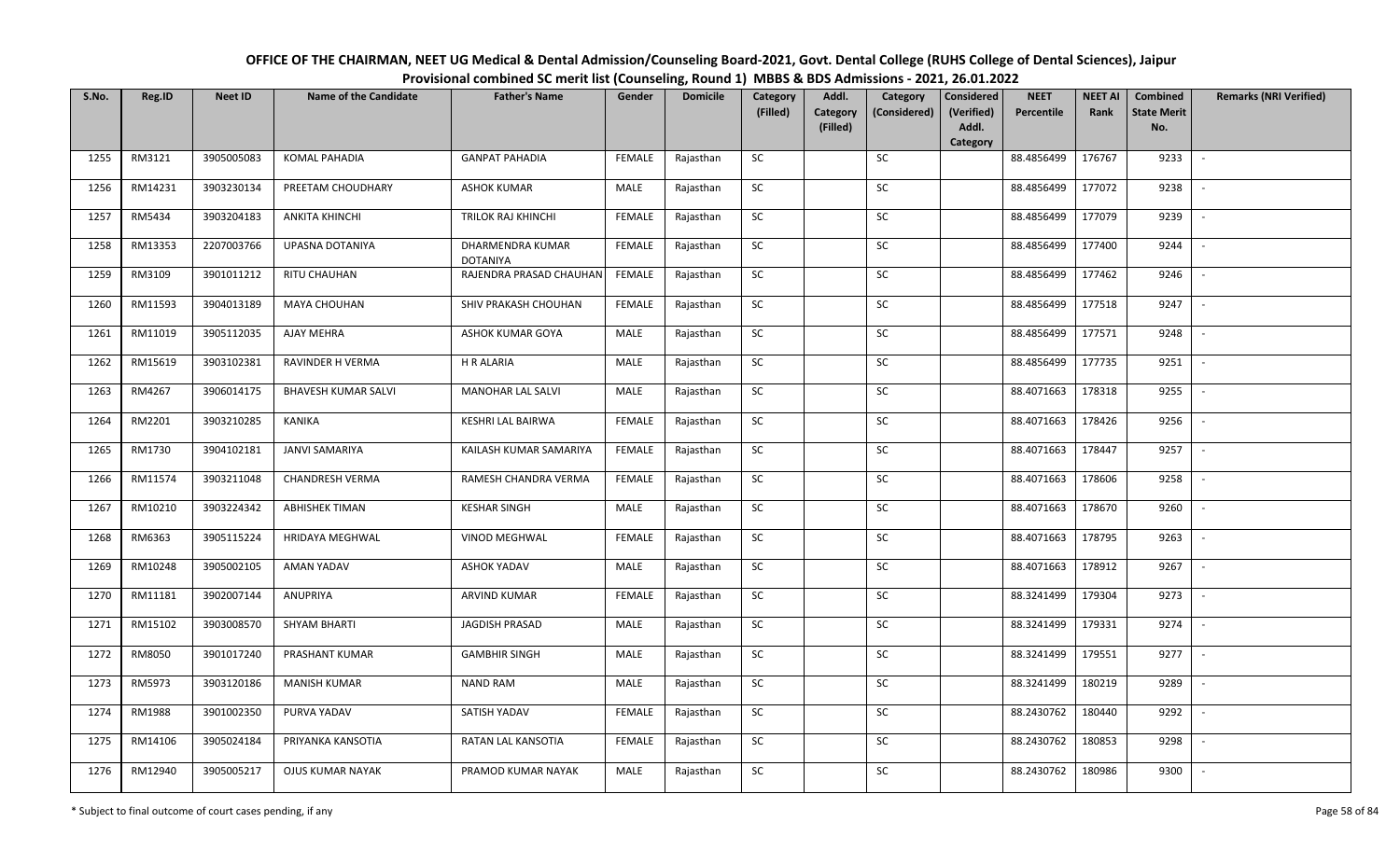# OFFICE OF THE CHAIRMAN, NEET UG Medical & Dental Admission/Counseling Board-2021, Govt. Dental College (RUHS College of Dental Sciences), Jaipur

## Provisional combined SC merit list (Counseling, Round 1) MBBS & BDS Admissions - 2021, 26.01.2022

| S.No. | Reg.ID | Neet ID | Name of the Candidate | Father's Name | Gender | Domicile | Category (Filled) | Addl. Category (Filled) | Category (Considered) | Considered (Verified) Addl. Category | NEET Percentile | NEET AI Rank | Combined State Merit No. | Remarks (NRI Verified) |
|---|---|---|---|---|---|---|---|---|---|---|---|---|---|---|
| 1255 | RM3121 | 3905005083 | KOMAL PAHADIA | GANPAT PAHADIA | FEMALE | Rajasthan | SC | | SC | | 88.4856499 | 176767 | 9233 | - |
| 1256 | RM14231 | 3903230134 | PREETAM CHOUDHARY | ASHOK KUMAR | MALE | Rajasthan | SC | | SC | | 88.4856499 | 177072 | 9238 | - |
| 1257 | RM5434 | 3903204183 | ANKITA KHINCHI | TRILOK RAJ KHINCHI | FEMALE | Rajasthan | SC | | SC | | 88.4856499 | 177079 | 9239 | - |
| 1258 | RM13353 | 2207003766 | UPASNA DOTANIYA | DHARMENDRA KUMAR DOTANIYA | FEMALE | Rajasthan | SC | | SC | | 88.4856499 | 177400 | 9244 | - |
| 1259 | RM3109 | 3901011212 | RITU CHAUHAN | RAJENDRA PRASAD CHAUHAN | FEMALE | Rajasthan | SC | | SC | | 88.4856499 | 177462 | 9246 | - |
| 1260 | RM11593 | 3904013189 | MAYA CHOUHAN | SHIV PRAKASH CHOUHAN | FEMALE | Rajasthan | SC | | SC | | 88.4856499 | 177518 | 9247 | - |
| 1261 | RM11019 | 3905112035 | AJAY MEHRA | ASHOK KUMAR GOYA | MALE | Rajasthan | SC | | SC | | 88.4856499 | 177571 | 9248 | - |
| 1262 | RM15619 | 3903102381 | RAVINDER H VERMA | H R ALARIA | MALE | Rajasthan | SC | | SC | | 88.4856499 | 177735 | 9251 | - |
| 1263 | RM4267 | 3906014175 | BHAVESH KUMAR SALVI | MANOHAR LAL SALVI | MALE | Rajasthan | SC | | SC | | 88.4071663 | 178318 | 9255 | - |
| 1264 | RM2201 | 3903210285 | KANIKA | KESHRI LAL BAIRWA | FEMALE | Rajasthan | SC | | SC | | 88.4071663 | 178426 | 9256 | - |
| 1265 | RM1730 | 3904102181 | JANVI SAMARIYA | KAILASH KUMAR SAMARIYA | FEMALE | Rajasthan | SC | | SC | | 88.4071663 | 178447 | 9257 | - |
| 1266 | RM11574 | 3903211048 | CHANDRESH VERMA | RAMESH CHANDRA VERMA | FEMALE | Rajasthan | SC | | SC | | 88.4071663 | 178606 | 9258 | - |
| 1267 | RM10210 | 3903224342 | ABHISHEK TIMAN | KESHAR SINGH | MALE | Rajasthan | SC | | SC | | 88.4071663 | 178670 | 9260 | - |
| 1268 | RM6363 | 3905115224 | HRIDAYA MEGHWAL | VINOD MEGHWAL | FEMALE | Rajasthan | SC | | SC | | 88.4071663 | 178795 | 9263 | - |
| 1269 | RM10248 | 3905002105 | AMAN YADAV | ASHOK YADAV | MALE | Rajasthan | SC | | SC | | 88.4071663 | 178912 | 9267 | - |
| 1270 | RM11181 | 3902007144 | ANUPRIYA | ARVIND KUMAR | FEMALE | Rajasthan | SC | | SC | | 88.3241499 | 179304 | 9273 | - |
| 1271 | RM15102 | 3903008570 | SHYAM BHARTI | JAGDISH PRASAD | MALE | Rajasthan | SC | | SC | | 88.3241499 | 179331 | 9274 | - |
| 1272 | RM8050 | 3901017240 | PRASHANT KUMAR | GAMBHIR SINGH | MALE | Rajasthan | SC | | SC | | 88.3241499 | 179551 | 9277 | - |
| 1273 | RM5973 | 3903120186 | MANISH KUMAR | NAND RAM | MALE | Rajasthan | SC | | SC | | 88.3241499 | 180219 | 9289 | - |
| 1274 | RM1988 | 3901002350 | PURVA YADAV | SATISH YADAV | FEMALE | Rajasthan | SC | | SC | | 88.2430762 | 180440 | 9292 | - |
| 1275 | RM14106 | 3905024184 | PRIYANKA KANSOTIA | RATAN LAL KANSOTIA | FEMALE | Rajasthan | SC | | SC | | 88.2430762 | 180853 | 9298 | - |
| 1276 | RM12940 | 3905005217 | OJUS KUMAR NAYAK | PRAMOD KUMAR NAYAK | MALE | Rajasthan | SC | | SC | | 88.2430762 | 180986 | 9300 | - |

\* Subject to final outcome of court cases pending, if any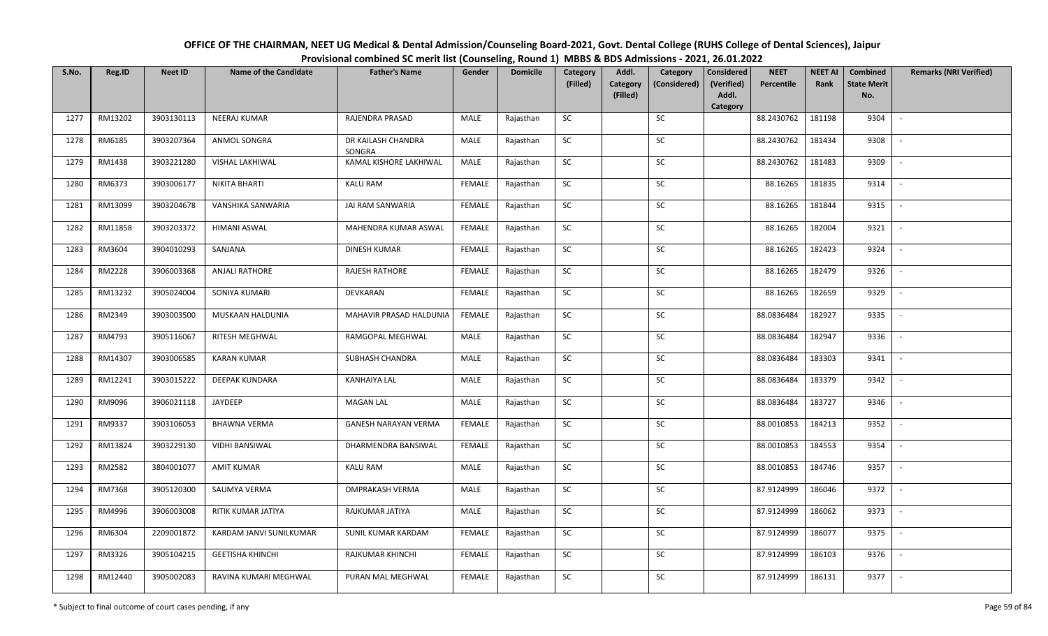# OFFICE OF THE CHAIRMAN, NEET UG Medical & Dental Admission/Counseling Board-2021, Govt. Dental College (RUHS College of Dental Sciences), Jaipur

## Provisional combined SC merit list (Counseling, Round 1) MBBS & BDS Admissions - 2021, 26.01.2022

| S.No. | Reg.ID | Neet ID | Name of the Candidate | Father's Name | Gender | Domicile | Category (Filled) | Addl. Category (Filled) | Category (Considered) | Considered (Verified) Addl. Category | NEET Percentile | NEET AI Rank | Combined State Merit No. | Remarks (NRI Verified) |
|---|---|---|---|---|---|---|---|---|---|---|---|---|---|---|
| 1277 | RM13202 | 3903130113 | NEERAJ KUMAR | RAJENDRA PRASAD | MALE | Rajasthan | SC | | SC | | 88.2430762 | 181198 | 9304 | - |
| 1278 | RM6185 | 3903207364 | ANMOL SONGRA | DR KAILASH CHANDRA SONGRA | MALE | Rajasthan | SC | | SC | | 88.2430762 | 181434 | 9308 | - |
| 1279 | RM1438 | 3903221280 | VISHAL LAKHIWAL | KAMAL KISHORE LAKHIWAL | MALE | Rajasthan | SC | | SC | | 88.2430762 | 181483 | 9309 | - |
| 1280 | RM6373 | 3903006177 | NIKITA BHARTI | KALU RAM | FEMALE | Rajasthan | SC | | SC | | 88.16265 | 181835 | 9314 | - |
| 1281 | RM13099 | 3903204678 | VANSHIKA SANWARIA | JAI RAM SANWARIA | FEMALE | Rajasthan | SC | | SC | | 88.16265 | 181844 | 9315 | - |
| 1282 | RM11858 | 3903203372 | HIMANI ASWAL | MAHENDRA KUMAR ASWAL | FEMALE | Rajasthan | SC | | SC | | 88.16265 | 182004 | 9321 | - |
| 1283 | RM3604 | 3904010293 | SANJANA | DINESH KUMAR | FEMALE | Rajasthan | SC | | SC | | 88.16265 | 182423 | 9324 | - |
| 1284 | RM2228 | 3906003368 | ANJALI RATHORE | RAJESH RATHORE | FEMALE | Rajasthan | SC | | SC | | 88.16265 | 182479 | 9326 | - |
| 1285 | RM13232 | 3905024004 | SONIYA KUMARI | DEVKARAN | FEMALE | Rajasthan | SC | | SC | | 88.16265 | 182659 | 9329 | - |
| 1286 | RM2349 | 3903003500 | MUSKAAN HALDUNIA | MAHAVIR PRASAD HALDUNIA | FEMALE | Rajasthan | SC | | SC | | 88.0836484 | 182927 | 9335 | - |
| 1287 | RM4793 | 3905116067 | RITESH MEGHWAL | RAMGOPAL MEGHWAL | MALE | Rajasthan | SC | | SC | | 88.0836484 | 182947 | 9336 | - |
| 1288 | RM14307 | 3903006585 | KARAN KUMAR | SUBHASH CHANDRA | MALE | Rajasthan | SC | | SC | | 88.0836484 | 183303 | 9341 | - |
| 1289 | RM12241 | 3903015222 | DEEPAK KUNDARA | KANHAIYA LAL | MALE | Rajasthan | SC | | SC | | 88.0836484 | 183379 | 9342 | - |
| 1290 | RM9096 | 3906021118 | JAYDEEP | MAGAN LAL | MALE | Rajasthan | SC | | SC | | 88.0836484 | 183727 | 9346 | - |
| 1291 | RM9337 | 3903106053 | BHAWNA VERMA | GANESH NARAYAN VERMA | FEMALE | Rajasthan | SC | | SC | | 88.0010853 | 184213 | 9352 | - |
| 1292 | RM13824 | 3903229130 | VIDHI BANSIWAL | DHARMENDRA BANSIWAL | FEMALE | Rajasthan | SC | | SC | | 88.0010853 | 184553 | 9354 | - |
| 1293 | RM2582 | 3804001077 | AMIT KUMAR | KALU RAM | MALE | Rajasthan | SC | | SC | | 88.0010853 | 184746 | 9357 | - |
| 1294 | RM7368 | 3905120300 | SAUMYA VERMA | OMPRAKASH VERMA | MALE | Rajasthan | SC | | SC | | 87.9124999 | 186046 | 9372 | - |
| 1295 | RM4996 | 3906003008 | RITIK KUMAR JATIYA | RAJKUMAR JATIYA | MALE | Rajasthan | SC | | SC | | 87.9124999 | 186062 | 9373 | - |
| 1296 | RM6304 | 2209001872 | KARDAM JANVI SUNILKUMAR | SUNIL KUMAR KARDAM | FEMALE | Rajasthan | SC | | SC | | 87.9124999 | 186077 | 9375 | - |
| 1297 | RM3326 | 3905104215 | GEETISHA KHINCHI | RAJKUMAR KHINCHI | FEMALE | Rajasthan | SC | | SC | | 87.9124999 | 186103 | 9376 | - |
| 1298 | RM12440 | 3905002083 | RAVINA KUMARI MEGHWAL | PURAN MAL MEGHWAL | FEMALE | Rajasthan | SC | | SC | | 87.9124999 | 186131 | 9377 | - |

\* Subject to final outcome of court cases pending, if any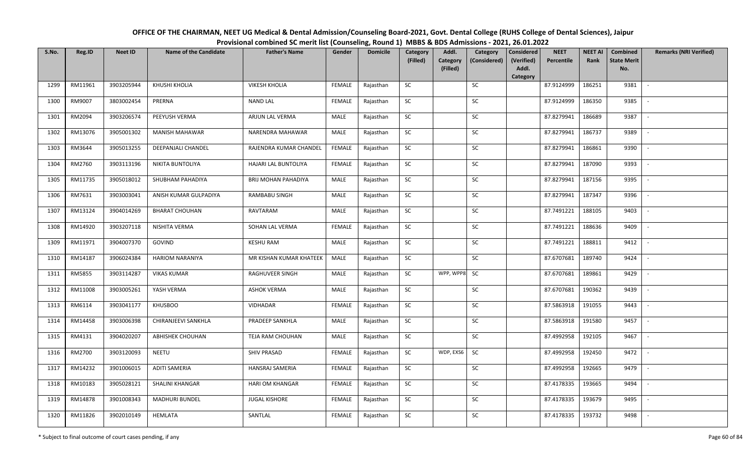**OFFICE OF THE CHAIRMAN, NEET UG Medical & Dental Admission/Counseling Board-2021, Govt. Dental College (RUHS College of Dental Sciences), Jaipur**

**Provisional combined SC merit list (Counseling, Round 1) MBBS & BDS Admissions - 2021, 26.01.2022**

| S.No. | Reg.ID | Neet ID | Name of the Candidate | Father's Name | Gender | Domicile | Category (Filled) | Addl. Category (Filled) | Category (Considered) | Considered (Verified) Addl. Category | NEET Percentile | NEET AI Rank | Combined State Merit No. | Remarks (NRI Verified) |
|---|---|---|---|---|---|---|---|---|---|---|---|---|---|---|
| 1299 | RM11961 | 3903205944 | KHUSHI KHOLIA | VIKESH KHOLIA | FEMALE | Rajasthan | SC | | SC | | 87.9124999 | 186251 | 9381 | - |
| 1300 | RM9007 | 3803002454 | PRERNA | NAND LAL | FEMALE | Rajasthan | SC | | SC | | 87.9124999 | 186350 | 9385 | - |
| 1301 | RM2094 | 3903206574 | PEEYUSH VERMA | ARJUN LAL VERMA | MALE | Rajasthan | SC | | SC | | 87.8279941 | 186689 | 9387 | - |
| 1302 | RM13076 | 3905001302 | MANISH MAHAWAR | NARENDRA MAHAWAR | MALE | Rajasthan | SC | | SC | | 87.8279941 | 186737 | 9389 | - |
| 1303 | RM3644 | 3905013255 | DEEPANJALI CHANDEL | RAJENDRA KUMAR CHANDEL | FEMALE | Rajasthan | SC | | SC | | 87.8279941 | 186861 | 9390 | - |
| 1304 | RM2760 | 3903113196 | NIKITA BUNTOLIYA | HAJARI LAL BUNTOLIYA | FEMALE | Rajasthan | SC | | SC | | 87.8279941 | 187090 | 9393 | - |
| 1305 | RM11735 | 3905018012 | SHUBHAM PAHADIYA | BRIJ MOHAN PAHADIYA | MALE | Rajasthan | SC | | SC | | 87.8279941 | 187156 | 9395 | - |
| 1306 | RM7631 | 3903003041 | ANISH KUMAR GULPADIYA | RAMBABU SINGH | MALE | Rajasthan | SC | | SC | | 87.8279941 | 187347 | 9396 | - |
| 1307 | RM13124 | 3904014269 | BHARAT CHOUHAN | RAVTARAM | MALE | Rajasthan | SC | | SC | | 87.7491221 | 188105 | 9403 | - |
| 1308 | RM14920 | 3903207118 | NISHITA VERMA | SOHAN LAL VERMA | FEMALE | Rajasthan | SC | | SC | | 87.7491221 | 188636 | 9409 | - |
| 1309 | RM11971 | 3904007370 | GOVIND | KESHU RAM | MALE | Rajasthan | SC | | SC | | 87.7491221 | 188811 | 9412 | - |
| 1310 | RM14187 | 3906024384 | HARIOM NARANIYA | MR KISHAN KUMAR KHATEEK | MALE | Rajasthan | SC | | SC | | 87.6707681 | 189740 | 9424 | - |
| 1311 | RM5855 | 3903114287 | VIKAS KUMAR | RAGHUVEER SINGH | MALE | Rajasthan | SC | WPP, WPP8 | SC | | 87.6707681 | 189861 | 9429 | - |
| 1312 | RM11008 | 3903005261 | YASH VERMA | ASHOK VERMA | MALE | Rajasthan | SC | | SC | | 87.6707681 | 190362 | 9439 | - |
| 1313 | RM6114 | 3903041177 | KHUSBOO | VIDHADAR | FEMALE | Rajasthan | SC | | SC | | 87.5863918 | 191055 | 9443 | - |
| 1314 | RM14458 | 3903006398 | CHIRANJEEVI SANKHLA | PRADEEP SANKHLA | MALE | Rajasthan | SC | | SC | | 87.5863918 | 191580 | 9457 | - |
| 1315 | RM4131 | 3904020207 | ABHISHEK CHOUHAN | TEJA RAM CHOUHAN | MALE | Rajasthan | SC | | SC | | 87.4992958 | 192105 | 9467 | - |
| 1316 | RM2700 | 3903120093 | NEETU | SHIV PRASAD | FEMALE | Rajasthan | SC | WDP, EXS6 | SC | | 87.4992958 | 192450 | 9472 | - |
| 1317 | RM14232 | 3901006015 | ADITI SAMERIA | HANSRAJ SAMERIA | FEMALE | Rajasthan | SC | | SC | | 87.4992958 | 192665 | 9479 | - |
| 1318 | RM10183 | 3905028121 | SHALINI KHANGAR | HARI OM KHANGAR | FEMALE | Rajasthan | SC | | SC | | 87.4178335 | 193665 | 9494 | - |
| 1319 | RM14878 | 3901008343 | MADHURI BUNDEL | JUGAL KISHORE | FEMALE | Rajasthan | SC | | SC | | 87.4178335 | 193679 | 9495 | - |
| 1320 | RM11826 | 3902010149 | HEMLATA | SANTLAL | FEMALE | Rajasthan | SC | | SC | | 87.4178335 | 193732 | 9498 | - |

\* Subject to final outcome of court cases pending, if any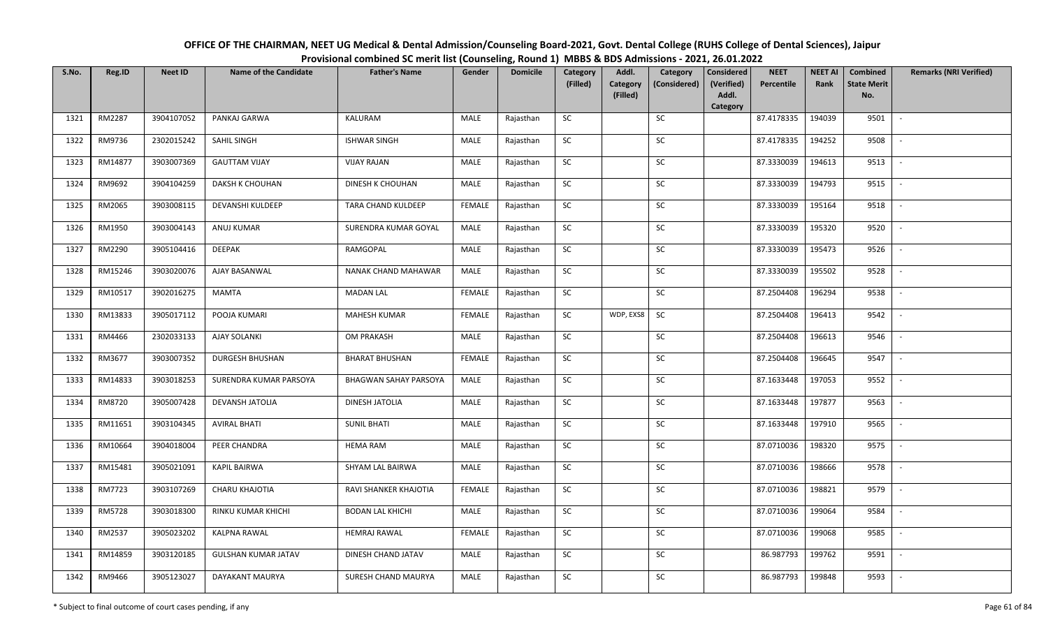# OFFICE OF THE CHAIRMAN, NEET UG Medical & Dental Admission/Counseling Board-2021, Govt. Dental College (RUHS College of Dental Sciences), Jaipur

## Provisional combined SC merit list (Counseling, Round 1) MBBS & BDS Admissions - 2021, 26.01.2022

| S.No. | Reg.ID | Neet ID | Name of the Candidate | Father's Name | Gender | Domicile | Category (Filled) | Addl. Category (Filled) | Category (Considered) | Considered (Verified) Addl. Category | NEET Percentile | NEET AI Rank | Combined State Merit No. | Remarks (NRI Verified) |
|---|---|---|---|---|---|---|---|---|---|---|---|---|---|---|
| 1321 | RM2287 | 3904107052 | PANKAJ GARWA | KALURAM | MALE | Rajasthan | SC | | SC | | 87.4178335 | 194039 | 9501 | - |
| 1322 | RM9736 | 2302015242 | SAHIL SINGH | ISHWAR SINGH | MALE | Rajasthan | SC | | SC | | 87.4178335 | 194252 | 9508 | - |
| 1323 | RM14877 | 3903007369 | GAUTTAM VIJAY | VIJAY RAJAN | MALE | Rajasthan | SC | | SC | | 87.3330039 | 194613 | 9513 | - |
| 1324 | RM9692 | 3904104259 | DAKSH K CHOUHAN | DINESH K CHOUHAN | MALE | Rajasthan | SC | | SC | | 87.3330039 | 194793 | 9515 | - |
| 1325 | RM2065 | 3903008115 | DEVANSHI KULDEEP | TARA CHAND KULDEEP | FEMALE | Rajasthan | SC | | SC | | 87.3330039 | 195164 | 9518 | - |
| 1326 | RM1950 | 3903004143 | ANUJ KUMAR | SURENDRA KUMAR GOYAL | MALE | Rajasthan | SC | | SC | | 87.3330039 | 195320 | 9520 | - |
| 1327 | RM2290 | 3905104416 | DEEPAK | RAMGOPAL | MALE | Rajasthan | SC | | SC | | 87.3330039 | 195473 | 9526 | - |
| 1328 | RM15246 | 3903020076 | AJAY BASANWAL | NANAK CHAND MAHAWAR | MALE | Rajasthan | SC | | SC | | 87.3330039 | 195502 | 9528 | - |
| 1329 | RM10517 | 3902016275 | MAMTA | MADAN LAL | FEMALE | Rajasthan | SC | | SC | | 87.2504408 | 196294 | 9538 | - |
| 1330 | RM13833 | 3905017112 | POOJA KUMARI | MAHESH KUMAR | FEMALE | Rajasthan | SC | WDP, EXS8 | SC | | 87.2504408 | 196413 | 9542 | - |
| 1331 | RM4466 | 2302033133 | AJAY SOLANKI | OM PRAKASH | MALE | Rajasthan | SC | | SC | | 87.2504408 | 196613 | 9546 | - |
| 1332 | RM3677 | 3903007352 | DURGESH BHUSHAN | BHARAT BHUSHAN | FEMALE | Rajasthan | SC | | SC | | 87.2504408 | 196645 | 9547 | - |
| 1333 | RM14833 | 3903018253 | SURENDRA KUMAR PARSOYA | BHAGWAN SAHAY PARSOYA | MALE | Rajasthan | SC | | SC | | 87.1633448 | 197053 | 9552 | - |
| 1334 | RM8720 | 3905007428 | DEVANSH JATOLIA | DINESH JATOLIA | MALE | Rajasthan | SC | | SC | | 87.1633448 | 197877 | 9563 | - |
| 1335 | RM11651 | 3903104345 | AVIRAL BHATI | SUNIL BHATI | MALE | Rajasthan | SC | | SC | | 87.1633448 | 197910 | 9565 | - |
| 1336 | RM10664 | 3904018004 | PEER CHANDRA | HEMA RAM | MALE | Rajasthan | SC | | SC | | 87.0710036 | 198320 | 9575 | - |
| 1337 | RM15481 | 3905021091 | KAPIL BAIRWA | SHYAM LAL BAIRWA | MALE | Rajasthan | SC | | SC | | 87.0710036 | 198666 | 9578 | - |
| 1338 | RM7723 | 3903107269 | CHARU KHAJOTIA | RAVI SHANKER KHAJOTIA | FEMALE | Rajasthan | SC | | SC | | 87.0710036 | 198821 | 9579 | - |
| 1339 | RM5728 | 3903018300 | RINKU KUMAR KHICHI | BODAN LAL KHICHI | MALE | Rajasthan | SC | | SC | | 87.0710036 | 199064 | 9584 | - |
| 1340 | RM2537 | 3905023202 | KALPNA RAWAL | HEMRAJ RAWAL | FEMALE | Rajasthan | SC | | SC | | 87.0710036 | 199068 | 9585 | - |
| 1341 | RM14859 | 3903120185 | GULSHAN KUMAR JATAV | DINESH CHAND JATAV | MALE | Rajasthan | SC | | SC | | 86.987793 | 199762 | 9591 | - |
| 1342 | RM9466 | 3905123027 | DAYAKANT MAURYA | SURESH CHAND MAURYA | MALE | Rajasthan | SC | | SC | | 86.987793 | 199848 | 9593 | - |

\* Subject to final outcome of court cases pending, if any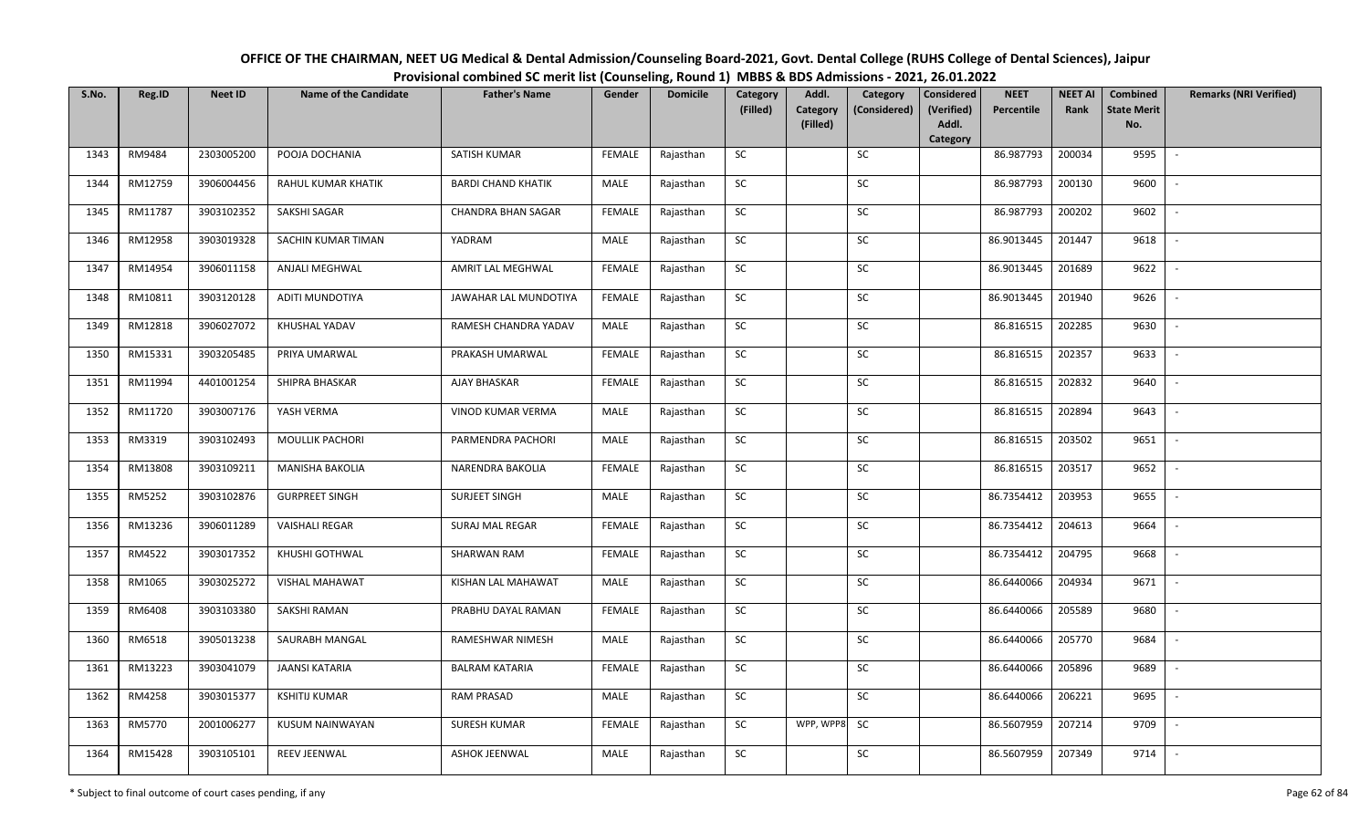**OFFICE OF THE CHAIRMAN, NEET UG Medical & Dental Admission/Counseling Board-2021, Govt. Dental College (RUHS College of Dental Sciences), Jaipur**

**Provisional combined SC merit list (Counseling, Round 1) MBBS & BDS Admissions - 2021, 26.01.2022**

| S.No. | Reg.ID | Neet ID | Name of the Candidate | Father's Name | Gender | Domicile | Category (Filled) | Addl. Category (Filled) | Category (Considered) | Considered (Verified) Addl. Category | NEET Percentile | NEET AI Rank | Combined State Merit No. | Remarks (NRI Verified) |
|---|---|---|---|---|---|---|---|---|---|---|---|---|---|---|
| 1343 | RM9484 | 2303005200 | POOJA DOCHANIA | SATISH KUMAR | FEMALE | Rajasthan | SC | | SC | | 86.987793 | 200034 | 9595 | - |
| 1344 | RM12759 | 3906004456 | RAHUL KUMAR KHATIK | BARDI CHAND KHATIK | MALE | Rajasthan | SC | | SC | | 86.987793 | 200130 | 9600 | - |
| 1345 | RM11787 | 3903102352 | SAKSHI SAGAR | CHANDRA BHAN SAGAR | FEMALE | Rajasthan | SC | | SC | | 86.987793 | 200202 | 9602 | - |
| 1346 | RM12958 | 3903019328 | SACHIN KUMAR TIMAN | YADRAM | MALE | Rajasthan | SC | | SC | | 86.9013445 | 201447 | 9618 | - |
| 1347 | RM14954 | 3906011158 | ANJALI MEGHWAL | AMRIT LAL MEGHWAL | FEMALE | Rajasthan | SC | | SC | | 86.9013445 | 201689 | 9622 | - |
| 1348 | RM10811 | 3903120128 | ADITI MUNDOTIYA | JAWAHAR LAL MUNDOTIYA | FEMALE | Rajasthan | SC | | SC | | 86.9013445 | 201940 | 9626 | - |
| 1349 | RM12818 | 3906027072 | KHUSHAL YADAV | RAMESH CHANDRA YADAV | MALE | Rajasthan | SC | | SC | | 86.816515 | 202285 | 9630 | - |
| 1350 | RM15331 | 3903205485 | PRIYA UMARWAL | PRAKASH UMARWAL | FEMALE | Rajasthan | SC | | SC | | 86.816515 | 202357 | 9633 | - |
| 1351 | RM11994 | 4401001254 | SHIPRA BHASKAR | AJAY BHASKAR | FEMALE | Rajasthan | SC | | SC | | 86.816515 | 202832 | 9640 | - |
| 1352 | RM11720 | 3903007176 | YASH VERMA | VINOD KUMAR VERMA | MALE | Rajasthan | SC | | SC | | 86.816515 | 202894 | 9643 | - |
| 1353 | RM3319 | 3903102493 | MOULLIK PACHORI | PARMENDRA PACHORI | MALE | Rajasthan | SC | | SC | | 86.816515 | 203502 | 9651 | - |
| 1354 | RM13808 | 3903109211 | MANISHA BAKOLIA | NARENDRA BAKOLIA | FEMALE | Rajasthan | SC | | SC | | 86.816515 | 203517 | 9652 | - |
| 1355 | RM5252 | 3903102876 | GURPREET SINGH | SURJEET SINGH | MALE | Rajasthan | SC | | SC | | 86.7354412 | 203953 | 9655 | - |
| 1356 | RM13236 | 3906011289 | VAISHALI REGAR | SURAJ MAL REGAR | FEMALE | Rajasthan | SC | | SC | | 86.7354412 | 204613 | 9664 | - |
| 1357 | RM4522 | 3903017352 | KHUSHI GOTHWAL | SHARWAN RAM | FEMALE | Rajasthan | SC | | SC | | 86.7354412 | 204795 | 9668 | - |
| 1358 | RM1065 | 3903025272 | VISHAL MAHAWAT | KISHAN LAL MAHAWAT | MALE | Rajasthan | SC | | SC | | 86.6440066 | 204934 | 9671 | - |
| 1359 | RM6408 | 3903103380 | SAKSHI RAMAN | PRABHU DAYAL RAMAN | FEMALE | Rajasthan | SC | | SC | | 86.6440066 | 205589 | 9680 | - |
| 1360 | RM6518 | 3905013238 | SAURABH MANGAL | RAMESHWAR NIMESH | MALE | Rajasthan | SC | | SC | | 86.6440066 | 205770 | 9684 | - |
| 1361 | RM13223 | 3903041079 | JAANSI KATARIA | BALRAM KATARIA | FEMALE | Rajasthan | SC | | SC | | 86.6440066 | 205896 | 9689 | - |
| 1362 | RM4258 | 3903015377 | KSHITIJ KUMAR | RAM PRASAD | MALE | Rajasthan | SC | | SC | | 86.6440066 | 206221 | 9695 | - |
| 1363 | RM5770 | 2001006277 | KUSUM NAINWAYAN | SURESH KUMAR | FEMALE | Rajasthan | SC | WPP, WPP8 | SC | | 86.5607959 | 207214 | 9709 | - |
| 1364 | RM15428 | 3903105101 | REEV JEENWAL | ASHOK JEENWAL | MALE | Rajasthan | SC | | SC | | 86.5607959 | 207349 | 9714 | - |

\* Subject to final outcome of court cases pending, if any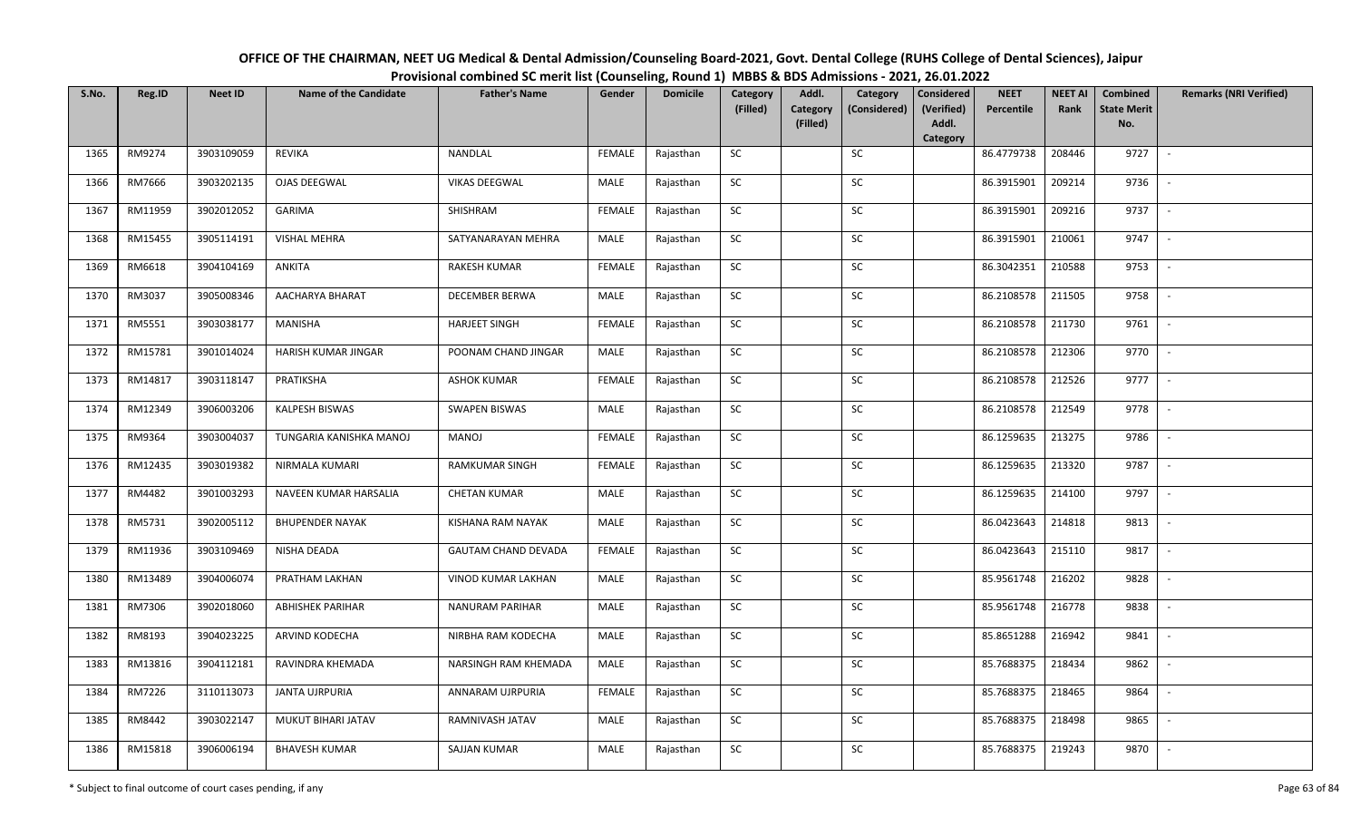# OFFICE OF THE CHAIRMAN, NEET UG Medical & Dental Admission/Counseling Board-2021, Govt. Dental College (RUHS College of Dental Sciences), Jaipur

## Provisional combined SC merit list (Counseling, Round 1) MBBS & BDS Admissions - 2021, 26.01.2022

| S.No. | Reg.ID | Neet ID | Name of the Candidate | Father's Name | Gender | Domicile | Category (Filled) | Addl. Category (Filled) | Category (Considered) | Considered (Verified) Addl. Category | NEET Percentile | NEET AI Rank | Combined State Merit No. | Remarks (NRI Verified) |
|---|---|---|---|---|---|---|---|---|---|---|---|---|---|---|
| 1365 | RM9274 | 3903109059 | REVIKA | NANDLAL | FEMALE | Rajasthan | SC | | SC | | 86.4779738 | 208446 | 9727 | - |
| 1366 | RM7666 | 3903202135 | OJAS DEEGWAL | VIKAS DEEGWAL | MALE | Rajasthan | SC | | SC | | 86.3915901 | 209214 | 9736 | - |
| 1367 | RM11959 | 3902012052 | GARIMA | SHISHRAM | FEMALE | Rajasthan | SC | | SC | | 86.3915901 | 209216 | 9737 | - |
| 1368 | RM15455 | 3905114191 | VISHAL MEHRA | SATYANARAYAN MEHRA | MALE | Rajasthan | SC | | SC | | 86.3915901 | 210061 | 9747 | - |
| 1369 | RM6618 | 3904104169 | ANKITA | RAKESH KUMAR | FEMALE | Rajasthan | SC | | SC | | 86.3042351 | 210588 | 9753 | - |
| 1370 | RM3037 | 3905008346 | AACHARYA BHARAT | DECEMBER BERWA | MALE | Rajasthan | SC | | SC | | 86.2108578 | 211505 | 9758 | - |
| 1371 | RM5551 | 3903038177 | MANISHA | HARJEET SINGH | FEMALE | Rajasthan | SC | | SC | | 86.2108578 | 211730 | 9761 | - |
| 1372 | RM15781 | 3901014024 | HARISH KUMAR JINGAR | POONAM CHAND JINGAR | MALE | Rajasthan | SC | | SC | | 86.2108578 | 212306 | 9770 | - |
| 1373 | RM14817 | 3903118147 | PRATIKSHA | ASHOK KUMAR | FEMALE | Rajasthan | SC | | SC | | 86.2108578 | 212526 | 9777 | - |
| 1374 | RM12349 | 3906003206 | KALPESH BISWAS | SWAPEN BISWAS | MALE | Rajasthan | SC | | SC | | 86.2108578 | 212549 | 9778 | - |
| 1375 | RM9364 | 3903004037 | TUNGARIA KANISHKA MANOJ | MANOJ | FEMALE | Rajasthan | SC | | SC | | 86.1259635 | 213275 | 9786 | - |
| 1376 | RM12435 | 3903019382 | NIRMALA KUMARI | RAMKUMAR SINGH | FEMALE | Rajasthan | SC | | SC | | 86.1259635 | 213320 | 9787 | - |
| 1377 | RM4482 | 3901003293 | NAVEEN KUMAR HARSALIA | CHETAN KUMAR | MALE | Rajasthan | SC | | SC | | 86.1259635 | 214100 | 9797 | - |
| 1378 | RM5731 | 3902005112 | BHUPENDER NAYAK | KISHANA RAM NAYAK | MALE | Rajasthan | SC | | SC | | 86.0423643 | 214818 | 9813 | - |
| 1379 | RM11936 | 3903109469 | NISHA DEADA | GAUTAM CHAND DEVADA | FEMALE | Rajasthan | SC | | SC | | 86.0423643 | 215110 | 9817 | - |
| 1380 | RM13489 | 3904006074 | PRATHAM LAKHAN | VINOD KUMAR LAKHAN | MALE | Rajasthan | SC | | SC | | 85.9561748 | 216202 | 9828 | - |
| 1381 | RM7306 | 3902018060 | ABHISHEK PARIHAR | NANURAM PARIHAR | MALE | Rajasthan | SC | | SC | | 85.9561748 | 216778 | 9838 | - |
| 1382 | RM8193 | 3904023225 | ARVIND KODECHA | NIRBHA RAM KODECHA | MALE | Rajasthan | SC | | SC | | 85.8651288 | 216942 | 9841 | - |
| 1383 | RM13816 | 3904112181 | RAVINDRA KHEMADA | NARSINGH RAM KHEMADA | MALE | Rajasthan | SC | | SC | | 85.7688375 | 218434 | 9862 | - |
| 1384 | RM7226 | 3110113073 | JANTA UJRPURIA | ANNARAM UJRPURIA | FEMALE | Rajasthan | SC | | SC | | 85.7688375 | 218465 | 9864 | - |
| 1385 | RM8442 | 3903022147 | MUKUT BIHARI JATAV | RAMNIVASH JATAV | MALE | Rajasthan | SC | | SC | | 85.7688375 | 218498 | 9865 | - |
| 1386 | RM15818 | 3906006194 | BHAVESH KUMAR | SAJJAN KUMAR | MALE | Rajasthan | SC | | SC | | 85.7688375 | 219243 | 9870 | - |

\* Subject to final outcome of court cases pending, if any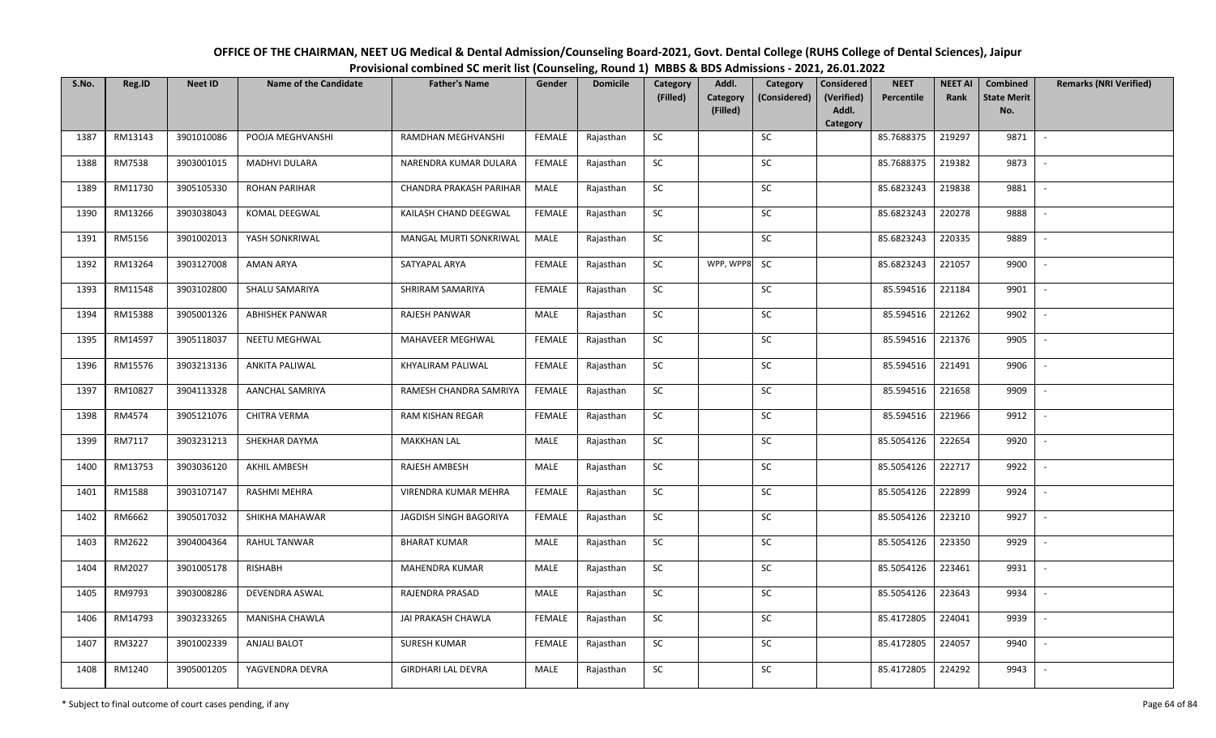**OFFICE OF THE CHAIRMAN, NEET UG Medical & Dental Admission/Counseling Board-2021, Govt. Dental College (RUHS College of Dental Sciences), Jaipur**

**Provisional combined SC merit list (Counseling, Round 1) MBBS & BDS Admissions - 2021, 26.01.2022**

| S.No. | Reg.ID | Neet ID | Name of the Candidate | Father's Name | Gender | Domicile | Category (Filled) | Addl. Category (Filled) | Category (Considered) | Considered (Verified) Addl. Category | NEET Percentile | NEET AI Rank | Combined State Merit No. | Remarks (NRI Verified) |
|---|---|---|---|---|---|---|---|---|---|---|---|---|---|---|
| 1387 | RM13143 | 3901010086 | POOJA MEGHVANSHI | RAMDHAN MEGHVANSHI | FEMALE | Rajasthan | SC | | SC | | 85.7688375 | 219297 | 9871 | - |
| 1388 | RM7538 | 3903001015 | MADHVI DULARA | NARENDRA KUMAR DULARA | FEMALE | Rajasthan | SC | | SC | | 85.7688375 | 219382 | 9873 | - |
| 1389 | RM11730 | 3905105330 | ROHAN PARIHAR | CHANDRA PRAKASH PARIHAR | MALE | Rajasthan | SC | | SC | | 85.6823243 | 219838 | 9881 | - |
| 1390 | RM13266 | 3903038043 | KOMAL DEEGWAL | KAILASH CHAND DEEGWAL | FEMALE | Rajasthan | SC | | SC | | 85.6823243 | 220278 | 9888 | - |
| 1391 | RM5156 | 3901002013 | YASH SONKRIWAL | MANGAL MURTI SONKRIWAL | MALE | Rajasthan | SC | | SC | | 85.6823243 | 220335 | 9889 | - |
| 1392 | RM13264 | 3903127008 | AMAN ARYA | SATYAPAL ARYA | FEMALE | Rajasthan | SC | WPP, WPP8 | SC | | 85.6823243 | 221057 | 9900 | - |
| 1393 | RM11548 | 3903102800 | SHALU SAMARIYA | SHRIRAM SAMARIYA | FEMALE | Rajasthan | SC | | SC | | 85.594516 | 221184 | 9901 | - |
| 1394 | RM15388 | 3905001326 | ABHISHEK PANWAR | RAJESH PANWAR | MALE | Rajasthan | SC | | SC | | 85.594516 | 221262 | 9902 | - |
| 1395 | RM14597 | 3905118037 | NEETU MEGHWAL | MAHAVEER MEGHWAL | FEMALE | Rajasthan | SC | | SC | | 85.594516 | 221376 | 9905 | - |
| 1396 | RM15576 | 3903213136 | ANKITA PALIWAL | KHYALIRAM PALIWAL | FEMALE | Rajasthan | SC | | SC | | 85.594516 | 221491 | 9906 | - |
| 1397 | RM10827 | 3904113328 | AANCHAL SAMRIYA | RAMESH CHANDRA SAMRIYA | FEMALE | Rajasthan | SC | | SC | | 85.594516 | 221658 | 9909 | - |
| 1398 | RM4574 | 3905121076 | CHITRA VERMA | RAM KISHAN REGAR | FEMALE | Rajasthan | SC | | SC | | 85.594516 | 221966 | 9912 | - |
| 1399 | RM7117 | 3903231213 | SHEKHAR DAYMA | MAKKHAN LAL | MALE | Rajasthan | SC | | SC | | 85.5054126 | 222654 | 9920 | - |
| 1400 | RM13753 | 3903036120 | AKHIL AMBESH | RAJESH AMBESH | MALE | Rajasthan | SC | | SC | | 85.5054126 | 222717 | 9922 | - |
| 1401 | RM1588 | 3903107147 | RASHMI MEHRA | VIRENDRA KUMAR MEHRA | FEMALE | Rajasthan | SC | | SC | | 85.5054126 | 222899 | 9924 | - |
| 1402 | RM6662 | 3905017032 | SHIKHA MAHAWAR | JAGDISH SINGH BAGORIYA | FEMALE | Rajasthan | SC | | SC | | 85.5054126 | 223210 | 9927 | - |
| 1403 | RM2622 | 3904004364 | RAHUL TANWAR | BHARAT KUMAR | MALE | Rajasthan | SC | | SC | | 85.5054126 | 223350 | 9929 | - |
| 1404 | RM2027 | 3901005178 | RISHABH | MAHENDRA KUMAR | MALE | Rajasthan | SC | | SC | | 85.5054126 | 223461 | 9931 | - |
| 1405 | RM9793 | 3903008286 | DEVENDRA ASWAL | RAJENDRA PRASAD | MALE | Rajasthan | SC | | SC | | 85.5054126 | 223643 | 9934 | - |
| 1406 | RM14793 | 3903233265 | MANISHA CHAWLA | JAI PRAKASH CHAWLA | FEMALE | Rajasthan | SC | | SC | | 85.4172805 | 224041 | 9939 | - |
| 1407 | RM3227 | 3901002339 | ANJALI BALOT | SURESH KUMAR | FEMALE | Rajasthan | SC | | SC | | 85.4172805 | 224057 | 9940 | - |
| 1408 | RM1240 | 3905001205 | YAGVENDRA DEVRA | GIRDHARI LAL DEVRA | MALE | Rajasthan | SC | | SC | | 85.4172805 | 224292 | 9943 | - |

\* Subject to final outcome of court cases pending, if any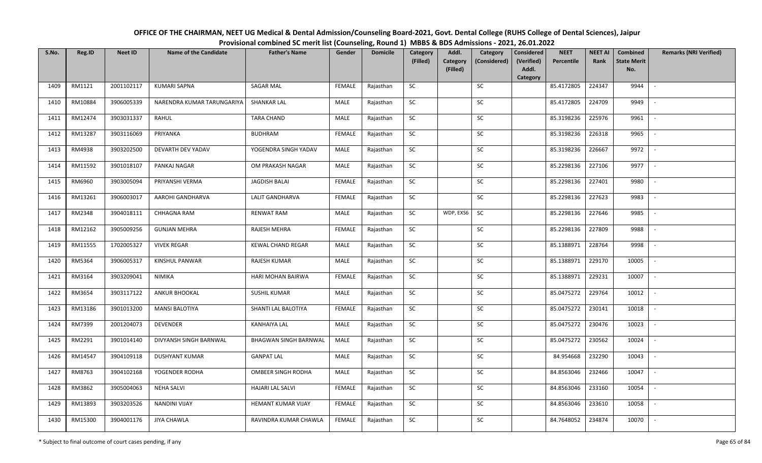# OFFICE OF THE CHAIRMAN, NEET UG Medical & Dental Admission/Counseling Board-2021, Govt. Dental College (RUHS College of Dental Sciences), Jaipur

## Provisional combined SC merit list (Counseling, Round 1) MBBS & BDS Admissions - 2021, 26.01.2022

| S.No. | Reg.ID | Neet ID | Name of the Candidate | Father's Name | Gender | Domicile | Category (Filled) | Addl. Category (Filled) | Category (Considered) | Considered (Verified) Addl. Category | NEET Percentile | NEET AI Rank | Combined State Merit No. | Remarks (NRI Verified) |
|---|---|---|---|---|---|---|---|---|---|---|---|---|---|---|
| 1409 | RM1121 | 2001102117 | KUMARI SAPNA | SAGAR MAL | FEMALE | Rajasthan | SC | | SC | | 85.4172805 | 224347 | 9944 | - |
| 1410 | RM10884 | 3906005339 | NARENDRA KUMAR TARUNGARIYA | SHANKAR LAL | MALE | Rajasthan | SC | | SC | | 85.4172805 | 224709 | 9949 | - |
| 1411 | RM12474 | 3903031337 | RAHUL | TARA CHAND | MALE | Rajasthan | SC | | SC | | 85.3198236 | 225976 | 9961 | - |
| 1412 | RM13287 | 3903116069 | PRIYANKA | BUDHRAM | FEMALE | Rajasthan | SC | | SC | | 85.3198236 | 226318 | 9965 | - |
| 1413 | RM4938 | 3903202500 | DEVARTH DEV YADAV | YOGENDRA SINGH YADAV | MALE | Rajasthan | SC | | SC | | 85.3198236 | 226667 | 9972 | - |
| 1414 | RM11592 | 3901018107 | PANKAJ NAGAR | OM PRAKASH NAGAR | MALE | Rajasthan | SC | | SC | | 85.2298136 | 227106 | 9977 | - |
| 1415 | RM6960 | 3903005094 | PRIYANSHI VERMA | JAGDISH BALAI | FEMALE | Rajasthan | SC | | SC | | 85.2298136 | 227401 | 9980 | - |
| 1416 | RM13261 | 3906003017 | AAROHI GANDHARVA | LALIT GANDHARVA | FEMALE | Rajasthan | SC | | SC | | 85.2298136 | 227623 | 9983 | - |
| 1417 | RM2348 | 3904018111 | CHHAGNA RAM | RENWAT RAM | MALE | Rajasthan | SC | WDP, EXS6 | SC | | 85.2298136 | 227646 | 9985 | - |
| 1418 | RM12162 | 3905009256 | GUNJAN MEHRA | RAJESH MEHRA | FEMALE | Rajasthan | SC | | SC | | 85.2298136 | 227809 | 9988 | - |
| 1419 | RM11555 | 1702005327 | VIVEK REGAR | KEWAL CHAND REGAR | MALE | Rajasthan | SC | | SC | | 85.1388971 | 228764 | 9998 | - |
| 1420 | RM5364 | 3906005317 | KINSHUL PANWAR | RAJESH KUMAR | MALE | Rajasthan | SC | | SC | | 85.1388971 | 229170 | 10005 | - |
| 1421 | RM3164 | 3903209041 | NIMIKA | HARI MOHAN BAIRWA | FEMALE | Rajasthan | SC | | SC | | 85.1388971 | 229231 | 10007 | - |
| 1422 | RM3654 | 3903117122 | ANKUR BHOOKAL | SUSHIL KUMAR | MALE | Rajasthan | SC | | SC | | 85.0475272 | 229764 | 10012 | - |
| 1423 | RM13186 | 3901013200 | MANSI BALOTIYA | SHANTI LAL BALOTIYA | FEMALE | Rajasthan | SC | | SC | | 85.0475272 | 230141 | 10018 | - |
| 1424 | RM7399 | 2001204073 | DEVENDER | KANHAIYA LAL | MALE | Rajasthan | SC | | SC | | 85.0475272 | 230476 | 10023 | - |
| 1425 | RM2291 | 3901014140 | DIVYANSH SINGH BARNWAL | BHAGWAN SINGH BARNWAL | MALE | Rajasthan | SC | | SC | | 85.0475272 | 230562 | 10024 | - |
| 1426 | RM14547 | 3904109118 | DUSHYANT KUMAR | GANPAT LAL | MALE | Rajasthan | SC | | SC | | 84.954668 | 232290 | 10043 | - |
| 1427 | RM8763 | 3904102168 | YOGENDER RODHA | OMBEER SINGH RODHA | MALE | Rajasthan | SC | | SC | | 84.8563046 | 232466 | 10047 | - |
| 1428 | RM3862 | 3905004063 | NEHA SALVI | HAJARI LAL SALVI | FEMALE | Rajasthan | SC | | SC | | 84.8563046 | 233160 | 10054 | - |
| 1429 | RM13893 | 3903203526 | NANDINI VIJAY | HEMANT KUMAR VIJAY | FEMALE | Rajasthan | SC | | SC | | 84.8563046 | 233610 | 10058 | - |
| 1430 | RM15300 | 3904001176 | JIYA CHAWLA | RAVINDRA KUMAR CHAWLA | FEMALE | Rajasthan | SC | | SC | | 84.7648052 | 234874 | 10070 | - |

\* Subject to final outcome of court cases pending, if any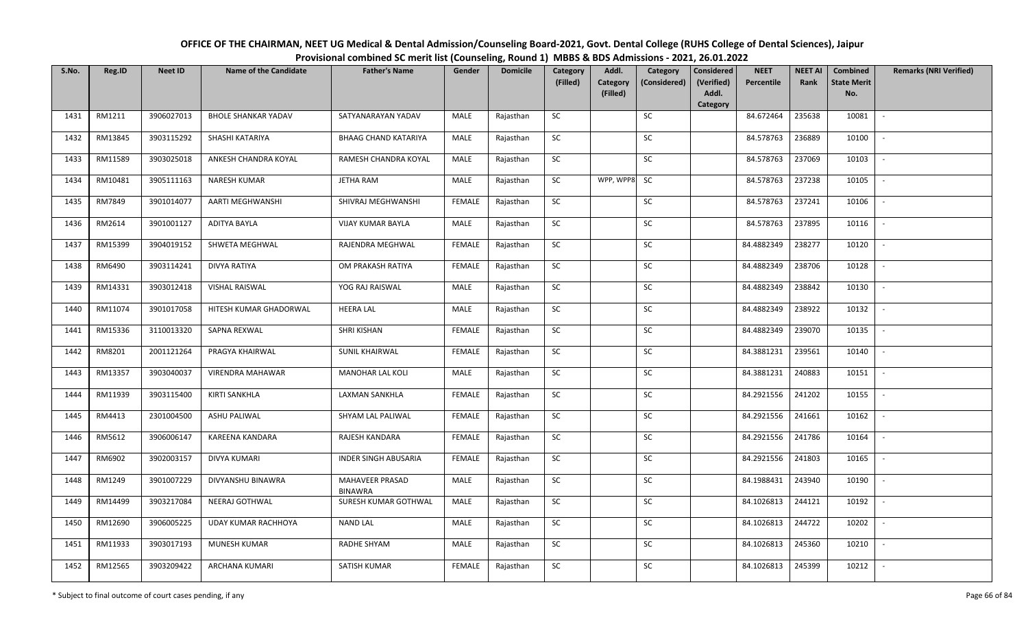# OFFICE OF THE CHAIRMAN, NEET UG Medical & Dental Admission/Counseling Board-2021, Govt. Dental College (RUHS College of Dental Sciences), Jaipur

## Provisional combined SC merit list (Counseling, Round 1) MBBS & BDS Admissions - 2021, 26.01.2022

| S.No. | Reg.ID | Neet ID | Name of the Candidate | Father's Name | Gender | Domicile | Category (Filled) | Addl. Category (Filled) | Category (Considered) | Considered (Verified) Addl. Category | NEET Percentile | NEET AI Rank | Combined State Merit No. | Remarks (NRI Verified) |
|---|---|---|---|---|---|---|---|---|---|---|---|---|---|---|
| 1431 | RM1211 | 3906027013 | BHOLE SHANKAR YADAV | SATYANARAYAN YADAV | MALE | Rajasthan | SC | | SC | | 84.672464 | 235638 | 10081 | - |
| 1432 | RM13845 | 3903115292 | SHASHI KATARIYA | BHAAG CHAND KATARIYA | MALE | Rajasthan | SC | | SC | | 84.578763 | 236889 | 10100 | - |
| 1433 | RM11589 | 3903025018 | ANKESH CHANDRA KOYAL | RAMESH CHANDRA KOYAL | MALE | Rajasthan | SC | | SC | | 84.578763 | 237069 | 10103 | - |
| 1434 | RM10481 | 3905111163 | NARESH KUMAR | JETHA RAM | MALE | Rajasthan | SC | WPP, WPP8 | SC | | 84.578763 | 237238 | 10105 | - |
| 1435 | RM7849 | 3901014077 | AARTI MEGHWANSHI | SHIVRAJ MEGHWANSHI | FEMALE | Rajasthan | SC | | SC | | 84.578763 | 237241 | 10106 | - |
| 1436 | RM2614 | 3901001127 | ADITYA BAYLA | VIJAY KUMAR BAYLA | MALE | Rajasthan | SC | | SC | | 84.578763 | 237895 | 10116 | - |
| 1437 | RM15399 | 3904019152 | SHWETA MEGHWAL | RAJENDRA MEGHWAL | FEMALE | Rajasthan | SC | | SC | | 84.4882349 | 238277 | 10120 | - |
| 1438 | RM6490 | 3903114241 | DIVYA RATIYA | OM PRAKASH RATIYA | FEMALE | Rajasthan | SC | | SC | | 84.4882349 | 238706 | 10128 | - |
| 1439 | RM14331 | 3903012418 | VISHAL RAISWAL | YOG RAJ RAISWAL | MALE | Rajasthan | SC | | SC | | 84.4882349 | 238842 | 10130 | - |
| 1440 | RM11074 | 3901017058 | HITESH KUMAR GHADORWAL | HEERA LAL | MALE | Rajasthan | SC | | SC | | 84.4882349 | 238922 | 10132 | - |
| 1441 | RM15336 | 3110013320 | SAPNA REXWAL | SHRI KISHAN | FEMALE | Rajasthan | SC | | SC | | 84.4882349 | 239070 | 10135 | - |
| 1442 | RM8201 | 2001121264 | PRAGYA KHAIRWAL | SUNIL KHAIRWAL | FEMALE | Rajasthan | SC | | SC | | 84.3881231 | 239561 | 10140 | - |
| 1443 | RM13357 | 3903040037 | VIRENDRA MAHAWAR | MANOHAR LAL KOLI | MALE | Rajasthan | SC | | SC | | 84.3881231 | 240883 | 10151 | - |
| 1444 | RM11939 | 3903115400 | KIRTI SANKHLA | LAXMAN SANKHLA | FEMALE | Rajasthan | SC | | SC | | 84.2921556 | 241202 | 10155 | - |
| 1445 | RM4413 | 2301004500 | ASHU PALIWAL | SHYAM LAL PALIWAL | FEMALE | Rajasthan | SC | | SC | | 84.2921556 | 241661 | 10162 | - |
| 1446 | RM5612 | 3906006147 | KAREENA KANDARA | RAJESH KANDARA | FEMALE | Rajasthan | SC | | SC | | 84.2921556 | 241786 | 10164 | - |
| 1447 | RM6902 | 3902003157 | DIVYA KUMARI | INDER SINGH ABUSARIA | FEMALE | Rajasthan | SC | | SC | | 84.2921556 | 241803 | 10165 | - |
| 1448 | RM1249 | 3901007229 | DIVYANSHU BINAWRA | MAHAVEER PRASAD BINAWRA | MALE | Rajasthan | SC | | SC | | 84.1988431 | 243940 | 10190 | - |
| 1449 | RM14499 | 3903217084 | NEERAJ GOTHWAL | SURESH KUMAR GOTHWAL | MALE | Rajasthan | SC | | SC | | 84.1026813 | 244121 | 10192 | - |
| 1450 | RM12690 | 3906005225 | UDAY KUMAR RACHHOYA | NAND LAL | MALE | Rajasthan | SC | | SC | | 84.1026813 | 244722 | 10202 | - |
| 1451 | RM11933 | 3903017193 | MUNESH KUMAR | RADHE SHYAM | MALE | Rajasthan | SC | | SC | | 84.1026813 | 245360 | 10210 | - |
| 1452 | RM12565 | 3903209422 | ARCHANA KUMARI | SATISH KUMAR | FEMALE | Rajasthan | SC | | SC | | 84.1026813 | 245399 | 10212 | - |

\* Subject to final outcome of court cases pending, if any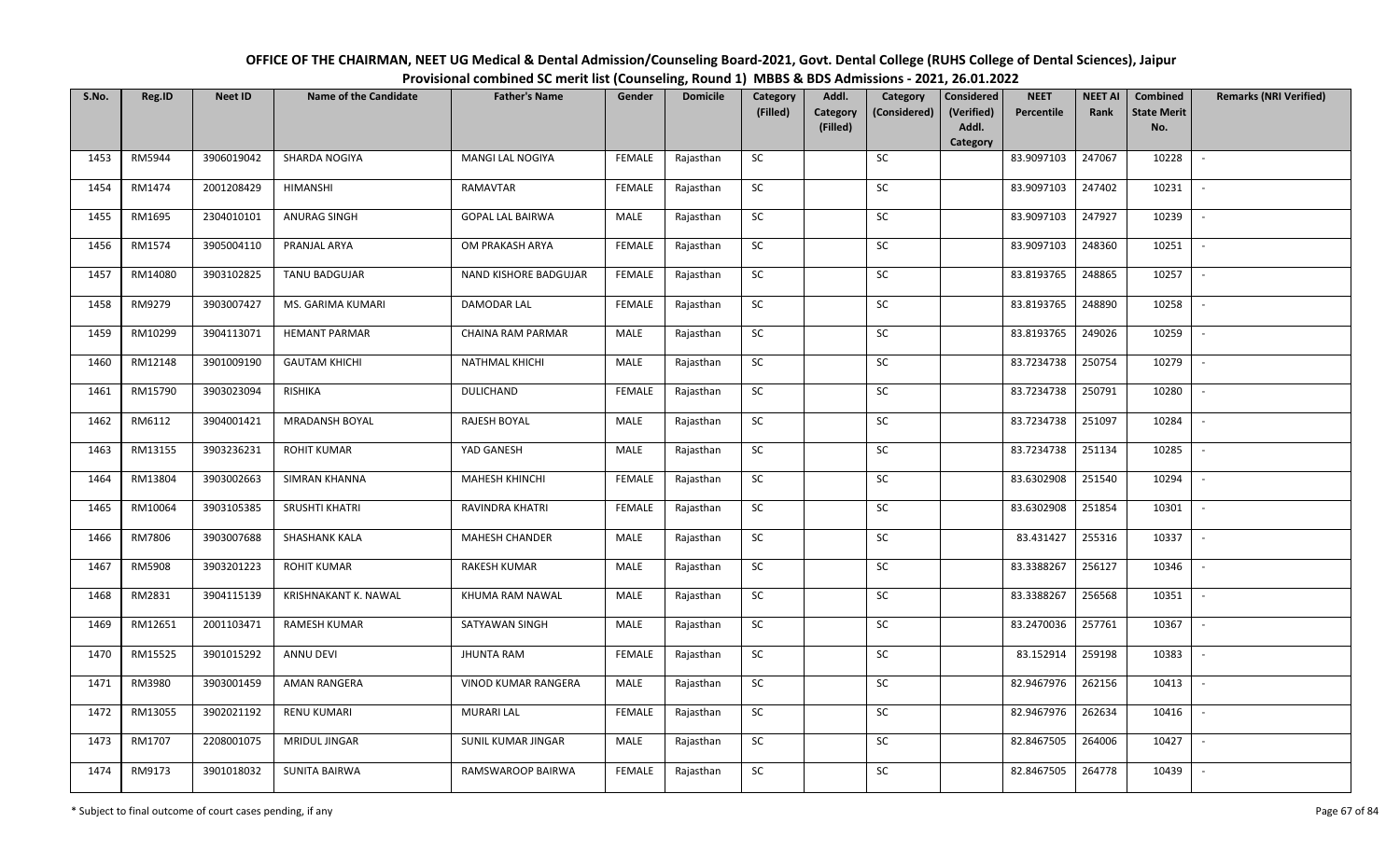# OFFICE OF THE CHAIRMAN, NEET UG Medical & Dental Admission/Counseling Board-2021, Govt. Dental College (RUHS College of Dental Sciences), Jaipur

## Provisional combined SC merit list (Counseling, Round 1) MBBS & BDS Admissions - 2021, 26.01.2022

| S.No. | Reg.ID | Neet ID | Name of the Candidate | Father's Name | Gender | Domicile | Category (Filled) | Addl. Category (Filled) | Category (Considered) | Considered (Verified) Addl. Category | NEET Percentile | NEET AI Rank | Combined State Merit No. | Remarks (NRI Verified) |
|---|---|---|---|---|---|---|---|---|---|---|---|---|---|---|
| 1453 | RM5944 | 3906019042 | SHARDA NOGIYA | MANGI LAL NOGIYA | FEMALE | Rajasthan | SC | | SC | | 83.9097103 | 247067 | 10228 | - |
| 1454 | RM1474 | 2001208429 | HIMANSHI | RAMAVTAR | FEMALE | Rajasthan | SC | | SC | | 83.9097103 | 247402 | 10231 | - |
| 1455 | RM1695 | 2304010101 | ANURAG SINGH | GOPAL LAL BAIRWA | MALE | Rajasthan | SC | | SC | | 83.9097103 | 247927 | 10239 | - |
| 1456 | RM1574 | 3905004110 | PRANJAL ARYA | OM PRAKASH ARYA | FEMALE | Rajasthan | SC | | SC | | 83.9097103 | 248360 | 10251 | - |
| 1457 | RM14080 | 3903102825 | TANU BADGUJAR | NAND KISHORE BADGUJAR | FEMALE | Rajasthan | SC | | SC | | 83.8193765 | 248865 | 10257 | - |
| 1458 | RM9279 | 3903007427 | MS. GARIMA KUMARI | DAMODAR LAL | FEMALE | Rajasthan | SC | | SC | | 83.8193765 | 248890 | 10258 | - |
| 1459 | RM10299 | 3904113071 | HEMANT PARMAR | CHAINA RAM PARMAR | MALE | Rajasthan | SC | | SC | | 83.8193765 | 249026 | 10259 | - |
| 1460 | RM12148 | 3901009190 | GAUTAM KHICHI | NATHMAL KHICHI | MALE | Rajasthan | SC | | SC | | 83.7234738 | 250754 | 10279 | - |
| 1461 | RM15790 | 3903023094 | RISHIKA | DULICHAND | FEMALE | Rajasthan | SC | | SC | | 83.7234738 | 250791 | 10280 | - |
| 1462 | RM6112 | 3904001421 | MRADANSH BOYAL | RAJESH BOYAL | MALE | Rajasthan | SC | | SC | | 83.7234738 | 251097 | 10284 | - |
| 1463 | RM13155 | 3903236231 | ROHIT KUMAR | YAD GANESH | MALE | Rajasthan | SC | | SC | | 83.7234738 | 251134 | 10285 | - |
| 1464 | RM13804 | 3903002663 | SIMRAN KHANNA | MAHESH KHINCHI | FEMALE | Rajasthan | SC | | SC | | 83.6302908 | 251540 | 10294 | - |
| 1465 | RM10064 | 3903105385 | SRUSHTI KHATRI | RAVINDRA KHATRI | FEMALE | Rajasthan | SC | | SC | | 83.6302908 | 251854 | 10301 | - |
| 1466 | RM7806 | 3903007688 | SHASHANK KALA | MAHESH CHANDER | MALE | Rajasthan | SC | | SC | | 83.431427 | 255316 | 10337 | - |
| 1467 | RM5908 | 3903201223 | ROHIT KUMAR | RAKESH KUMAR | MALE | Rajasthan | SC | | SC | | 83.3388267 | 256127 | 10346 | - |
| 1468 | RM2831 | 3904115139 | KRISHNAKANT K. NAWAL | KHUMA RAM NAWAL | MALE | Rajasthan | SC | | SC | | 83.3388267 | 256568 | 10351 | - |
| 1469 | RM12651 | 2001103471 | RAMESH KUMAR | SATYAWAN SINGH | MALE | Rajasthan | SC | | SC | | 83.2470036 | 257761 | 10367 | - |
| 1470 | RM15525 | 3901015292 | ANNU DEVI | JHUNTA RAM | FEMALE | Rajasthan | SC | | SC | | 83.152914 | 259198 | 10383 | - |
| 1471 | RM3980 | 3903001459 | AMAN RANGERA | VINOD KUMAR RANGERA | MALE | Rajasthan | SC | | SC | | 82.9467976 | 262156 | 10413 | - |
| 1472 | RM13055 | 3902021192 | RENU KUMARI | MURARI LAL | FEMALE | Rajasthan | SC | | SC | | 82.9467976 | 262634 | 10416 | - |
| 1473 | RM1707 | 2208001075 | MRIDUL JINGAR | SUNIL KUMAR JINGAR | MALE | Rajasthan | SC | | SC | | 82.8467505 | 264006 | 10427 | - |
| 1474 | RM9173 | 3901018032 | SUNITA BAIRWA | RAMSWAROOP BAIRWA | FEMALE | Rajasthan | SC | | SC | | 82.8467505 | 264778 | 10439 | - |

\* Subject to final outcome of court cases pending, if any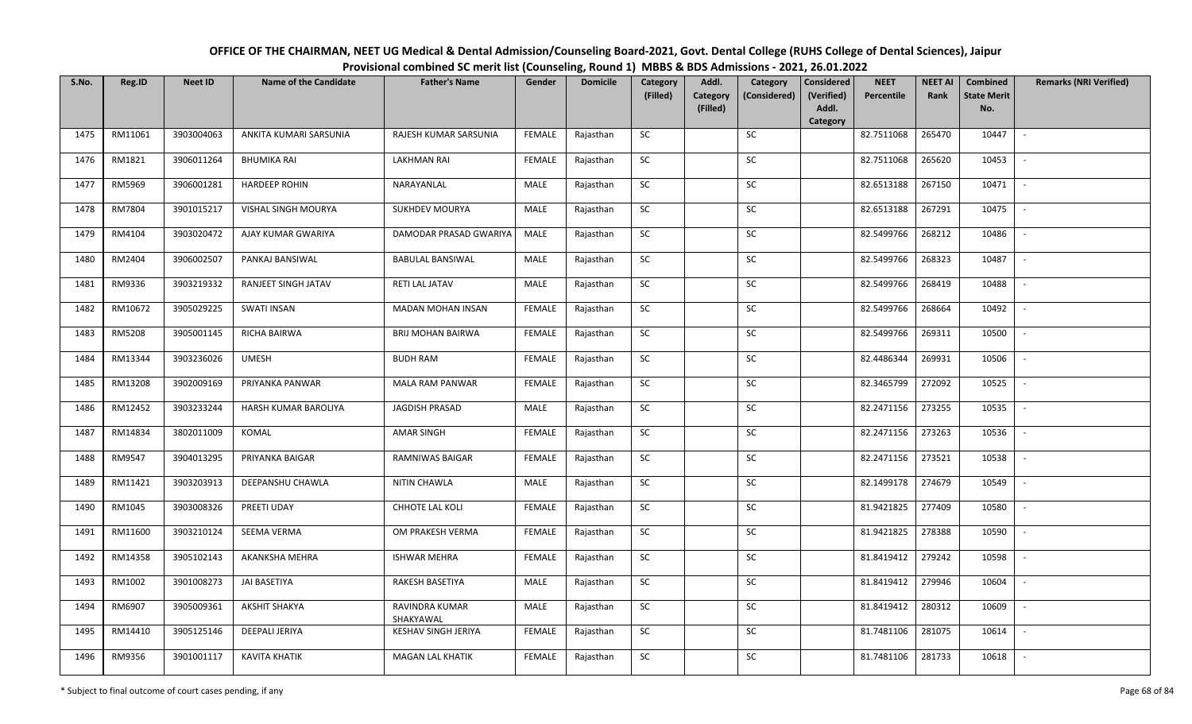# OFFICE OF THE CHAIRMAN, NEET UG Medical & Dental Admission/Counseling Board-2021, Govt. Dental College (RUHS College of Dental Sciences), Jaipur

## Provisional combined SC merit list (Counseling, Round 1) MBBS & BDS Admissions - 2021, 26.01.2022

| S.No. | Reg.ID | Neet ID | Name of the Candidate | Father's Name | Gender | Domicile | Category (Filled) | Addl. Category (Filled) | Category (Considered) | Considered (Verified) Addl. Category | NEET Percentile | NEET AI Rank | Combined State Merit No. | Remarks (NRI Verified) |
|---|---|---|---|---|---|---|---|---|---|---|---|---|---|---|
| 1475 | RM11061 | 3903004063 | ANKITA KUMARI SARSUNIA | RAJESH KUMAR SARSUNIA | FEMALE | Rajasthan | SC | | SC | | 82.7511068 | 265470 | 10447 | - |
| 1476 | RM1821 | 3906011264 | BHUMIKA RAI | LAKHMAN RAI | FEMALE | Rajasthan | SC | | SC | | 82.7511068 | 265620 | 10453 | - |
| 1477 | RM5969 | 3906001281 | HARDEEP ROHIN | NARAYANLAL | MALE | Rajasthan | SC | | SC | | 82.6513188 | 267150 | 10471 | - |
| 1478 | RM7804 | 3901015217 | VISHAL SINGH MOURYA | SUKHDEV MOURYA | MALE | Rajasthan | SC | | SC | | 82.6513188 | 267291 | 10475 | - |
| 1479 | RM4104 | 3903020472 | AJAY KUMAR GWARIYA | DAMODAR PRASAD GWARIYA | MALE | Rajasthan | SC | | SC | | 82.5499766 | 268212 | 10486 | - |
| 1480 | RM2404 | 3906002507 | PANKAJ BANSIWAL | BABULAL BANSIWAL | MALE | Rajasthan | SC | | SC | | 82.5499766 | 268323 | 10487 | - |
| 1481 | RM9336 | 3903219332 | RANJEET SINGH JATAV | RETI LAL JATAV | MALE | Rajasthan | SC | | SC | | 82.5499766 | 268419 | 10488 | - |
| 1482 | RM10672 | 3905029225 | SWATI INSAN | MADAN MOHAN INSAN | FEMALE | Rajasthan | SC | | SC | | 82.5499766 | 268664 | 10492 | - |
| 1483 | RM5208 | 3905001145 | RICHA BAIRWA | BRIJ MOHAN BAIRWA | FEMALE | Rajasthan | SC | | SC | | 82.5499766 | 269311 | 10500 | - |
| 1484 | RM13344 | 3903236026 | UMESH | BUDH RAM | FEMALE | Rajasthan | SC | | SC | | 82.4486344 | 269931 | 10506 | - |
| 1485 | RM13208 | 3902009169 | PRIYANKA PANWAR | MALA RAM PANWAR | FEMALE | Rajasthan | SC | | SC | | 82.3465799 | 272092 | 10525 | - |
| 1486 | RM12452 | 3903233244 | HARSH KUMAR BAROLIYA | JAGDISH PRASAD | MALE | Rajasthan | SC | | SC | | 82.2471156 | 273255 | 10535 | - |
| 1487 | RM14834 | 3802011009 | KOMAL | AMAR SINGH | FEMALE | Rajasthan | SC | | SC | | 82.2471156 | 273263 | 10536 | - |
| 1488 | RM9547 | 3904013295 | PRIYANKA BAIGAR | RAMNIWAS BAIGAR | FEMALE | Rajasthan | SC | | SC | | 82.2471156 | 273521 | 10538 | - |
| 1489 | RM11421 | 3903203913 | DEEPANSHU CHAWLA | NITIN CHAWLA | MALE | Rajasthan | SC | | SC | | 82.1499178 | 274679 | 10549 | - |
| 1490 | RM1045 | 3903008326 | PREETI UDAY | CHHOTE LAL KOLI | FEMALE | Rajasthan | SC | | SC | | 81.9421825 | 277409 | 10580 | - |
| 1491 | RM11600 | 3903210124 | SEEMA VERMA | OM PRAKESH VERMA | FEMALE | Rajasthan | SC | | SC | | 81.9421825 | 278388 | 10590 | - |
| 1492 | RM14358 | 3905102143 | AKANKSHA MEHRA | ISHWAR MEHRA | FEMALE | Rajasthan | SC | | SC | | 81.8419412 | 279242 | 10598 | - |
| 1493 | RM1002 | 3901008273 | JAI BASETIYA | RAKESH BASETIYA | MALE | Rajasthan | SC | | SC | | 81.8419412 | 279946 | 10604 | - |
| 1494 | RM6907 | 3905009361 | AKSHIT SHAKYA | RAVINDRA KUMAR SHAKYAWAL | MALE | Rajasthan | SC | | SC | | 81.8419412 | 280312 | 10609 | - |
| 1495 | RM14410 | 3905125146 | DEEPALI JERIYA | KESHAV SINGH JERIYA | FEMALE | Rajasthan | SC | | SC | | 81.7481106 | 281075 | 10614 | - |
| 1496 | RM9356 | 3901001117 | KAVITA KHATIK | MAGAN LAL KHATIK | FEMALE | Rajasthan | SC | | SC | | 81.7481106 | 281733 | 10618 | - |

\* Subject to final outcome of court cases pending, if any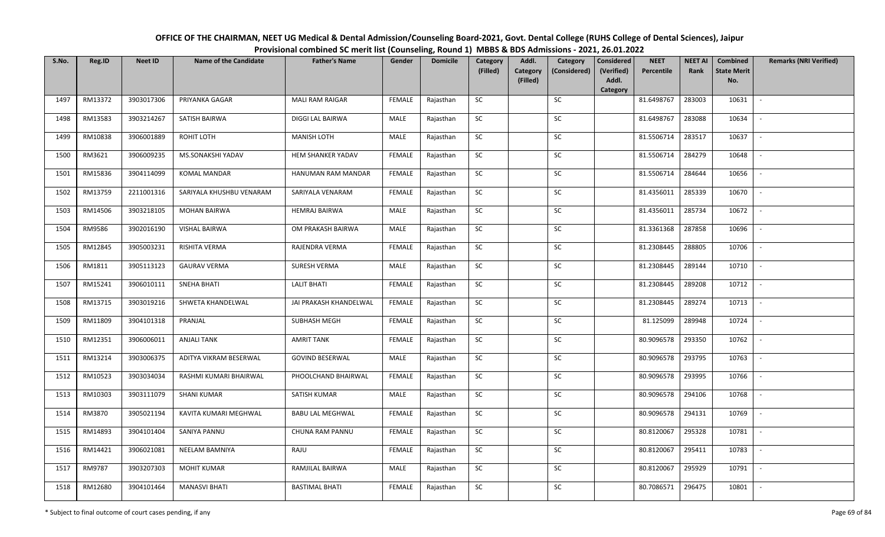# OFFICE OF THE CHAIRMAN, NEET UG Medical & Dental Admission/Counseling Board-2021, Govt. Dental College (RUHS College of Dental Sciences), Jaipur

## Provisional combined SC merit list (Counseling, Round 1) MBBS & BDS Admissions - 2021, 26.01.2022

| S.No. | Reg.ID | Neet ID | Name of the Candidate | Father's Name | Gender | Domicile | Category (Filled) | Addl. Category (Filled) | Category (Considered) | Considered (Verified) Addl. Category | NEET Percentile | NEET AI Rank | Combined State Merit No. | Remarks (NRI Verified) |
|---|---|---|---|---|---|---|---|---|---|---|---|---|---|---|
| 1497 | RM13372 | 3903017306 | PRIYANKA GAGAR | MALI RAM RAIGAR | FEMALE | Rajasthan | SC | | SC | | 81.6498767 | 283003 | 10631 | - |
| 1498 | RM13583 | 3903214267 | SATISH BAIRWA | DIGGI LAL BAIRWA | MALE | Rajasthan | SC | | SC | | 81.6498767 | 283088 | 10634 | - |
| 1499 | RM10838 | 3906001889 | ROHIT LOTH | MANISH LOTH | MALE | Rajasthan | SC | | SC | | 81.5506714 | 283517 | 10637 | - |
| 1500 | RM3621 | 3906009235 | MS.SONAKSHI YADAV | HEM SHANKER YADAV | FEMALE | Rajasthan | SC | | SC | | 81.5506714 | 284279 | 10648 | - |
| 1501 | RM15836 | 3904114099 | KOMAL MANDAR | HANUMAN RAM MANDAR | FEMALE | Rajasthan | SC | | SC | | 81.5506714 | 284644 | 10656 | - |
| 1502 | RM13759 | 2211001316 | SARIYALA KHUSHBU VENARAM | SARIYALA VENARAM | FEMALE | Rajasthan | SC | | SC | | 81.4356011 | 285339 | 10670 | - |
| 1503 | RM14506 | 3903218105 | MOHAN BAIRWA | HEMRAJ BAIRWA | MALE | Rajasthan | SC | | SC | | 81.4356011 | 285734 | 10672 | - |
| 1504 | RM9586 | 3902016190 | VISHAL BAIRWA | OM PRAKASH BAIRWA | MALE | Rajasthan | SC | | SC | | 81.3361368 | 287858 | 10696 | - |
| 1505 | RM12845 | 3905003231 | RISHITA VERMA | RAJENDRA VERMA | FEMALE | Rajasthan | SC | | SC | | 81.2308445 | 288805 | 10706 | - |
| 1506 | RM1811 | 3905113123 | GAURAV VERMA | SURESH VERMA | MALE | Rajasthan | SC | | SC | | 81.2308445 | 289144 | 10710 | - |
| 1507 | RM15241 | 3906010111 | SNEHA BHATI | LALIT BHATI | FEMALE | Rajasthan | SC | | SC | | 81.2308445 | 289208 | 10712 | - |
| 1508 | RM13715 | 3903019216 | SHWETA KHANDELWAL | JAI PRAKASH KHANDELWAL | FEMALE | Rajasthan | SC | | SC | | 81.2308445 | 289274 | 10713 | - |
| 1509 | RM11809 | 3904101318 | PRANJAL | SUBHASH MEGH | FEMALE | Rajasthan | SC | | SC | | 81.125099 | 289948 | 10724 | - |
| 1510 | RM12351 | 3906006011 | ANJALI TANK | AMRIT TANK | FEMALE | Rajasthan | SC | | SC | | 80.9096578 | 293350 | 10762 | - |
| 1511 | RM13214 | 3903006375 | ADITYA VIKRAM BESERWAL | GOVIND BESERWAL | MALE | Rajasthan | SC | | SC | | 80.9096578 | 293795 | 10763 | - |
| 1512 | RM10523 | 3903034034 | RASHMI KUMARI BHAIRWAL | PHOOLCHAND BHAIRWAL | FEMALE | Rajasthan | SC | | SC | | 80.9096578 | 293995 | 10766 | - |
| 1513 | RM10303 | 3903111079 | SHANI KUMAR | SATISH KUMAR | MALE | Rajasthan | SC | | SC | | 80.9096578 | 294106 | 10768 | - |
| 1514 | RM3870 | 3905021194 | KAVITA KUMARI MEGHWAL | BABU LAL MEGHWAL | FEMALE | Rajasthan | SC | | SC | | 80.9096578 | 294131 | 10769 | - |
| 1515 | RM14893 | 3904101404 | SANIYA PANNU | CHUNA RAM PANNU | FEMALE | Rajasthan | SC | | SC | | 80.8120067 | 295328 | 10781 | - |
| 1516 | RM14421 | 3906021081 | NEELAM BAMNIYA | RAJU | FEMALE | Rajasthan | SC | | SC | | 80.8120067 | 295411 | 10783 | - |
| 1517 | RM9787 | 3903207303 | MOHIT KUMAR | RAMJILAL BAIRWA | MALE | Rajasthan | SC | | SC | | 80.8120067 | 295929 | 10791 | - |
| 1518 | RM12680 | 3904101464 | MANASVI BHATI | BASTIMAL BHATI | FEMALE | Rajasthan | SC | | SC | | 80.7086571 | 296475 | 10801 | - |

\* Subject to final outcome of court cases pending, if any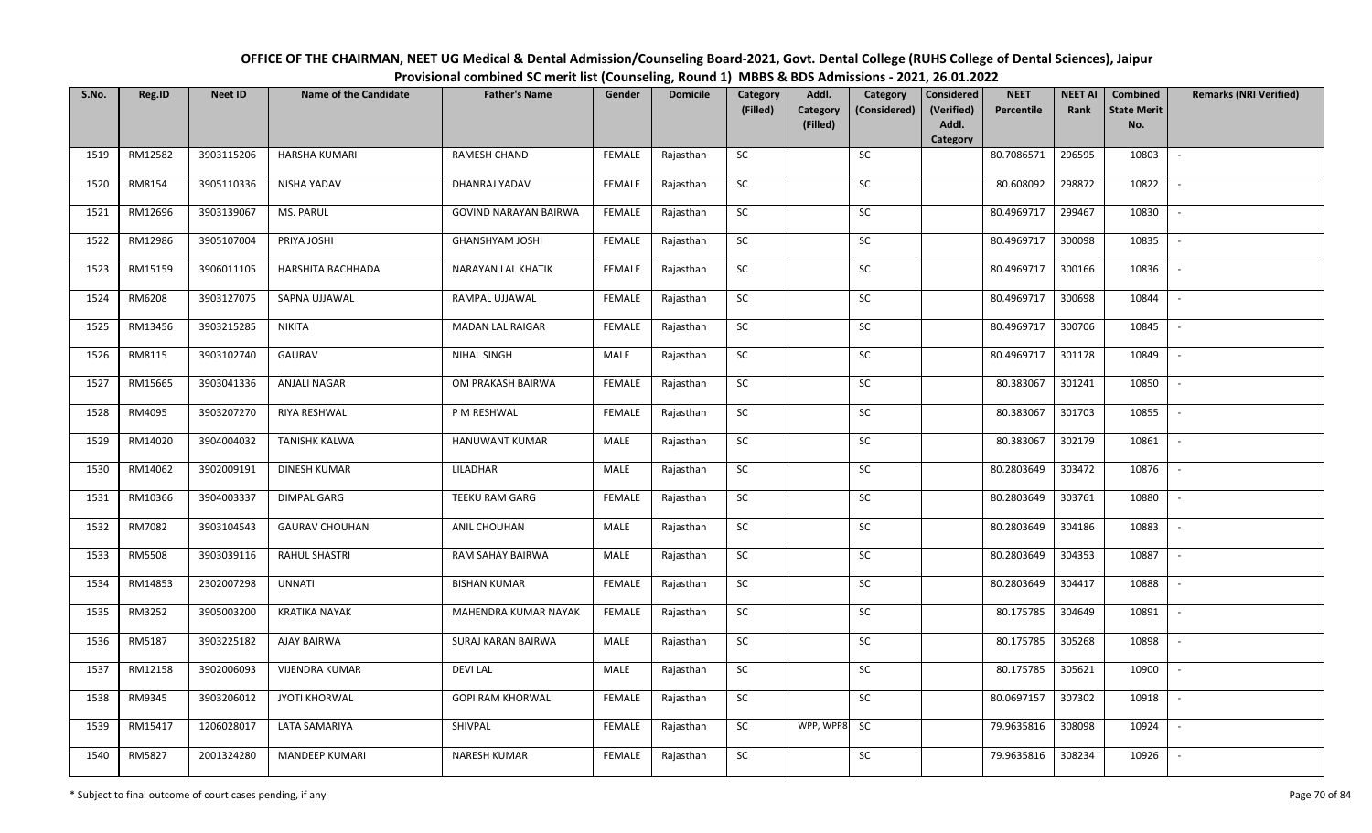# OFFICE OF THE CHAIRMAN, NEET UG Medical & Dental Admission/Counseling Board-2021, Govt. Dental College (RUHS College of Dental Sciences), Jaipur

## Provisional combined SC merit list (Counseling, Round 1) MBBS & BDS Admissions - 2021, 26.01.2022

| S.No. | Reg.ID | Neet ID | Name of the Candidate | Father's Name | Gender | Domicile | Category (Filled) | Addl. Category (Filled) | Category (Considered) | Considered (Verified) Addl. Category | NEET Percentile | NEET AI Rank | Combined State Merit No. | Remarks (NRI Verified) |
|---|---|---|---|---|---|---|---|---|---|---|---|---|---|---|
| 1519 | RM12582 | 3903115206 | HARSHA KUMARI | RAMESH CHAND | FEMALE | Rajasthan | SC | | SC | | 80.7086571 | 296595 | 10803 | - |
| 1520 | RM8154 | 3905110336 | NISHA YADAV | DHANRAJ YADAV | FEMALE | Rajasthan | SC | | SC | | 80.608092 | 298872 | 10822 | - |
| 1521 | RM12696 | 3903139067 | MS. PARUL | GOVIND NARAYAN BAIRWA | FEMALE | Rajasthan | SC | | SC | | 80.4969717 | 299467 | 10830 | - |
| 1522 | RM12986 | 3905107004 | PRIYA JOSHI | GHANSHYAM JOSHI | FEMALE | Rajasthan | SC | | SC | | 80.4969717 | 300098 | 10835 | - |
| 1523 | RM15159 | 3906011105 | HARSHITA BACHHADA | NARAYAN LAL KHATIK | FEMALE | Rajasthan | SC | | SC | | 80.4969717 | 300166 | 10836 | - |
| 1524 | RM6208 | 3903127075 | SAPNA UJJAWAL | RAMPAL UJJAWAL | FEMALE | Rajasthan | SC | | SC | | 80.4969717 | 300698 | 10844 | - |
| 1525 | RM13456 | 3903215285 | NIKITA | MADAN LAL RAIGAR | FEMALE | Rajasthan | SC | | SC | | 80.4969717 | 300706 | 10845 | - |
| 1526 | RM8115 | 3903102740 | GAURAV | NIHAL SINGH | MALE | Rajasthan | SC | | SC | | 80.4969717 | 301178 | 10849 | - |
| 1527 | RM15665 | 3903041336 | ANJALI NAGAR | OM PRAKASH BAIRWA | FEMALE | Rajasthan | SC | | SC | | 80.383067 | 301241 | 10850 | - |
| 1528 | RM4095 | 3903207270 | RIYA RESHWAL | P M RESHWAL | FEMALE | Rajasthan | SC | | SC | | 80.383067 | 301703 | 10855 | - |
| 1529 | RM14020 | 3904004032 | TANISHK KALWA | HANUWANT KUMAR | MALE | Rajasthan | SC | | SC | | 80.383067 | 302179 | 10861 | - |
| 1530 | RM14062 | 3902009191 | DINESH KUMAR | LILADHAR | MALE | Rajasthan | SC | | SC | | 80.2803649 | 303472 | 10876 | - |
| 1531 | RM10366 | 3904003337 | DIMPAL GARG | TEEKU RAM GARG | FEMALE | Rajasthan | SC | | SC | | 80.2803649 | 303761 | 10880 | - |
| 1532 | RM7082 | 3903104543 | GAURAV CHOUHAN | ANIL CHOUHAN | MALE | Rajasthan | SC | | SC | | 80.2803649 | 304186 | 10883 | - |
| 1533 | RM5508 | 3903039116 | RAHUL SHASTRI | RAM SAHAY BAIRWA | MALE | Rajasthan | SC | | SC | | 80.2803649 | 304353 | 10887 | - |
| 1534 | RM14853 | 2302007298 | UNNATI | BISHAN KUMAR | FEMALE | Rajasthan | SC | | SC | | 80.2803649 | 304417 | 10888 | - |
| 1535 | RM3252 | 3905003200 | KRATIKA NAYAK | MAHENDRA KUMAR NAYAK | FEMALE | Rajasthan | SC | | SC | | 80.175785 | 304649 | 10891 | - |
| 1536 | RM5187 | 3903225182 | AJAY BAIRWA | SURAJ KARAN BAIRWA | MALE | Rajasthan | SC | | SC | | 80.175785 | 305268 | 10898 | - |
| 1537 | RM12158 | 3902006093 | VIJENDRA KUMAR | DEVI LAL | MALE | Rajasthan | SC | | SC | | 80.175785 | 305621 | 10900 | - |
| 1538 | RM9345 | 3903206012 | JYOTI KHORWAL | GOPI RAM KHORWAL | FEMALE | Rajasthan | SC | | SC | | 80.0697157 | 307302 | 10918 | - |
| 1539 | RM15417 | 1206028017 | LATA SAMARIYA | SHIVPAL | FEMALE | Rajasthan | SC | WPP, WPP8 | SC | | 79.9635816 | 308098 | 10924 | - |
| 1540 | RM5827 | 2001324280 | MANDEEP KUMARI | NARESH KUMAR | FEMALE | Rajasthan | SC | | SC | | 79.9635816 | 308234 | 10926 | - |

\* Subject to final outcome of court cases pending, if any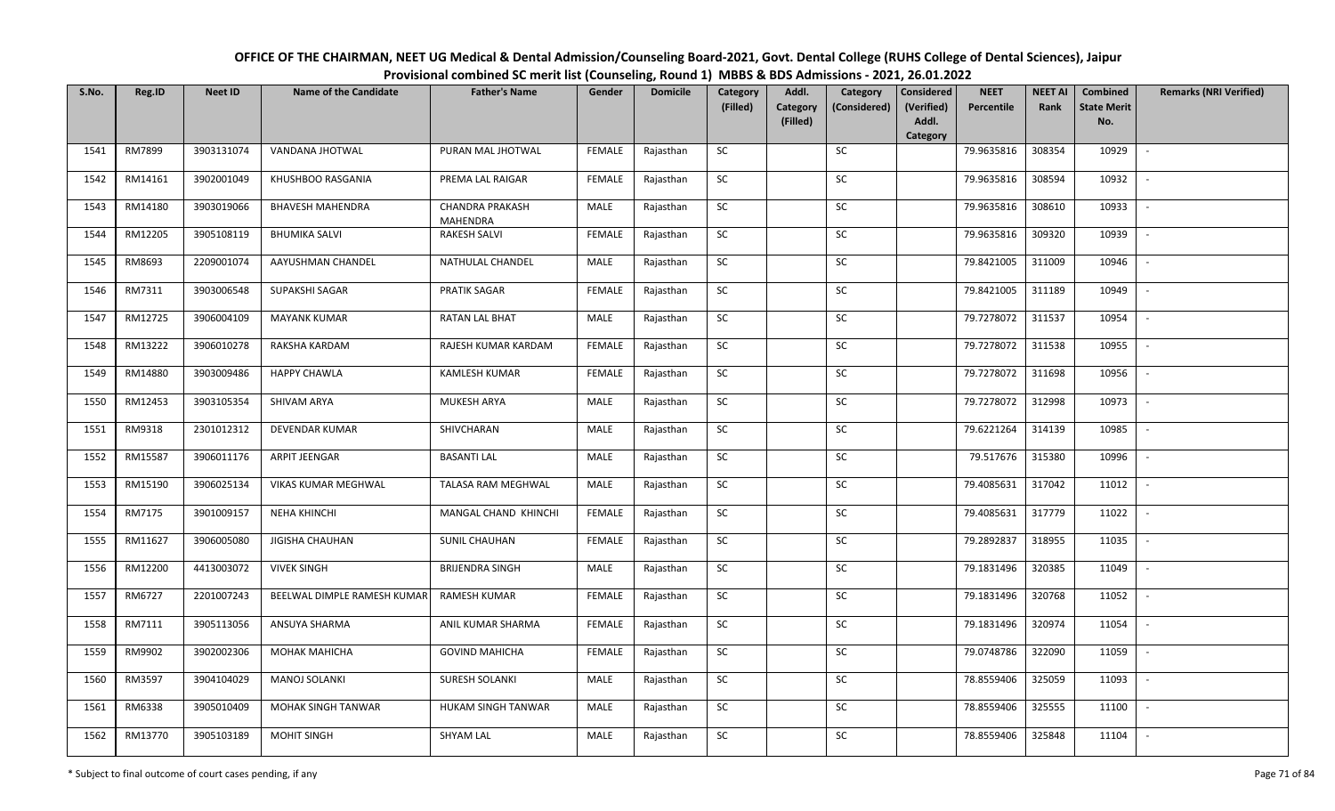# OFFICE OF THE CHAIRMAN, NEET UG Medical & Dental Admission/Counseling Board-2021, Govt. Dental College (RUHS College of Dental Sciences), Jaipur

## Provisional combined SC merit list (Counseling, Round 1) MBBS & BDS Admissions - 2021, 26.01.2022

| S.No. | Reg.ID | Neet ID | Name of the Candidate | Father's Name | Gender | Domicile | Category (Filled) | Addl. Category (Filled) | Category (Considered) | Considered (Verified) Addl. Category | NEET Percentile | NEET AI Rank | Combined State Merit No. | Remarks (NRI Verified) |
|---|---|---|---|---|---|---|---|---|---|---|---|---|---|---|
| 1541 | RM7899 | 3903131074 | VANDANA JHOTWAL | PURAN MAL JHOTWAL | FEMALE | Rajasthan | SC | | SC | | 79.9635816 | 308354 | 10929 | - |
| 1542 | RM14161 | 3902001049 | KHUSHBOO RASGANIA | PREMA LAL RAIGAR | FEMALE | Rajasthan | SC | | SC | | 79.9635816 | 308594 | 10932 | - |
| 1543 | RM14180 | 3903019066 | BHAVESH MAHENDRA | CHANDRA PRAKASH MAHENDRA | MALE | Rajasthan | SC | | SC | | 79.9635816 | 308610 | 10933 | - |
| 1544 | RM12205 | 3905108119 | BHUMIKA SALVI | RAKESH SALVI | FEMALE | Rajasthan | SC | | SC | | 79.9635816 | 309320 | 10939 | - |
| 1545 | RM8693 | 2209001074 | AAYUSHMAN CHANDEL | NATHULAL CHANDEL | MALE | Rajasthan | SC | | SC | | 79.8421005 | 311009 | 10946 | - |
| 1546 | RM7311 | 3903006548 | SUPAKSHI SAGAR | PRATIK SAGAR | FEMALE | Rajasthan | SC | | SC | | 79.8421005 | 311189 | 10949 | - |
| 1547 | RM12725 | 3906004109 | MAYANK KUMAR | RATAN LAL BHAT | MALE | Rajasthan | SC | | SC | | 79.7278072 | 311537 | 10954 | - |
| 1548 | RM13222 | 3906010278 | RAKSHA KARDAM | RAJESH KUMAR KARDAM | FEMALE | Rajasthan | SC | | SC | | 79.7278072 | 311538 | 10955 | - |
| 1549 | RM14880 | 3903009486 | HAPPY CHAWLA | KAMLESH KUMAR | FEMALE | Rajasthan | SC | | SC | | 79.7278072 | 311698 | 10956 | - |
| 1550 | RM12453 | 3903105354 | SHIVAM ARYA | MUKESH ARYA | MALE | Rajasthan | SC | | SC | | 79.7278072 | 312998 | 10973 | - |
| 1551 | RM9318 | 2301012312 | DEVENDAR KUMAR | SHIVCHARAN | MALE | Rajasthan | SC | | SC | | 79.6221264 | 314139 | 10985 | - |
| 1552 | RM15587 | 3906011176 | ARPIT JEENGAR | BASANTI LAL | MALE | Rajasthan | SC | | SC | | 79.517676 | 315380 | 10996 | - |
| 1553 | RM15190 | 3906025134 | VIKAS KUMAR MEGHWAL | TALASA RAM MEGHWAL | MALE | Rajasthan | SC | | SC | | 79.4085631 | 317042 | 11012 | - |
| 1554 | RM7175 | 3901009157 | NEHA KHINCHI | MANGAL CHAND KHINCHI | FEMALE | Rajasthan | SC | | SC | | 79.4085631 | 317779 | 11022 | - |
| 1555 | RM11627 | 3906005080 | JIGISHA CHAUHAN | SUNIL CHAUHAN | FEMALE | Rajasthan | SC | | SC | | 79.2892837 | 318955 | 11035 | - |
| 1556 | RM12200 | 4413003072 | VIVEK SINGH | BRIJENDRA SINGH | MALE | Rajasthan | SC | | SC | | 79.1831496 | 320385 | 11049 | - |
| 1557 | RM6727 | 2201007243 | BEELWAL DIMPLE RAMESH KUMAR | RAMESH KUMAR | FEMALE | Rajasthan | SC | | SC | | 79.1831496 | 320768 | 11052 | - |
| 1558 | RM7111 | 3905113056 | ANSUYA SHARMA | ANIL KUMAR SHARMA | FEMALE | Rajasthan | SC | | SC | | 79.1831496 | 320974 | 11054 | - |
| 1559 | RM9902 | 3902002306 | MOHAK MAHICHA | GOVIND MAHICHA | FEMALE | Rajasthan | SC | | SC | | 79.0748786 | 322090 | 11059 | - |
| 1560 | RM3597 | 3904104029 | MANOJ SOLANKI | SURESH SOLANKI | MALE | Rajasthan | SC | | SC | | 78.8559406 | 325059 | 11093 | - |
| 1561 | RM6338 | 3905010409 | MOHAK SINGH TANWAR | HUKAM SINGH TANWAR | MALE | Rajasthan | SC | | SC | | 78.8559406 | 325555 | 11100 | - |
| 1562 | RM13770 | 3905103189 | MOHIT SINGH | SHYAM LAL | MALE | Rajasthan | SC | | SC | | 78.8559406 | 325848 | 11104 | - |

\* Subject to final outcome of court cases pending, if any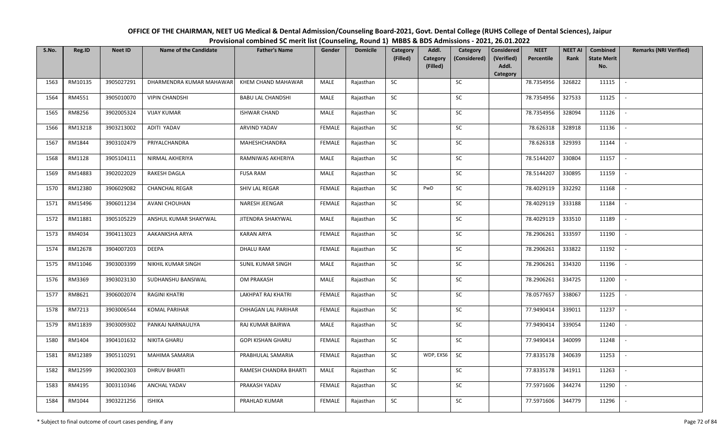# OFFICE OF THE CHAIRMAN, NEET UG Medical & Dental Admission/Counseling Board-2021, Govt. Dental College (RUHS College of Dental Sciences), Jaipur

## Provisional combined SC merit list (Counseling, Round 1) MBBS & BDS Admissions - 2021, 26.01.2022

| S.No. | Reg.ID | Neet ID | Name of the Candidate | Father's Name | Gender | Domicile | Category (Filled) | Addl. Category (Filled) | Category (Considered) | Considered (Verified) Addl. Category | NEET Percentile | NEET AI Rank | Combined State Merit No. | Remarks (NRI Verified) |
|---|---|---|---|---|---|---|---|---|---|---|---|---|---|---|
| 1563 | RM10135 | 3905027291 | DHARMENDRA KUMAR MAHAWAR | KHEM CHAND MAHAWAR | MALE | Rajasthan | SC | | SC | | 78.7354956 | 326822 | 11115 | - |
| 1564 | RM4551 | 3905010070 | VIPIN CHANDSHI | BABU LAL CHANDSHI | MALE | Rajasthan | SC | | SC | | 78.7354956 | 327533 | 11125 | - |
| 1565 | RM8256 | 3902005324 | VIJAY KUMAR | ISHWAR CHAND | MALE | Rajasthan | SC | | SC | | 78.7354956 | 328094 | 11126 | - |
| 1566 | RM13218 | 3903213002 | ADITI YADAV | ARVIND YADAV | FEMALE | Rajasthan | SC | | SC | | 78.626318 | 328918 | 11136 | - |
| 1567 | RM1844 | 3903102479 | PRIYALCHANDRA | MAHESHCHANDRA | FEMALE | Rajasthan | SC | | SC | | 78.626318 | 329393 | 11144 | - |
| 1568 | RM1128 | 3905104111 | NIRMAL AKHERIYA | RAMNIWAS AKHERIYA | MALE | Rajasthan | SC | | SC | | 78.5144207 | 330804 | 11157 | - |
| 1569 | RM14883 | 3902022029 | RAKESH DAGLA | FUSA RAM | MALE | Rajasthan | SC | | SC | | 78.5144207 | 330895 | 11159 | - |
| 1570 | RM12380 | 3906029082 | CHANCHAL REGAR | SHIV LAL REGAR | FEMALE | Rajasthan | SC | PwD | SC | | 78.4029119 | 332292 | 11168 | - |
| 1571 | RM15496 | 3906011234 | AVANI CHOUHAN | NARESH JEENGAR | FEMALE | Rajasthan | SC | | SC | | 78.4029119 | 333188 | 11184 | - |
| 1572 | RM11881 | 3905105229 | ANSHUL KUMAR SHAKYWAL | JITENDRA SHAKYWAL | MALE | Rajasthan | SC | | SC | | 78.4029119 | 333510 | 11189 | - |
| 1573 | RM4034 | 3904113023 | AAKANKSHA ARYA | KARAN ARYA | FEMALE | Rajasthan | SC | | SC | | 78.2906261 | 333597 | 11190 | - |
| 1574 | RM12678 | 3904007203 | DEEPA | DHALU RAM | FEMALE | Rajasthan | SC | | SC | | 78.2906261 | 333822 | 11192 | - |
| 1575 | RM11046 | 3903003399 | NIKHIL KUMAR SINGH | SUNIL KUMAR SINGH | MALE | Rajasthan | SC | | SC | | 78.2906261 | 334320 | 11196 | - |
| 1576 | RM3369 | 3903023130 | SUDHANSHU BANSIWAL | OM PRAKASH | MALE | Rajasthan | SC | | SC | | 78.2906261 | 334725 | 11200 | - |
| 1577 | RM8621 | 3906002074 | RAGINI KHATRI | LAKHPAT RAJ KHATRI | FEMALE | Rajasthan | SC | | SC | | 78.0577657 | 338067 | 11225 | - |
| 1578 | RM7213 | 3903006544 | KOMAL PARIHAR | CHHAGAN LAL PARIHAR | FEMALE | Rajasthan | SC | | SC | | 77.9490414 | 339011 | 11237 | - |
| 1579 | RM11839 | 3903009302 | PANKAJ NARNAULIYA | RAJ KUMAR BAIRWA | MALE | Rajasthan | SC | | SC | | 77.9490414 | 339054 | 11240 | - |
| 1580 | RM1404 | 3904101632 | NIKITA GHARU | GOPI KISHAN GHARU | FEMALE | Rajasthan | SC | | SC | | 77.9490414 | 340099 | 11248 | - |
| 1581 | RM12389 | 3905110291 | MAHIMA SAMARIA | PRABHULAL SAMARIA | FEMALE | Rajasthan | SC | WDP, EXS6 | SC | | 77.8335178 | 340639 | 11253 | - |
| 1582 | RM12599 | 3902002303 | DHRUV BHARTI | RAMESH CHANDRA BHARTI | MALE | Rajasthan | SC | | SC | | 77.8335178 | 341911 | 11263 | - |
| 1583 | RM4195 | 3003110346 | ANCHAL YADAV | PRAKASH YADAV | FEMALE | Rajasthan | SC | | SC | | 77.5971606 | 344274 | 11290 | - |
| 1584 | RM1044 | 3903221256 | ISHIKA | PRAHLAD KUMAR | FEMALE | Rajasthan | SC | | SC | | 77.5971606 | 344779 | 11296 | - |

\* Subject to final outcome of court cases pending, if any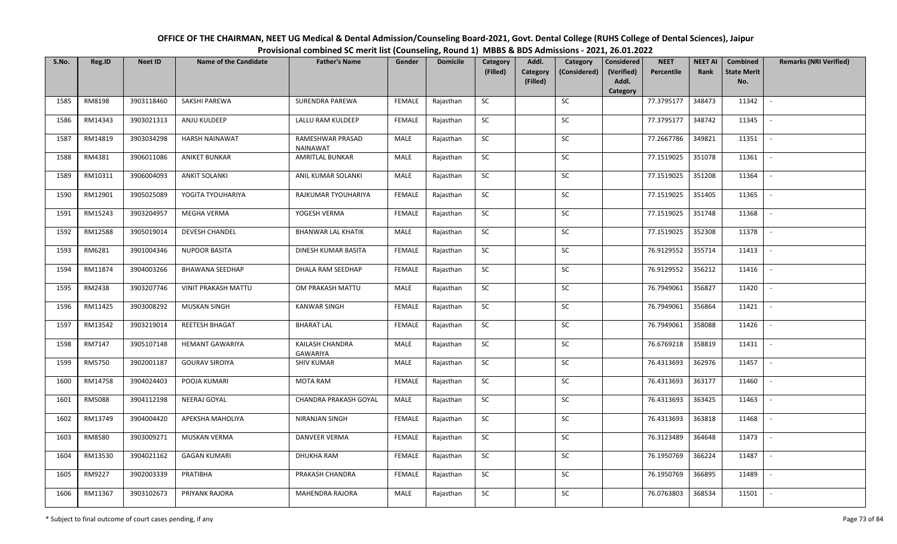OFFICE OF THE CHAIRMAN, NEET UG Medical & Dental Admission/Counseling Board-2021, Govt. Dental College (RUHS College of Dental Sciences), Jaipur

Provisional combined SC merit list (Counseling, Round 1) MBBS & BDS Admissions - 2021, 26.01.2022

| S.No. | Reg.ID | Neet ID | Name of the Candidate | Father's Name | Gender | Domicile | Category (Filled) | Addl. Category (Filled) | Category (Considered) | Considered (Verified) Addl. Category | NEET Percentile | NEET AI Rank | Combined State Merit No. | Remarks (NRI Verified) |
|---|---|---|---|---|---|---|---|---|---|---|---|---|---|---|
| 1585 | RM8198 | 3903118460 | SAKSHI PAREWA | SURENDRA PAREWA | FEMALE | Rajasthan | SC | | SC | | 77.3795177 | 348473 | 11342 | - |
| 1586 | RM14343 | 3903021313 | ANJU KULDEEP | LALLU RAM KULDEEP | FEMALE | Rajasthan | SC | | SC | | 77.3795177 | 348742 | 11345 | - |
| 1587 | RM14819 | 3903034298 | HARSH NAINAWAT | RAMESHWAR PRASAD NAINAWAT | MALE | Rajasthan | SC | | SC | | 77.2667786 | 349821 | 11351 | - |
| 1588 | RM4381 | 3906011086 | ANIKET BUNKAR | AMRITLAL BUNKAR | MALE | Rajasthan | SC | | SC | | 77.1519025 | 351078 | 11361 | - |
| 1589 | RM10311 | 3906004093 | ANKIT SOLANKI | ANIL KUMAR SOLANKI | MALE | Rajasthan | SC | | SC | | 77.1519025 | 351208 | 11364 | - |
| 1590 | RM12901 | 3905025089 | YOGITA TYOUHARIYA | RAJKUMAR TYOUHARIYA | FEMALE | Rajasthan | SC | | SC | | 77.1519025 | 351405 | 11365 | - |
| 1591 | RM15243 | 3903204957 | MEGHA VERMA | YOGESH VERMA | FEMALE | Rajasthan | SC | | SC | | 77.1519025 | 351748 | 11368 | - |
| 1592 | RM12588 | 3905019014 | DEVESH CHANDEL | BHANWAR LAL KHATIK | MALE | Rajasthan | SC | | SC | | 77.1519025 | 352308 | 11378 | - |
| 1593 | RM6281 | 3901004346 | NUPOOR BASITA | DINESH KUMAR BASITA | FEMALE | Rajasthan | SC | | SC | | 76.9129552 | 355714 | 11413 | - |
| 1594 | RM11874 | 3904003266 | BHAWANA SEEDHAP | DHALA RAM SEEDHAP | FEMALE | Rajasthan | SC | | SC | | 76.9129552 | 356212 | 11416 | - |
| 1595 | RM2438 | 3903207746 | VINIT PRAKASH MATTU | OM PRAKASH MATTU | MALE | Rajasthan | SC | | SC | | 76.7949061 | 356827 | 11420 | - |
| 1596 | RM11425 | 3903008292 | MUSKAN SINGH | KANWAR SINGH | FEMALE | Rajasthan | SC | | SC | | 76.7949061 | 356864 | 11421 | - |
| 1597 | RM13542 | 3903219014 | REETESH BHAGAT | BHARAT LAL | FEMALE | Rajasthan | SC | | SC | | 76.7949061 | 358088 | 11426 | - |
| 1598 | RM7147 | 3905107148 | HEMANT GAWARIYA | KAILASH CHANDRA GAWARIYA | MALE | Rajasthan | SC | | SC | | 76.6769218 | 358819 | 11431 | - |
| 1599 | RM5750 | 3902001187 | GOURAV SIROIYA | SHIV KUMAR | MALE | Rajasthan | SC | | SC | | 76.4313693 | 362976 | 11457 | - |
| 1600 | RM14758 | 3904024403 | POOJA KUMARI | MOTA RAM | FEMALE | Rajasthan | SC | | SC | | 76.4313693 | 363177 | 11460 | - |
| 1601 | RM5088 | 3904112198 | NEERAJ GOYAL | CHANDRA PRAKASH GOYAL | MALE | Rajasthan | SC | | SC | | 76.4313693 | 363425 | 11463 | - |
| 1602 | RM13749 | 3904004420 | APEKSHA MAHOLIYA | NIRANJAN SINGH | FEMALE | Rajasthan | SC | | SC | | 76.4313693 | 363818 | 11468 | - |
| 1603 | RM8580 | 3903009271 | MUSKAN VERMA | DANVEER VERMA | FEMALE | Rajasthan | SC | | SC | | 76.3123489 | 364648 | 11473 | - |
| 1604 | RM13530 | 3904021162 | GAGAN KUMARI | DHUKHA RAM | FEMALE | Rajasthan | SC | | SC | | 76.1950769 | 366224 | 11487 | - |
| 1605 | RM9227 | 3902003339 | PRATIBHA | PRAKASH CHANDRA | FEMALE | Rajasthan | SC | | SC | | 76.1950769 | 366895 | 11489 | - |
| 1606 | RM11367 | 3903102673 | PRIYANK RAJORA | MAHENDRA RAJORA | MALE | Rajasthan | SC | | SC | | 76.0763803 | 368534 | 11501 | - |

\* Subject to final outcome of court cases pending, if any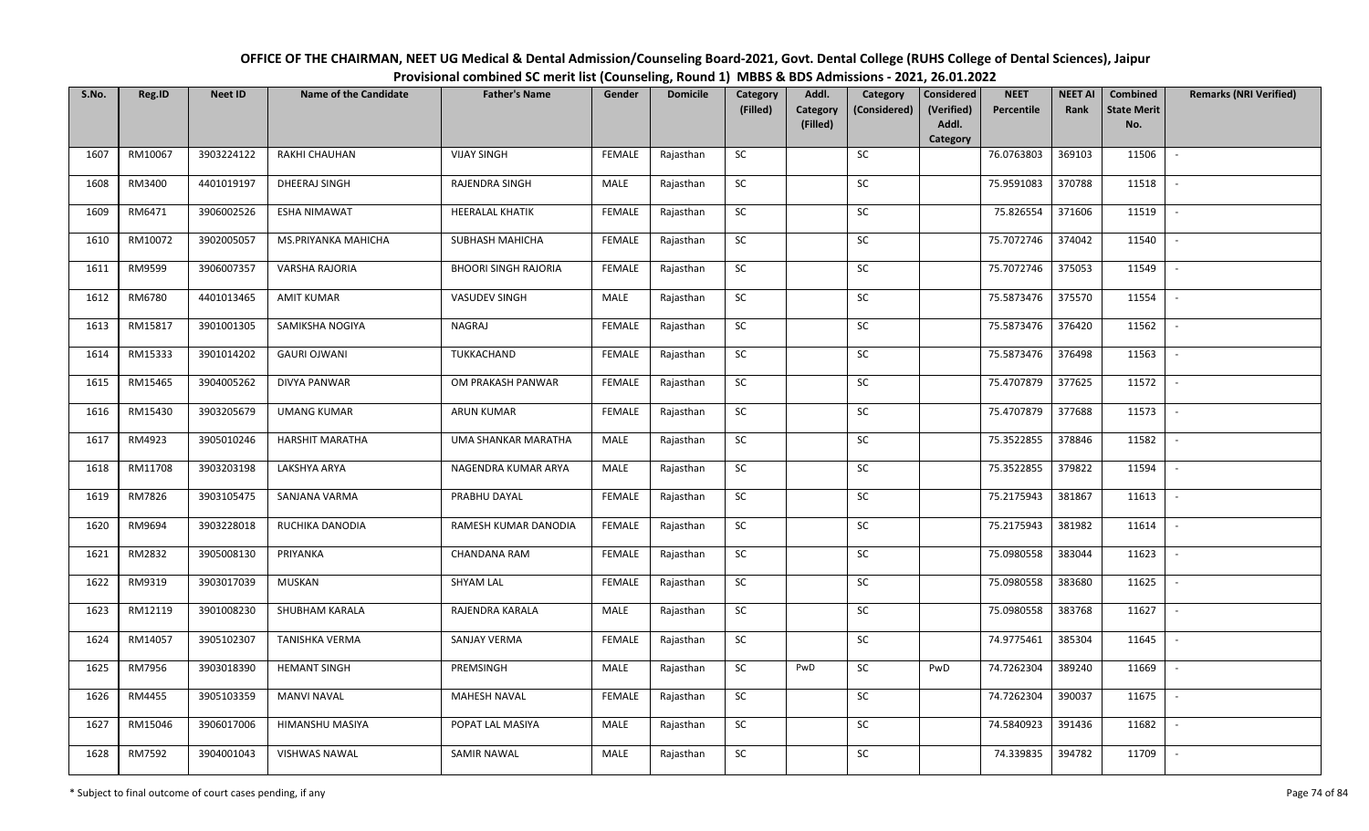# OFFICE OF THE CHAIRMAN, NEET UG Medical & Dental Admission/Counseling Board-2021, Govt. Dental College (RUHS College of Dental Sciences), Jaipur

## Provisional combined SC merit list (Counseling, Round 1) MBBS & BDS Admissions - 2021, 26.01.2022

| S.No. | Reg.ID | Neet ID | Name of the Candidate | Father's Name | Gender | Domicile | Category (Filled) | Addl. Category (Filled) | Category (Considered) | Considered (Verified) Addl. Category | NEET Percentile | NEET AI Rank | Combined State Merit No. | Remarks (NRI Verified) |
|---|---|---|---|---|---|---|---|---|---|---|---|---|---|---|
| 1607 | RM10067 | 3903224122 | RAKHI CHAUHAN | VIJAY SINGH | FEMALE | Rajasthan | SC | | SC | | 76.0763803 | 369103 | 11506 | - |
| 1608 | RM3400 | 4401019197 | DHEERAJ SINGH | RAJENDRA SINGH | MALE | Rajasthan | SC | | SC | | 75.9591083 | 370788 | 11518 | - |
| 1609 | RM6471 | 3906002526 | ESHA NIMAWAT | HEERALAL KHATIK | FEMALE | Rajasthan | SC | | SC | | 75.826554 | 371606 | 11519 | - |
| 1610 | RM10072 | 3902005057 | MS.PRIYANKA MAHICHA | SUBHASH MAHICHA | FEMALE | Rajasthan | SC | | SC | | 75.7072746 | 374042 | 11540 | - |
| 1611 | RM9599 | 3906007357 | VARSHA RAJORIA | BHOORI SINGH RAJORIA | FEMALE | Rajasthan | SC | | SC | | 75.7072746 | 375053 | 11549 | - |
| 1612 | RM6780 | 4401013465 | AMIT KUMAR | VASUDEV SINGH | MALE | Rajasthan | SC | | SC | | 75.5873476 | 375570 | 11554 | - |
| 1613 | RM15817 | 3901001305 | SAMIKSHA NOGIYA | NAGRAJ | FEMALE | Rajasthan | SC | | SC | | 75.5873476 | 376420 | 11562 | - |
| 1614 | RM15333 | 3901014202 | GAURI OJWANI | TUKKACHAND | FEMALE | Rajasthan | SC | | SC | | 75.5873476 | 376498 | 11563 | - |
| 1615 | RM15465 | 3904005262 | DIVYA PANWAR | OM PRAKASH PANWAR | FEMALE | Rajasthan | SC | | SC | | 75.4707879 | 377625 | 11572 | - |
| 1616 | RM15430 | 3903205679 | UMANG KUMAR | ARUN KUMAR | FEMALE | Rajasthan | SC | | SC | | 75.4707879 | 377688 | 11573 | - |
| 1617 | RM4923 | 3905010246 | HARSHIT MARATHA | UMA SHANKAR MARATHA | MALE | Rajasthan | SC | | SC | | 75.3522855 | 378846 | 11582 | - |
| 1618 | RM11708 | 3903203198 | LAKSHYA ARYA | NAGENDRA KUMAR ARYA | MALE | Rajasthan | SC | | SC | | 75.3522855 | 379822 | 11594 | - |
| 1619 | RM7826 | 3903105475 | SANJANA VARMA | PRABHU DAYAL | FEMALE | Rajasthan | SC | | SC | | 75.2175943 | 381867 | 11613 | - |
| 1620 | RM9694 | 3903228018 | RUCHIKA DANODIA | RAMESH KUMAR DANODIA | FEMALE | Rajasthan | SC | | SC | | 75.2175943 | 381982 | 11614 | - |
| 1621 | RM2832 | 3905008130 | PRIYANKA | CHANDANA RAM | FEMALE | Rajasthan | SC | | SC | | 75.0980558 | 383044 | 11623 | - |
| 1622 | RM9319 | 3903017039 | MUSKAN | SHYAM LAL | FEMALE | Rajasthan | SC | | SC | | 75.0980558 | 383680 | 11625 | - |
| 1623 | RM12119 | 3901008230 | SHUBHAM KARALA | RAJENDRA KARALA | MALE | Rajasthan | SC | | SC | | 75.0980558 | 383768 | 11627 | - |
| 1624 | RM14057 | 3905102307 | TANISHKA VERMA | SANJAY VERMA | FEMALE | Rajasthan | SC | | SC | | 74.9775461 | 385304 | 11645 | - |
| 1625 | RM7956 | 3903018390 | HEMANT SINGH | PREMSINGH | MALE | Rajasthan | SC | PwD | SC | PwD | 74.7262304 | 389240 | 11669 | - |
| 1626 | RM4455 | 3905103359 | MANVI NAVAL | MAHESH NAVAL | FEMALE | Rajasthan | SC | | SC | | 74.7262304 | 390037 | 11675 | - |
| 1627 | RM15046 | 3906017006 | HIMANSHU MASIYA | POPAT LAL MASIYA | MALE | Rajasthan | SC | | SC | | 74.5840923 | 391436 | 11682 | - |
| 1628 | RM7592 | 3904001043 | VISHWAS NAWAL | SAMIR NAWAL | MALE | Rajasthan | SC | | SC | | 74.339835 | 394782 | 11709 | - |

\* Subject to final outcome of court cases pending, if any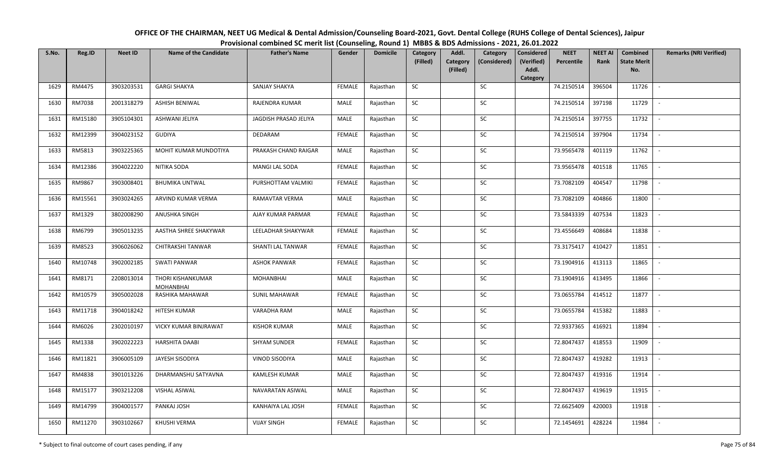# OFFICE OF THE CHAIRMAN, NEET UG Medical & Dental Admission/Counseling Board-2021, Govt. Dental College (RUHS College of Dental Sciences), Jaipur

## Provisional combined SC merit list (Counseling, Round 1) MBBS & BDS Admissions - 2021, 26.01.2022

| S.No. | Reg.ID | Neet ID | Name of the Candidate | Father's Name | Gender | Domicile | Category (Filled) | Addl. Category (Filled) | Category (Considered) | Considered (Verified) Addl. Category | NEET Percentile | NEET AI Rank | Combined State Merit No. | Remarks (NRI Verified) |
|---|---|---|---|---|---|---|---|---|---|---|---|---|---|---|
| 1629 | RM4475 | 3903203531 | GARGI SHAKYA | SANJAY SHAKYA | FEMALE | Rajasthan | SC | | SC | | 74.2150514 | 396504 | 11726 | - |
| 1630 | RM7038 | 2001318279 | ASHISH BENIWAL | RAJENDRA KUMAR | MALE | Rajasthan | SC | | SC | | 74.2150514 | 397198 | 11729 | - |
| 1631 | RM15180 | 3905104301 | ASHWANI JELIYA | JAGDISH PRASAD JELIYA | MALE | Rajasthan | SC | | SC | | 74.2150514 | 397755 | 11732 | - |
| 1632 | RM12399 | 3904023152 | GUDIYA | DEDARAM | FEMALE | Rajasthan | SC | | SC | | 74.2150514 | 397904 | 11734 | - |
| 1633 | RM5813 | 3903225365 | MOHIT KUMAR MUNDOTIYA | PRAKASH CHAND RAIGAR | MALE | Rajasthan | SC | | SC | | 73.9565478 | 401119 | 11762 | - |
| 1634 | RM12386 | 3904022220 | NITIKA SODA | MANGI LAL SODA | FEMALE | Rajasthan | SC | | SC | | 73.9565478 | 401518 | 11765 | - |
| 1635 | RM9867 | 3903008401 | BHUMIKA UNTWAL | PURSHOTTAM VALMIKI | FEMALE | Rajasthan | SC | | SC | | 73.7082109 | 404547 | 11798 | - |
| 1636 | RM15561 | 3903024265 | ARVIND KUMAR VERMA | RAMAVTAR VERMA | MALE | Rajasthan | SC | | SC | | 73.7082109 | 404866 | 11800 | - |
| 1637 | RM1329 | 3802008290 | ANUSHKA SINGH | AJAY KUMAR PARMAR | FEMALE | Rajasthan | SC | | SC | | 73.5843339 | 407534 | 11823 | - |
| 1638 | RM6799 | 3905013235 | AASTHA SHREE SHAKYWAR | LEELADHAR SHAKYWAR | FEMALE | Rajasthan | SC | | SC | | 73.4556649 | 408684 | 11838 | - |
| 1639 | RM8523 | 3906026062 | CHITRAKSHI TANWAR | SHANTI LAL TANWAR | FEMALE | Rajasthan | SC | | SC | | 73.3175417 | 410427 | 11851 | - |
| 1640 | RM10748 | 3902002185 | SWATI PANWAR | ASHOK PANWAR | FEMALE | Rajasthan | SC | | SC | | 73.1904916 | 413113 | 11865 | - |
| 1641 | RM8171 | 2208013014 | THORI KISHANKUMAR MOHANBHAI | MOHANBHAI | MALE | Rajasthan | SC | | SC | | 73.1904916 | 413495 | 11866 | - |
| 1642 | RM10579 | 3905002028 | RASHIKA MAHAWAR | SUNIL MAHAWAR | FEMALE | Rajasthan | SC | | SC | | 73.0655784 | 414512 | 11877 | - |
| 1643 | RM11718 | 3904018242 | HITESH KUMAR | VARADHA RAM | MALE | Rajasthan | SC | | SC | | 73.0655784 | 415382 | 11883 | - |
| 1644 | RM6026 | 2302010197 | VICKY KUMAR BINJRAWAT | KISHOR KUMAR | MALE | Rajasthan | SC | | SC | | 72.9337365 | 416921 | 11894 | - |
| 1645 | RM1338 | 3902022223 | HARSHITA DAABI | SHYAM SUNDER | FEMALE | Rajasthan | SC | | SC | | 72.8047437 | 418553 | 11909 | - |
| 1646 | RM11821 | 3906005109 | JAYESH SISODIYA | VINOD SISODIYA | MALE | Rajasthan | SC | | SC | | 72.8047437 | 419282 | 11913 | - |
| 1647 | RM4838 | 3901013226 | DHARMANSHU SATYAVNA | KAMLESH KUMAR | MALE | Rajasthan | SC | | SC | | 72.8047437 | 419316 | 11914 | - |
| 1648 | RM15177 | 3903212208 | VISHAL ASIWAL | NAVARATAN ASIWAL | MALE | Rajasthan | SC | | SC | | 72.8047437 | 419619 | 11915 | - |
| 1649 | RM14799 | 3904001577 | PANKAJ JOSH | KANHAIYA LAL JOSH | FEMALE | Rajasthan | SC | | SC | | 72.6625409 | 420003 | 11918 | - |
| 1650 | RM11270 | 3903102667 | KHUSHI VERMA | VIJAY SINGH | FEMALE | Rajasthan | SC | | SC | | 72.1454691 | 428224 | 11984 | - |

\* Subject to final outcome of court cases pending, if any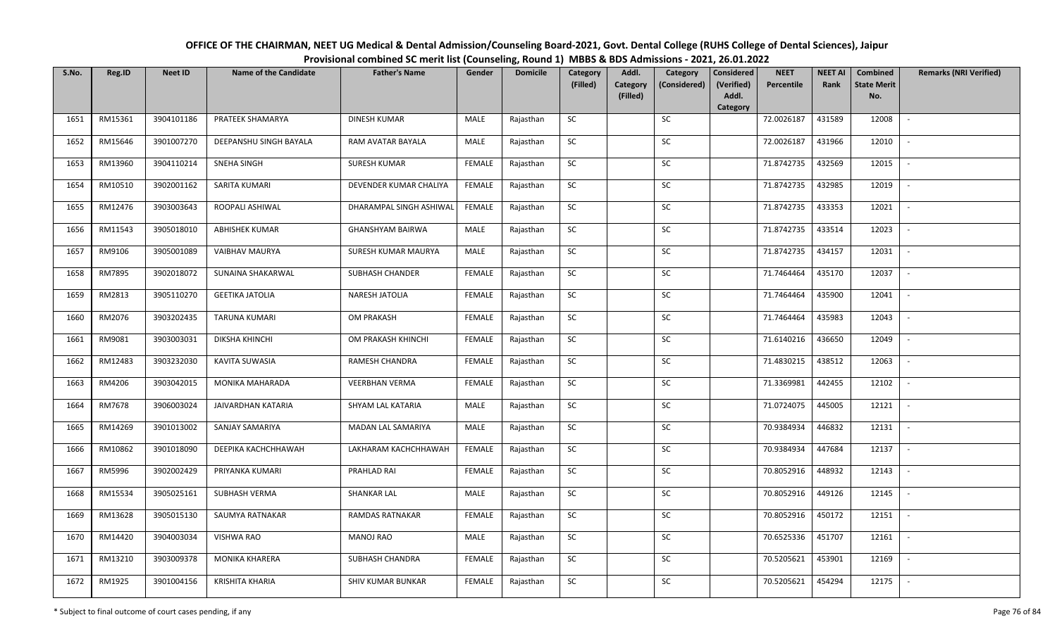# OFFICE OF THE CHAIRMAN, NEET UG Medical & Dental Admission/Counseling Board-2021, Govt. Dental College (RUHS College of Dental Sciences), Jaipur

## Provisional combined SC merit list (Counseling, Round 1) MBBS & BDS Admissions - 2021, 26.01.2022

| S.No. | Reg.ID | Neet ID | Name of the Candidate | Father's Name | Gender | Domicile | Category (Filled) | Addl. Category (Filled) | Category (Considered) | Considered (Verified) Addl. Category | NEET Percentile | NEET AI Rank | Combined State Merit No. | Remarks (NRI Verified) |
|---|---|---|---|---|---|---|---|---|---|---|---|---|---|---|
| 1651 | RM15361 | 3904101186 | PRATEEK SHAMARYA | DINESH KUMAR | MALE | Rajasthan | SC | | SC | | 72.0026187 | 431589 | 12008 | - |
| 1652 | RM15646 | 3901007270 | DEEPANSHU SINGH BAYALA | RAM AVATAR BAYALA | MALE | Rajasthan | SC | | SC | | 72.0026187 | 431966 | 12010 | - |
| 1653 | RM13960 | 3904110214 | SNEHA SINGH | SURESH KUMAR | FEMALE | Rajasthan | SC | | SC | | 71.8742735 | 432569 | 12015 | - |
| 1654 | RM10510 | 3902001162 | SARITA KUMARI | DEVENDER KUMAR CHALIYA | FEMALE | Rajasthan | SC | | SC | | 71.8742735 | 432985 | 12019 | - |
| 1655 | RM12476 | 3903003643 | ROOPALI ASHIWAL | DHARAMPAL SINGH ASHIWAL | FEMALE | Rajasthan | SC | | SC | | 71.8742735 | 433353 | 12021 | - |
| 1656 | RM11543 | 3905018010 | ABHISHEK KUMAR | GHANSHYAM BAIRWA | MALE | Rajasthan | SC | | SC | | 71.8742735 | 433514 | 12023 | - |
| 1657 | RM9106 | 3905001089 | VAIBHAV MAURYA | SURESH KUMAR MAURYA | MALE | Rajasthan | SC | | SC | | 71.8742735 | 434157 | 12031 | - |
| 1658 | RM7895 | 3902018072 | SUNAINA SHAKARWAL | SUBHASH CHANDER | FEMALE | Rajasthan | SC | | SC | | 71.7464464 | 435170 | 12037 | - |
| 1659 | RM2813 | 3905110270 | GEETIKA JATOLIA | NARESH JATOLIA | FEMALE | Rajasthan | SC | | SC | | 71.7464464 | 435900 | 12041 | - |
| 1660 | RM2076 | 3903202435 | TARUNA KUMARI | OM PRAKASH | FEMALE | Rajasthan | SC | | SC | | 71.7464464 | 435983 | 12043 | - |
| 1661 | RM9081 | 3903003031 | DIKSHA KHINCHI | OM PRAKASH KHINCHI | FEMALE | Rajasthan | SC | | SC | | 71.6140216 | 436650 | 12049 | - |
| 1662 | RM12483 | 3903232030 | KAVITA SUWASIA | RAMESH CHANDRA | FEMALE | Rajasthan | SC | | SC | | 71.4830215 | 438512 | 12063 | - |
| 1663 | RM4206 | 3903042015 | MONIKA MAHARADA | VEERBHAN VERMA | FEMALE | Rajasthan | SC | | SC | | 71.3369981 | 442455 | 12102 | - |
| 1664 | RM7678 | 3906003024 | JAIVARDHAN KATARIA | SHYAM LAL KATARIA | MALE | Rajasthan | SC | | SC | | 71.0724075 | 445005 | 12121 | - |
| 1665 | RM14269 | 3901013002 | SANJAY SAMARIYA | MADAN LAL SAMARIYA | MALE | Rajasthan | SC | | SC | | 70.9384934 | 446832 | 12131 | - |
| 1666 | RM10862 | 3901018090 | DEEPIKA KACHCHHAWAH | LAKHARAM KACHCHHAWAH | FEMALE | Rajasthan | SC | | SC | | 70.9384934 | 447684 | 12137 | - |
| 1667 | RM5996 | 3902002429 | PRIYANKA KUMARI | PRAHLAD RAI | FEMALE | Rajasthan | SC | | SC | | 70.8052916 | 448932 | 12143 | - |
| 1668 | RM15534 | 3905025161 | SUBHASH VERMA | SHANKAR LAL | MALE | Rajasthan | SC | | SC | | 70.8052916 | 449126 | 12145 | - |
| 1669 | RM13628 | 3905015130 | SAUMYA RATNAKAR | RAMDAS RATNAKAR | FEMALE | Rajasthan | SC | | SC | | 70.8052916 | 450172 | 12151 | - |
| 1670 | RM14420 | 3904003034 | VISHWA RAO | MANOJ RAO | MALE | Rajasthan | SC | | SC | | 70.6525336 | 451707 | 12161 | - |
| 1671 | RM13210 | 3903009378 | MONIKA KHARERA | SUBHASH CHANDRA | FEMALE | Rajasthan | SC | | SC | | 70.5205621 | 453901 | 12169 | - |
| 1672 | RM1925 | 3901004156 | KRISHITA KHARIA | SHIV KUMAR BUNKAR | FEMALE | Rajasthan | SC | | SC | | 70.5205621 | 454294 | 12175 | - |

\* Subject to final outcome of court cases pending, if any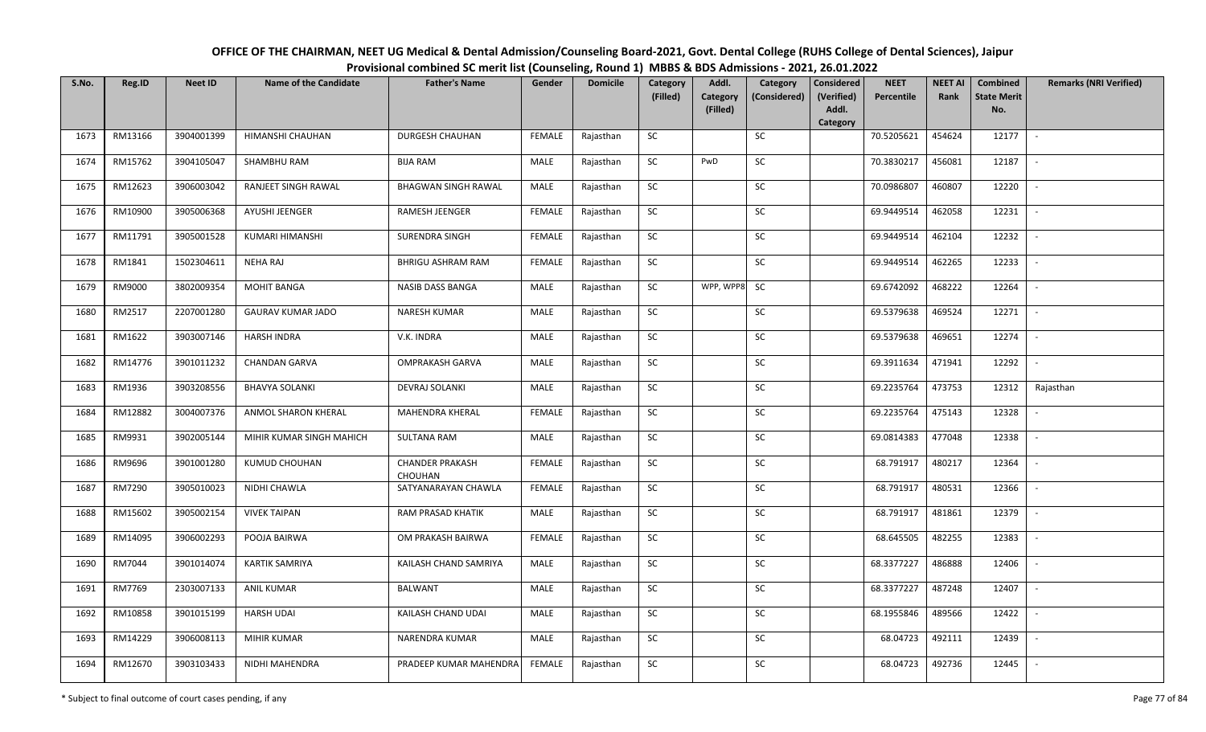# OFFICE OF THE CHAIRMAN, NEET UG Medical & Dental Admission/Counseling Board-2021, Govt. Dental College (RUHS College of Dental Sciences), Jaipur

## Provisional combined SC merit list (Counseling, Round 1) MBBS & BDS Admissions - 2021, 26.01.2022

| S.No. | Reg.ID | Neet ID | Name of the Candidate | Father's Name | Gender | Domicile | Category (Filled) | Addl. Category (Filled) | Category (Considered) | Considered (Verified) Addl. Category | NEET Percentile | NEET AI Rank | Combined State Merit No. | Remarks (NRI Verified) |
|---|---|---|---|---|---|---|---|---|---|---|---|---|---|---|
| 1673 | RM13166 | 3904001399 | HIMANSHI CHAUHAN | DURGESH CHAUHAN | FEMALE | Rajasthan | SC | | SC | | 70.5205621 | 454624 | 12177 | - |
| 1674 | RM15762 | 3904105047 | SHAMBHU RAM | BIJA RAM | MALE | Rajasthan | SC | PwD | SC | | 70.3830217 | 456081 | 12187 | - |
| 1675 | RM12623 | 3906003042 | RANJEET SINGH RAWAL | BHAGWAN SINGH RAWAL | MALE | Rajasthan | SC | | SC | | 70.0986807 | 460807 | 12220 | - |
| 1676 | RM10900 | 3905006368 | AYUSHI JEENGER | RAMESH JEENGER | FEMALE | Rajasthan | SC | | SC | | 69.9449514 | 462058 | 12231 | - |
| 1677 | RM11791 | 3905001528 | KUMARI HIMANSHI | SURENDRA SINGH | FEMALE | Rajasthan | SC | | SC | | 69.9449514 | 462104 | 12232 | - |
| 1678 | RM1841 | 1502304611 | NEHA RAJ | BHRIGU ASHRAM RAM | FEMALE | Rajasthan | SC | | SC | | 69.9449514 | 462265 | 12233 | - |
| 1679 | RM9000 | 3802009354 | MOHIT BANGA | NASIB DASS BANGA | MALE | Rajasthan | SC | WPP, WPP8 | SC | | 69.6742092 | 468222 | 12264 | - |
| 1680 | RM2517 | 2207001280 | GAURAV KUMAR JADO | NARESH KUMAR | MALE | Rajasthan | SC | | SC | | 69.5379638 | 469524 | 12271 | - |
| 1681 | RM1622 | 3903007146 | HARSH INDRA | V.K. INDRA | MALE | Rajasthan | SC | | SC | | 69.5379638 | 469651 | 12274 | - |
| 1682 | RM14776 | 3901011232 | CHANDAN GARVA | OMPRAKASH GARVA | MALE | Rajasthan | SC | | SC | | 69.3911634 | 471941 | 12292 | - |
| 1683 | RM1936 | 3903208556 | BHAVYA SOLANKI | DEVRAJ SOLANKI | MALE | Rajasthan | SC | | SC | | 69.2235764 | 473753 | 12312 | Rajasthan |
| 1684 | RM12882 | 3004007376 | ANMOL SHARON KHERAL | MAHENDRA KHERAL | FEMALE | Rajasthan | SC | | SC | | 69.2235764 | 475143 | 12328 | - |
| 1685 | RM9931 | 3902005144 | MIHIR KUMAR SINGH MAHICH | SULTANA RAM | MALE | Rajasthan | SC | | SC | | 69.0814383 | 477048 | 12338 | - |
| 1686 | RM9696 | 3901001280 | KUMUD CHOUHAN | CHANDER PRAKASH CHOUHAN | FEMALE | Rajasthan | SC | | SC | | 68.791917 | 480217 | 12364 | - |
| 1687 | RM7290 | 3905010023 | NIDHI CHAWLA | SATYANARAYAN CHAWLA | FEMALE | Rajasthan | SC | | SC | | 68.791917 | 480531 | 12366 | - |
| 1688 | RM15602 | 3905002154 | VIVEK TAIPAN | RAM PRASAD KHATIK | MALE | Rajasthan | SC | | SC | | 68.791917 | 481861 | 12379 | - |
| 1689 | RM14095 | 3906002293 | POOJA BAIRWA | OM PRAKASH BAIRWA | FEMALE | Rajasthan | SC | | SC | | 68.645505 | 482255 | 12383 | - |
| 1690 | RM7044 | 3901014074 | KARTIK SAMRIYA | KAILASH CHAND SAMRIYA | MALE | Rajasthan | SC | | SC | | 68.3377227 | 486888 | 12406 | - |
| 1691 | RM7769 | 2303007133 | ANIL KUMAR | BALWANT | MALE | Rajasthan | SC | | SC | | 68.3377227 | 487248 | 12407 | - |
| 1692 | RM10858 | 3901015199 | HARSH UDAI | KAILASH CHAND UDAI | MALE | Rajasthan | SC | | SC | | 68.1955846 | 489566 | 12422 | - |
| 1693 | RM14229 | 3906008113 | MIHIR KUMAR | NARENDRA KUMAR | MALE | Rajasthan | SC | | SC | | 68.04723 | 492111 | 12439 | - |
| 1694 | RM12670 | 3903103433 | NIDHI MAHENDRA | PRADEEP KUMAR MAHENDRA | FEMALE | Rajasthan | SC | | SC | | 68.04723 | 492736 | 12445 | - |

\* Subject to final outcome of court cases pending, if any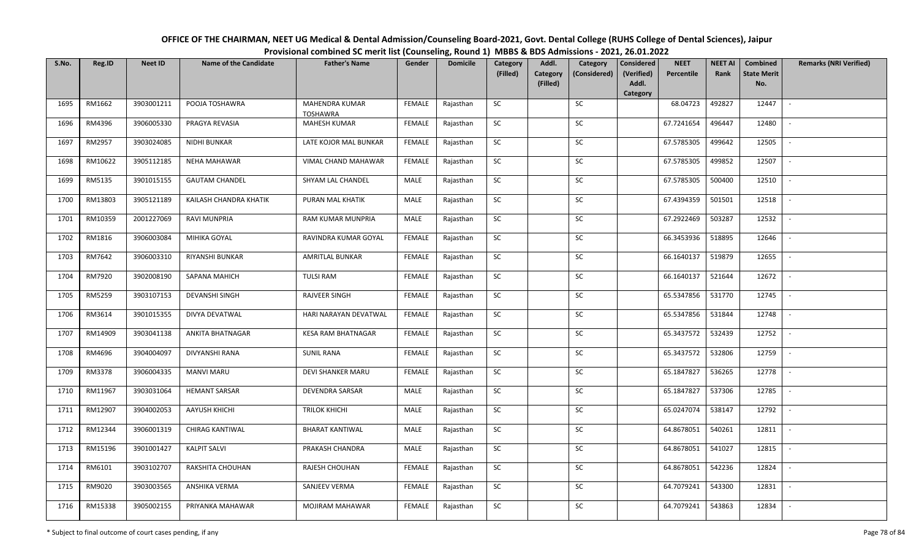# OFFICE OF THE CHAIRMAN, NEET UG Medical & Dental Admission/Counseling Board-2021, Govt. Dental College (RUHS College of Dental Sciences), Jaipur

## Provisional combined SC merit list (Counseling, Round 1) MBBS & BDS Admissions - 2021, 26.01.2022

| S.No. | Reg.ID | Neet ID | Name of the Candidate | Father's Name | Gender | Domicile | Category (Filled) | Addl. Category (Filled) | Category (Considered) | Considered (Verified) Addl. Category | NEET Percentile | NEET AI Rank | Combined State Merit No. | Remarks (NRI Verified) |
|---|---|---|---|---|---|---|---|---|---|---|---|---|---|---|
| 1695 | RM1662 | 3903001211 | POOJA TOSHAWRA | MAHENDRA KUMAR TOSHAWRA | FEMALE | Rajasthan | SC | | SC | | 68.04723 | 492827 | 12447 | - |
| 1696 | RM4396 | 3906005330 | PRAGYA REVASIA | MAHESH KUMAR | FEMALE | Rajasthan | SC | | SC | | 67.7241654 | 496447 | 12480 | - |
| 1697 | RM2957 | 3903024085 | NIDHI BUNKAR | LATE KOJOR MAL BUNKAR | FEMALE | Rajasthan | SC | | SC | | 67.5785305 | 499642 | 12505 | - |
| 1698 | RM10622 | 3905112185 | NEHA MAHAWAR | VIMAL CHAND MAHAWAR | FEMALE | Rajasthan | SC | | SC | | 67.5785305 | 499852 | 12507 | - |
| 1699 | RM5135 | 3901015155 | GAUTAM CHANDEL | SHYAM LAL CHANDEL | MALE | Rajasthan | SC | | SC | | 67.5785305 | 500400 | 12510 | - |
| 1700 | RM13803 | 3905121189 | KAILASH CHANDRA KHATIK | PURAN MAL KHATIK | MALE | Rajasthan | SC | | SC | | 67.4394359 | 501501 | 12518 | - |
| 1701 | RM10359 | 2001227069 | RAVI MUNPRIA | RAM KUMAR MUNPRIA | MALE | Rajasthan | SC | | SC | | 67.2922469 | 503287 | 12532 | - |
| 1702 | RM1816 | 3906003084 | MIHIKA GOYAL | RAVINDRA KUMAR GOYAL | FEMALE | Rajasthan | SC | | SC | | 66.3453936 | 518895 | 12646 | - |
| 1703 | RM7642 | 3906003310 | RIYANSHI BUNKAR | AMRITLAL BUNKAR | FEMALE | Rajasthan | SC | | SC | | 66.1640137 | 519879 | 12655 | - |
| 1704 | RM7920 | 3902008190 | SAPANA MAHICH | TULSI RAM | FEMALE | Rajasthan | SC | | SC | | 66.1640137 | 521644 | 12672 | - |
| 1705 | RM5259 | 3903107153 | DEVANSHI SINGH | RAJVEER SINGH | FEMALE | Rajasthan | SC | | SC | | 65.5347856 | 531770 | 12745 | - |
| 1706 | RM3614 | 3901015355 | DIVYA DEVATWAL | HARI NARAYAN DEVATWAL | FEMALE | Rajasthan | SC | | SC | | 65.5347856 | 531844 | 12748 | - |
| 1707 | RM14909 | 3903041138 | ANKITA BHATNAGAR | KESA RAM BHATNAGAR | FEMALE | Rajasthan | SC | | SC | | 65.3437572 | 532439 | 12752 | - |
| 1708 | RM4696 | 3904004097 | DIVYANSHI RANA | SUNIL RANA | FEMALE | Rajasthan | SC | | SC | | 65.3437572 | 532806 | 12759 | - |
| 1709 | RM3378 | 3906004335 | MANVI MARU | DEVI SHANKER MARU | FEMALE | Rajasthan | SC | | SC | | 65.1847827 | 536265 | 12778 | - |
| 1710 | RM11967 | 3903031064 | HEMANT SARSAR | DEVENDRA SARSAR | MALE | Rajasthan | SC | | SC | | 65.1847827 | 537306 | 12785 | - |
| 1711 | RM12907 | 3904002053 | AAYUSH KHICHI | TRILOK KHICHI | MALE | Rajasthan | SC | | SC | | 65.0247074 | 538147 | 12792 | - |
| 1712 | RM12344 | 3906001319 | CHIRAG KANTIWAL | BHARAT KANTIWAL | MALE | Rajasthan | SC | | SC | | 64.8678051 | 540261 | 12811 | - |
| 1713 | RM15196 | 3901001427 | KALPIT SALVI | PRAKASH CHANDRA | MALE | Rajasthan | SC | | SC | | 64.8678051 | 541027 | 12815 | - |
| 1714 | RM6101 | 3903102707 | RAKSHITA CHOUHAN | RAJESH CHOUHAN | FEMALE | Rajasthan | SC | | SC | | 64.8678051 | 542236 | 12824 | - |
| 1715 | RM9020 | 3903003565 | ANSHIKA VERMA | SANJEEV VERMA | FEMALE | Rajasthan | SC | | SC | | 64.7079241 | 543300 | 12831 | - |
| 1716 | RM15338 | 3905002155 | PRIYANKA MAHAWAR | MOJIRAM MAHAWAR | FEMALE | Rajasthan | SC | | SC | | 64.7079241 | 543863 | 12834 | - |

\* Subject to final outcome of court cases pending, if any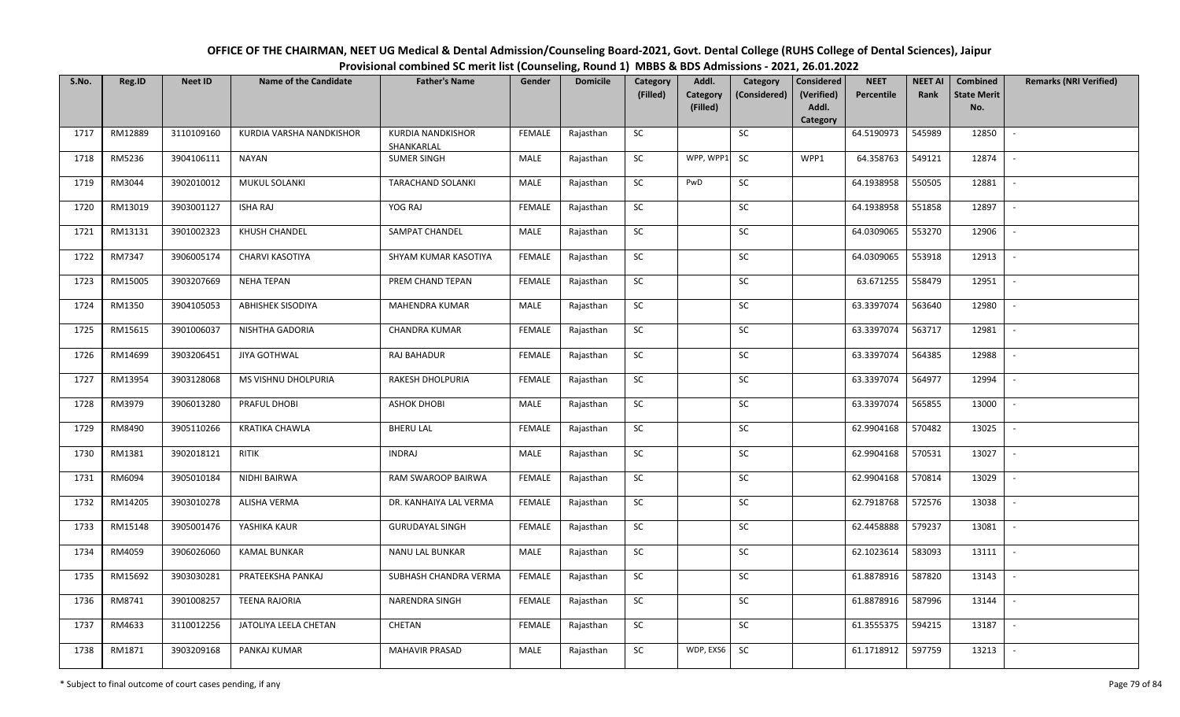# OFFICE OF THE CHAIRMAN, NEET UG Medical & Dental Admission/Counseling Board-2021, Govt. Dental College (RUHS College of Dental Sciences), Jaipur

## Provisional combined SC merit list (Counseling, Round 1) MBBS & BDS Admissions - 2021, 26.01.2022

| S.No. | Reg.ID | Neet ID | Name of the Candidate | Father's Name | Gender | Domicile | Category (Filled) | Addl. Category (Filled) | Category (Considered) | Considered (Verified) Addl. Category | NEET Percentile | NEET AI Rank | Combined State Merit No. | Remarks (NRI Verified) |
|---|---|---|---|---|---|---|---|---|---|---|---|---|---|---|
| 1717 | RM12889 | 3110109160 | KURDIA VARSHA NANDKISHOR | KURDIA NANDKISHOR SHANKARLAL | FEMALE | Rajasthan | SC | | SC | | 64.5190973 | 545989 | 12850 | - |
| 1718 | RM5236 | 3904106111 | NAYAN | SUMER SINGH | MALE | Rajasthan | SC | WPP, WPP1 | SC | WPP1 | 64.358763 | 549121 | 12874 | - |
| 1719 | RM3044 | 3902010012 | MUKUL SOLANKI | TARACHAND SOLANKI | MALE | Rajasthan | SC | PwD | SC | | 64.1938958 | 550505 | 12881 | - |
| 1720 | RM13019 | 3903001127 | ISHA RAJ | YOG RAJ | FEMALE | Rajasthan | SC | | SC | | 64.1938958 | 551858 | 12897 | - |
| 1721 | RM13131 | 3901002323 | KHUSH CHANDEL | SAMPAT CHANDEL | MALE | Rajasthan | SC | | SC | | 64.0309065 | 553270 | 12906 | - |
| 1722 | RM7347 | 3906005174 | CHARVI KASOTIYA | SHYAM KUMAR KASOTIYA | FEMALE | Rajasthan | SC | | SC | | 64.0309065 | 553918 | 12913 | - |
| 1723 | RM15005 | 3903207669 | NEHA TEPAN | PREM CHAND TEPAN | FEMALE | Rajasthan | SC | | SC | | 63.671255 | 558479 | 12951 | - |
| 1724 | RM1350 | 3904105053 | ABHISHEK SISODIYA | MAHENDRA KUMAR | MALE | Rajasthan | SC | | SC | | 63.3397074 | 563640 | 12980 | - |
| 1725 | RM15615 | 3901006037 | NISHTHA GADORIA | CHANDRA KUMAR | FEMALE | Rajasthan | SC | | SC | | 63.3397074 | 563717 | 12981 | - |
| 1726 | RM14699 | 3903206451 | JIYA GOTHWAL | RAJ BAHADUR | FEMALE | Rajasthan | SC | | SC | | 63.3397074 | 564385 | 12988 | - |
| 1727 | RM13954 | 3903128068 | MS VISHNU DHOLPURIA | RAKESH DHOLPURIA | FEMALE | Rajasthan | SC | | SC | | 63.3397074 | 564977 | 12994 | - |
| 1728 | RM3979 | 3906013280 | PRAFUL DHOBI | ASHOK DHOBI | MALE | Rajasthan | SC | | SC | | 63.3397074 | 565855 | 13000 | - |
| 1729 | RM8490 | 3905110266 | KRATIKA CHAWLA | BHERU LAL | FEMALE | Rajasthan | SC | | SC | | 62.9904168 | 570482 | 13025 | - |
| 1730 | RM1381 | 3902018121 | RITIK | INDRAJ | MALE | Rajasthan | SC | | SC | | 62.9904168 | 570531 | 13027 | - |
| 1731 | RM6094 | 3905010184 | NIDHI BAIRWA | RAM SWAROOP BAIRWA | FEMALE | Rajasthan | SC | | SC | | 62.9904168 | 570814 | 13029 | - |
| 1732 | RM14205 | 3903010278 | ALISHA VERMA | DR. KANHAIYA LAL VERMA | FEMALE | Rajasthan | SC | | SC | | 62.7918768 | 572576 | 13038 | - |
| 1733 | RM15148 | 3905001476 | YASHIKA KAUR | GURUDAYAL SINGH | FEMALE | Rajasthan | SC | | SC | | 62.4458888 | 579237 | 13081 | - |
| 1734 | RM4059 | 3906026060 | KAMAL BUNKAR | NANU LAL BUNKAR | MALE | Rajasthan | SC | | SC | | 62.1023614 | 583093 | 13111 | - |
| 1735 | RM15692 | 3903030281 | PRATEEKSHA PANKAJ | SUBHASH CHANDRA VERMA | FEMALE | Rajasthan | SC | | SC | | 61.8878916 | 587820 | 13143 | - |
| 1736 | RM8741 | 3901008257 | TEENA RAJORIA | NARENDRA SINGH | FEMALE | Rajasthan | SC | | SC | | 61.8878916 | 587996 | 13144 | - |
| 1737 | RM4633 | 3110012256 | JATOLIYA LEELA CHETAN | CHETAN | FEMALE | Rajasthan | SC | | SC | | 61.3555375 | 594215 | 13187 | - |
| 1738 | RM1871 | 3903209168 | PANKAJ KUMAR | MAHAVIR PRASAD | MALE | Rajasthan | SC | WDP, EXS6 | SC | | 61.1718912 | 597759 | 13213 | - |

\* Subject to final outcome of court cases pending, if any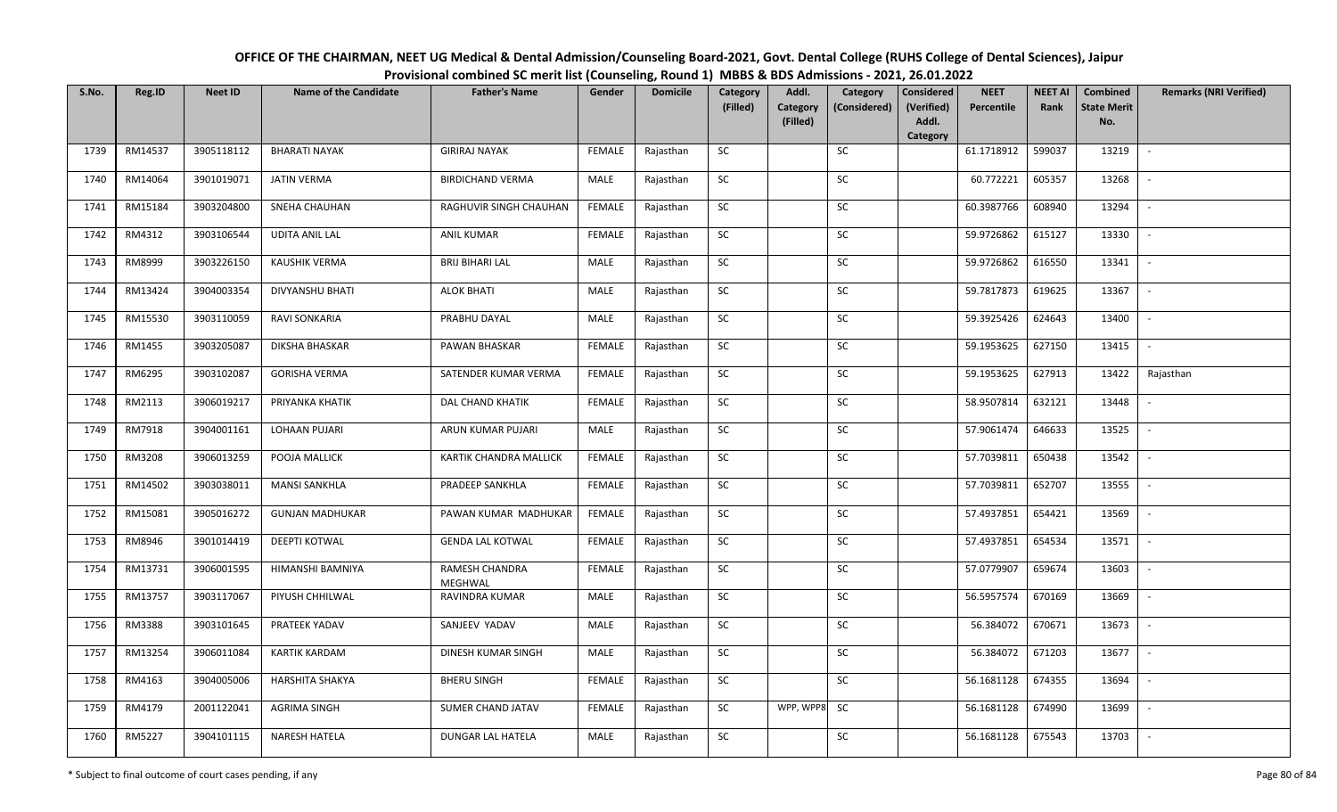# OFFICE OF THE CHAIRMAN, NEET UG Medical & Dental Admission/Counseling Board-2021, Govt. Dental College (RUHS College of Dental Sciences), Jaipur

## Provisional combined SC merit list (Counseling, Round 1) MBBS & BDS Admissions - 2021, 26.01.2022

| S.No. | Reg.ID | Neet ID | Name of the Candidate | Father's Name | Gender | Domicile | Category (Filled) | Addl. Category (Filled) | Category (Considered) | Considered (Verified) Addl. Category | NEET Percentile | NEET AI Rank | Combined State Merit No. | Remarks (NRI Verified) |
|---|---|---|---|---|---|---|---|---|---|---|---|---|---|---|
| 1739 | RM14537 | 3905118112 | BHARATI NAYAK | GIRIRAJ NAYAK | FEMALE | Rajasthan | SC | | SC | | 61.1718912 | 599037 | 13219 | - |
| 1740 | RM14064 | 3901019071 | JATIN VERMA | BIRDICHAND VERMA | MALE | Rajasthan | SC | | SC | | 60.772221 | 605357 | 13268 | - |
| 1741 | RM15184 | 3903204800 | SNEHA CHAUHAN | RAGHUVIR SINGH CHAUHAN | FEMALE | Rajasthan | SC | | SC | | 60.3987766 | 608940 | 13294 | - |
| 1742 | RM4312 | 3903106544 | UDITA ANIL LAL | ANIL KUMAR | FEMALE | Rajasthan | SC | | SC | | 59.9726862 | 615127 | 13330 | - |
| 1743 | RM8999 | 3903226150 | KAUSHIK VERMA | BRIJ BIHARI LAL | MALE | Rajasthan | SC | | SC | | 59.9726862 | 616550 | 13341 | - |
| 1744 | RM13424 | 3904003354 | DIVYANSHU BHATI | ALOK BHATI | MALE | Rajasthan | SC | | SC | | 59.7817873 | 619625 | 13367 | - |
| 1745 | RM15530 | 3903110059 | RAVI SONKARIA | PRABHU DAYAL | MALE | Rajasthan | SC | | SC | | 59.3925426 | 624643 | 13400 | - |
| 1746 | RM1455 | 3903205087 | DIKSHA BHASKAR | PAWAN BHASKAR | FEMALE | Rajasthan | SC | | SC | | 59.1953625 | 627150 | 13415 | - |
| 1747 | RM6295 | 3903102087 | GORISHA VERMA | SATENDER KUMAR VERMA | FEMALE | Rajasthan | SC | | SC | | 59.1953625 | 627913 | 13422 | Rajasthan |
| 1748 | RM2113 | 3906019217 | PRIYANKA KHATIK | DAL CHAND KHATIK | FEMALE | Rajasthan | SC | | SC | | 58.9507814 | 632121 | 13448 | - |
| 1749 | RM7918 | 3904001161 | LOHAAN PUJARI | ARUN KUMAR PUJARI | MALE | Rajasthan | SC | | SC | | 57.9061474 | 646633 | 13525 | - |
| 1750 | RM3208 | 3906013259 | POOJA MALLICK | KARTIK CHANDRA MALLICK | FEMALE | Rajasthan | SC | | SC | | 57.7039811 | 650438 | 13542 | - |
| 1751 | RM14502 | 3903038011 | MANSI SANKHLA | PRADEEP SANKHLA | FEMALE | Rajasthan | SC | | SC | | 57.7039811 | 652707 | 13555 | - |
| 1752 | RM15081 | 3905016272 | GUNJAN MADHUKAR | PAWAN KUMAR MADHUKAR | FEMALE | Rajasthan | SC | | SC | | 57.4937851 | 654421 | 13569 | - |
| 1753 | RM8946 | 3901014419 | DEEPTI KOTWAL | GENDA LAL KOTWAL | FEMALE | Rajasthan | SC | | SC | | 57.4937851 | 654534 | 13571 | - |
| 1754 | RM13731 | 3906001595 | HIMANSHI BAMNIYA | RAMESH CHANDRA MEGHWAL | FEMALE | Rajasthan | SC | | SC | | 57.0779907 | 659674 | 13603 | - |
| 1755 | RM13757 | 3903117067 | PIYUSH CHHILWAL | RAVINDRA KUMAR | MALE | Rajasthan | SC | | SC | | 56.5957574 | 670169 | 13669 | - |
| 1756 | RM3388 | 3903101645 | PRATEEK YADAV | SANJEEV YADAV | MALE | Rajasthan | SC | | SC | | 56.384072 | 670671 | 13673 | - |
| 1757 | RM13254 | 3906011084 | KARTIK KARDAM | DINESH KUMAR SINGH | MALE | Rajasthan | SC | | SC | | 56.384072 | 671203 | 13677 | - |
| 1758 | RM4163 | 3904005006 | HARSHITA SHAKYA | BHERU SINGH | FEMALE | Rajasthan | SC | | SC | | 56.1681128 | 674355 | 13694 | - |
| 1759 | RM4179 | 2001122041 | AGRIMA SINGH | SUMER CHAND JATAV | FEMALE | Rajasthan | SC | WPP, WPP8 | SC | | 56.1681128 | 674990 | 13699 | - |
| 1760 | RM5227 | 3904101115 | NARESH HATELA | DUNGAR LAL HATELA | MALE | Rajasthan | SC | | SC | | 56.1681128 | 675543 | 13703 | - |

\* Subject to final outcome of court cases pending, if any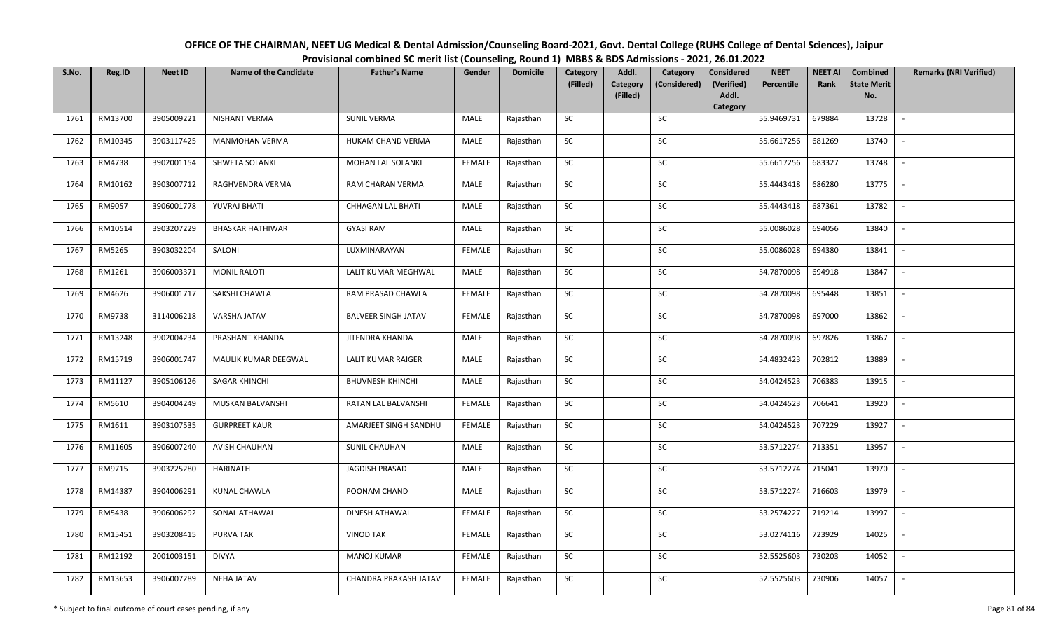# OFFICE OF THE CHAIRMAN, NEET UG Medical & Dental Admission/Counseling Board-2021, Govt. Dental College (RUHS College of Dental Sciences), Jaipur

## Provisional combined SC merit list (Counseling, Round 1) MBBS & BDS Admissions - 2021, 26.01.2022

| S.No. | Reg.ID | Neet ID | Name of the Candidate | Father's Name | Gender | Domicile | Category (Filled) | Addl. Category (Filled) | Category (Considered) | Considered (Verified) Addl. Category | NEET Percentile | NEET AI Rank | Combined State Merit No. | Remarks (NRI Verified) |
|---|---|---|---|---|---|---|---|---|---|---|---|---|---|---|
| 1761 | RM13700 | 3905009221 | NISHANT VERMA | SUNIL VERMA | MALE | Rajasthan | SC | | SC | | 55.9469731 | 679884 | 13728 | - |
| 1762 | RM10345 | 3903117425 | MANMOHAN VERMA | HUKAM CHAND VERMA | MALE | Rajasthan | SC | | SC | | 55.6617256 | 681269 | 13740 | - |
| 1763 | RM4738 | 3902001154 | SHWETA SOLANKI | MOHAN LAL SOLANKI | FEMALE | Rajasthan | SC | | SC | | 55.6617256 | 683327 | 13748 | - |
| 1764 | RM10162 | 3903007712 | RAGHVENDRA VERMA | RAM CHARAN VERMA | MALE | Rajasthan | SC | | SC | | 55.4443418 | 686280 | 13775 | - |
| 1765 | RM9057 | 3906001778 | YUVRAJ BHATI | CHHAGAN LAL BHATI | MALE | Rajasthan | SC | | SC | | 55.4443418 | 687361 | 13782 | - |
| 1766 | RM10514 | 3903207229 | BHASKAR HATHIWAR | GYASI RAM | MALE | Rajasthan | SC | | SC | | 55.0086028 | 694056 | 13840 | - |
| 1767 | RM5265 | 3903032204 | SALONI | LUXMINARAYAN | FEMALE | Rajasthan | SC | | SC | | 55.0086028 | 694380 | 13841 | - |
| 1768 | RM1261 | 3906003371 | MONIL RALOTI | LALIT KUMAR MEGHWAL | MALE | Rajasthan | SC | | SC | | 54.7870098 | 694918 | 13847 | - |
| 1769 | RM4626 | 3906001717 | SAKSHI CHAWLA | RAM PRASAD CHAWLA | FEMALE | Rajasthan | SC | | SC | | 54.7870098 | 695448 | 13851 | - |
| 1770 | RM9738 | 3114006218 | VARSHA JATAV | BALVEER SINGH JATAV | FEMALE | Rajasthan | SC | | SC | | 54.7870098 | 697000 | 13862 | - |
| 1771 | RM13248 | 3902004234 | PRASHANT KHANDA | JITENDRA KHANDA | MALE | Rajasthan | SC | | SC | | 54.7870098 | 697826 | 13867 | - |
| 1772 | RM15719 | 3906001747 | MAULIK KUMAR DEEGWAL | LALIT KUMAR RAIGER | MALE | Rajasthan | SC | | SC | | 54.4832423 | 702812 | 13889 | - |
| 1773 | RM11127 | 3905106126 | SAGAR KHINCHI | BHUVNESH KHINCHI | MALE | Rajasthan | SC | | SC | | 54.0424523 | 706383 | 13915 | - |
| 1774 | RM5610 | 3904004249 | MUSKAN BALVANSHI | RATAN LAL BALVANSHI | FEMALE | Rajasthan | SC | | SC | | 54.0424523 | 706641 | 13920 | - |
| 1775 | RM1611 | 3903107535 | GURPREET KAUR | AMARJEET SINGH SANDHU | FEMALE | Rajasthan | SC | | SC | | 54.0424523 | 707229 | 13927 | - |
| 1776 | RM11605 | 3906007240 | AVISH CHAUHAN | SUNIL CHAUHAN | MALE | Rajasthan | SC | | SC | | 53.5712274 | 713351 | 13957 | - |
| 1777 | RM9715 | 3903225280 | HARINATH | JAGDISH PRASAD | MALE | Rajasthan | SC | | SC | | 53.5712274 | 715041 | 13970 | - |
| 1778 | RM14387 | 3904006291 | KUNAL CHAWLA | POONAM CHAND | MALE | Rajasthan | SC | | SC | | 53.5712274 | 716603 | 13979 | - |
| 1779 | RM5438 | 3906006292 | SONAL ATHAWAL | DINESH ATHAWAL | FEMALE | Rajasthan | SC | | SC | | 53.2574227 | 719214 | 13997 | - |
| 1780 | RM15451 | 3903208415 | PURVA TAK | VINOD TAK | FEMALE | Rajasthan | SC | | SC | | 53.0274116 | 723929 | 14025 | - |
| 1781 | RM12192 | 2001003151 | DIVYA | MANOJ KUMAR | FEMALE | Rajasthan | SC | | SC | | 52.5525603 | 730203 | 14052 | - |
| 1782 | RM13653 | 3906007289 | NEHA JATAV | CHANDRA PRAKASH JATAV | FEMALE | Rajasthan | SC | | SC | | 52.5525603 | 730906 | 14057 | - |

\* Subject to final outcome of court cases pending, if any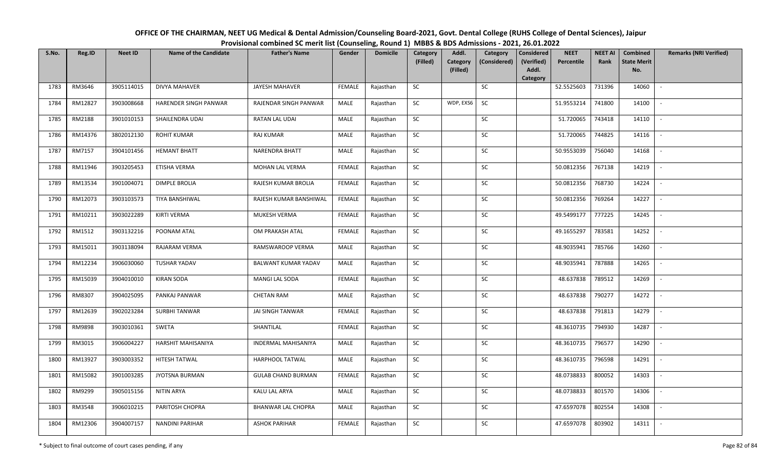# OFFICE OF THE CHAIRMAN, NEET UG Medical & Dental Admission/Counseling Board-2021, Govt. Dental College (RUHS College of Dental Sciences), Jaipur

## Provisional combined SC merit list (Counseling, Round 1) MBBS & BDS Admissions - 2021, 26.01.2022

| S.No. | Reg.ID | Neet ID | Name of the Candidate | Father's Name | Gender | Domicile | Category (Filled) | Addl. Category (Filled) | Category (Considered) | Considered (Verified) Addl. Category | NEET Percentile | NEET AI Rank | Combined State Merit No. | Remarks (NRI Verified) |
|---|---|---|---|---|---|---|---|---|---|---|---|---|---|---|
| 1783 | RM3646 | 3905114015 | DIVYA MAHAVER | JAYESH MAHAVER | FEMALE | Rajasthan | SC | | SC | | 52.5525603 | 731396 | 14060 | - |
| 1784 | RM12827 | 3903008668 | HARENDER SINGH PANWAR | RAJENDAR SINGH PANWAR | MALE | Rajasthan | SC | WDP, EXS6 | SC | | 51.9553214 | 741800 | 14100 | - |
| 1785 | RM2188 | 3901010153 | SHAILENDRA UDAI | RATAN LAL UDAI | MALE | Rajasthan | SC | | SC | | 51.720065 | 743418 | 14110 | - |
| 1786 | RM14376 | 3802012130 | ROHIT KUMAR | RAJ KUMAR | MALE | Rajasthan | SC | | SC | | 51.720065 | 744825 | 14116 | - |
| 1787 | RM7157 | 3904101456 | HEMANT BHATT | NARENDRA BHATT | MALE | Rajasthan | SC | | SC | | 50.9553039 | 756040 | 14168 | - |
| 1788 | RM11946 | 3903205453 | ETISHA VERMA | MOHAN LAL VERMA | FEMALE | Rajasthan | SC | | SC | | 50.0812356 | 767138 | 14219 | - |
| 1789 | RM13534 | 3901004071 | DIMPLE BROLIA | RAJESH KUMAR BROLIA | FEMALE | Rajasthan | SC | | SC | | 50.0812356 | 768730 | 14224 | - |
| 1790 | RM12073 | 3903103573 | TIYA BANSHIWAL | RAJESH KUMAR BANSHIWAL | FEMALE | Rajasthan | SC | | SC | | 50.0812356 | 769264 | 14227 | - |
| 1791 | RM10211 | 3903022289 | KIRTI VERMA | MUKESH VERMA | FEMALE | Rajasthan | SC | | SC | | 49.5499177 | 777225 | 14245 | - |
| 1792 | RM1512 | 3903132216 | POONAM ATAL | OM PRAKASH ATAL | FEMALE | Rajasthan | SC | | SC | | 49.1655297 | 783581 | 14252 | - |
| 1793 | RM15011 | 3903138094 | RAJARAM VERMA | RAMSWAROOP VERMA | MALE | Rajasthan | SC | | SC | | 48.9035941 | 785766 | 14260 | - |
| 1794 | RM12234 | 3906030060 | TUSHAR YADAV | BALWANT KUMAR YADAV | MALE | Rajasthan | SC | | SC | | 48.9035941 | 787888 | 14265 | - |
| 1795 | RM15039 | 3904010010 | KIRAN SODA | MANGI LAL SODA | FEMALE | Rajasthan | SC | | SC | | 48.637838 | 789512 | 14269 | - |
| 1796 | RM8307 | 3904025095 | PANKAJ PANWAR | CHETAN RAM | MALE | Rajasthan | SC | | SC | | 48.637838 | 790277 | 14272 | - |
| 1797 | RM12639 | 3902023284 | SURBHI TANWAR | JAI SINGH TANWAR | FEMALE | Rajasthan | SC | | SC | | 48.637838 | 791813 | 14279 | - |
| 1798 | RM9898 | 3903010361 | SWETA | SHANTILAL | FEMALE | Rajasthan | SC | | SC | | 48.3610735 | 794930 | 14287 | - |
| 1799 | RM3015 | 3906004227 | HARSHIT MAHISANIYA | INDERMAL MAHISANIYA | MALE | Rajasthan | SC | | SC | | 48.3610735 | 796577 | 14290 | - |
| 1800 | RM13927 | 3903003352 | HITESH TATWAL | HARPHOOL TATWAL | MALE | Rajasthan | SC | | SC | | 48.3610735 | 796598 | 14291 | - |
| 1801 | RM15082 | 3901003285 | JYOTSNA BURMAN | GULAB CHAND BURMAN | FEMALE | Rajasthan | SC | | SC | | 48.0738833 | 800052 | 14303 | - |
| 1802 | RM9299 | 3905015156 | NITIN ARYA | KALU LAL ARYA | MALE | Rajasthan | SC | | SC | | 48.0738833 | 801570 | 14306 | - |
| 1803 | RM3548 | 3906010215 | PARITOSH CHOPRA | BHANWAR LAL CHOPRA | MALE | Rajasthan | SC | | SC | | 47.6597078 | 802554 | 14308 | - |
| 1804 | RM12306 | 3904007157 | NANDINI PARIHAR | ASHOK PARIHAR | FEMALE | Rajasthan | SC | | SC | | 47.6597078 | 803902 | 14311 | - |

\* Subject to final outcome of court cases pending, if any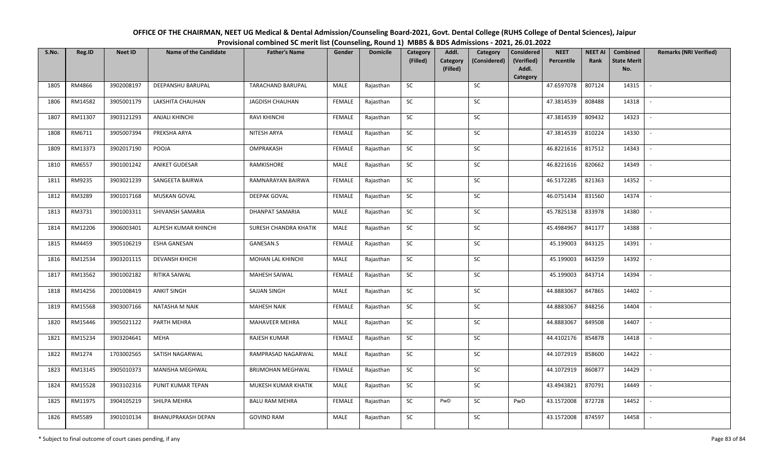# OFFICE OF THE CHAIRMAN, NEET UG Medical & Dental Admission/Counseling Board-2021, Govt. Dental College (RUHS College of Dental Sciences), Jaipur

## Provisional combined SC merit list (Counseling, Round 1) MBBS & BDS Admissions - 2021, 26.01.2022

| S.No. | Reg.ID | Neet ID | Name of the Candidate | Father's Name | Gender | Domicile | Category (Filled) | Addl. Category (Filled) | Category (Considered) | Considered (Verified) Addl. Category | NEET Percentile | NEET AI Rank | Combined State Merit No. | Remarks (NRI Verified) |
|---|---|---|---|---|---|---|---|---|---|---|---|---|---|---|
| 1805 | RM4866 | 3902008197 | DEEPANSHU BARUPAL | TARACHAND BARUPAL | MALE | Rajasthan | SC | | SC | | 47.6597078 | 807124 | 14315 | - |
| 1806 | RM14582 | 3905001179 | LAKSHITA CHAUHAN | JAGDISH CHAUHAN | FEMALE | Rajasthan | SC | | SC | | 47.3814539 | 808488 | 14318 | - |
| 1807 | RM11307 | 3903121293 | ANJALI KHINCHI | RAVI KHINCHI | FEMALE | Rajasthan | SC | | SC | | 47.3814539 | 809432 | 14323 | - |
| 1808 | RM6711 | 3905007394 | PREKSHA ARYA | NITESH ARYA | FEMALE | Rajasthan | SC | | SC | | 47.3814539 | 810224 | 14330 | - |
| 1809 | RM13373 | 3902017190 | POOJA | OMPRAKASH | FEMALE | Rajasthan | SC | | SC | | 46.8221616 | 817512 | 14343 | - |
| 1810 | RM6557 | 3901001242 | ANIKET GUDESAR | RAMKISHORE | MALE | Rajasthan | SC | | SC | | 46.8221616 | 820662 | 14349 | - |
| 1811 | RM9235 | 3903021239 | SANGEETA BAIRWA | RAMNARAYAN BAIRWA | FEMALE | Rajasthan | SC | | SC | | 46.5172285 | 821363 | 14352 | - |
| 1812 | RM3289 | 3901017168 | MUSKAN GOVAL | DEEPAK GOVAL | FEMALE | Rajasthan | SC | | SC | | 46.0751434 | 831560 | 14374 | - |
| 1813 | RM3731 | 3901003311 | SHIVANSH SAMARIA | DHANPAT SAMARIA | MALE | Rajasthan | SC | | SC | | 45.7825138 | 833978 | 14380 | - |
| 1814 | RM12206 | 3906003401 | ALPESH KUMAR KHINCHI | SURESH CHANDRA KHATIK | MALE | Rajasthan | SC | | SC | | 45.4984967 | 841177 | 14388 | - |
| 1815 | RM4459 | 3905106219 | ESHA GANESAN | GANESAN.S | FEMALE | Rajasthan | SC | | SC | | 45.199003 | 843125 | 14391 | - |
| 1816 | RM12534 | 3903201115 | DEVANSH KHICHI | MOHAN LAL KHINCHI | MALE | Rajasthan | SC | | SC | | 45.199003 | 843259 | 14392 | - |
| 1817 | RM13562 | 3901002182 | RITIKA SAIWAL | MAHESH SAIWAL | FEMALE | Rajasthan | SC | | SC | | 45.199003 | 843714 | 14394 | - |
| 1818 | RM14256 | 2001008419 | ANKIT SINGH | SAJJAN SINGH | MALE | Rajasthan | SC | | SC | | 44.8883067 | 847865 | 14402 | - |
| 1819 | RM15568 | 3903007166 | NATASHA M NAIK | MAHESH NAIK | FEMALE | Rajasthan | SC | | SC | | 44.8883067 | 848256 | 14404 | - |
| 1820 | RM15446 | 3905021122 | PARTH MEHRA | MAHAVEER MEHRA | MALE | Rajasthan | SC | | SC | | 44.8883067 | 849508 | 14407 | - |
| 1821 | RM15234 | 3903204641 | MEHA | RAJESH KUMAR | FEMALE | Rajasthan | SC | | SC | | 44.4102176 | 854878 | 14418 | - |
| 1822 | RM1274 | 1703002565 | SATISH NAGARWAL | RAMPRASAD NAGARWAL | MALE | Rajasthan | SC | | SC | | 44.1072919 | 858600 | 14422 | - |
| 1823 | RM13145 | 3905010373 | MANISHA MEGHWAL | BRIJMOHAN MEGHWAL | FEMALE | Rajasthan | SC | | SC | | 44.1072919 | 860877 | 14429 | - |
| 1824 | RM15528 | 3903102316 | PUNIT KUMAR TEPAN | MUKESH KUMAR KHATIK | MALE | Rajasthan | SC | | SC | | 43.4943821 | 870791 | 14449 | - |
| 1825 | RM11975 | 3904105219 | SHILPA MEHRA | BALU RAM MEHRA | FEMALE | Rajasthan | SC | PwD | SC | PwD | 43.1572008 | 872728 | 14452 | - |
| 1826 | RM5589 | 3901010134 | BHANUPRAKASH DEPAN | GOVIND RAM | MALE | Rajasthan | SC | | SC | | 43.1572008 | 874597 | 14458 | - |

\* Subject to final outcome of court cases pending, if any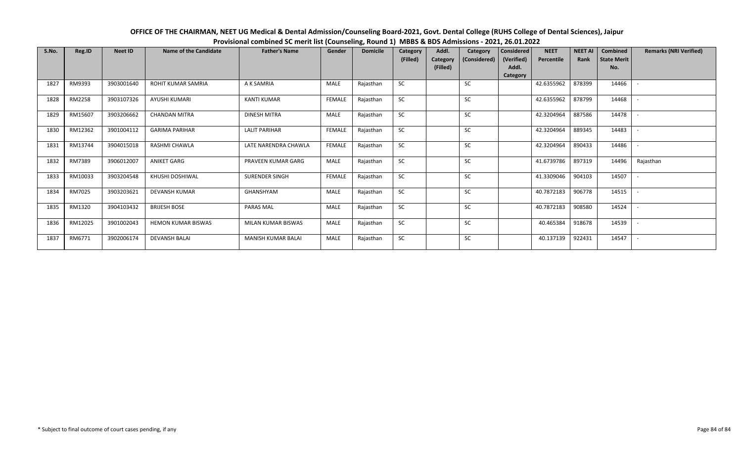**OFFICE OF THE CHAIRMAN, NEET UG Medical & Dental Admission/Counseling Board-2021, Govt. Dental College (RUHS College of Dental Sciences), Jaipur**

**Provisional combined SC merit list (Counseling, Round 1) MBBS & BDS Admissions - 2021, 26.01.2022**

| S.No. | Reg.ID | Neet ID | Name of the Candidate | Father's Name | Gender | Domicile | Category (Filled) | Addl. Category (Filled) | Category (Considered) | Considered (Verified) Addl. Category | NEET Percentile | NEET AI Rank | Combined State Merit No. | Remarks (NRI Verified) |
|---|---|---|---|---|---|---|---|---|---|---|---|---|---|---|
| 1827 | RM9393 | 3903001640 | ROHIT KUMAR SAMRIA | A K SAMRIA | MALE | Rajasthan | SC | | SC | | 42.6355962 | 878399 | 14466 | - |
| 1828 | RM2258 | 3903107326 | AYUSHI KUMARI | KANTI KUMAR | FEMALE | Rajasthan | SC | | SC | | 42.6355962 | 878799 | 14468 | - |
| 1829 | RM15607 | 3903206662 | CHANDAN MITRA | DINESH MITRA | MALE | Rajasthan | SC | | SC | | 42.3204964 | 887586 | 14478 | - |
| 1830 | RM12362 | 3901004112 | GARIMA PARIHAR | LALIT PARIHAR | FEMALE | Rajasthan | SC | | SC | | 42.3204964 | 889345 | 14483 | - |
| 1831 | RM13744 | 3904015018 | RASHMI CHAWLA | LATE NARENDRA CHAWLA | FEMALE | Rajasthan | SC | | SC | | 42.3204964 | 890433 | 14486 | - |
| 1832 | RM7389 | 3906012007 | ANIKET GARG | PRAVEEN KUMAR GARG | MALE | Rajasthan | SC | | SC | | 41.6739786 | 897319 | 14496 | Rajasthan |
| 1833 | RM10033 | 3903204548 | KHUSHI DOSHIWAL | SURENDER SINGH | FEMALE | Rajasthan | SC | | SC | | 41.3309046 | 904103 | 14507 | - |
| 1834 | RM7025 | 3903203621 | DEVANSH KUMAR | GHANSHYAM | MALE | Rajasthan | SC | | SC | | 40.7872183 | 906778 | 14515 | - |
| 1835 | RM1320 | 3904103432 | BRIJESH BOSE | PARAS MAL | MALE | Rajasthan | SC | | SC | | 40.7872183 | 908580 | 14524 | - |
| 1836 | RM12025 | 3901002043 | HEMON KUMAR BISWAS | MILAN KUMAR BISWAS | MALE | Rajasthan | SC | | SC | | 40.465384 | 918678 | 14539 | - |
| 1837 | RM6771 | 3902006174 | DEVANSH BALAI | MANISH KUMAR BALAI | MALE | Rajasthan | SC | | SC | | 40.137139 | 922431 | 14547 | - |

\* Subject to final outcome of court cases pending, if any